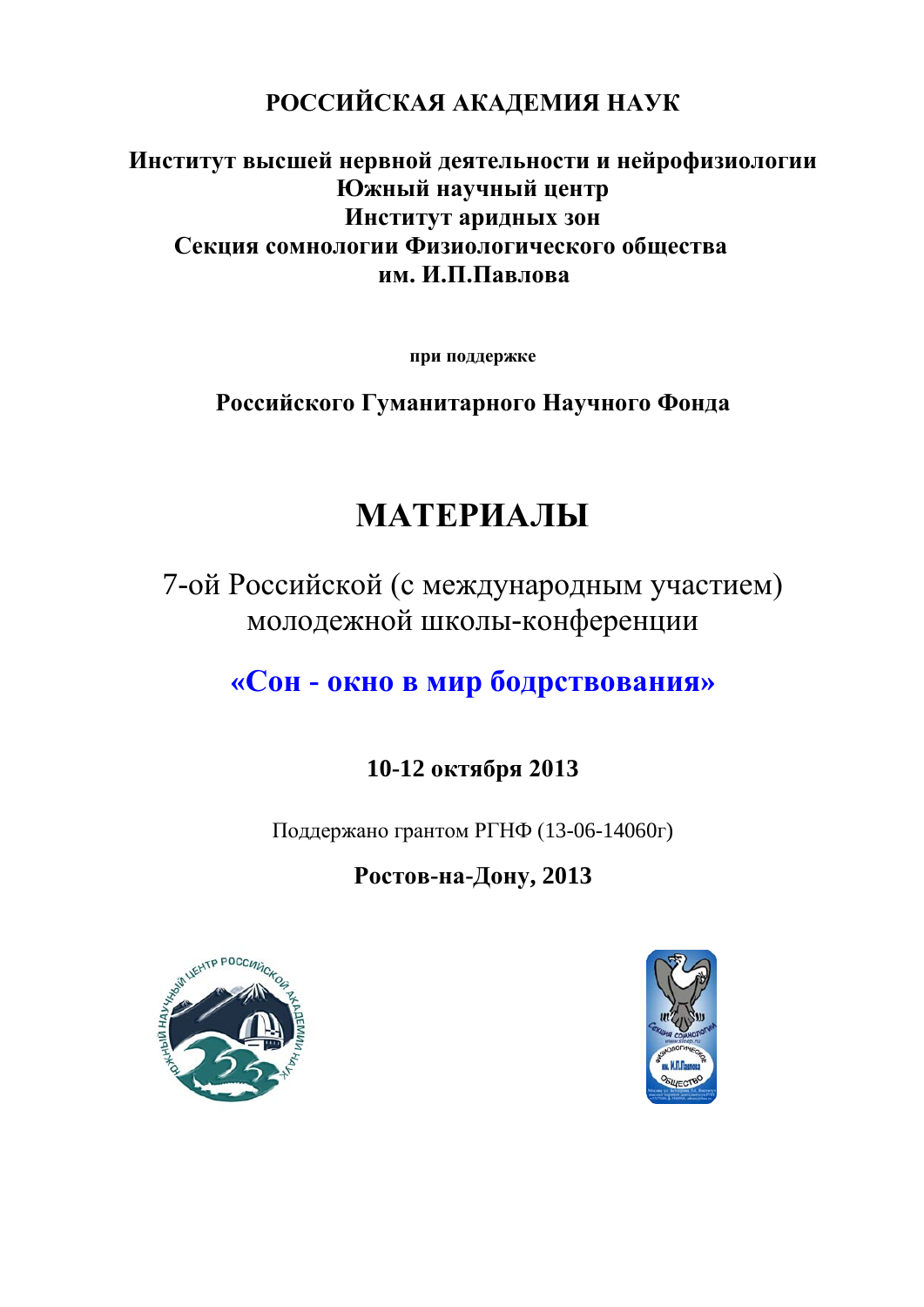**РОССИЙСКАЯ АКАДЕМИЯ НАУК**

**Институт высшей нервной деятельности и нейрофизиологии**
**Южный научный центр**
**Институт аридных зон**
**Секция сомнологии Физиологического общества им. И.П.Павлова**

**при поддержке**

**Российского Гуманитарного Научного Фонда**

# МАТЕРИАЛЫ

7-ой Российской (с международным участием) молодежной школы-конференции

## «Сон - окно в мир бодрствования»

**10-12 октября 2013**

Поддержано грантом РГНФ (13-06-14060г)

**Ростов-на-Дону, 2013**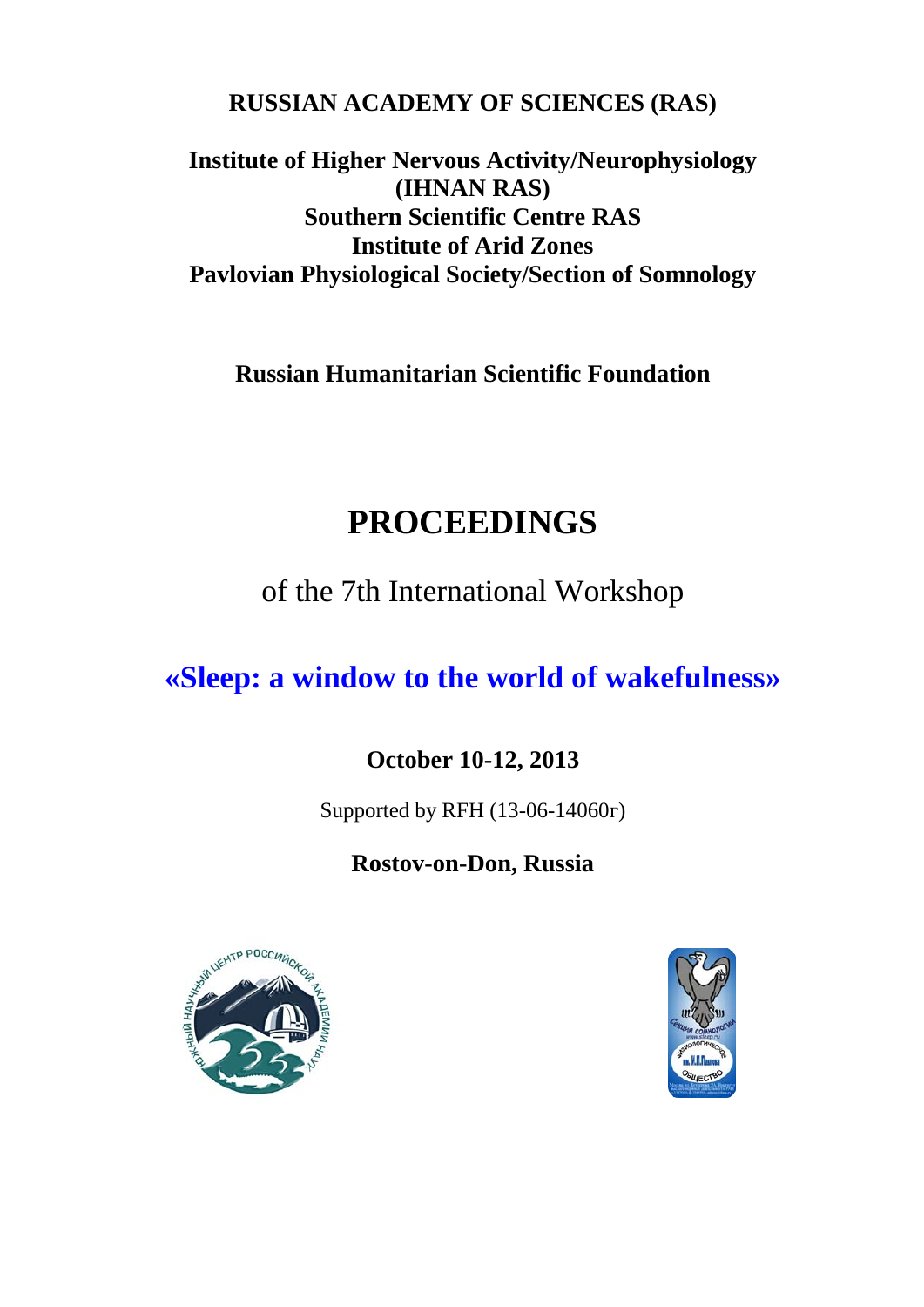**RUSSIAN ACADEMY OF SCIENCES (RAS)**

**Institute of Higher Nervous Activity/Neurophysiology (IHNAN RAS)**
**Southern Scientific Centre RAS**
**Institute of Arid Zones**
**Pavlovian Physiological Society/Section of Somnology**

**Russian Humanitarian Scientific Foundation**

# PROCEEDINGS

of the 7th International Workshop

## «Sleep: a window to the world of wakefulness»

**October 10-12, 2013**

Supported by RFH (13-06-14060г)

**Rostov-on-Don, Russia**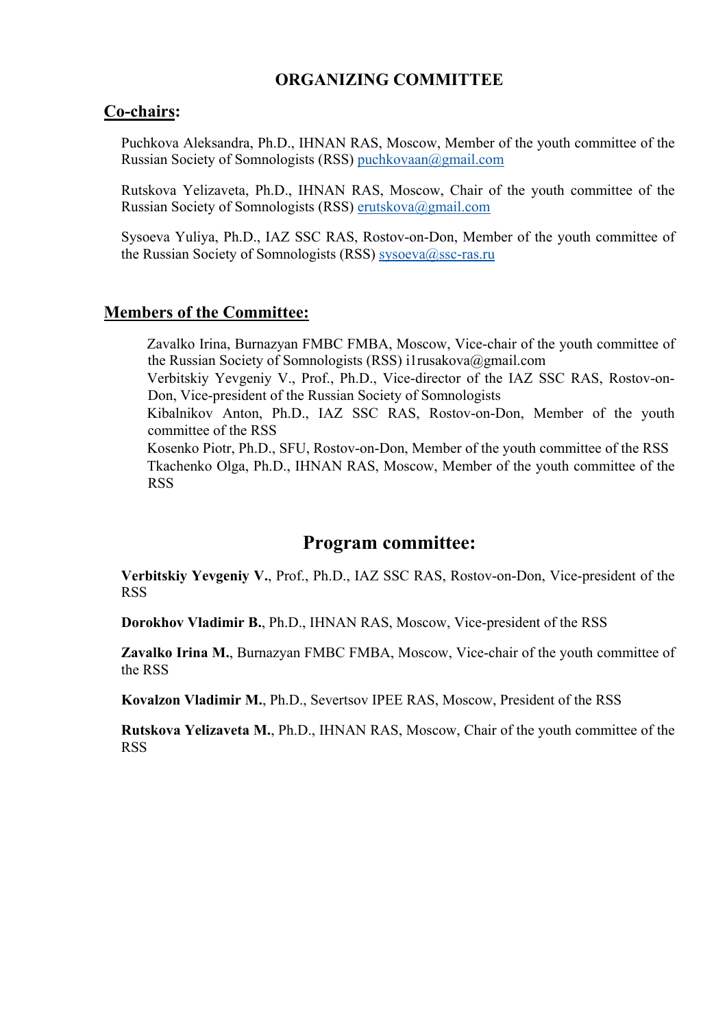# ORGANIZING COMMITTEE

## Co-chairs:

Puchkova Aleksandra, Ph.D., IHNAN RAS, Moscow, Member of the youth committee of the Russian Society of Somnologists (RSS) puchkovaan@gmail.com

Rutskova Yelizaveta, Ph.D., IHNAN RAS, Moscow, Chair of the youth committee of the Russian Society of Somnologists (RSS) erutskova@gmail.com

Sysoeva Yuliya, Ph.D., IAZ SSC RAS, Rostov-on-Don, Member of the youth committee of the Russian Society of Somnologists (RSS) sysoeva@ssc-ras.ru

## Members of the Committee:

Zavalko Irina, Burnazyan FMBC FMBA, Moscow, Vice-chair of the youth committee of the Russian Society of Somnologists (RSS) i1rusakova@gmail.com

Verbitskiy Yevgeniy V., Prof., Ph.D., Vice-director of the IAZ SSC RAS, Rostov-on-Don, Vice-president of the Russian Society of Somnologists

Kibalnikov Anton, Ph.D., IAZ SSC RAS, Rostov-on-Don, Member of the youth committee of the RSS

Kosenko Piotr, Ph.D., SFU, Rostov-on-Don, Member of the youth committee of the RSS

Tkachenko Olga, Ph.D., IHNAN RAS, Moscow, Member of the youth committee of the RSS

# Program committee:

**Verbitskiy Yevgeniy V.**, Prof., Ph.D., IAZ SSC RAS, Rostov-on-Don, Vice-president of the RSS

**Dorokhov Vladimir B.**, Ph.D., IHNAN RAS, Moscow, Vice-president of the RSS

**Zavalko Irina M.**, Burnazyan FMBC FMBA, Moscow, Vice-chair of the youth committee of the RSS

**Kovalzon Vladimir M.**, Ph.D., Severtsov IPEE RAS, Moscow, President of the RSS

**Rutskova Yelizaveta M.**, Ph.D., IHNAN RAS, Moscow, Chair of the youth committee of the RSS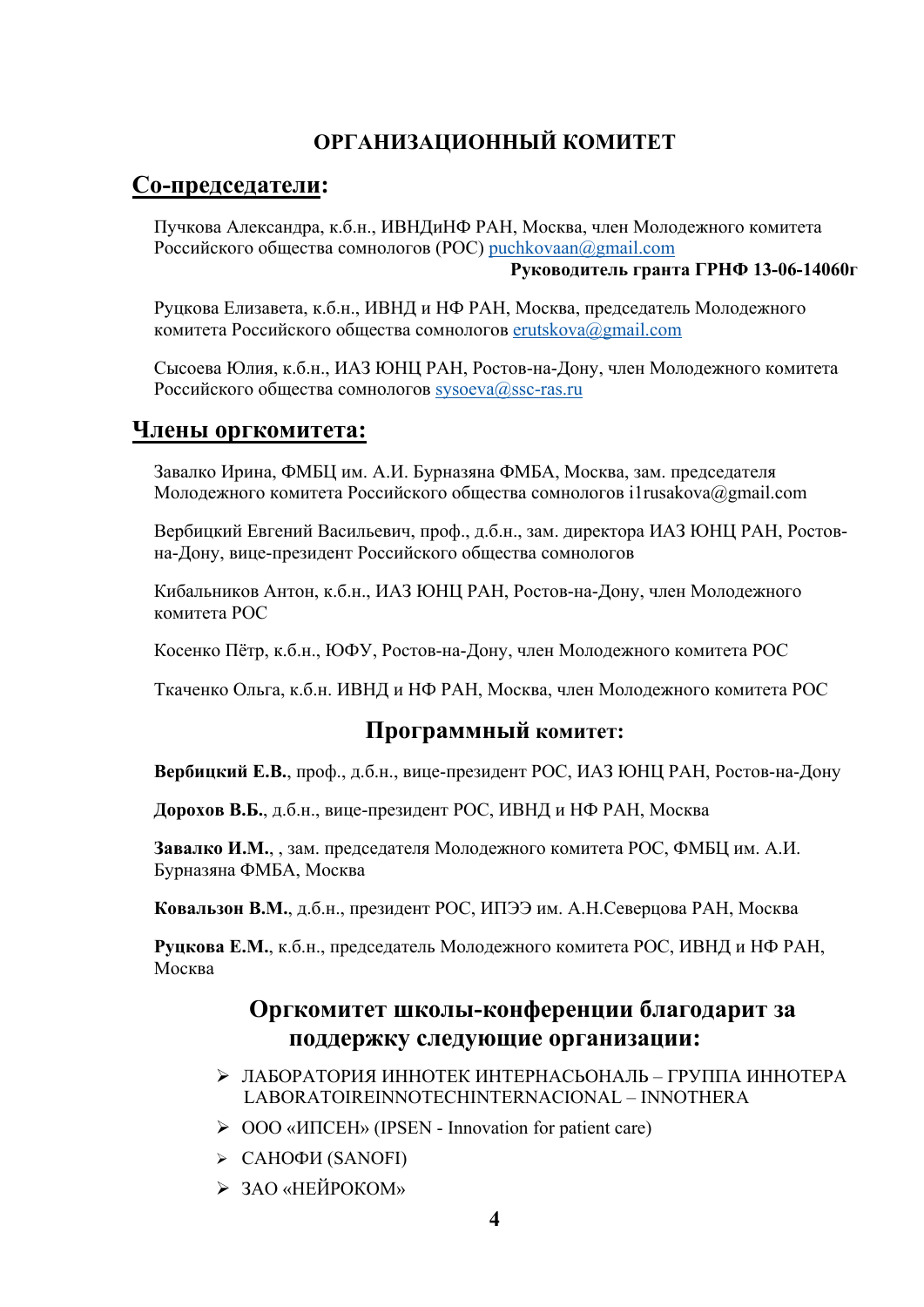# ОРГАНИЗАЦИОННЫЙ КОМИТЕТ

## Со-председатели:

Пучкова Александра, к.б.н., ИВНДиНФ РАН, Москва, член Молодежного комитета Российского общества сомнологов (РОС) puchkovaan@gmail.com
**Руководитель гранта ГРНФ 13-06-14060г**

Руцкова Елизавета, к.б.н., ИВНД и НФ РАН, Москва, председатель Молодежного комитета Российского общества сомнологов erutskova@gmail.com

Сысоева Юлия, к.б.н., ИАЗ ЮНЦ РАН, Ростов-на-Дону, член Молодежного комитета Российского общества сомнологов sysoeva@ssc-ras.ru

## Члены оргкомитета:

Завалко Ирина, ФМБЦ им. А.И. Бурназяна ФМБА, Москва, зам. председателя Молодежного комитета Российского общества сомнологов i1rusakova@gmail.com

Вербицкий Евгений Васильевич, проф., д.б.н., зам. директора ИАЗ ЮНЦ РАН, Ростов-на-Дону, вице-президент Российского общества сомнологов

Кибальников Антон, к.б.н., ИАЗ ЮНЦ РАН, Ростов-на-Дону, член Молодежного комитета РОС

Косенко Пётр, к.б.н., ЮФУ, Ростов-на-Дону, член Молодежного комитета РОС

Ткаченко Ольга, к.б.н. ИВНД и НФ РАН, Москва, член Молодежного комитета РОС

## Программный комитет:

**Вербицкий Е.В.**, проф., д.б.н., вице-президент РОС, ИАЗ ЮНЦ РАН, Ростов-на-Дону

**Дорохов В.Б.**, д.б.н., вице-президент РОС, ИВНД и НФ РАН, Москва

**Завалко И.М.**, , зам. председателя Молодежного комитета РОС, ФМБЦ им. А.И. Бурназяна ФМБА, Москва

**Ковальзон В.М.**, д.б.н., президент РОС, ИПЭЭ им. А.Н.Северцова РАН, Москва

**Руцкова Е.М.**, к.б.н., председатель Молодежного комитета РОС, ИВНД и НФ РАН, Москва

## Оргкомитет школы-конференции благодарит за поддержку следующие организации:

- ЛАБОРАТОРИЯ ИННОТЕК ИНТЕРНАСЬОНАЛЬ – ГРУППА ИННОТЕРА LABORATOIREINNOTECHINTERNACIONAL – INNOTHERA
- ООО «ИПСЕН» (IPSEN - Innovation for patient care)
- САНОФИ (SANOFI)
- ЗАО «НЕЙРОКОМ»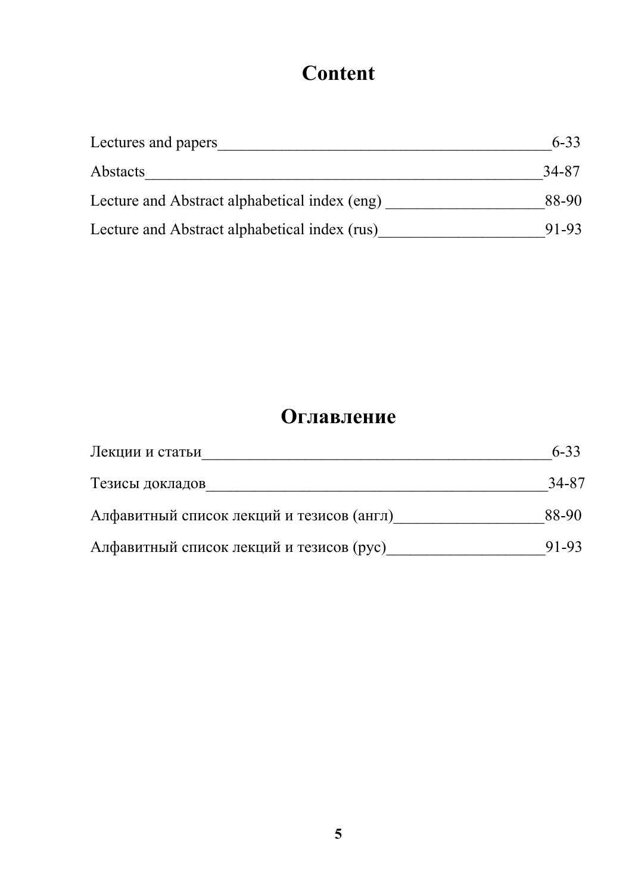# Content

Lectures and papers________________________________________6-33

Abstacts___________________________________________________34-87

Lecture and Abstract alphabetical index (eng) ___________________88-90

Lecture and Abstract alphabetical index (rus)____________________91-93

# Оглавление

Лекции и статьи___________________________________________6-33

Тезисы докладов__________________________________________34-87

Алфавитный список лекций и тезисов (англ)__________________88-90

Алфавитный список лекций и тезисов (рус)___________________91-93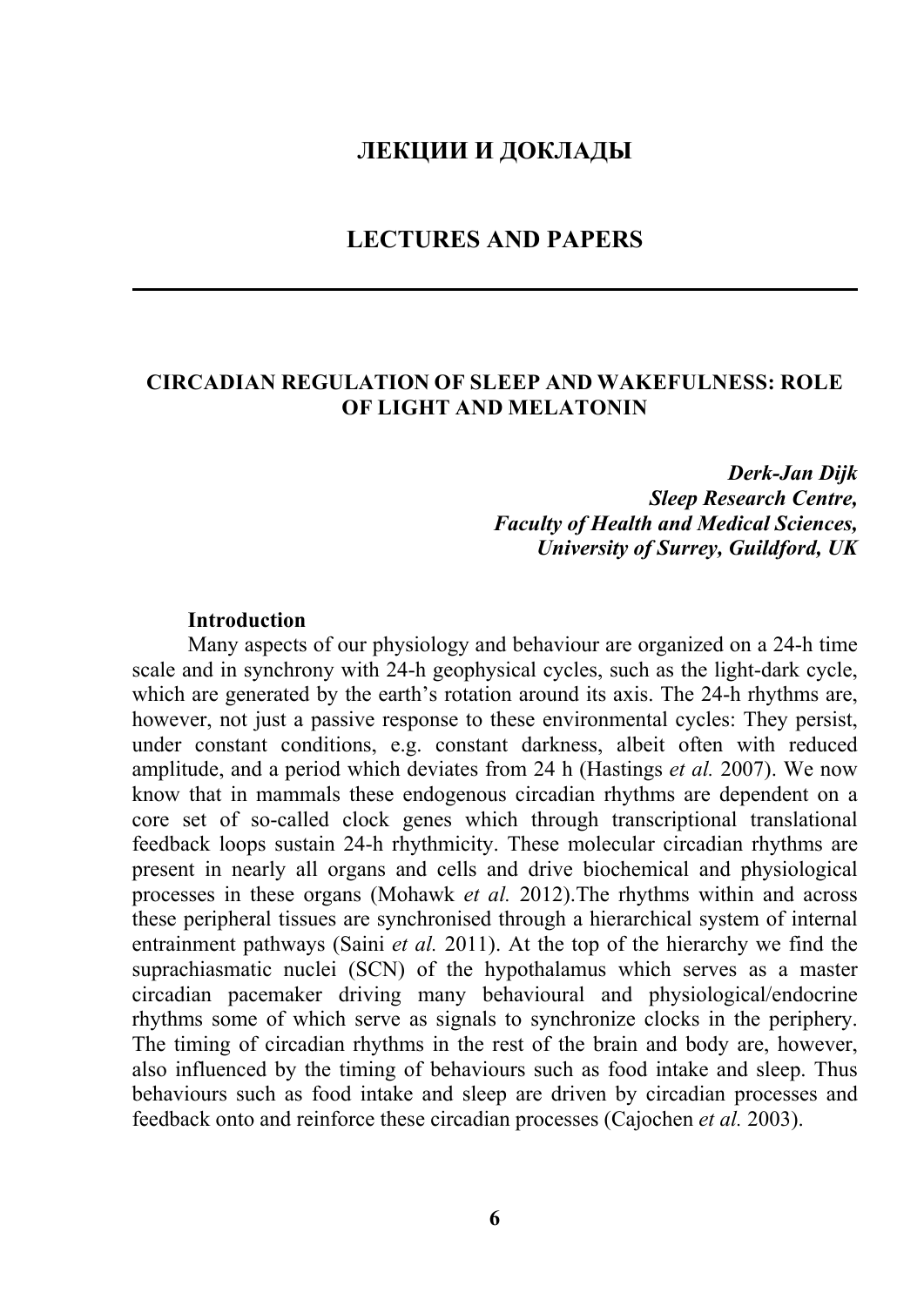# ЛЕКЦИИ И ДОКЛАДЫ

# LECTURES AND PAPERS

---

## CIRCADIAN REGULATION OF SLEEP AND WAKEFULNESS: ROLE OF LIGHT AND MELATONIN

***Derk-Jan Dijk***
***Sleep Research Centre,***
***Faculty of Health and Medical Sciences,***
***University of Surrey, Guildford, UK***

### Introduction

Many aspects of our physiology and behaviour are organized on a 24-h time scale and in synchrony with 24-h geophysical cycles, such as the light-dark cycle, which are generated by the earth's rotation around its axis. The 24-h rhythms are, however, not just a passive response to these environmental cycles: They persist, under constant conditions, e.g. constant darkness, albeit often with reduced amplitude, and a period which deviates from 24 h (Hastings *et al.* 2007). We now know that in mammals these endogenous circadian rhythms are dependent on a core set of so-called clock genes which through transcriptional translational feedback loops sustain 24-h rhythmicity. These molecular circadian rhythms are present in nearly all organs and cells and drive biochemical and physiological processes in these organs (Mohawk *et al.* 2012).The rhythms within and across these peripheral tissues are synchronised through a hierarchical system of internal entrainment pathways (Saini *et al.* 2011). At the top of the hierarchy we find the suprachiasmatic nuclei (SCN) of the hypothalamus which serves as a master circadian pacemaker driving many behavioural and physiological/endocrine rhythms some of which serve as signals to synchronize clocks in the periphery. The timing of circadian rhythms in the rest of the brain and body are, however, also influenced by the timing of behaviours such as food intake and sleep. Thus behaviours such as food intake and sleep are driven by circadian processes and feedback onto and reinforce these circadian processes (Cajochen *et al.* 2003).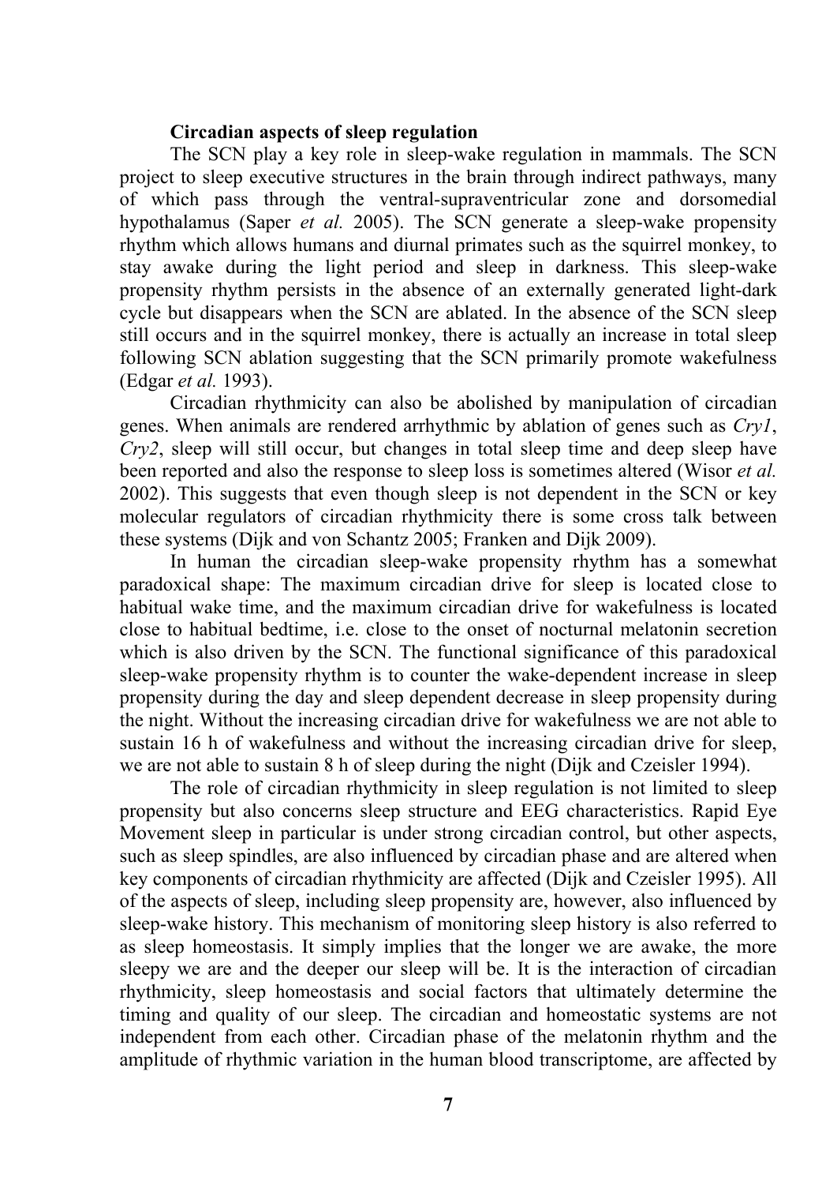**Circadian aspects of sleep regulation**

The SCN play a key role in sleep-wake regulation in mammals. The SCN project to sleep executive structures in the brain through indirect pathways, many of which pass through the ventral-supraventricular zone and dorsomedial hypothalamus (Saper *et al.* 2005). The SCN generate a sleep-wake propensity rhythm which allows humans and diurnal primates such as the squirrel monkey, to stay awake during the light period and sleep in darkness. This sleep-wake propensity rhythm persists in the absence of an externally generated light-dark cycle but disappears when the SCN are ablated. In the absence of the SCN sleep still occurs and in the squirrel monkey, there is actually an increase in total sleep following SCN ablation suggesting that the SCN primarily promote wakefulness (Edgar *et al.* 1993).

Circadian rhythmicity can also be abolished by manipulation of circadian genes. When animals are rendered arrhythmic by ablation of genes such as *Cry1*, *Cry2*, sleep will still occur, but changes in total sleep time and deep sleep have been reported and also the response to sleep loss is sometimes altered (Wisor *et al.* 2002). This suggests that even though sleep is not dependent in the SCN or key molecular regulators of circadian rhythmicity there is some cross talk between these systems (Dijk and von Schantz 2005; Franken and Dijk 2009).

In human the circadian sleep-wake propensity rhythm has a somewhat paradoxical shape: The maximum circadian drive for sleep is located close to habitual wake time, and the maximum circadian drive for wakefulness is located close to habitual bedtime, i.e. close to the onset of nocturnal melatonin secretion which is also driven by the SCN. The functional significance of this paradoxical sleep-wake propensity rhythm is to counter the wake-dependent increase in sleep propensity during the day and sleep dependent decrease in sleep propensity during the night. Without the increasing circadian drive for wakefulness we are not able to sustain 16 h of wakefulness and without the increasing circadian drive for sleep, we are not able to sustain 8 h of sleep during the night (Dijk and Czeisler 1994).

The role of circadian rhythmicity in sleep regulation is not limited to sleep propensity but also concerns sleep structure and EEG characteristics. Rapid Eye Movement sleep in particular is under strong circadian control, but other aspects, such as sleep spindles, are also influenced by circadian phase and are altered when key components of circadian rhythmicity are affected (Dijk and Czeisler 1995). All of the aspects of sleep, including sleep propensity are, however, also influenced by sleep-wake history. This mechanism of monitoring sleep history is also referred to as sleep homeostasis. It simply implies that the longer we are awake, the more sleepy we are and the deeper our sleep will be. It is the interaction of circadian rhythmicity, sleep homeostasis and social factors that ultimately determine the timing and quality of our sleep. The circadian and homeostatic systems are not independent from each other. Circadian phase of the melatonin rhythm and the amplitude of rhythmic variation in the human blood transcriptome, are affected by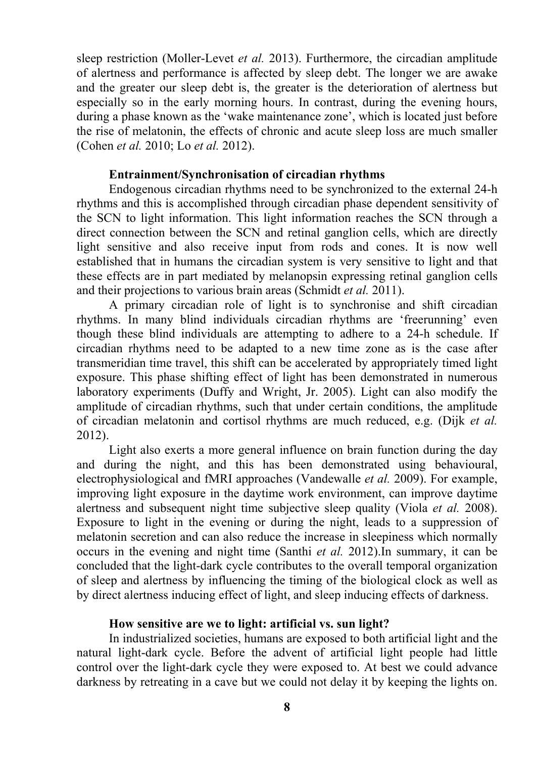sleep restriction (Moller-Levet *et al.* 2013). Furthermore, the circadian amplitude of alertness and performance is affected by sleep debt. The longer we are awake and the greater our sleep debt is, the greater is the deterioration of alertness but especially so in the early morning hours. In contrast, during the evening hours, during a phase known as the 'wake maintenance zone', which is located just before the rise of melatonin, the effects of chronic and acute sleep loss are much smaller (Cohen *et al.* 2010; Lo *et al.* 2012).

### Entrainment/Synchronisation of circadian rhythms

Endogenous circadian rhythms need to be synchronized to the external 24-h rhythms and this is accomplished through circadian phase dependent sensitivity of the SCN to light information. This light information reaches the SCN through a direct connection between the SCN and retinal ganglion cells, which are directly light sensitive and also receive input from rods and cones. It is now well established that in humans the circadian system is very sensitive to light and that these effects are in part mediated by melanopsin expressing retinal ganglion cells and their projections to various brain areas (Schmidt *et al.* 2011).

A primary circadian role of light is to synchronise and shift circadian rhythms. In many blind individuals circadian rhythms are 'freerunning' even though these blind individuals are attempting to adhere to a 24-h schedule. If circadian rhythms need to be adapted to a new time zone as is the case after transmeridian time travel, this shift can be accelerated by appropriately timed light exposure. This phase shifting effect of light has been demonstrated in numerous laboratory experiments (Duffy and Wright, Jr. 2005). Light can also modify the amplitude of circadian rhythms, such that under certain conditions, the amplitude of circadian melatonin and cortisol rhythms are much reduced, e.g. (Dijk *et al.* 2012).

Light also exerts a more general influence on brain function during the day and during the night, and this has been demonstrated using behavioural, electrophysiological and fMRI approaches (Vandewalle *et al.* 2009). For example, improving light exposure in the daytime work environment, can improve daytime alertness and subsequent night time subjective sleep quality (Viola *et al.* 2008). Exposure to light in the evening or during the night, leads to a suppression of melatonin secretion and can also reduce the increase in sleepiness which normally occurs in the evening and night time (Santhi *et al.* 2012).In summary, it can be concluded that the light-dark cycle contributes to the overall temporal organization of sleep and alertness by influencing the timing of the biological clock as well as by direct alertness inducing effect of light, and sleep inducing effects of darkness.

### How sensitive are we to light: artificial vs. sun light?

In industrialized societies, humans are exposed to both artificial light and the natural light-dark cycle. Before the advent of artificial light people had little control over the light-dark cycle they were exposed to. At best we could advance darkness by retreating in a cave but we could not delay it by keeping the lights on.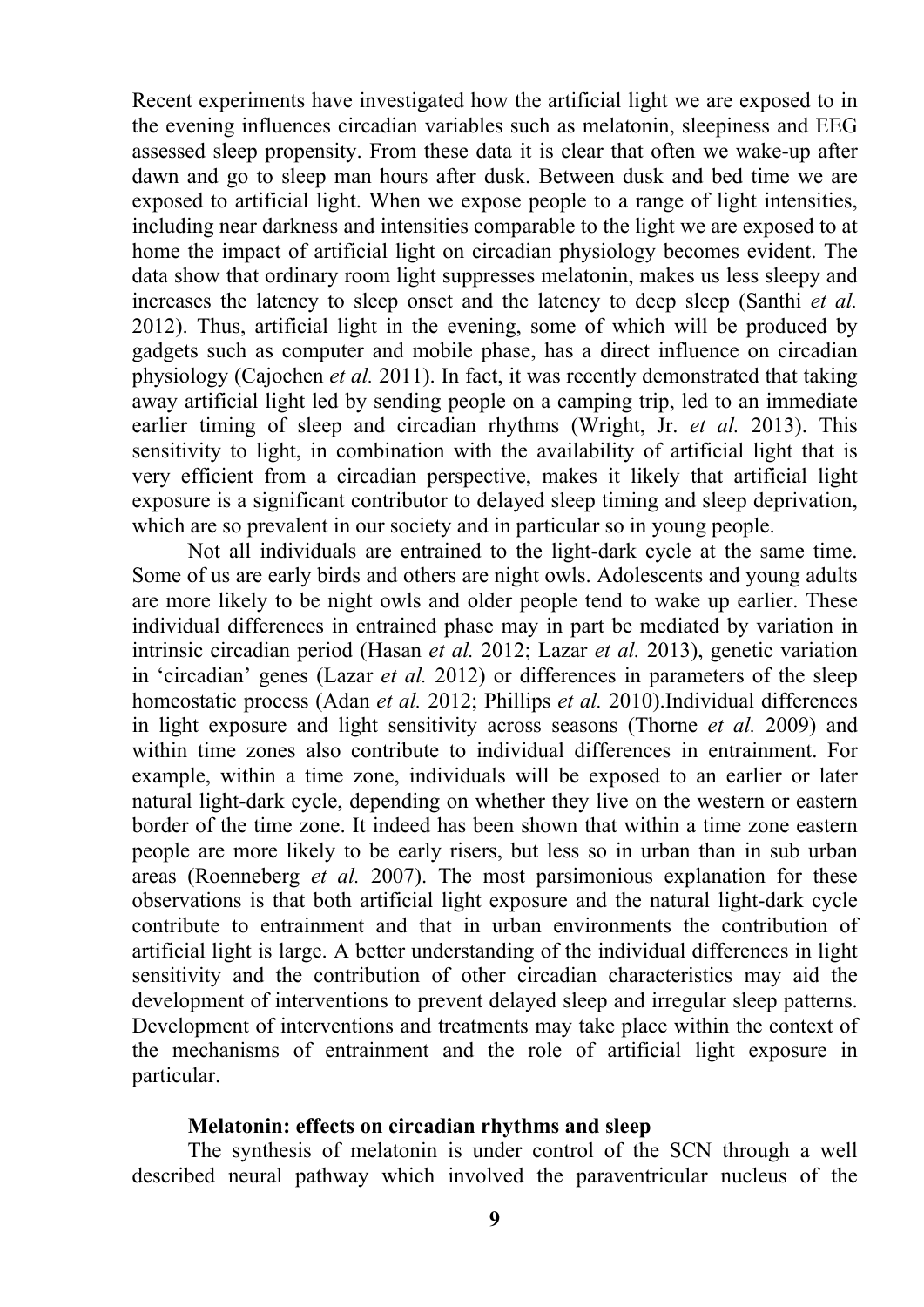Recent experiments have investigated how the artificial light we are exposed to in the evening influences circadian variables such as melatonin, sleepiness and EEG assessed sleep propensity. From these data it is clear that often we wake-up after dawn and go to sleep man hours after dusk. Between dusk and bed time we are exposed to artificial light. When we expose people to a range of light intensities, including near darkness and intensities comparable to the light we are exposed to at home the impact of artificial light on circadian physiology becomes evident. The data show that ordinary room light suppresses melatonin, makes us less sleepy and increases the latency to sleep onset and the latency to deep sleep (Santhi *et al.* 2012). Thus, artificial light in the evening, some of which will be produced by gadgets such as computer and mobile phase, has a direct influence on circadian physiology (Cajochen *et al.* 2011). In fact, it was recently demonstrated that taking away artificial light led by sending people on a camping trip, led to an immediate earlier timing of sleep and circadian rhythms (Wright, Jr. *et al.* 2013). This sensitivity to light, in combination with the availability of artificial light that is very efficient from a circadian perspective, makes it likely that artificial light exposure is a significant contributor to delayed sleep timing and sleep deprivation, which are so prevalent in our society and in particular so in young people.

Not all individuals are entrained to the light-dark cycle at the same time. Some of us are early birds and others are night owls. Adolescents and young adults are more likely to be night owls and older people tend to wake up earlier. These individual differences in entrained phase may in part be mediated by variation in intrinsic circadian period (Hasan *et al.* 2012; Lazar *et al.* 2013), genetic variation in 'circadian' genes (Lazar *et al.* 2012) or differences in parameters of the sleep homeostatic process (Adan *et al.* 2012; Phillips *et al.* 2010).Individual differences in light exposure and light sensitivity across seasons (Thorne *et al.* 2009) and within time zones also contribute to individual differences in entrainment. For example, within a time zone, individuals will be exposed to an earlier or later natural light-dark cycle, depending on whether they live on the western or eastern border of the time zone. It indeed has been shown that within a time zone eastern people are more likely to be early risers, but less so in urban than in sub urban areas (Roenneberg *et al.* 2007). The most parsimonious explanation for these observations is that both artificial light exposure and the natural light-dark cycle contribute to entrainment and that in urban environments the contribution of artificial light is large. A better understanding of the individual differences in light sensitivity and the contribution of other circadian characteristics may aid the development of interventions to prevent delayed sleep and irregular sleep patterns. Development of interventions and treatments may take place within the context of the mechanisms of entrainment and the role of artificial light exposure in particular.

### Melatonin: effects on circadian rhythms and sleep

The synthesis of melatonin is under control of the SCN through a well described neural pathway which involved the paraventricular nucleus of the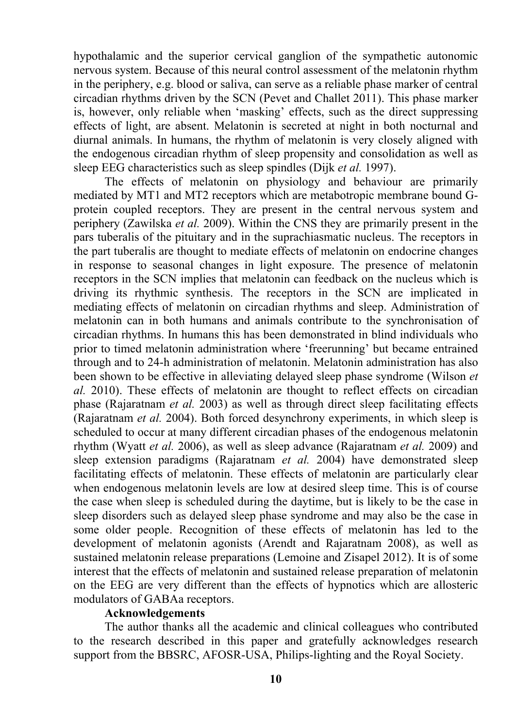hypothalamic and the superior cervical ganglion of the sympathetic autonomic nervous system. Because of this neural control assessment of the melatonin rhythm in the periphery, e.g. blood or saliva, can serve as a reliable phase marker of central circadian rhythms driven by the SCN (Pevet and Challet 2011). This phase marker is, however, only reliable when 'masking' effects, such as the direct suppressing effects of light, are absent. Melatonin is secreted at night in both nocturnal and diurnal animals. In humans, the rhythm of melatonin is very closely aligned with the endogenous circadian rhythm of sleep propensity and consolidation as well as sleep EEG characteristics such as sleep spindles (Dijk *et al.* 1997).

The effects of melatonin on physiology and behaviour are primarily mediated by MT1 and MT2 receptors which are metabotropic membrane bound G-protein coupled receptors. They are present in the central nervous system and periphery (Zawilska *et al.* 2009). Within the CNS they are primarily present in the pars tuberalis of the pituitary and in the suprachiasmatic nucleus. The receptors in the part tuberalis are thought to mediate effects of melatonin on endocrine changes in response to seasonal changes in light exposure. The presence of melatonin receptors in the SCN implies that melatonin can feedback on the nucleus which is driving its rhythmic synthesis. The receptors in the SCN are implicated in mediating effects of melatonin on circadian rhythms and sleep. Administration of melatonin can in both humans and animals contribute to the synchronisation of circadian rhythms. In humans this has been demonstrated in blind individuals who prior to timed melatonin administration where 'freerunning' but became entrained through and to 24-h administration of melatonin. Melatonin administration has also been shown to be effective in alleviating delayed sleep phase syndrome (Wilson *et al.* 2010). These effects of melatonin are thought to reflect effects on circadian phase (Rajaratnam *et al.* 2003) as well as through direct sleep facilitating effects (Rajaratnam *et al.* 2004). Both forced desynchrony experiments, in which sleep is scheduled to occur at many different circadian phases of the endogenous melatonin rhythm (Wyatt *et al.* 2006), as well as sleep advance (Rajaratnam *et al.* 2009) and sleep extension paradigms (Rajaratnam *et al.* 2004) have demonstrated sleep facilitating effects of melatonin. These effects of melatonin are particularly clear when endogenous melatonin levels are low at desired sleep time. This is of course the case when sleep is scheduled during the daytime, but is likely to be the case in sleep disorders such as delayed sleep phase syndrome and may also be the case in some older people. Recognition of these effects of melatonin has led to the development of melatonin agonists (Arendt and Rajaratnam 2008), as well as sustained melatonin release preparations (Lemoine and Zisapel 2012). It is of some interest that the effects of melatonin and sustained release preparation of melatonin on the EEG are very different than the effects of hypnotics which are allosteric modulators of GABAa receptors.

**Acknowledgements**

The author thanks all the academic and clinical colleagues who contributed to the research described in this paper and gratefully acknowledges research support from the BBSRC, AFOSR-USA, Philips-lighting and the Royal Society.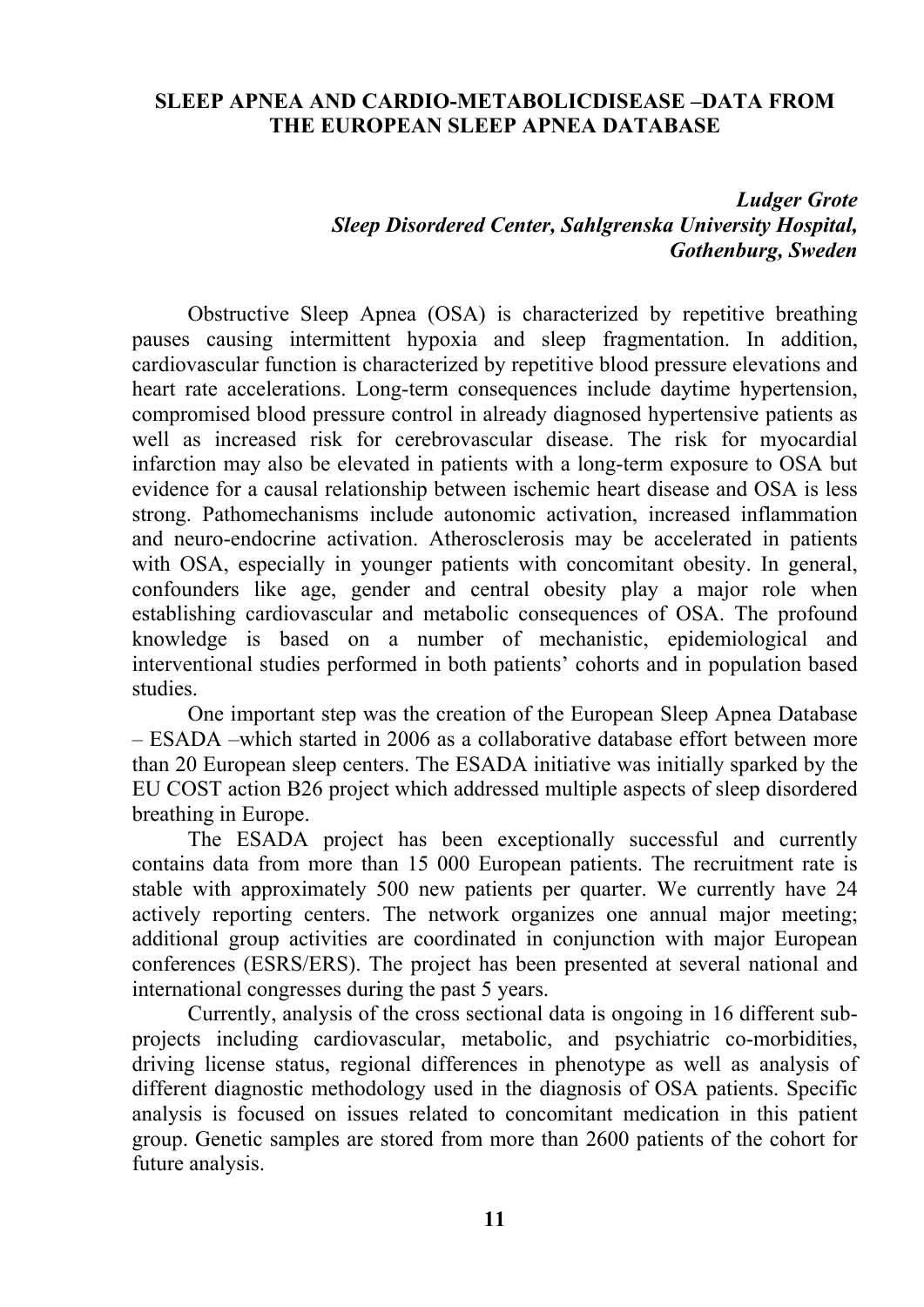# SLEEP APNEA AND CARDIO-METABOLICDISEASE –DATA FROM THE EUROPEAN SLEEP APNEA DATABASE

***Ludger Grote***
***Sleep Disordered Center, Sahlgrenska University Hospital, Gothenburg, Sweden***

Obstructive Sleep Apnea (OSA) is characterized by repetitive breathing pauses causing intermittent hypoxia and sleep fragmentation. In addition, cardiovascular function is characterized by repetitive blood pressure elevations and heart rate accelerations. Long-term consequences include daytime hypertension, compromised blood pressure control in already diagnosed hypertensive patients as well as increased risk for cerebrovascular disease. The risk for myocardial infarction may also be elevated in patients with a long-term exposure to OSA but evidence for a causal relationship between ischemic heart disease and OSA is less strong. Pathomechanisms include autonomic activation, increased inflammation and neuro-endocrine activation. Atherosclerosis may be accelerated in patients with OSA, especially in younger patients with concomitant obesity. In general, confounders like age, gender and central obesity play a major role when establishing cardiovascular and metabolic consequences of OSA. The profound knowledge is based on a number of mechanistic, epidemiological and interventional studies performed in both patients' cohorts and in population based studies.

One important step was the creation of the European Sleep Apnea Database – ESADA –which started in 2006 as a collaborative database effort between more than 20 European sleep centers. The ESADA initiative was initially sparked by the EU COST action B26 project which addressed multiple aspects of sleep disordered breathing in Europe.

The ESADA project has been exceptionally successful and currently contains data from more than 15 000 European patients. The recruitment rate is stable with approximately 500 new patients per quarter. We currently have 24 actively reporting centers. The network organizes one annual major meeting; additional group activities are coordinated in conjunction with major European conferences (ESRS/ERS). The project has been presented at several national and international congresses during the past 5 years.

Currently, analysis of the cross sectional data is ongoing in 16 different sub-projects including cardiovascular, metabolic, and psychiatric co-morbidities, driving license status, regional differences in phenotype as well as analysis of different diagnostic methodology used in the diagnosis of OSA patients. Specific analysis is focused on issues related to concomitant medication in this patient group. Genetic samples are stored from more than 2600 patients of the cohort for future analysis.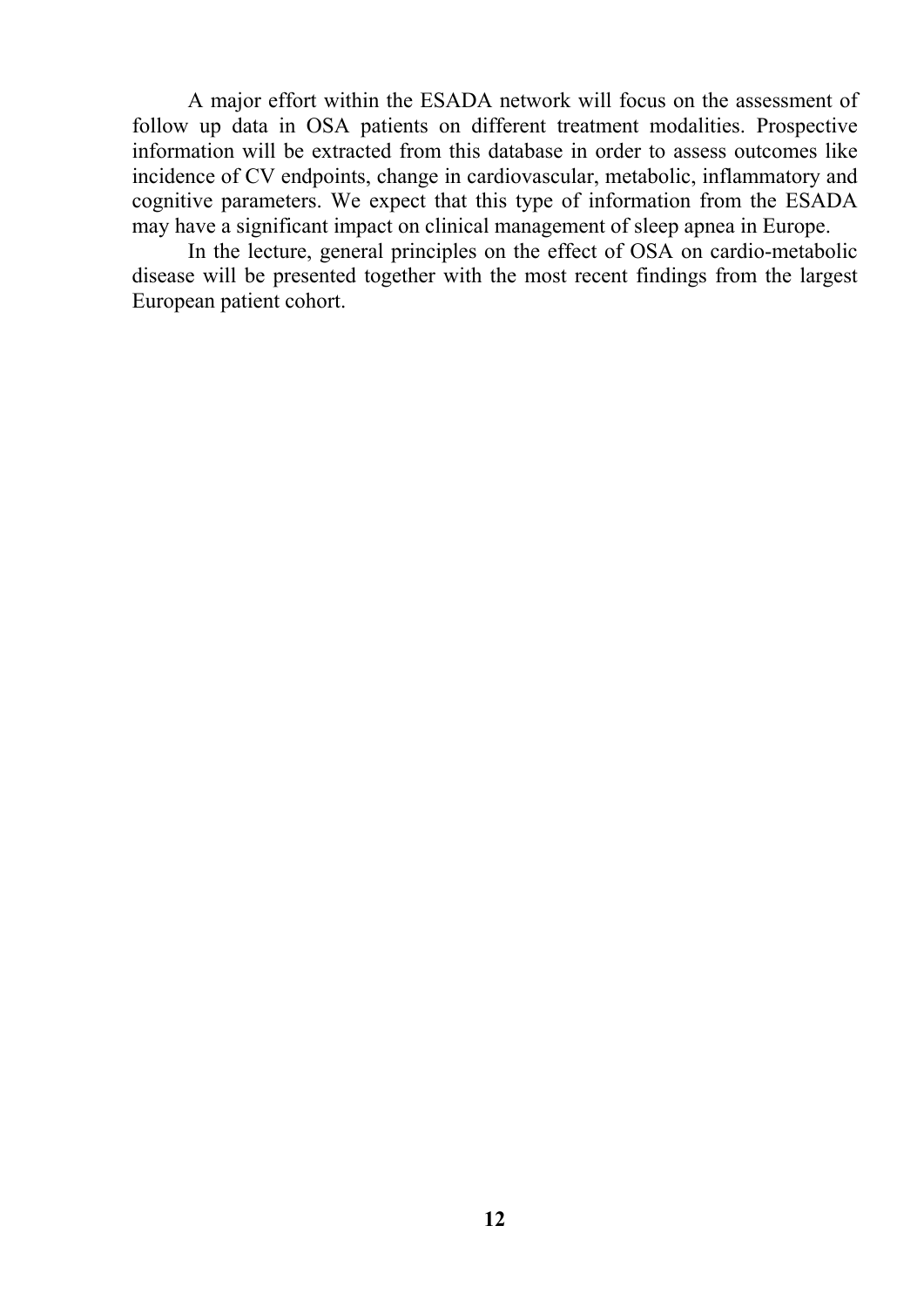A major effort within the ESADA network will focus on the assessment of follow up data in OSA patients on different treatment modalities. Prospective information will be extracted from this database in order to assess outcomes like incidence of CV endpoints, change in cardiovascular, metabolic, inflammatory and cognitive parameters. We expect that this type of information from the ESADA may have a significant impact on clinical management of sleep apnea in Europe.

In the lecture, general principles on the effect of OSA on cardio-metabolic disease will be presented together with the most recent findings from the largest European patient cohort.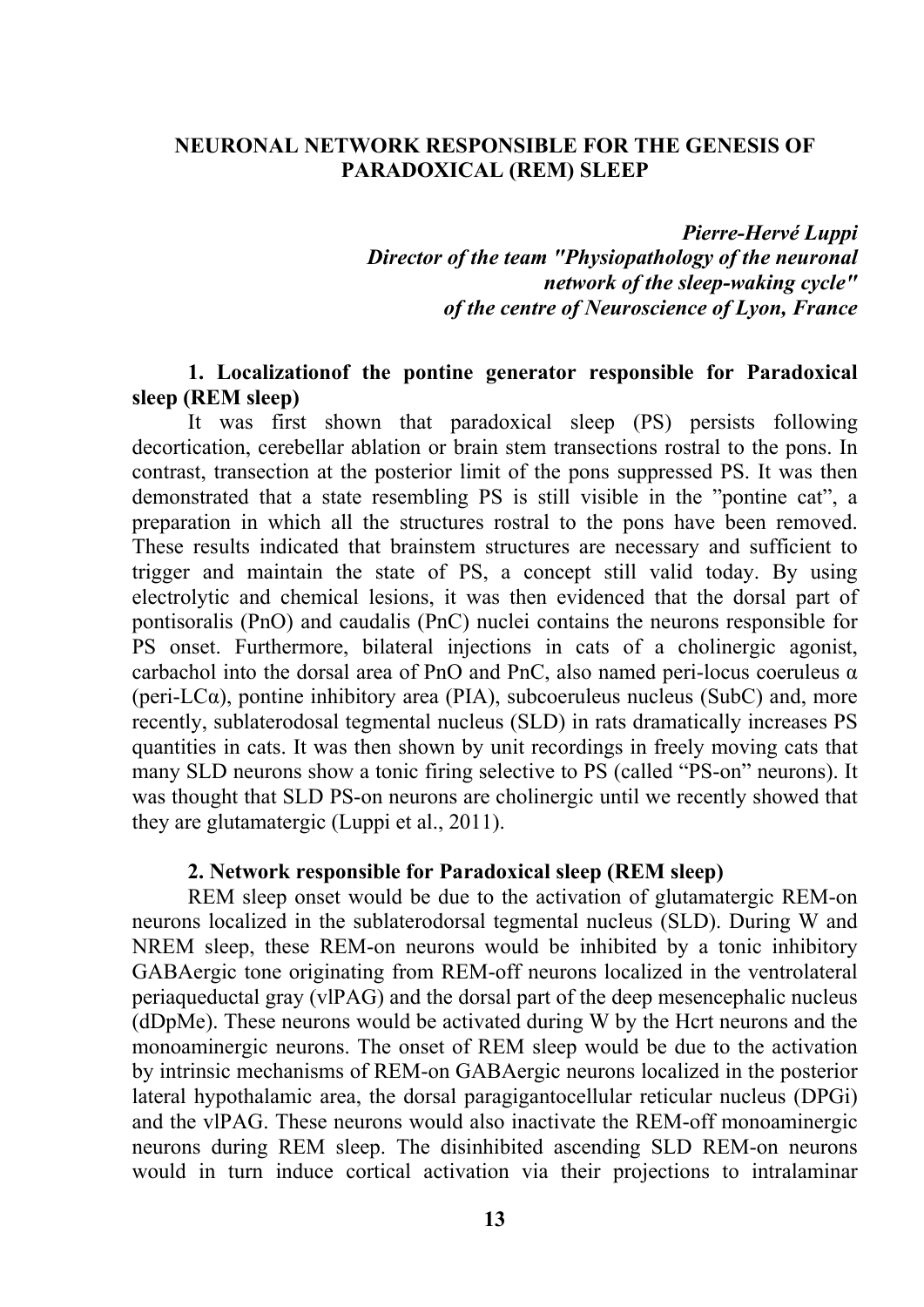# NEURONAL NETWORK RESPONSIBLE FOR THE GENESIS OF PARADOXICAL (REM) SLEEP

***Pierre-Hervé Luppi***
***Director of the team "Physiopathology of the neuronal network of the sleep-waking cycle" of the centre of Neuroscience of Lyon, France***

## 1. Localizationof the pontine generator responsible for Paradoxical sleep (REM sleep)

It was first shown that paradoxical sleep (PS) persists following decortication, cerebellar ablation or brain stem transections rostral to the pons. In contrast, transection at the posterior limit of the pons suppressed PS. It was then demonstrated that a state resembling PS is still visible in the "pontine cat", a preparation in which all the structures rostral to the pons have been removed. These results indicated that brainstem structures are necessary and sufficient to trigger and maintain the state of PS, a concept still valid today. By using electrolytic and chemical lesions, it was then evidenced that the dorsal part of pontisoralis (PnO) and caudalis (PnC) nuclei contains the neurons responsible for PS onset. Furthermore, bilateral injections in cats of a cholinergic agonist, carbachol into the dorsal area of PnO and PnC, also named peri-locus coeruleus α (peri-LCα), pontine inhibitory area (PIA), subcoeruleus nucleus (SubC) and, more recently, sublaterodosal tegmental nucleus (SLD) in rats dramatically increases PS quantities in cats. It was then shown by unit recordings in freely moving cats that many SLD neurons show a tonic firing selective to PS (called "PS-on" neurons). It was thought that SLD PS-on neurons are cholinergic until we recently showed that they are glutamatergic (Luppi et al., 2011).

## 2. Network responsible for Paradoxical sleep (REM sleep)

REM sleep onset would be due to the activation of glutamatergic REM-on neurons localized in the sublaterodorsal tegmental nucleus (SLD). During W and NREM sleep, these REM-on neurons would be inhibited by a tonic inhibitory GABAergic tone originating from REM-off neurons localized in the ventrolateral periaqueductal gray (vlPAG) and the dorsal part of the deep mesencephalic nucleus (dDpMe). These neurons would be activated during W by the Hcrt neurons and the monoaminergic neurons. The onset of REM sleep would be due to the activation by intrinsic mechanisms of REM-on GABAergic neurons localized in the posterior lateral hypothalamic area, the dorsal paragigantocellular reticular nucleus (DPGi) and the vlPAG. These neurons would also inactivate the REM-off monoaminergic neurons during REM sleep. The disinhibited ascending SLD REM-on neurons would in turn induce cortical activation via their projections to intralaminar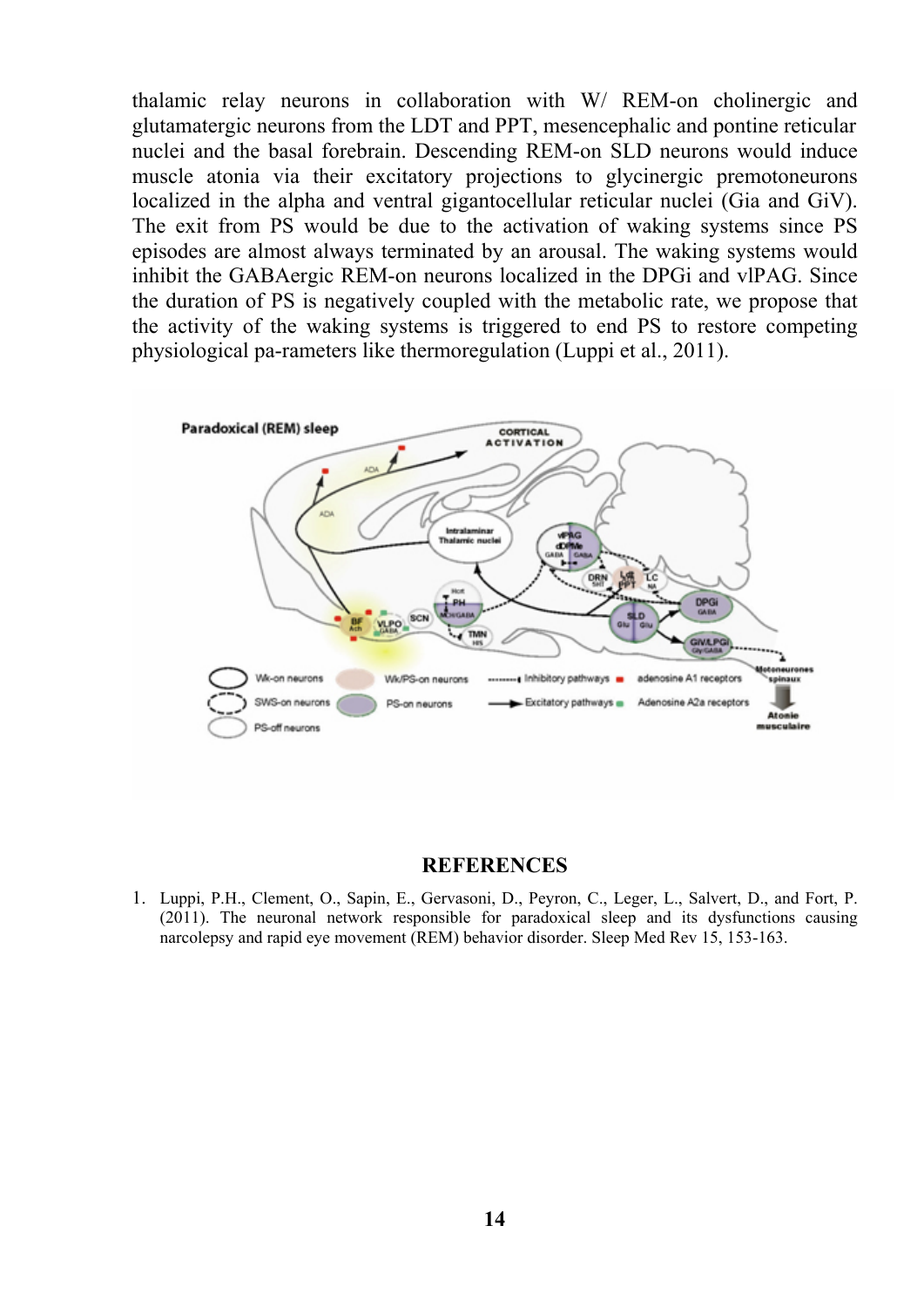thalamic relay neurons in collaboration with W/ REM-on cholinergic and glutamatergic neurons from the LDT and PPT, mesencephalic and pontine reticular nuclei and the basal forebrain. Descending REM-on SLD neurons would induce muscle atonia via their excitatory projections to glycinergic premotoneurons localized in the alpha and ventral gigantocellular reticular nuclei (Gia and GiV). The exit from PS would be due to the activation of waking systems since PS episodes are almost always terminated by an arousal. The waking systems would inhibit the GABAergic REM-on neurons localized in the DPGi and vlPAG. Since the duration of PS is negatively coupled with the metabolic rate, we propose that the activity of the waking systems is triggered to end PS to restore competing physiological pa-rameters like thermoregulation (Luppi et al., 2011).

## REFERENCES

1. Luppi, P.H., Clement, O., Sapin, E., Gervasoni, D., Peyron, C., Leger, L., Salvert, D., and Fort, P. (2011). The neuronal network responsible for paradoxical sleep and its dysfunctions causing narcolepsy and rapid eye movement (REM) behavior disorder. Sleep Med Rev 15, 153-163.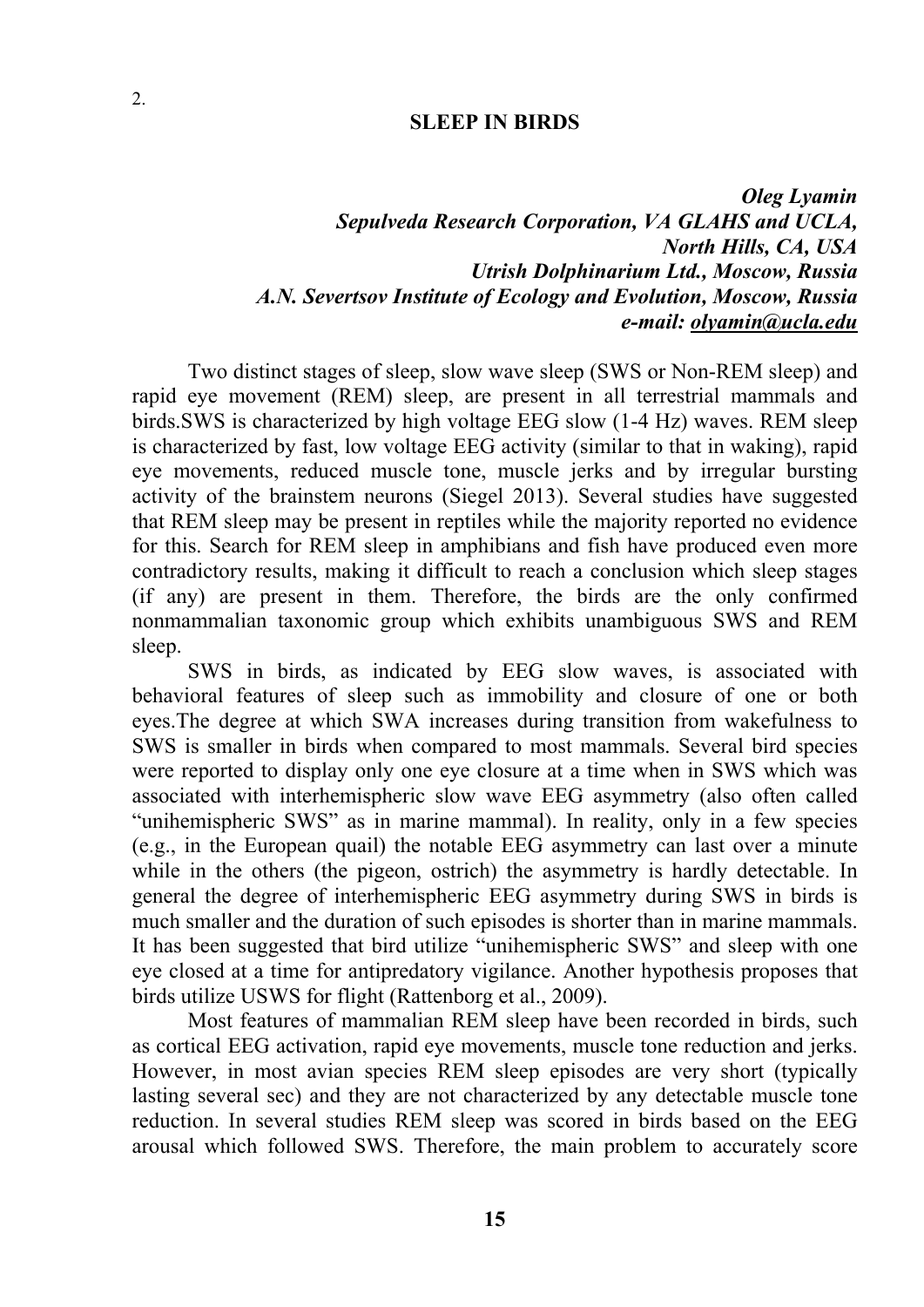2.

## SLEEP IN BIRDS

***Oleg Lyamin***
***Sepulveda Research Corporation, VA GLAHS and UCLA, North Hills, CA, USA***
***Utrish Dolphinarium Ltd., Moscow, Russia***
***A.N. Severtsov Institute of Ecology and Evolution, Moscow, Russia***
***e-mail: olyamin@ucla.edu***

Two distinct stages of sleep, slow wave sleep (SWS or Non-REM sleep) and rapid eye movement (REM) sleep, are present in all terrestrial mammals and birds.SWS is characterized by high voltage EEG slow (1-4 Hz) waves. REM sleep is characterized by fast, low voltage EEG activity (similar to that in waking), rapid eye movements, reduced muscle tone, muscle jerks and by irregular bursting activity of the brainstem neurons (Siegel 2013). Several studies have suggested that REM sleep may be present in reptiles while the majority reported no evidence for this. Search for REM sleep in amphibians and fish have produced even more contradictory results, making it difficult to reach a conclusion which sleep stages (if any) are present in them. Therefore, the birds are the only confirmed nonmammalian taxonomic group which exhibits unambiguous SWS and REM sleep.

SWS in birds, as indicated by EEG slow waves, is associated with behavioral features of sleep such as immobility and closure of one or both eyes.The degree at which SWA increases during transition from wakefulness to SWS is smaller in birds when compared to most mammals. Several bird species were reported to display only one eye closure at a time when in SWS which was associated with interhemispheric slow wave EEG asymmetry (also often called "unihemispheric SWS" as in marine mammal). In reality, only in a few species (e.g., in the European quail) the notable EEG asymmetry can last over a minute while in the others (the pigeon, ostrich) the asymmetry is hardly detectable. In general the degree of interhemispheric EEG asymmetry during SWS in birds is much smaller and the duration of such episodes is shorter than in marine mammals. It has been suggested that bird utilize "unihemispheric SWS" and sleep with one eye closed at a time for antipredatory vigilance. Another hypothesis proposes that birds utilize USWS for flight (Rattenborg et al., 2009).

Most features of mammalian REM sleep have been recorded in birds, such as cortical EEG activation, rapid eye movements, muscle tone reduction and jerks. However, in most avian species REM sleep episodes are very short (typically lasting several sec) and they are not characterized by any detectable muscle tone reduction. In several studies REM sleep was scored in birds based on the EEG arousal which followed SWS. Therefore, the main problem to accurately score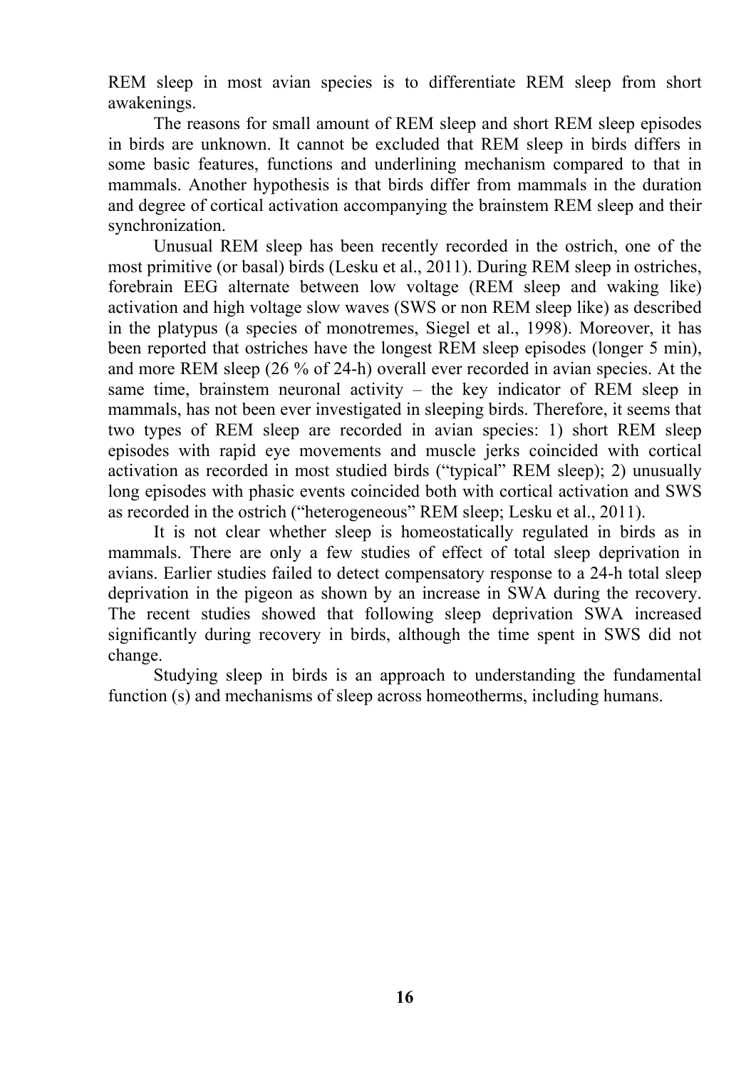REM sleep in most avian species is to differentiate REM sleep from short awakenings.

The reasons for small amount of REM sleep and short REM sleep episodes in birds are unknown. It cannot be excluded that REM sleep in birds differs in some basic features, functions and underlining mechanism compared to that in mammals. Another hypothesis is that birds differ from mammals in the duration and degree of cortical activation accompanying the brainstem REM sleep and their synchronization.

Unusual REM sleep has been recently recorded in the ostrich, one of the most primitive (or basal) birds (Lesku et al., 2011). During REM sleep in ostriches, forebrain EEG alternate between low voltage (REM sleep and waking like) activation and high voltage slow waves (SWS or non REM sleep like) as described in the platypus (a species of monotremes, Siegel et al., 1998). Moreover, it has been reported that ostriches have the longest REM sleep episodes (longer 5 min), and more REM sleep (26 % of 24-h) overall ever recorded in avian species. At the same time, brainstem neuronal activity – the key indicator of REM sleep in mammals, has not been ever investigated in sleeping birds. Therefore, it seems that two types of REM sleep are recorded in avian species: 1) short REM sleep episodes with rapid eye movements and muscle jerks coincided with cortical activation as recorded in most studied birds ("typical" REM sleep); 2) unusually long episodes with phasic events coincided both with cortical activation and SWS as recorded in the ostrich ("heterogeneous" REM sleep; Lesku et al., 2011).

It is not clear whether sleep is homeostatically regulated in birds as in mammals. There are only a few studies of effect of total sleep deprivation in avians. Earlier studies failed to detect compensatory response to a 24-h total sleep deprivation in the pigeon as shown by an increase in SWA during the recovery. The recent studies showed that following sleep deprivation SWA increased significantly during recovery in birds, although the time spent in SWS did not change.

Studying sleep in birds is an approach to understanding the fundamental function (s) and mechanisms of sleep across homeotherms, including humans.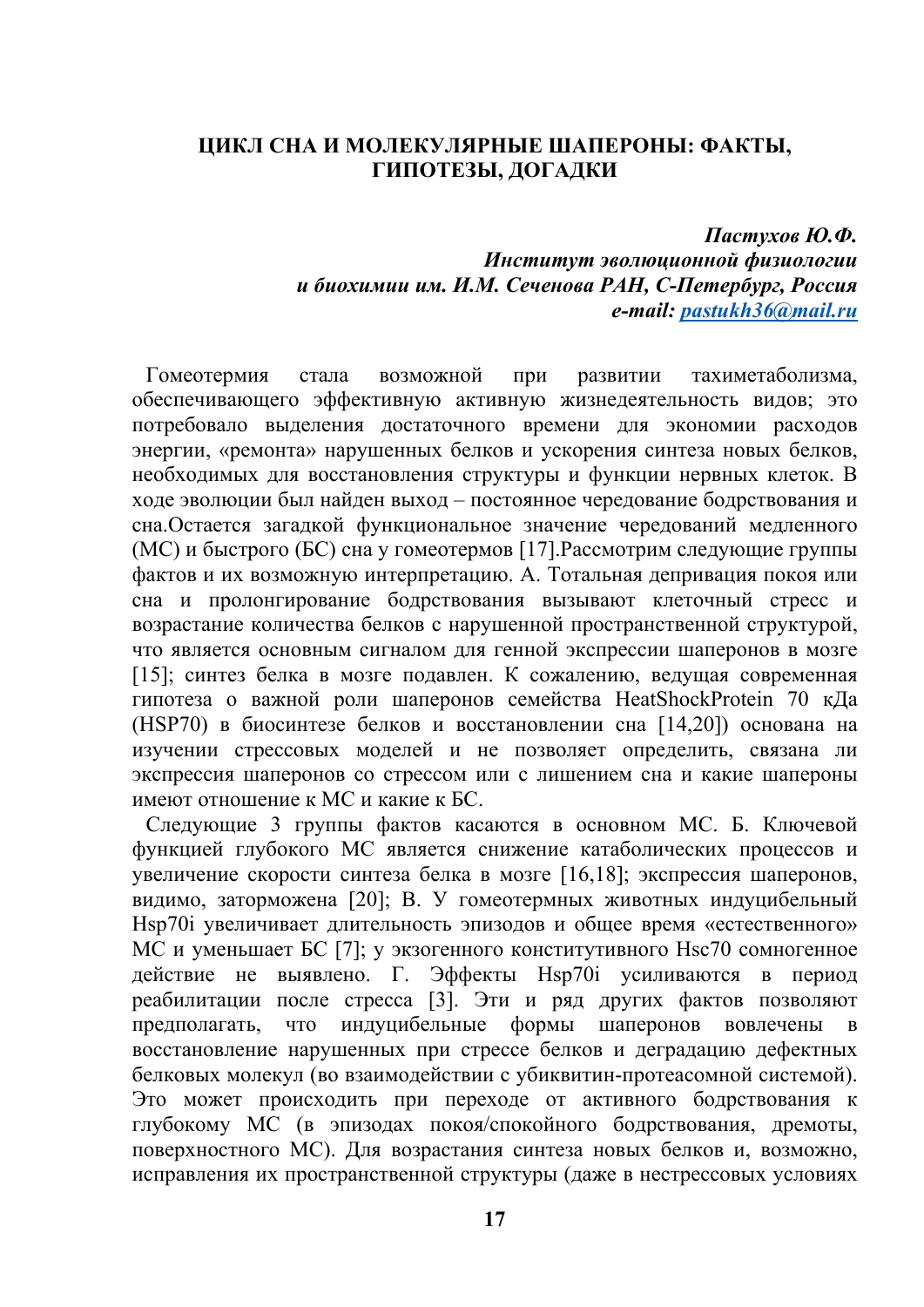## ЦИКЛ СНА И МОЛЕКУЛЯРНЫЕ ШАПЕРОНЫ: ФАКТЫ, ГИПОТЕЗЫ, ДОГАДКИ

***Пастухов Ю.Ф.***
***Институт эволюционной физиологии и биохимии им. И.М. Сеченова РАН, С-Петербург, Россия***
***e-mail: pastukh36@mail.ru***

Гомеотермия стала возможной при развитии тахиметаболизма, обеспечивающего эффективную активную жизнедеятельность видов; это потребовало выделения достаточного времени для экономии расходов энергии, «ремонта» нарушенных белков и ускорения синтеза новых белков, необходимых для восстановления структуры и функции нервных клеток. В ходе эволюции был найден выход – постоянное чередование бодрствования и сна.Остается загадкой функциональное значение чередований медленного (МС) и быстрого (БС) сна у гомеотермов [17].Рассмотрим следующие группы фактов и их возможную интерпретацию. А. Тотальная депривация покоя или сна и пролонгирование бодрствования вызывают клеточный стресс и возрастание количества белков с нарушенной пространственной структурой, что является основным сигналом для генной экспрессии шаперонов в мозге [15]; синтез белка в мозге подавлен. К сожалению, ведущая современная гипотеза о важной роли шаперонов семейства HeatShockProtein 70 кДа (HSP70) в биосинтезе белков и восстановлении сна [14,20]) основана на изучении стрессовых моделей и не позволяет определить, связана ли экспрессия шаперонов со стрессом или с лишением сна и какие шапероны имеют отношение к МС и какие к БС.

Следующие 3 группы фактов касаются в основном МС. Б. Ключевой функцией глубокого МС является снижение катаболических процессов и увеличение скорости синтеза белка в мозге [16,18]; экспрессия шаперонов, видимо, заторможена [20]; В. У гомеотермных животных индуцибельный Hsp70i увеличивает длительность эпизодов и общее время «естественного» МС и уменьшает БС [7]; у экзогенного конститутивного Hsc70 сомногенное действие не выявлено. Г. Эффекты Hsp70i усиливаются в период реабилитации после стресса [3]. Эти и ряд других фактов позволяют предполагать, что индуцибельные формы шаперонов вовлечены в восстановление нарушенных при стрессе белков и деградацию дефектных белковых молекул (во взаимодействии с убиквитин-протеасомной системой). Это может происходить при переходе от активного бодрствования к глубокому МС (в эпизодах покоя/спокойного бодрствования, дремоты, поверхностного МС). Для возрастания синтеза новых белков и, возможно, исправления их пространственной структуры (даже в нестрессовых условиях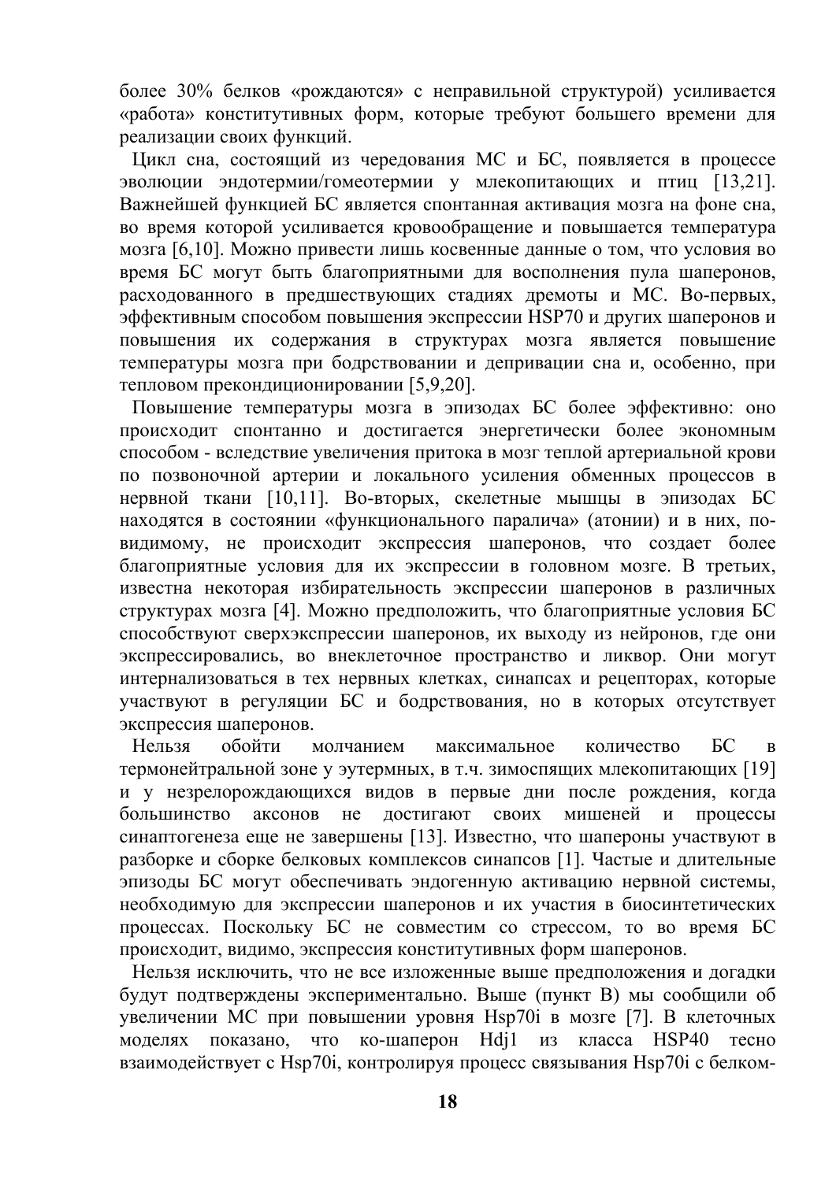более 30% белков «рождаются» с неправильной структурой) усиливается «работа» конститутивных форм, которые требуют большего времени для реализации своих функций.

Цикл сна, состоящий из чередования МС и БС, появляется в процессе эволюции эндотермии/гомеотермии у млекопитающих и птиц [13,21]. Важнейшей функцией БС является спонтанная активация мозга на фоне сна, во время которой усиливается кровообращение и повышается температура мозга [6,10]. Можно привести лишь косвенные данные о том, что условия во время БС могут быть благоприятными для восполнения пула шаперонов, расходованного в предшествующих стадиях дремоты и МС. Во-первых, эффективным способом повышения экспрессии HSP70 и других шаперонов и повышения их содержания в структурах мозга является повышение температуры мозга при бодрствовании и депривации сна и, особенно, при тепловом прекондиционировании [5,9,20].

Повышение температуры мозга в эпизодах БС более эффективно: оно происходит спонтанно и достигается энергетически более экономным способом - вследствие увеличения притока в мозг теплой артериальной крови по позвоночной артерии и локального усиления обменных процессов в нервной ткани [10,11]. Во-вторых, скелетные мышцы в эпизодах БС находятся в состоянии «функционального паралича» (атонии) и в них, по-видимому, не происходит экспрессия шаперонов, что создает более благоприятные условия для их экспрессии в головном мозге. В третьих, известна некоторая избирательность экспрессии шаперонов в различных структурах мозга [4]. Можно предположить, что благоприятные условия БС способствуют сверхэкспрессии шаперонов, их выходу из нейронов, где они экспрессировались, во внеклеточное пространство и ликвор. Они могут интернализоваться в тех нервных клетках, синапсах и рецепторах, которые участвуют в регуляции БС и бодрствования, но в которых отсутствует экспрессия шаперонов.

Нельзя обойти молчанием максимальное количество БС в термонейтральной зоне у эутермных, в т.ч. зимоспящих млекопитающих [19] и у незрелорождающихся видов в первые дни после рождения, когда большинство аксонов не достигают своих мишеней и процессы синаптогенеза еще не завершены [13]. Известно, что шапероны участвуют в разборке и сборке белковых комплексов синапсов [1]. Частые и длительные эпизоды БС могут обеспечивать эндогенную активацию нервной системы, необходимую для экспрессии шаперонов и их участия в биосинтетических процессах. Поскольку БС не совместим со стрессом, то во время БС происходит, видимо, экспрессия конститутивных форм шаперонов.

Нельзя исключить, что не все изложенные выше предположения и догадки будут подтверждены экспериментально. Выше (пункт В) мы сообщили об увеличении МС при повышении уровня Hsp70i в мозге [7]. В клеточных моделях показано, что ко-шаперон Hdj1 из класса HSP40 тесно взаимодействует с Hsp70i, контролируя процесс связывания Hsp70i с белком-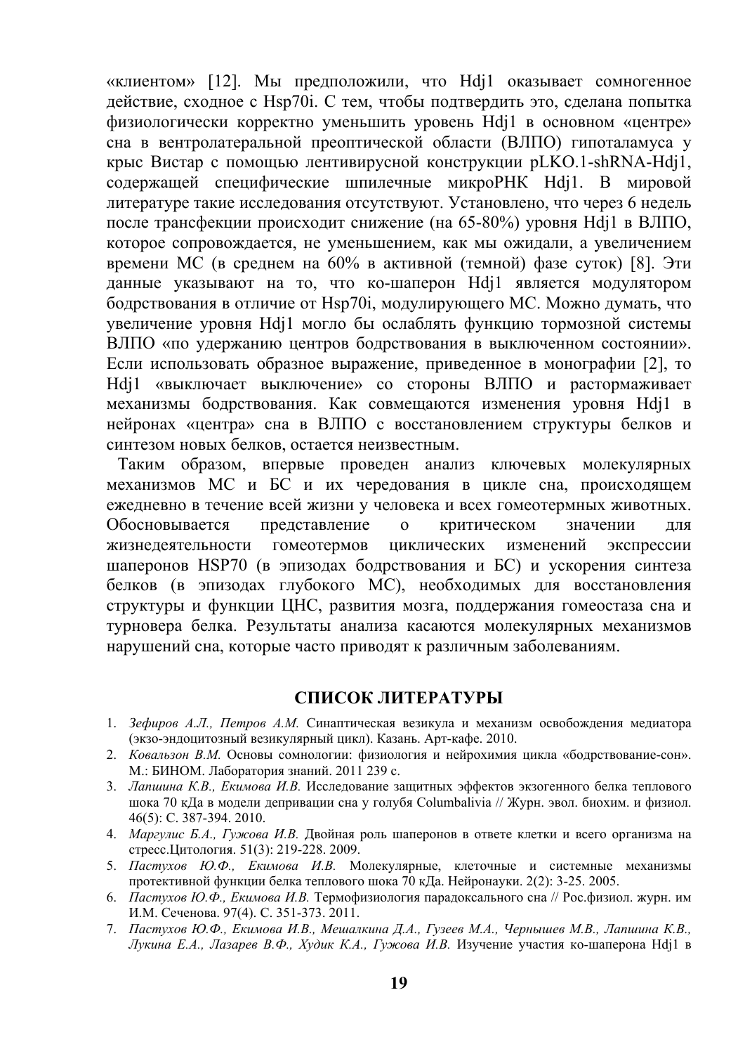«клиентом» [12]. Мы предположили, что Hdj1 оказывает сомногенное действие, сходное с Hsp70i. С тем, чтобы подтвердить это, сделана попытка физиологически корректно уменьшить уровень Hdj1 в основном «центре» сна в вентролатеральной преоптической области (ВЛПО) гипоталамуса у крыс Вистар с помощью лентивирусной конструкции pLKO.1-shRNA-Hdj1, содержащей специфические шпилечные микроРНК Hdj1. В мировой литературе такие исследования отсутствуют. Установлено, что через 6 недель после трансфекции происходит снижение (на 65-80%) уровня Hdj1 в ВЛПО, которое сопровождается, не уменьшением, как мы ожидали, а увеличением времени МС (в среднем на 60% в активной (темной) фазе суток) [8]. Эти данные указывают на то, что ко-шаперон Hdj1 является модулятором бодрствования в отличие от Hsp70i, модулирующего МС. Можно думать, что увеличение уровня Hdj1 могло бы ослаблять функцию тормозной системы ВЛПО «по удержанию центров бодрствования в выключенном состоянии». Если использовать образное выражение, приведенное в монографии [2], то Hdj1 «выключает выключение» со стороны ВЛПО и растормаживает механизмы бодрствования. Как совмещаются изменения уровня Hdj1 в нейронах «центра» сна в ВЛПО с восстановлением структуры белков и синтезом новых белков, остается неизвестным.

Таким образом, впервые проведен анализ ключевых молекулярных механизмов МС и БС и их чередования в цикле сна, происходящем ежедневно в течение всей жизни у человека и всех гомеотермных животных. Обосновывается представление о критическом значении для жизнедеятельности гомеотермов циклических изменений экспрессии шаперонов HSP70 (в эпизодах бодрствования и БС) и ускорения синтеза белков (в эпизодах глубокого МС), необходимых для восстановления структуры и функции ЦНС, развития мозга, поддержания гомеостаза сна и турновера белка. Результаты анализа касаются молекулярных механизмов нарушений сна, которые часто приводят к различным заболеваниям.

## СПИСОК ЛИТЕРАТУРЫ

1. *Зефиров А.Л., Петров А.М.* Синаптическая везикула и механизм освобождения медиатора (экзо-эндоцитозный везикулярный цикл). Казань. Арт-кафе. 2010.
2. *Ковальзон В.М.* Основы сомнологии: физиология и нейрохимия цикла «бодрствование-сон». М.: БИНОМ. Лаборатория знаний. 2011 239 с.
3. *Лапшина К.В., Екимова И.В.* Исследование защитных эффектов экзогенного белка теплового шока 70 кДа в модели депривации сна у голубя Columbalivia // Журн. эвол. биохим. и физиол. 46(5): С. 387-394. 2010.
4. *Маргулис Б.А., Гужова И.В.* Двойная роль шаперонов в ответе клетки и всего организма на стресс.Цитология. 51(3): 219-228. 2009.
5. *Пастухов Ю.Ф., Екимова И.В.* Молекулярные, клеточные и системные механизмы протективной функции белка теплового шока 70 кДа. Нейронауки. 2(2): 3-25. 2005.
6. *Пастухов Ю.Ф., Екимова И.В.* Термофизиология парадоксального сна // Рос.физиол. журн. им И.М. Сеченова. 97(4). С. 351-373. 2011.
7. *Пастухов Ю.Ф., Екимова И.В., Мешалкина Д.А., Гузеев М.А., Чернышев М.В., Лапшина К.В., Лукина Е.А., Лазарев В.Ф., Худик К.А., Гужова И.В.* Изучение участия ко-шаперона Hdj1 в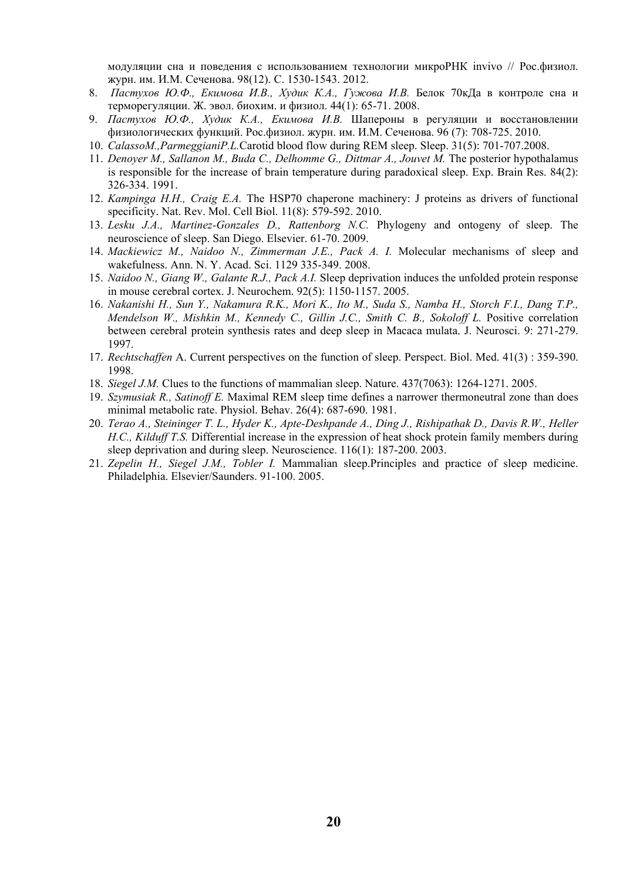модуляции сна и поведения с использованием технологии микроРНК invivo // Рос.физиол. журн. им. И.М. Сеченова. 98(12). С. 1530-1543. 2012.

8. *Пастухов Ю.Ф., Екимова И.В., Худик К.А., Гужова И.В.* Белок 70кДа в контроле сна и терморегуляции. Ж. эвол. биохим. и физиол. 44(1): 65-71. 2008.
9. *Пастухов Ю.Ф., Худик К.А., Екимова И.В.* Шапероны в регуляции и восстановлении физиологических функций. Рос.физиол. журн. им. И.М. Сеченова. 96 (7): 708-725. 2010.
10. *CalassoM.,ParmeggianiP.L.*Carotid blood flow during REM sleep. Sleep. 31(5): 701-707.2008.
11. *Denoyer M., Sallanon M., Buda C., Delhomme G., Dittmar A., Jouvet M.* The posterior hypothalamus is responsible for the increase of brain temperature during paradoxical sleep. Exp. Brain Res. 84(2): 326-334. 1991.
12. *Kampinga H.H., Craig E.A.* The HSP70 chaperone machinery: J proteins as drivers of functional specificity. Nat. Rev. Mol. Cell Biol. 11(8): 579-592. 2010.
13. *Lesku J.A., Martinez-Gonzales D., Rattenborg N.C.* Phylogeny and ontogeny of sleep. The neuroscience of sleep. San Diego. Elsevier. 61-70. 2009.
14. *Mackiewicz M., Naidoo N., Zimmerman J.E., Pack A. I.* Molecular mechanisms of sleep and wakefulness. Ann. N. Y. Acad. Sci. 1129 335-349. 2008.
15. *Naidoo N., Giang W., Galante R.J., Pack A.I.* Sleep deprivation induces the unfolded protein response in mouse cerebral cortex. J. Neurochem. 92(5): 1150-1157. 2005.
16. *Nakanishi H., Sun Y., Nakamura R.K., Mori K., Ito M., Suda S., Namba H., Storch F.I., Dang T.P., Mendelson W., Mishkin M., Kennedy C., Gillin J.C., Smith C. B., Sokoloff L.* Positive correlation between cerebral protein synthesis rates and deep sleep in Macaca mulata. J. Neurosci. 9: 271-279. 1997.
17. *Rechtschaffen* A. Current perspectives on the function of sleep. Perspect. Biol. Med. 41(3) : 359-390. 1998.
18. *Siegel J.M.* Clues to the functions of mammalian sleep. Nature. 437(7063): 1264-1271. 2005.
19. *Szymusiak R., Satinoff E.* Maximal REM sleep time defines a narrower thermoneutral zone than does minimal metabolic rate. Physiol. Behav. 26(4): 687-690. 1981.
20. *Terao A., Steininger T. L., Hyder K., Apte-Deshpande A., Ding J., Rishipathak D., Davis R.W., Heller H.C., Kilduff T.S.* Differential increase in the expression of heat shock protein family members during sleep deprivation and during sleep. Neuroscience. 116(1): 187-200. 2003.
21. *Zepelin H., Siegel J.M., Tobler I.* Mammalian sleep.Principles and practice of sleep medicine. Philadelphia. Elsevier/Saunders. 91-100. 2005.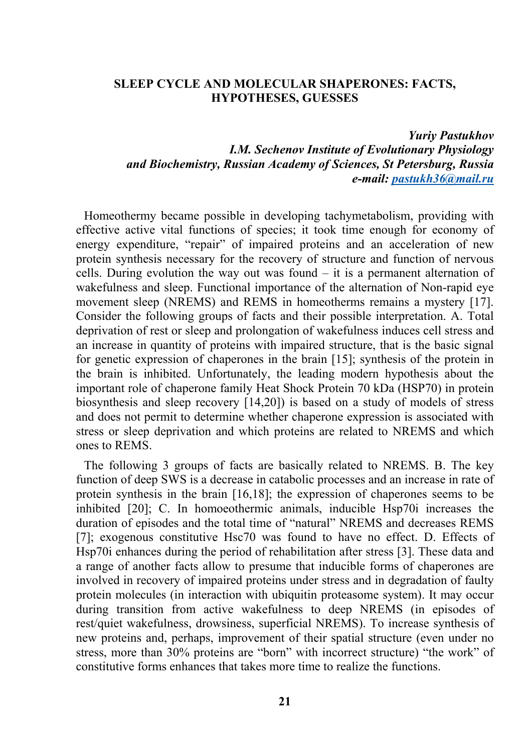**SLEEP CYCLE AND MOLECULAR SHAPERONES: FACTS, HYPOTHESES, GUESSES**

***Yuriy Pastukhov***
***I.M. Sechenov Institute of Evolutionary Physiology and Biochemistry, Russian Academy of Sciences, St Petersburg, Russia***
***e-mail: pastukh36@mail.ru***

Homeothermy became possible in developing tachymetabolism, providing with effective active vital functions of species; it took time enough for economy of energy expenditure, "repair" of impaired proteins and an acceleration of new protein synthesis necessary for the recovery of structure and function of nervous cells. During evolution the way out was found – it is a permanent alternation of wakefulness and sleep. Functional importance of the alternation of Non-rapid eye movement sleep (NREMS) and REMS in homeotherms remains a mystery [17]. Consider the following groups of facts and their possible interpretation. A. Total deprivation of rest or sleep and prolongation of wakefulness induces cell stress and an increase in quantity of proteins with impaired structure, that is the basic signal for genetic expression of chaperones in the brain [15]; synthesis of the protein in the brain is inhibited. Unfortunately, the leading modern hypothesis about the important role of chaperone family Heat Shock Protein 70 kDa (HSP70) in protein biosynthesis and sleep recovery [14,20]) is based on a study of models of stress and does not permit to determine whether chaperone expression is associated with stress or sleep deprivation and which proteins are related to NREMS and which ones to REMS.

The following 3 groups of facts are basically related to NREMS. B. The key function of deep SWS is a decrease in catabolic processes and an increase in rate of protein synthesis in the brain [16,18]; the expression of chaperones seems to be inhibited [20]; C. In homoeothermic animals, inducible Hsp70i increases the duration of episodes and the total time of "natural" NREMS and decreases REMS [7]; exogenous constitutive Hsc70 was found to have no effect. D. Effects of Hsp70i enhances during the period of rehabilitation after stress [3]. These data and a range of another facts allow to presume that inducible forms of chaperones are involved in recovery of impaired proteins under stress and in degradation of faulty protein molecules (in interaction with ubiquitin proteasome system). It may occur during transition from active wakefulness to deep NREMS (in episodes of rest/quiet wakefulness, drowsiness, superficial NREMS). To increase synthesis of new proteins and, perhaps, improvement of their spatial structure (even under no stress, more than 30% proteins are "born" with incorrect structure) "the work" of constitutive forms enhances that takes more time to realize the functions.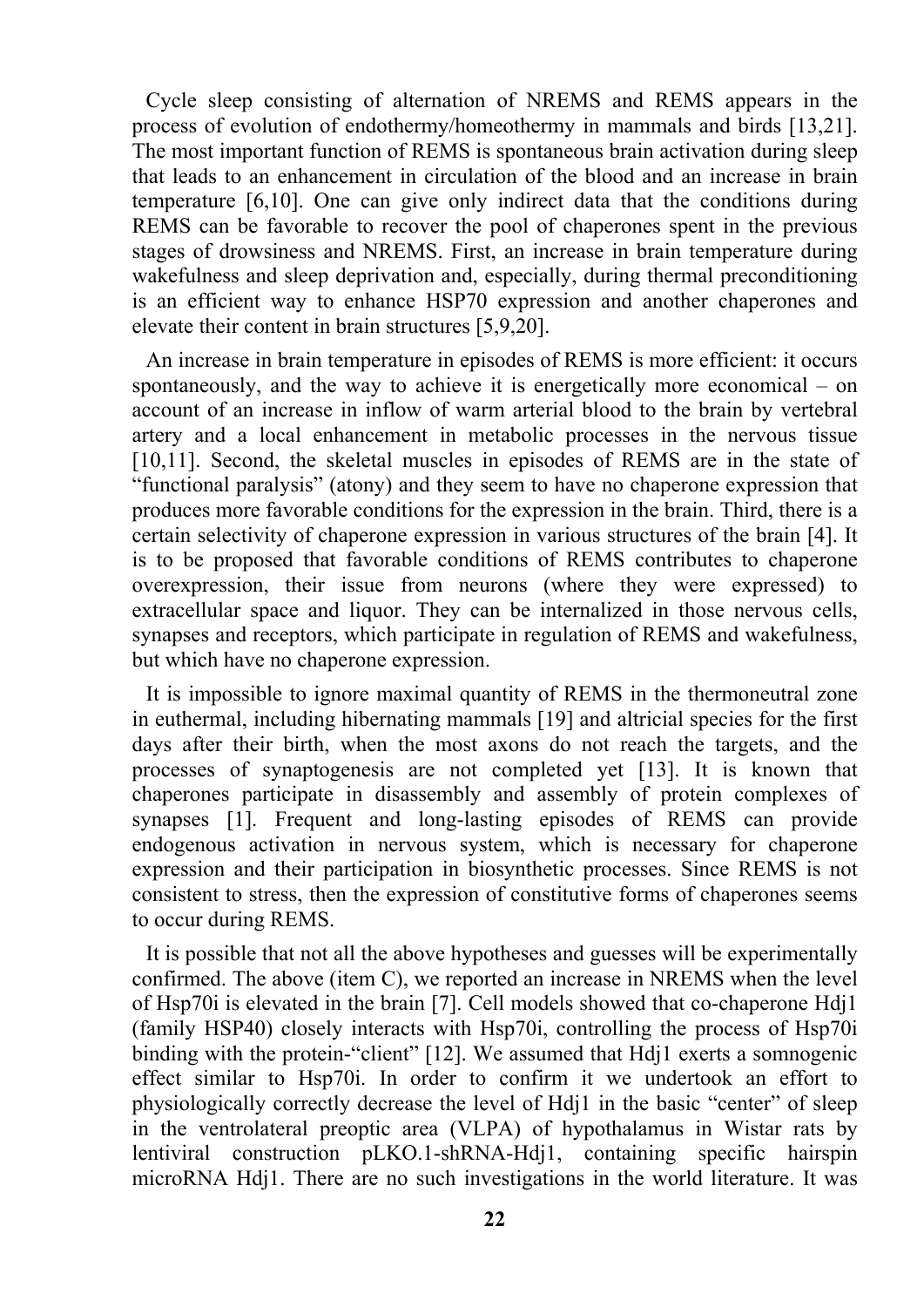Cycle sleep consisting of alternation of NREMS and REMS appears in the process of evolution of endothermy/homeothermy in mammals and birds [13,21]. The most important function of REMS is spontaneous brain activation during sleep that leads to an enhancement in circulation of the blood and an increase in brain temperature [6,10]. One can give only indirect data that the conditions during REMS can be favorable to recover the pool of chaperones spent in the previous stages of drowsiness and NREMS. First, an increase in brain temperature during wakefulness and sleep deprivation and, especially, during thermal preconditioning is an efficient way to enhance HSP70 expression and another chaperones and elevate their content in brain structures [5,9,20].

An increase in brain temperature in episodes of REMS is more efficient: it occurs spontaneously, and the way to achieve it is energetically more economical – on account of an increase in inflow of warm arterial blood to the brain by vertebral artery and a local enhancement in metabolic processes in the nervous tissue [10,11]. Second, the skeletal muscles in episodes of REMS are in the state of "functional paralysis" (atony) and they seem to have no chaperone expression that produces more favorable conditions for the expression in the brain. Third, there is a certain selectivity of chaperone expression in various structures of the brain [4]. It is to be proposed that favorable conditions of REMS contributes to chaperone overexpression, their issue from neurons (where they were expressed) to extracellular space and liquor. They can be internalized in those nervous cells, synapses and receptors, which participate in regulation of REMS and wakefulness, but which have no chaperone expression.

It is impossible to ignore maximal quantity of REMS in the thermoneutral zone in euthermal, including hibernating mammals [19] and altricial species for the first days after their birth, when the most axons do not reach the targets, and the processes of synaptogenesis are not completed yet [13]. It is known that chaperones participate in disassembly and assembly of protein complexes of synapses [1]. Frequent and long-lasting episodes of REMS can provide endogenous activation in nervous system, which is necessary for chaperone expression and their participation in biosynthetic processes. Since REMS is not consistent to stress, then the expression of constitutive forms of chaperones seems to occur during REMS.

It is possible that not all the above hypotheses and guesses will be experimentally confirmed. The above (item C), we reported an increase in NREMS when the level of Hsp70i is elevated in the brain [7]. Cell models showed that co-chaperone Hdj1 (family HSP40) closely interacts with Hsp70i, controlling the process of Hsp70i binding with the protein-"client" [12]. We assumed that Hdj1 exerts a somnogenic effect similar to Hsp70i. In order to confirm it we undertook an effort to physiologically correctly decrease the level of Hdj1 in the basic "center" of sleep in the ventrolateral preoptic area (VLPA) of hypothalamus in Wistar rats by lentiviral construction pLKO.1-shRNA-Hdj1, containing specific hairspin microRNA Hdj1. There are no such investigations in the world literature. It was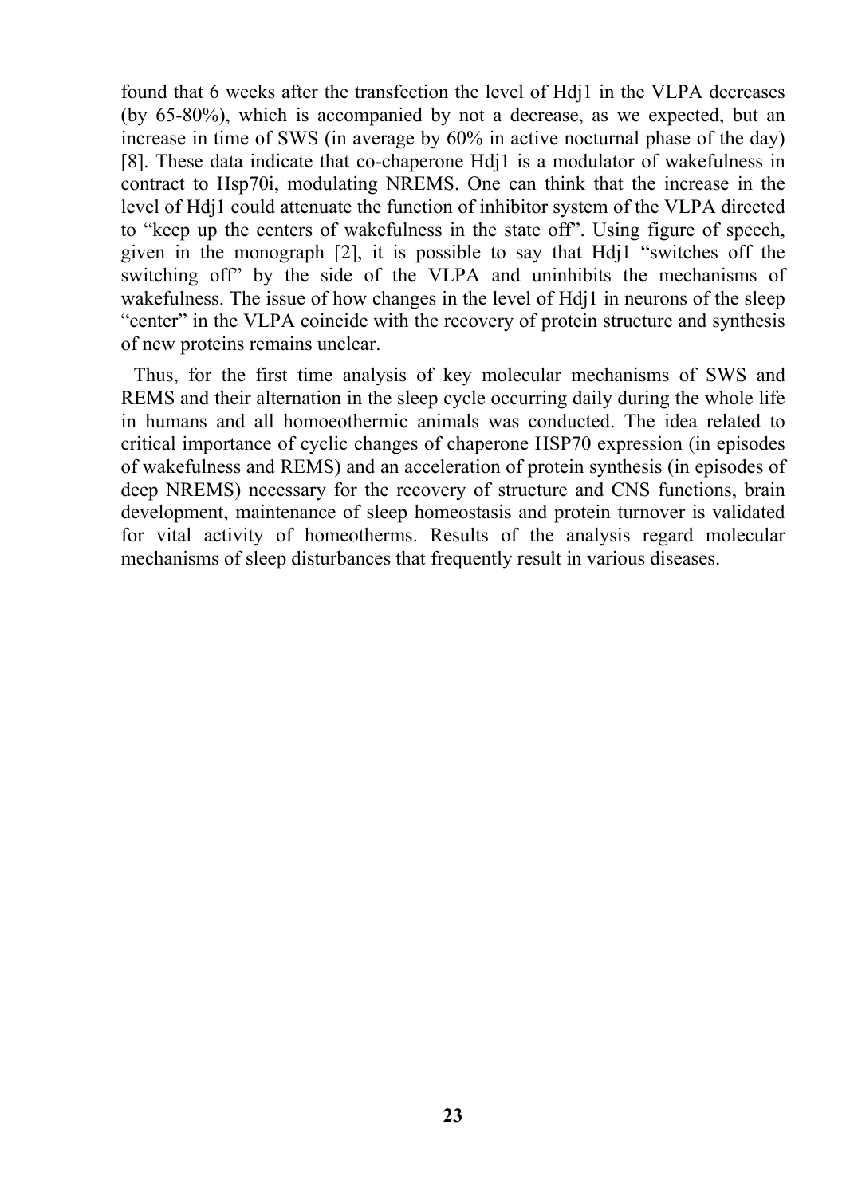found that 6 weeks after the transfection the level of Hdj1 in the VLPA decreases (by 65-80%), which is accompanied by not a decrease, as we expected, but an increase in time of SWS (in average by 60% in active nocturnal phase of the day) [8]. These data indicate that co-chaperone Hdj1 is a modulator of wakefulness in contract to Hsp70i, modulating NREMS. One can think that the increase in the level of Hdj1 could attenuate the function of inhibitor system of the VLPA directed to "keep up the centers of wakefulness in the state off". Using figure of speech, given in the monograph [2], it is possible to say that Hdj1 "switches off the switching off" by the side of the VLPA and uninhibits the mechanisms of wakefulness. The issue of how changes in the level of Hdj1 in neurons of the sleep "center" in the VLPA coincide with the recovery of protein structure and synthesis of new proteins remains unclear.

Thus, for the first time analysis of key molecular mechanisms of SWS and REMS and their alternation in the sleep cycle occurring daily during the whole life in humans and all homoeothermic animals was conducted. The idea related to critical importance of cyclic changes of chaperone HSP70 expression (in episodes of wakefulness and REMS) and an acceleration of protein synthesis (in episodes of deep NREMS) necessary for the recovery of structure and CNS functions, brain development, maintenance of sleep homeostasis and protein turnover is validated for vital activity of homeotherms. Results of the analysis regard molecular mechanisms of sleep disturbances that frequently result in various diseases.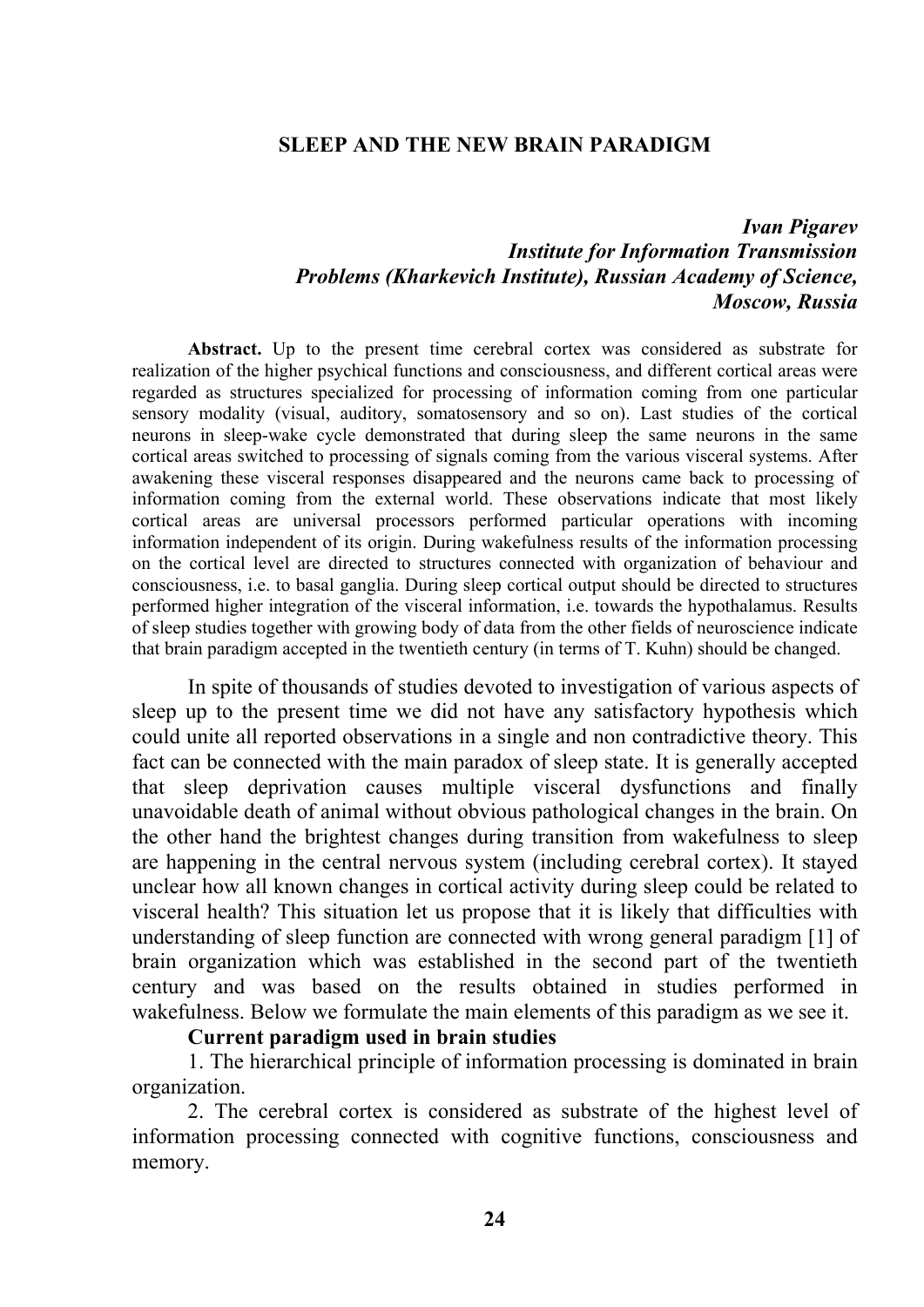# SLEEP AND THE NEW BRAIN PARADIGM

***Ivan Pigarev***
***Institute for Information Transmission Problems (Kharkevich Institute), Russian Academy of Science, Moscow, Russia***

**Abstract.** Up to the present time cerebral cortex was considered as substrate for realization of the higher psychical functions and consciousness, and different cortical areas were regarded as structures specialized for processing of information coming from one particular sensory modality (visual, auditory, somatosensory and so on). Last studies of the cortical neurons in sleep-wake cycle demonstrated that during sleep the same neurons in the same cortical areas switched to processing of signals coming from the various visceral systems. After awakening these visceral responses disappeared and the neurons came back to processing of information coming from the external world. These observations indicate that most likely cortical areas are universal processors performed particular operations with incoming information independent of its origin. During wakefulness results of the information processing on the cortical level are directed to structures connected with organization of behaviour and consciousness, i.e. to basal ganglia. During sleep cortical output should be directed to structures performed higher integration of the visceral information, i.e. towards the hypothalamus. Results of sleep studies together with growing body of data from the other fields of neuroscience indicate that brain paradigm accepted in the twentieth century (in terms of T. Kuhn) should be changed.

In spite of thousands of studies devoted to investigation of various aspects of sleep up to the present time we did not have any satisfactory hypothesis which could unite all reported observations in a single and non contradictive theory. This fact can be connected with the main paradox of sleep state. It is generally accepted that sleep deprivation causes multiple visceral dysfunctions and finally unavoidable death of animal without obvious pathological changes in the brain. On the other hand the brightest changes during transition from wakefulness to sleep are happening in the central nervous system (including cerebral cortex). It stayed unclear how all known changes in cortical activity during sleep could be related to visceral health? This situation let us propose that it is likely that difficulties with understanding of sleep function are connected with wrong general paradigm [1] of brain organization which was established in the second part of the twentieth century and was based on the results obtained in studies performed in wakefulness. Below we formulate the main elements of this paradigm as we see it.

**Current paradigm used in brain studies**

1. The hierarchical principle of information processing is dominated in brain organization.

2. The cerebral cortex is considered as substrate of the highest level of information processing connected with cognitive functions, consciousness and memory.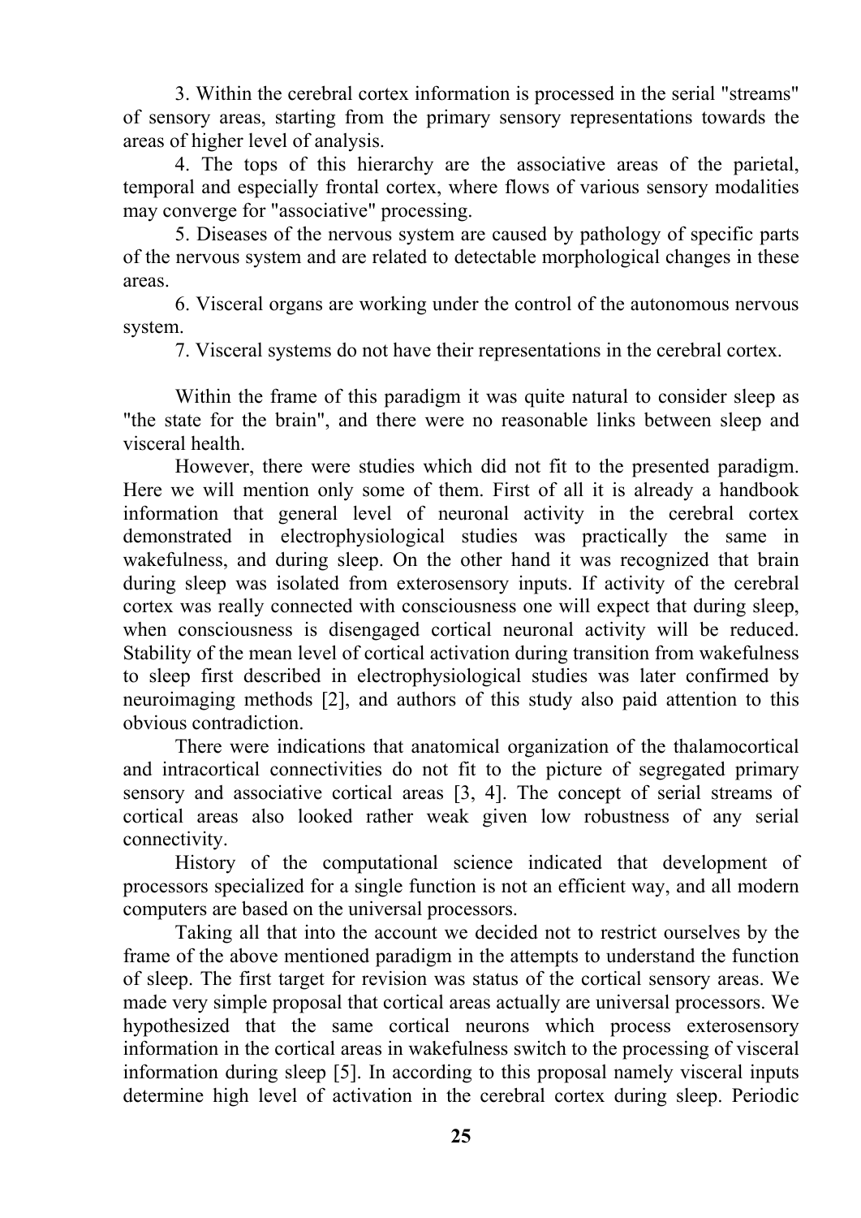3. Within the cerebral cortex information is processed in the serial "streams" of sensory areas, starting from the primary sensory representations towards the areas of higher level of analysis.

4. The tops of this hierarchy are the associative areas of the parietal, temporal and especially frontal cortex, where flows of various sensory modalities may converge for "associative" processing.

5. Diseases of the nervous system are caused by pathology of specific parts of the nervous system and are related to detectable morphological changes in these areas.

6. Visceral organs are working under the control of the autonomous nervous system.

7. Visceral systems do not have their representations in the cerebral cortex.

Within the frame of this paradigm it was quite natural to consider sleep as "the state for the brain", and there were no reasonable links between sleep and visceral health.

However, there were studies which did not fit to the presented paradigm. Here we will mention only some of them. First of all it is already a handbook information that general level of neuronal activity in the cerebral cortex demonstrated in electrophysiological studies was practically the same in wakefulness, and during sleep. On the other hand it was recognized that brain during sleep was isolated from exterosensory inputs. If activity of the cerebral cortex was really connected with consciousness one will expect that during sleep, when consciousness is disengaged cortical neuronal activity will be reduced. Stability of the mean level of cortical activation during transition from wakefulness to sleep first described in electrophysiological studies was later confirmed by neuroimaging methods [2], and authors of this study also paid attention to this obvious contradiction.

There were indications that anatomical organization of the thalamocortical and intracortical connectivities do not fit to the picture of segregated primary sensory and associative cortical areas [3, 4]. The concept of serial streams of cortical areas also looked rather weak given low robustness of any serial connectivity.

History of the computational science indicated that development of processors specialized for a single function is not an efficient way, and all modern computers are based on the universal processors.

Taking all that into the account we decided not to restrict ourselves by the frame of the above mentioned paradigm in the attempts to understand the function of sleep. The first target for revision was status of the cortical sensory areas. We made very simple proposal that cortical areas actually are universal processors. We hypothesized that the same cortical neurons which process exterosensory information in the cortical areas in wakefulness switch to the processing of visceral information during sleep [5]. In according to this proposal namely visceral inputs determine high level of activation in the cerebral cortex during sleep. Periodic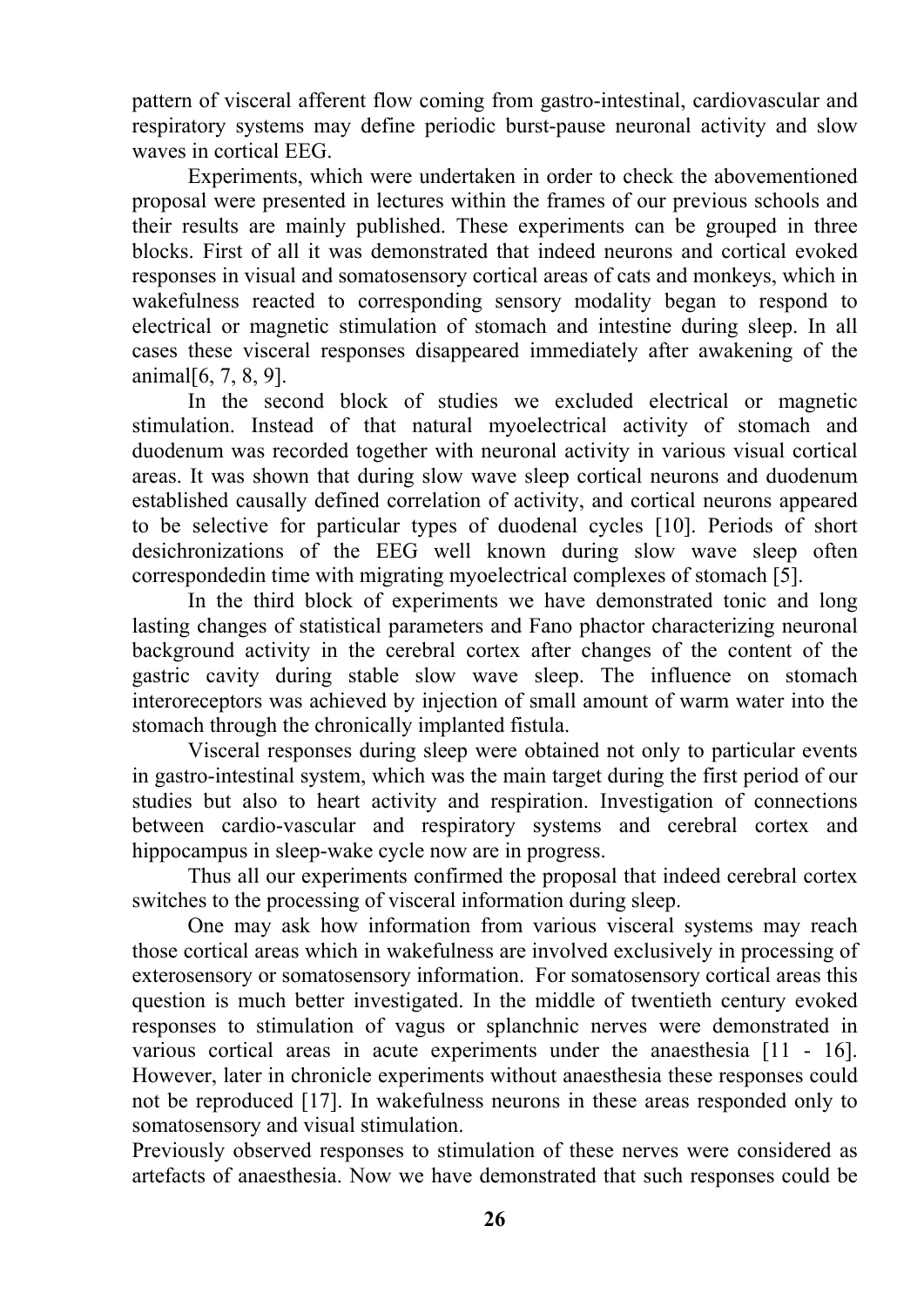pattern of visceral afferent flow coming from gastro-intestinal, cardiovascular and respiratory systems may define periodic burst-pause neuronal activity and slow waves in cortical EEG.

Experiments, which were undertaken in order to check the abovementioned proposal were presented in lectures within the frames of our previous schools and their results are mainly published. These experiments can be grouped in three blocks. First of all it was demonstrated that indeed neurons and cortical evoked responses in visual and somatosensory cortical areas of cats and monkeys, which in wakefulness reacted to corresponding sensory modality began to respond to electrical or magnetic stimulation of stomach and intestine during sleep. In all cases these visceral responses disappeared immediately after awakening of the animal[6, 7, 8, 9].

In the second block of studies we excluded electrical or magnetic stimulation. Instead of that natural myoelectrical activity of stomach and duodenum was recorded together with neuronal activity in various visual cortical areas. It was shown that during slow wave sleep cortical neurons and duodenum established causally defined correlation of activity, and cortical neurons appeared to be selective for particular types of duodenal cycles [10]. Periods of short desichronizations of the EEG well known during slow wave sleep often correspondedin time with migrating myoelectrical complexes of stomach [5].

In the third block of experiments we have demonstrated tonic and long lasting changes of statistical parameters and Fano phactor characterizing neuronal background activity in the cerebral cortex after changes of the content of the gastric cavity during stable slow wave sleep. The influence on stomach interoreceptors was achieved by injection of small amount of warm water into the stomach through the chronically implanted fistula.

Visceral responses during sleep were obtained not only to particular events in gastro-intestinal system, which was the main target during the first period of our studies but also to heart activity and respiration. Investigation of connections between cardio-vascular and respiratory systems and cerebral cortex and hippocampus in sleep-wake cycle now are in progress.

Thus all our experiments confirmed the proposal that indeed cerebral cortex switches to the processing of visceral information during sleep.

One may ask how information from various visceral systems may reach those cortical areas which in wakefulness are involved exclusively in processing of exterosensory or somatosensory information. For somatosensory cortical areas this question is much better investigated. In the middle of twentieth century evoked responses to stimulation of vagus or splanchnic nerves were demonstrated in various cortical areas in acute experiments under the anaesthesia [11 - 16]. However, later in chronicle experiments without anaesthesia these responses could not be reproduced [17]. In wakefulness neurons in these areas responded only to somatosensory and visual stimulation.

Previously observed responses to stimulation of these nerves were considered as artefacts of anaesthesia. Now we have demonstrated that such responses could be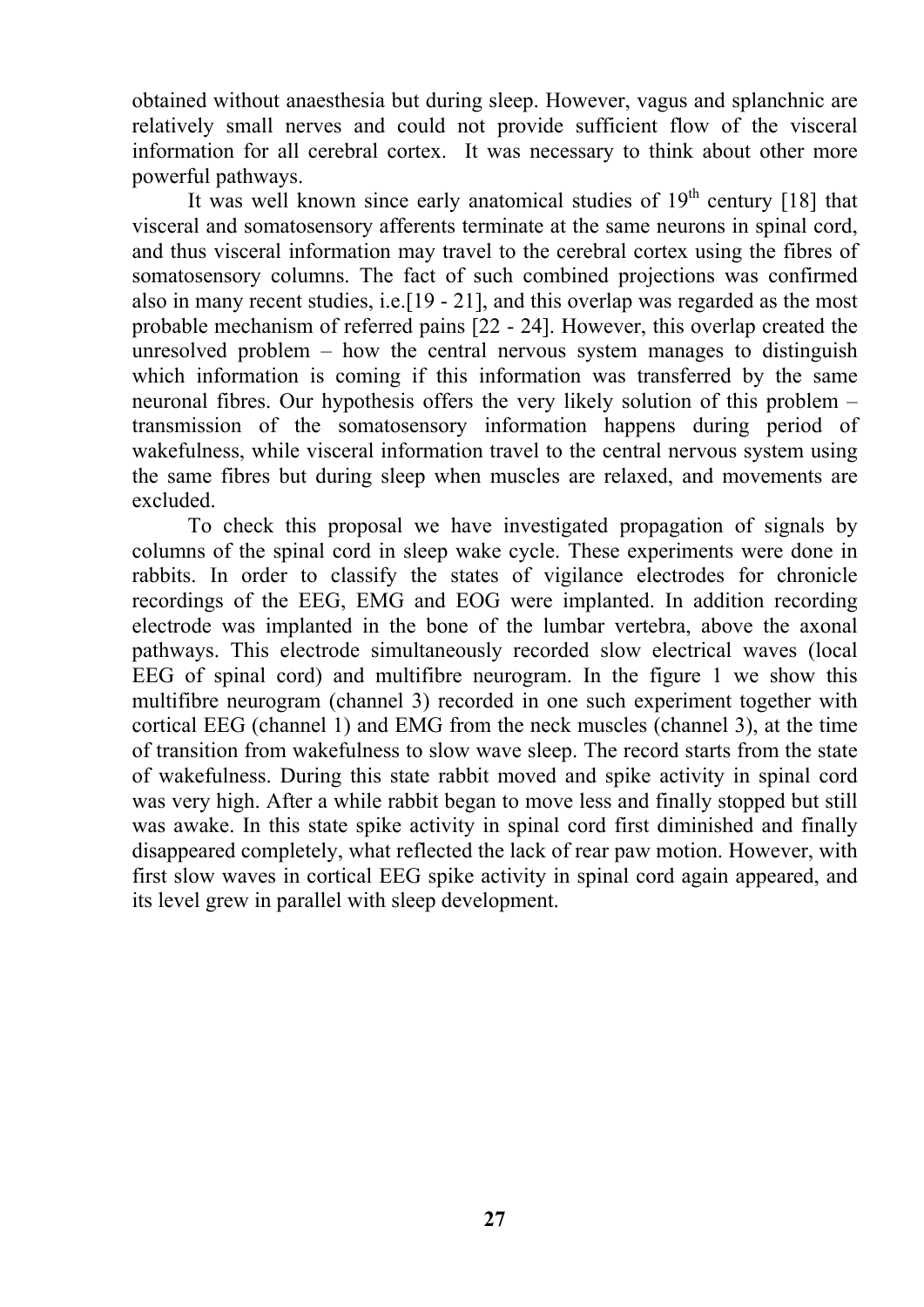obtained without anaesthesia but during sleep. However, vagus and splanchnic are relatively small nerves and could not provide sufficient flow of the visceral information for all cerebral cortex. It was necessary to think about other more powerful pathways.

It was well known since early anatomical studies of 19th century [18] that visceral and somatosensory afferents terminate at the same neurons in spinal cord, and thus visceral information may travel to the cerebral cortex using the fibres of somatosensory columns. The fact of such combined projections was confirmed also in many recent studies, i.e.[19 - 21], and this overlap was regarded as the most probable mechanism of referred pains [22 - 24]. However, this overlap created the unresolved problem – how the central nervous system manages to distinguish which information is coming if this information was transferred by the same neuronal fibres. Our hypothesis offers the very likely solution of this problem – transmission of the somatosensory information happens during period of wakefulness, while visceral information travel to the central nervous system using the same fibres but during sleep when muscles are relaxed, and movements are excluded.

To check this proposal we have investigated propagation of signals by columns of the spinal cord in sleep wake cycle. These experiments were done in rabbits. In order to classify the states of vigilance electrodes for chronicle recordings of the EEG, EMG and EOG were implanted. In addition recording electrode was implanted in the bone of the lumbar vertebra, above the axonal pathways. This electrode simultaneously recorded slow electrical waves (local EEG of spinal cord) and multifibre neurogram. In the figure 1 we show this multifibre neurogram (channel 3) recorded in one such experiment together with cortical EEG (channel 1) and EMG from the neck muscles (channel 3), at the time of transition from wakefulness to slow wave sleep. The record starts from the state of wakefulness. During this state rabbit moved and spike activity in spinal cord was very high. After a while rabbit began to move less and finally stopped but still was awake. In this state spike activity in spinal cord first diminished and finally disappeared completely, what reflected the lack of rear paw motion. However, with first slow waves in cortical EEG spike activity in spinal cord again appeared, and its level grew in parallel with sleep development.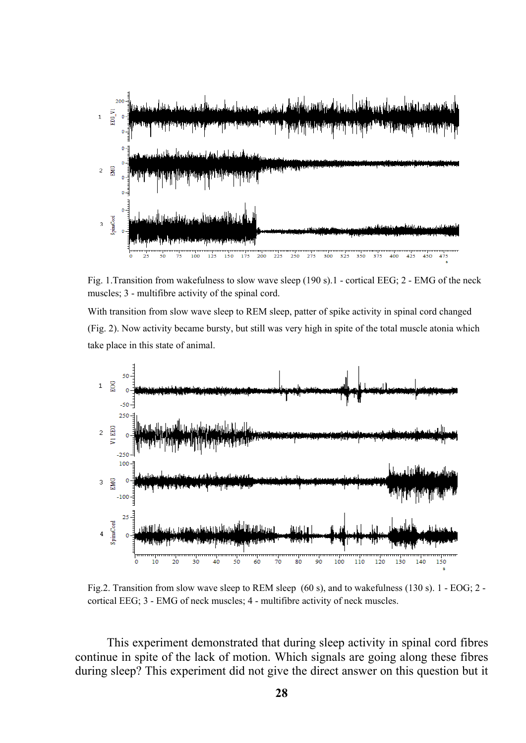Fig. 1.Transition from wakefulness to slow wave sleep (190 s).1 - cortical EEG; 2 - EMG of the neck muscles; 3 - multifibre activity of the spinal cord.

With transition from slow wave sleep to REM sleep, patter of spike activity in spinal cord changed (Fig. 2). Now activity became bursty, but still was very high in spite of the total muscle atonia which take place in this state of animal.

Fig.2. Transition from slow wave sleep to REM sleep (60 s), and to wakefulness (130 s). 1 - EOG; 2 - cortical EEG; 3 - EMG of neck muscles; 4 - multifibre activity of neck muscles.

This experiment demonstrated that during sleep activity in spinal cord fibres continue in spite of the lack of motion. Which signals are going along these fibres during sleep? This experiment did not give the direct answer on this question but it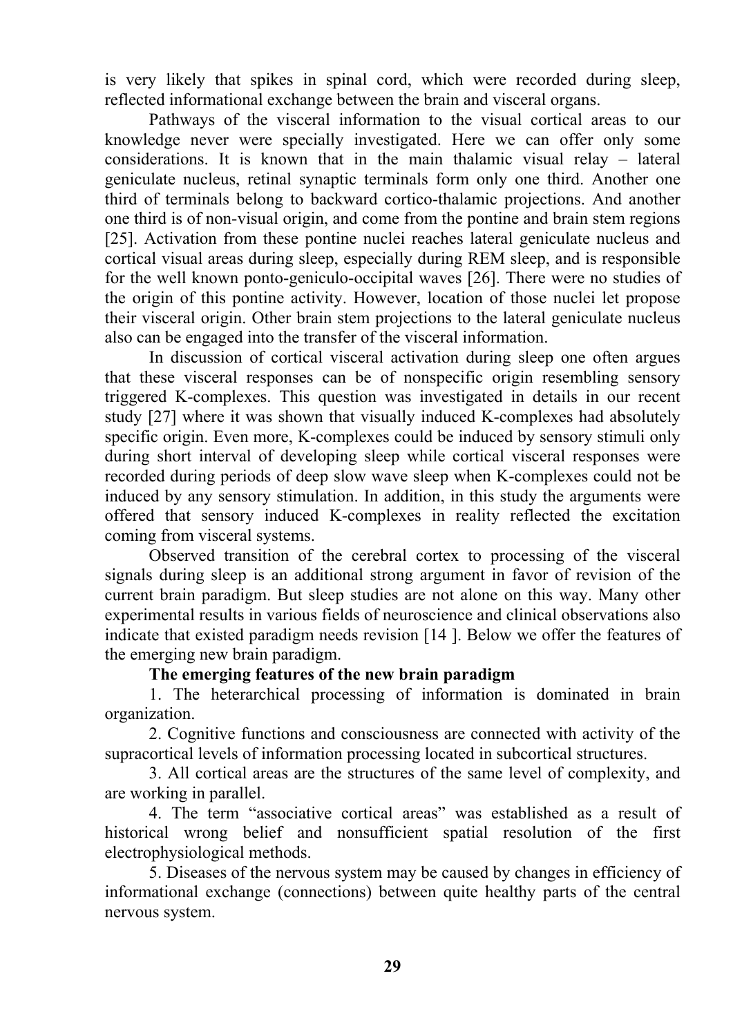is very likely that spikes in spinal cord, which were recorded during sleep, reflected informational exchange between the brain and visceral organs.

Pathways of the visceral information to the visual cortical areas to our knowledge never were specially investigated. Here we can offer only some considerations. It is known that in the main thalamic visual relay – lateral geniculate nucleus, retinal synaptic terminals form only one third. Another one third of terminals belong to backward cortico-thalamic projections. And another one third is of non-visual origin, and come from the pontine and brain stem regions [25]. Activation from these pontine nuclei reaches lateral geniculate nucleus and cortical visual areas during sleep, especially during REM sleep, and is responsible for the well known ponto-geniculo-occipital waves [26]. There were no studies of the origin of this pontine activity. However, location of those nuclei let propose their visceral origin. Other brain stem projections to the lateral geniculate nucleus also can be engaged into the transfer of the visceral information.

In discussion of cortical visceral activation during sleep one often argues that these visceral responses can be of nonspecific origin resembling sensory triggered K-complexes. This question was investigated in details in our recent study [27] where it was shown that visually induced K-complexes had absolutely specific origin. Even more, K-complexes could be induced by sensory stimuli only during short interval of developing sleep while cortical visceral responses were recorded during periods of deep slow wave sleep when K-complexes could not be induced by any sensory stimulation. In addition, in this study the arguments were offered that sensory induced K-complexes in reality reflected the excitation coming from visceral systems.

Observed transition of the cerebral cortex to processing of the visceral signals during sleep is an additional strong argument in favor of revision of the current brain paradigm. But sleep studies are not alone on this way. Many other experimental results in various fields of neuroscience and clinical observations also indicate that existed paradigm needs revision [14 ]. Below we offer the features of the emerging new brain paradigm.

**The emerging features of the new brain paradigm**

1. The heterarchical processing of information is dominated in brain organization.

2. Cognitive functions and consciousness are connected with activity of the supracortical levels of information processing located in subcortical structures.

3. All cortical areas are the structures of the same level of complexity, and are working in parallel.

4. The term “associative cortical areas” was established as a result of historical wrong belief and nonsufficient spatial resolution of the first electrophysiological methods.

5. Diseases of the nervous system may be caused by changes in efficiency of informational exchange (connections) between quite healthy parts of the central nervous system.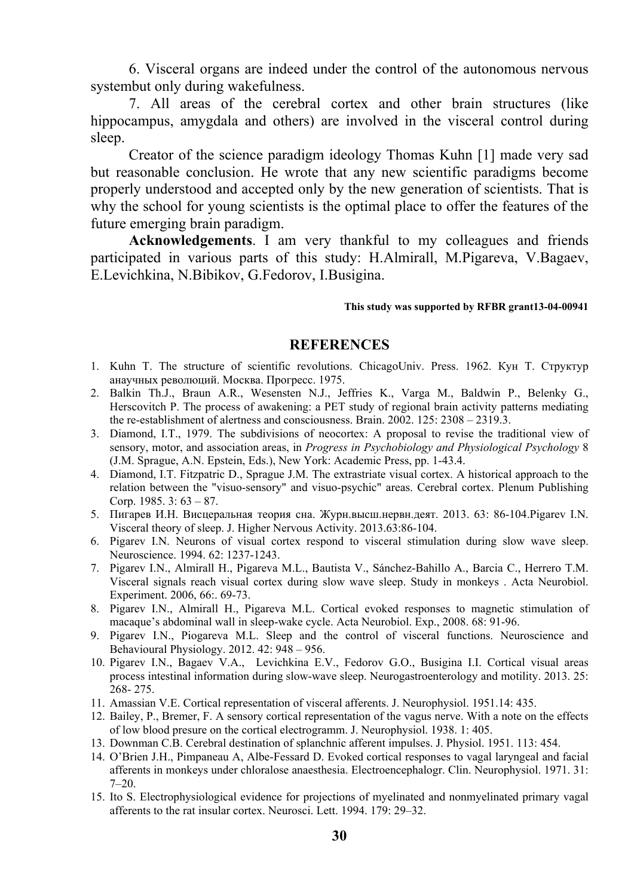6. Visceral organs are indeed under the control of the autonomous nervous systembut only during wakefulness.

7. All areas of the cerebral cortex and other brain structures (like hippocampus, amygdala and others) are involved in the visceral control during sleep.

Creator of the science paradigm ideology Thomas Kuhn [1] made very sad but reasonable conclusion. He wrote that any new scientific paradigms become properly understood and accepted only by the new generation of scientists. That is why the school for young scientists is the optimal place to offer the features of the future emerging brain paradigm.

**Acknowledgements**. I am very thankful to my colleagues and friends participated in various parts of this study: H.Almirall, M.Pigareva, V.Bagaev, E.Levichkina, N.Bibikov, G.Fedorov, I.Busigina.

**This study was supported by RFBR grant13-04-00941**

## REFERENCES

1. Kuhn T. The structure of scientific revolutions. ChicagoUniv. Press. 1962. Кун Т. Структур анаучных революций. Москва. Прогресс. 1975.
2. Balkin Th.J., Braun A.R., Wesensten N.J., Jeffries K., Varga M., Baldwin P., Belenky G., Herscovitch P. The process of awakening: a PET study of regional brain activity patterns mediating the re-establishment of alertness and consciousness. Brain. 2002. 125: 2308 – 2319.3.
3. Diamond, I.T., 1979. The subdivisions of neocortex: A proposal to revise the traditional view of sensory, motor, and association areas, in *Progress in Psychobiology and Physiological Psychology* 8 (J.M. Sprague, A.N. Epstein, Eds.), New York: Academic Press, pp. 1-43.4.
4. Diamond, I.T. Fitzpatric D., Sprague J.M. The extrastriate visual cortex. A historical approach to the relation between the "visuo-sensory" and visuo-psychic" areas. Cerebral cortex. Plenum Publishing Corp. 1985. 3: 63 – 87.
5. Пигарев И.Н. Висцеральная теория сна. Журн.высш.нервн.деят. 2013. 63: 86-104.Pigarev I.N. Visceral theory of sleep. J. Higher Nervous Activity. 2013.63:86-104.
6. Pigarev I.N. Neurons of visual cortex respond to visceral stimulation during slow wave sleep. Neuroscience. 1994. 62: 1237-1243.
7. Pigarev I.N., Almirall H., Pigareva M.L., Bautista V., Sánchez-Bahillo A., Barcia C., Herrero T.M. Visceral signals reach visual cortex during slow wave sleep. Study in monkeys . Acta Neurobiol. Experiment. 2006, 66:. 69-73.
8. Pigarev I.N., Almirall H., Pigareva M.L. Cortical evoked responses to magnetic stimulation of macaque's abdominal wall in sleep-wake cycle. Acta Neurobiol. Exp., 2008. 68: 91-96.
9. Pigarev I.N., Piogareva M.L. Sleep and the control of visceral functions. Neuroscience and Behavioural Physiology. 2012. 42: 948 – 956.
10. Pigarev I.N., Bagaev V.A., Levichkina E.V., Fedorov G.O., Busigina I.I. Cortical visual areas process intestinal information during slow-wave sleep. Neurogastroenterology and motility. 2013. 25: 268- 275.
11. Amassian V.E. Cortical representation of visceral afferents. J. Neurophysiol. 1951.14: 435.
12. Bailey, P., Bremer, F. A sensory cortical representation of the vagus nerve. With a note on the effects of low blood presure on the cortical electrogramm. J. Neurophysiol. 1938. 1: 405.
13. Downman C.B. Cerebral destination of splanchnic afferent impulses. J. Physiol. 1951. 113: 454.
14. O'Brien J.H., Pimpaneau A, Albe-Fessard D. Evoked cortical responses to vagal laryngeal and facial afferents in monkeys under chloralose anaesthesia. Electroencephalogr. Clin. Neurophysiol. 1971. 31: 7–20.
15. Ito S. Electrophysiological evidence for projections of myelinated and nonmyelinated primary vagal afferents to the rat insular cortex. Neurosci. Lett. 1994. 179: 29–32.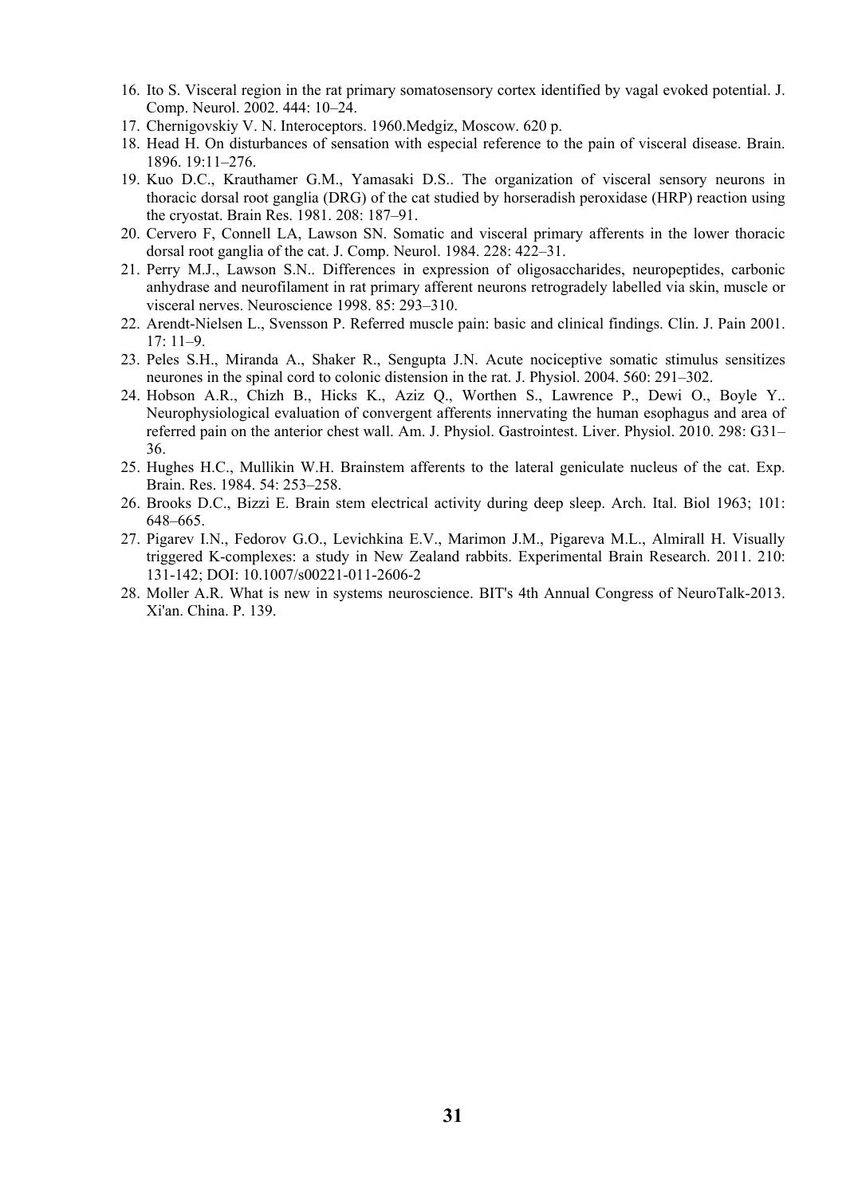16. Ito S. Visceral region in the rat primary somatosensory cortex identified by vagal evoked potential. J. Comp. Neurol. 2002. 444: 10–24.
17. Chernigovskiy V. N. Interoceptors. 1960.Medgiz, Moscow. 620 p.
18. Head H. On disturbances of sensation with especial reference to the pain of visceral disease. Brain. 1896. 19:11–276.
19. Kuo D.C., Krauthamer G.M., Yamasaki D.S.. The organization of visceral sensory neurons in thoracic dorsal root ganglia (DRG) of the cat studied by horseradish peroxidase (HRP) reaction using the cryostat. Brain Res. 1981. 208: 187–91.
20. Cervero F, Connell LA, Lawson SN. Somatic and visceral primary afferents in the lower thoracic dorsal root ganglia of the cat. J. Comp. Neurol. 1984. 228: 422–31.
21. Perry M.J., Lawson S.N.. Differences in expression of oligosaccharides, neuropeptides, carbonic anhydrase and neurofilament in rat primary afferent neurons retrogradely labelled via skin, muscle or visceral nerves. Neuroscience 1998. 85: 293–310.
22. Arendt-Nielsen L., Svensson P. Referred muscle pain: basic and clinical findings. Clin. J. Pain 2001. 17: 11–9.
23. Peles S.H., Miranda A., Shaker R., Sengupta J.N. Acute nociceptive somatic stimulus sensitizes neurones in the spinal cord to colonic distension in the rat. J. Physiol. 2004. 560: 291–302.
24. Hobson A.R., Chizh B., Hicks K., Aziz Q., Worthen S., Lawrence P., Dewi O., Boyle Y.. Neurophysiological evaluation of convergent afferents innervating the human esophagus and area of referred pain on the anterior chest wall. Am. J. Physiol. Gastrointest. Liver. Physiol. 2010. 298: G31–36.
25. Hughes H.C., Mullikin W.H. Brainstem afferents to the lateral geniculate nucleus of the cat. Exp. Brain. Res. 1984. 54: 253–258.
26. Brooks D.C., Bizzi E. Brain stem electrical activity during deep sleep. Arch. Ital. Biol 1963; 101: 648–665.
27. Pigarev I.N., Fedorov G.O., Levichkina E.V., Marimon J.M., Pigareva M.L., Almirall H. Visually triggered K-complexes: a study in New Zealand rabbits. Experimental Brain Research. 2011. 210: 131-142; DOI: 10.1007/s00221-011-2606-2
28. Moller A.R. What is new in systems neuroscience. BIT's 4th Annual Congress of NeuroTalk-2013. Xi'an. China. P. 139.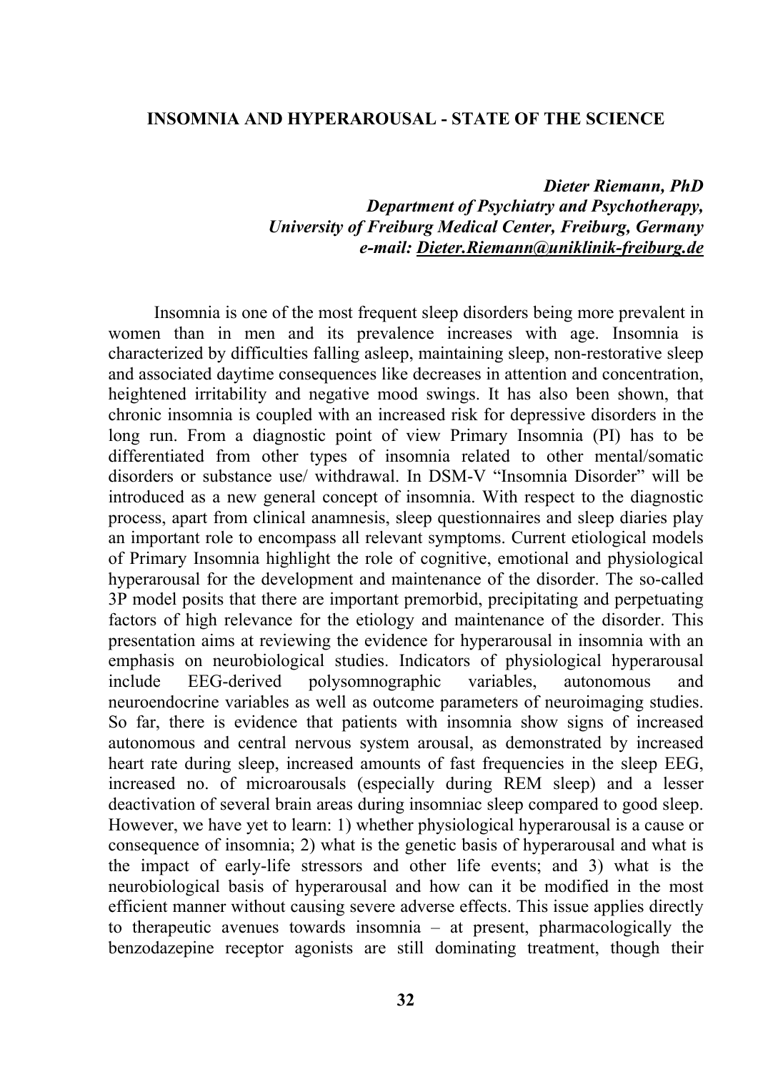# INSOMNIA AND HYPERAROUSAL - STATE OF THE SCIENCE

***Dieter Riemann, PhD***
***Department of Psychiatry and Psychotherapy,***
***University of Freiburg Medical Center, Freiburg, Germany***
***e-mail: Dieter.Riemann@uniklinik-freiburg.de***

Insomnia is one of the most frequent sleep disorders being more prevalent in women than in men and its prevalence increases with age. Insomnia is characterized by difficulties falling asleep, maintaining sleep, non-restorative sleep and associated daytime consequences like decreases in attention and concentration, heightened irritability and negative mood swings. It has also been shown, that chronic insomnia is coupled with an increased risk for depressive disorders in the long run. From a diagnostic point of view Primary Insomnia (PI) has to be differentiated from other types of insomnia related to other mental/somatic disorders or substance use/ withdrawal. In DSM-V "Insomnia Disorder" will be introduced as a new general concept of insomnia. With respect to the diagnostic process, apart from clinical anamnesis, sleep questionnaires and sleep diaries play an important role to encompass all relevant symptoms. Current etiological models of Primary Insomnia highlight the role of cognitive, emotional and physiological hyperarousal for the development and maintenance of the disorder. The so-called 3P model posits that there are important premorbid, precipitating and perpetuating factors of high relevance for the etiology and maintenance of the disorder. This presentation aims at reviewing the evidence for hyperarousal in insomnia with an emphasis on neurobiological studies. Indicators of physiological hyperarousal include EEG-derived polysomnographic variables, autonomous and neuroendocrine variables as well as outcome parameters of neuroimaging studies. So far, there is evidence that patients with insomnia show signs of increased autonomous and central nervous system arousal, as demonstrated by increased heart rate during sleep, increased amounts of fast frequencies in the sleep EEG, increased no. of microarousals (especially during REM sleep) and a lesser deactivation of several brain areas during insomniac sleep compared to good sleep. However, we have yet to learn: 1) whether physiological hyperarousal is a cause or consequence of insomnia; 2) what is the genetic basis of hyperarousal and what is the impact of early-life stressors and other life events; and 3) what is the neurobiological basis of hyperarousal and how can it be modified in the most efficient manner without causing severe adverse effects. This issue applies directly to therapeutic avenues towards insomnia – at present, pharmacologically the benzodazepine receptor agonists are still dominating treatment, though their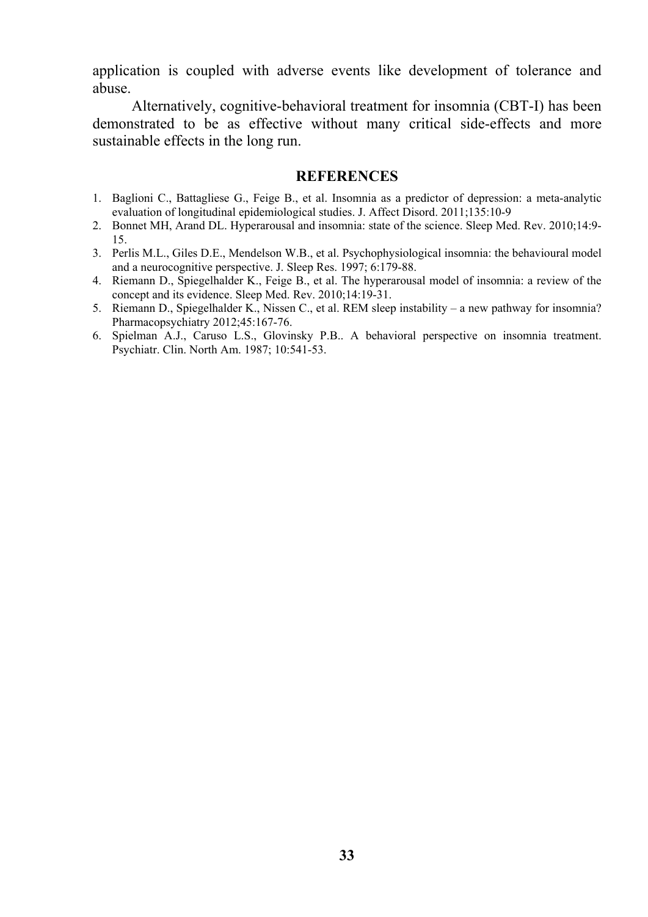application is coupled with adverse events like development of tolerance and abuse.

Alternatively, cognitive-behavioral treatment for insomnia (CBT-I) has been demonstrated to be as effective without many critical side-effects and more sustainable effects in the long run.

## REFERENCES

1. Baglioni C., Battagliese G., Feige B., et al. Insomnia as a predictor of depression: a meta-analytic evaluation of longitudinal epidemiological studies. J. Affect Disord. 2011;135:10-9
2. Bonnet MH, Arand DL. Hyperarousal and insomnia: state of the science. Sleep Med. Rev. 2010;14:9-15.
3. Perlis M.L., Giles D.E., Mendelson W.B., et al. Psychophysiological insomnia: the behavioural model and a neurocognitive perspective. J. Sleep Res. 1997; 6:179-88.
4. Riemann D., Spiegelhalder K., Feige B., et al. The hyperarousal model of insomnia: a review of the concept and its evidence. Sleep Med. Rev. 2010;14:19-31.
5. Riemann D., Spiegelhalder K., Nissen C., et al. REM sleep instability – a new pathway for insomnia? Pharmacopsychiatry 2012;45:167-76.
6. Spielman A.J., Caruso L.S., Glovinsky P.B.. A behavioral perspective on insomnia treatment. Psychiatr. Clin. North Am. 1987; 10:541-53.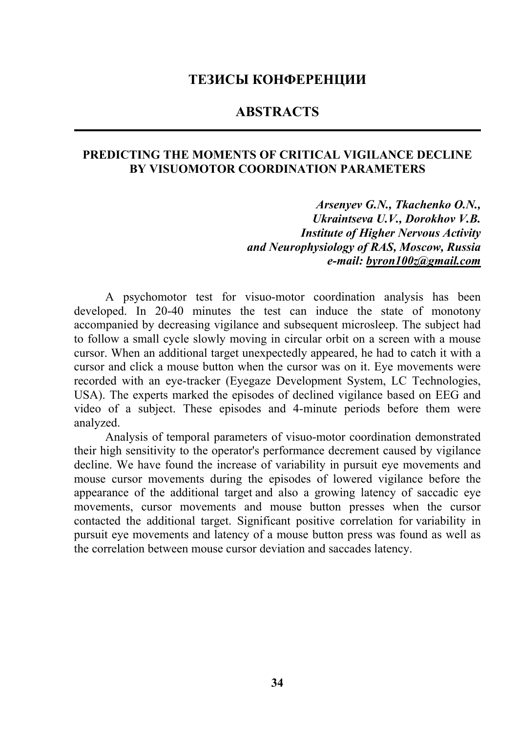# ТЕЗИСЫ КОНФЕРЕНЦИИ

# ABSTRACTS

## PREDICTING THE MOMENTS OF CRITICAL VIGILANCE DECLINE BY VISUOMOTOR COORDINATION PARAMETERS

***Arsenyev G.N., Tkachenko O.N., Ukraintseva U.V., Dorokhov V.B.***
***Institute of Higher Nervous Activity and Neurophysiology of RAS, Moscow, Russia***
***e-mail: byron100z@gmail.com***

A psychomotor test for visuo-motor coordination analysis has been developed. In 20-40 minutes the test can induce the state of monotony accompanied by decreasing vigilance and subsequent microsleep. The subject had to follow a small cycle slowly moving in circular orbit on a screen with a mouse cursor. When an additional target unexpectedly appeared, he had to catch it with a cursor and click a mouse button when the cursor was on it. Eye movements were recorded with an eye-tracker (Eyegaze Development System, LC Technologies, USA). The experts marked the episodes of declined vigilance based on EEG and video of a subject. These episodes and 4-minute periods before them were analyzed.

Analysis of temporal parameters of visuo-motor coordination demonstrated their high sensitivity to the operator's performance decrement caused by vigilance decline. We have found the increase of variability in pursuit eye movements and mouse cursor movements during the episodes of lowered vigilance before the appearance of the additional target and also a growing latency of saccadic eye movements, cursor movements and mouse button presses when the cursor contacted the additional target. Significant positive correlation for variability in pursuit eye movements and latency of a mouse button press was found as well as the correlation between mouse cursor deviation and saccades latency.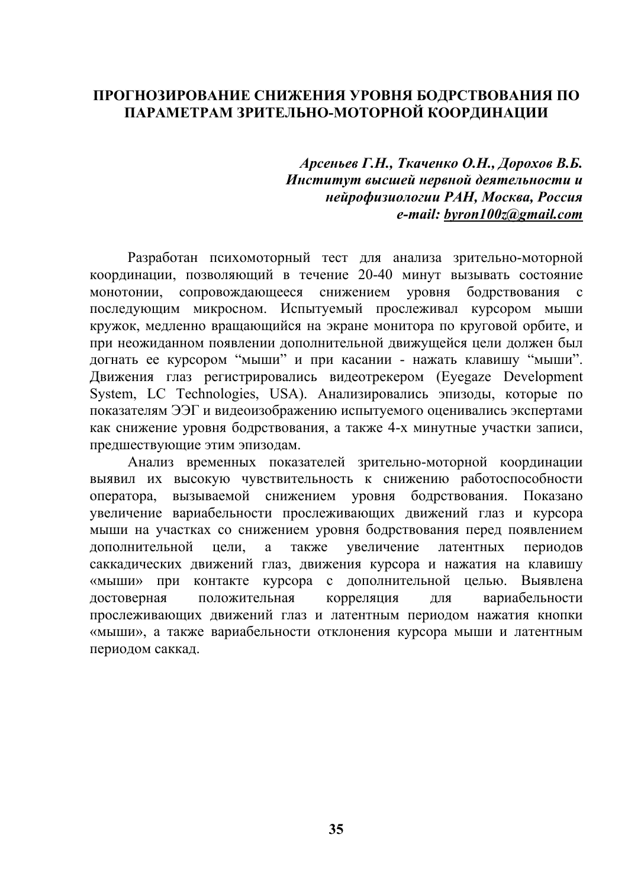# ПРОГНОЗИРОВАНИЕ СНИЖЕНИЯ УРОВНЯ БОДРСТВОВАНИЯ ПО ПАРАМЕТРАМ ЗРИТЕЛЬНО-МОТОРНОЙ КООРДИНАЦИИ

***Арсеньев Г.Н., Ткаченко О.Н., Дорохов В.Б.***
***Институт высшей нервной деятельности и нейрофизиологии РАН, Москва, Россия***
***e-mail: byron100z@gmail.com***

Разработан психомоторный тест для анализа зрительно-моторной координации, позволяющий в течение 20-40 минут вызывать состояние монотонии, сопровождающееся снижением уровня бодрствования с последующим микросном. Испытуемый прослеживал курсором мыши кружок, медленно вращающийся на экране монитора по круговой орбите, и при неожиданном появлении дополнительной движущейся цели должен был догнать ее курсором "мыши" и при касании - нажать клавишу "мыши". Движения глаз регистрировались видеотрекером (Eyegaze Development System, LC Technologies, USA). Анализировались эпизоды, которые по показателям ЭЭГ и видеоизображению испытуемого оценивались экспертами как снижение уровня бодрствования, а также 4-х минутные участки записи, предшествующие этим эпизодам.

Анализ временных показателей зрительно-моторной координации выявил их высокую чувствительность к снижению работоспособности оператора, вызываемой снижением уровня бодрствования. Показано увеличение вариабельности прослеживающих движений глаз и курсора мыши на участках со снижением уровня бодрствования перед появлением дополнительной цели, а также увеличение латентных периодов саккадических движений глаз, движения курсора и нажатия на клавишу «мыши» при контакте курсора с дополнительной целью. Выявлена достоверная положительная корреляция для вариабельности прослеживающих движений глаз и латентным периодом нажатия кнопки «мыши», а также вариабельности отклонения курсора мыши и латентным периодом саккад.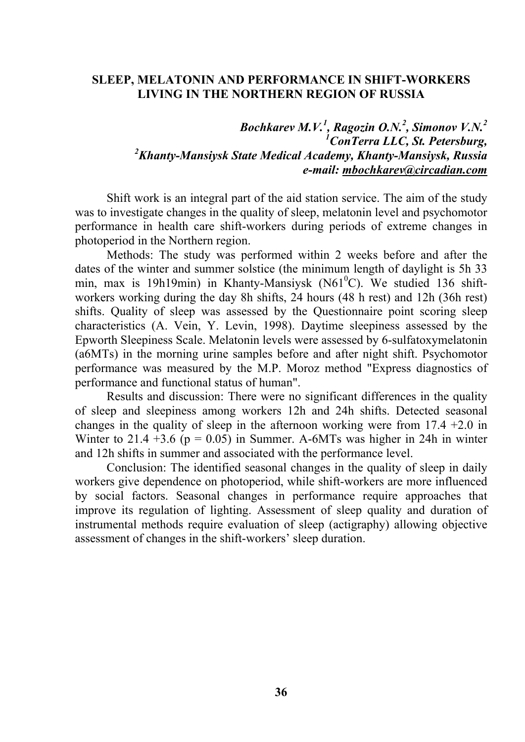# SLEEP, MELATONIN AND PERFORMANCE IN SHIFT-WORKERS LIVING IN THE NORTHERN REGION OF RUSSIA

***Bochkarev M.V.[1], Ragozin O.N.[2], Simonov V.N.[2]***
***[1]ConTerra LLC, St. Petersburg,***
***[2]Khanty-Mansiysk State Medical Academy, Khanty-Mansiysk, Russia***
***e-mail: mbochkarev@circadian.com***

Shift work is an integral part of the aid station service. The aim of the study was to investigate changes in the quality of sleep, melatonin level and psychomotor performance in health care shift-workers during periods of extreme changes in photoperiod in the Northern region.

Methods: The study was performed within 2 weeks before and after the dates of the winter and summer solstice (the minimum length of daylight is 5h 33 min, max is 19h19min) in Khanty-Mansiysk (N61$^0$C). We studied 136 shift-workers working during the day 8h shifts, 24 hours (48 h rest) and 12h (36h rest) shifts. Quality of sleep was assessed by the Questionnaire point scoring sleep characteristics (A. Vein, Y. Levin, 1998). Daytime sleepiness assessed by the Epworth Sleepiness Scale. Melatonin levels were assessed by 6-sulfatoxymelatonin (a6MTs) in the morning urine samples before and after night shift. Psychomotor performance was measured by the M.P. Moroz method "Express diagnostics of performance and functional status of human".

Results and discussion: There were no significant differences in the quality of sleep and sleepiness among workers 12h and 24h shifts. Detected seasonal changes in the quality of sleep in the afternoon working were from 17.4 +2.0 in Winter to 21.4 +3.6 ($p = 0.05$) in Summer. A-6MTs was higher in 24h in winter and 12h shifts in summer and associated with the performance level.

Conclusion: The identified seasonal changes in the quality of sleep in daily workers give dependence on photoperiod, while shift-workers are more influenced by social factors. Seasonal changes in performance require approaches that improve its regulation of lighting. Assessment of sleep quality and duration of instrumental methods require evaluation of sleep (actigraphy) allowing objective assessment of changes in the shift-workers' sleep duration.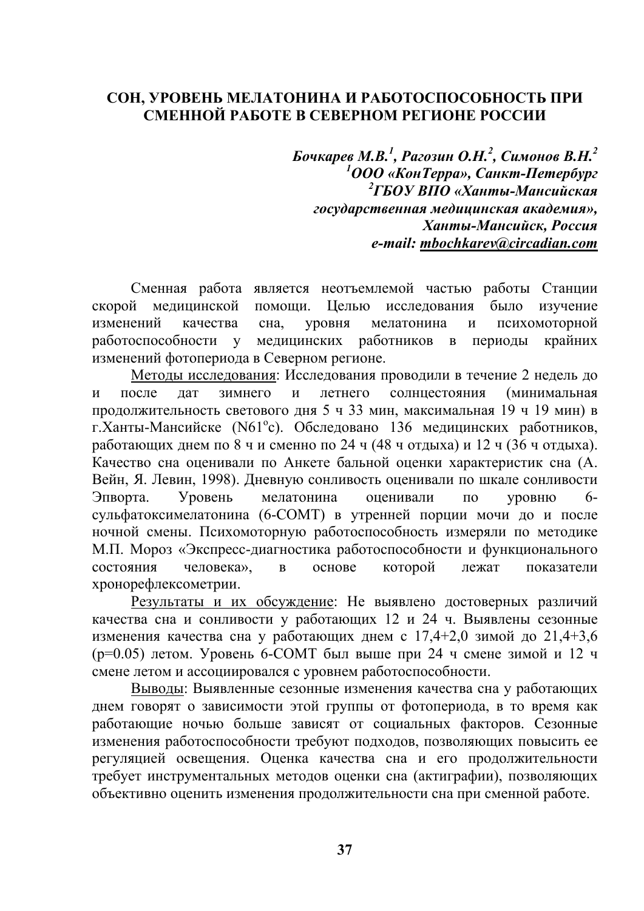# СОН, УРОВЕНЬ МЕЛАТОНИНА И РАБОТОСПОСОБНОСТЬ ПРИ СМЕННОЙ РАБОТЕ В СЕВЕРНОМ РЕГИОНЕ РОССИИ

***Бочкарев М.В.[1], Рагозин О.Н.[2], Симонов В.Н.[2]***
***[1]ООО «КонТерра», Санкт-Петербург***
***[2]ГБОУ ВПО «Ханты-Мансийская государственная медицинская академия», Ханты-Мансийск, Россия***
***e-mail: mbochkarev@circadian.com***

Сменная работа является неотъемлемой частью работы Станции скорой медицинской помощи. Целью исследования было изучение изменений качества сна, уровня мелатонина и психомоторной работоспособности у медицинских работников в периоды крайних изменений фотопериода в Северном регионе.

Методы исследования: Исследования проводили в течение 2 недель до и после дат зимнего и летнего солнцестояния (минимальная продолжительность светового дня 5 ч 33 мин, максимальная 19 ч 19 мин) в г.Ханты-Мансийске (N61$^{o}$c). Обследовано 136 медицинских работников, работающих днем по 8 ч и сменно по 24 ч (48 ч отдыха) и 12 ч (36 ч отдыха). Качество сна оценивали по Анкете бальной оценки характеристик сна (А. Вейн, Я. Левин, 1998). Дневную сонливость оценивали по шкале сонливости Эпворта. Уровень мелатонина оценивали по уровню 6-сульфатоксимелатонина (6-COMT) в утренней порции мочи до и после ночной смены. Психомоторную работоспособность измеряли по методике М.П. Мороз «Экспресс-диагностика работоспособности и функционального состояния человека», в основе которой лежат показатели хронорефлексометрии.

Результаты и их обсуждение: Не выявлено достоверных различий качества сна и сонливости у работающих 12 и 24 ч. Выявлены сезонные изменения качества сна у работающих днем с 17,4+2,0 зимой до 21,4+3,6 ($p=0.05$) летом. Уровень 6-COMT был выше при 24 ч смене зимой и 12 ч смене летом и ассоциировался с уровнем работоспособности.

Выводы: Выявленные сезонные изменения качества сна у работающих днем говорят о зависимости этой группы от фотопериода, в то время как работающие ночью больше зависят от социальных факторов. Сезонные изменения работоспособности требуют подходов, позволяющих повысить ее регуляцией освещения. Оценка качества сна и его продолжительности требует инструментальных методов оценки сна (актиграфии), позволяющих объективно оценить изменения продолжительности сна при сменной работе.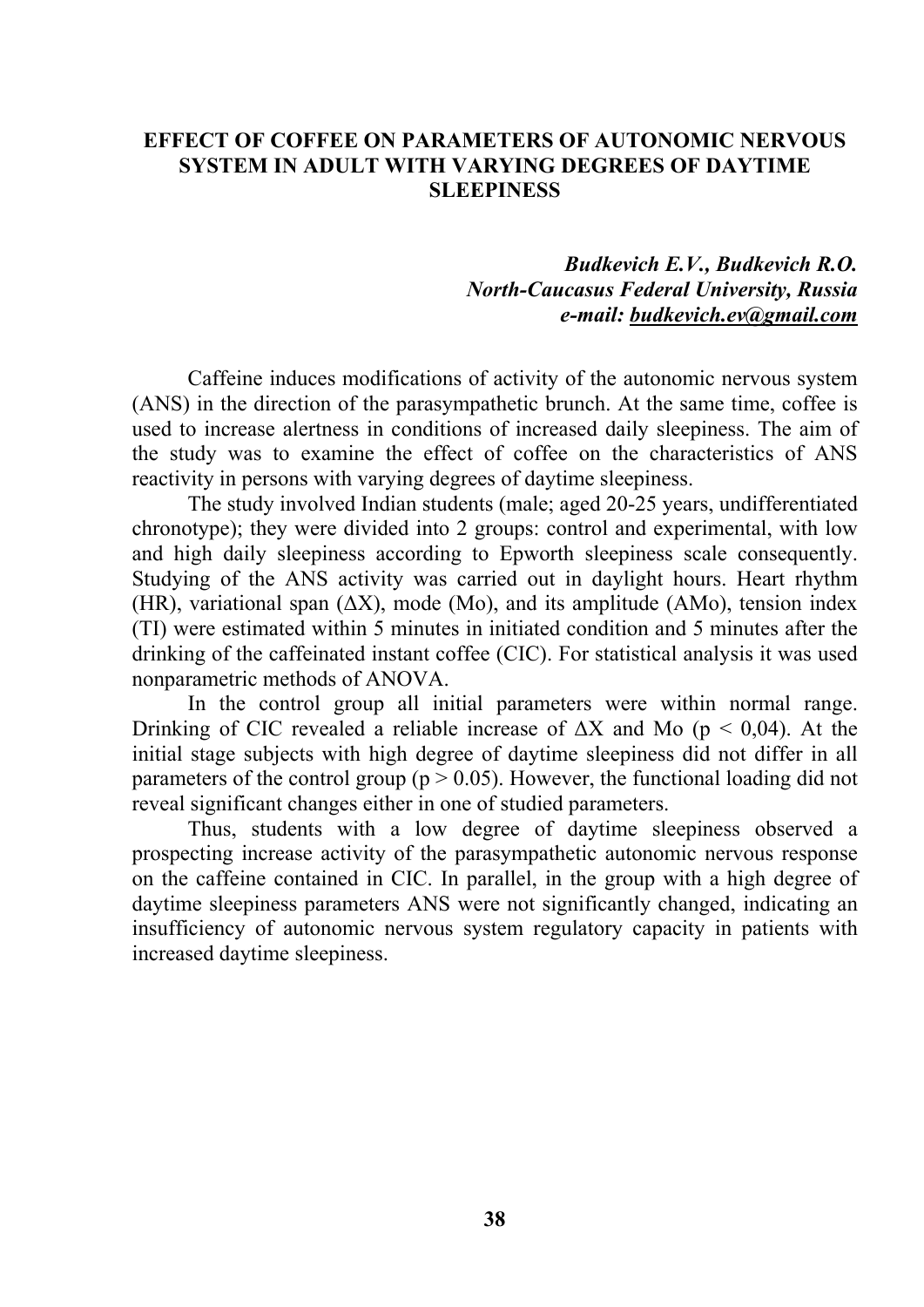# EFFECT OF COFFEE ON PARAMETERS OF AUTONOMIC NERVOUS SYSTEM IN ADULT WITH VARYING DEGREES OF DAYTIME SLEEPINESS

***Budkevich E.V., Budkevich R.O.***
***North-Caucasus Federal University, Russia***
***e-mail: budkevich.ev@gmail.com***

Caffeine induces modifications of activity of the autonomic nervous system (ANS) in the direction of the parasympathetic brunch. At the same time, coffee is used to increase alertness in conditions of increased daily sleepiness. The aim of the study was to examine the effect of coffee on the characteristics of ANS reactivity in persons with varying degrees of daytime sleepiness.

The study involved Indian students (male; aged 20-25 years, undifferentiated chronotype); they were divided into 2 groups: control and experimental, with low and high daily sleepiness according to Epworth sleepiness scale consequently. Studying of the ANS activity was carried out in daylight hours. Heart rhythm (HR), variational span ($\Delta X$), mode (Mo), and its amplitude (AMo), tension index (TI) were estimated within 5 minutes in initiated condition and 5 minutes after the drinking of the caffeinated instant coffee (CIC). For statistical analysis it was used nonparametric methods of ANOVA.

In the control group all initial parameters were within normal range. Drinking of CIC revealed a reliable increase of $\Delta X$ and Mo ($p < 0{,}04$). At the initial stage subjects with high degree of daytime sleepiness did not differ in all parameters of the control group ($p > 0.05$). However, the functional loading did not reveal significant changes either in one of studied parameters.

Thus, students with a low degree of daytime sleepiness observed a prospecting increase activity of the parasympathetic autonomic nervous response on the caffeine contained in CIC. In parallel, in the group with a high degree of daytime sleepiness parameters ANS were not significantly changed, indicating an insufficiency of autonomic nervous system regulatory capacity in patients with increased daytime sleepiness.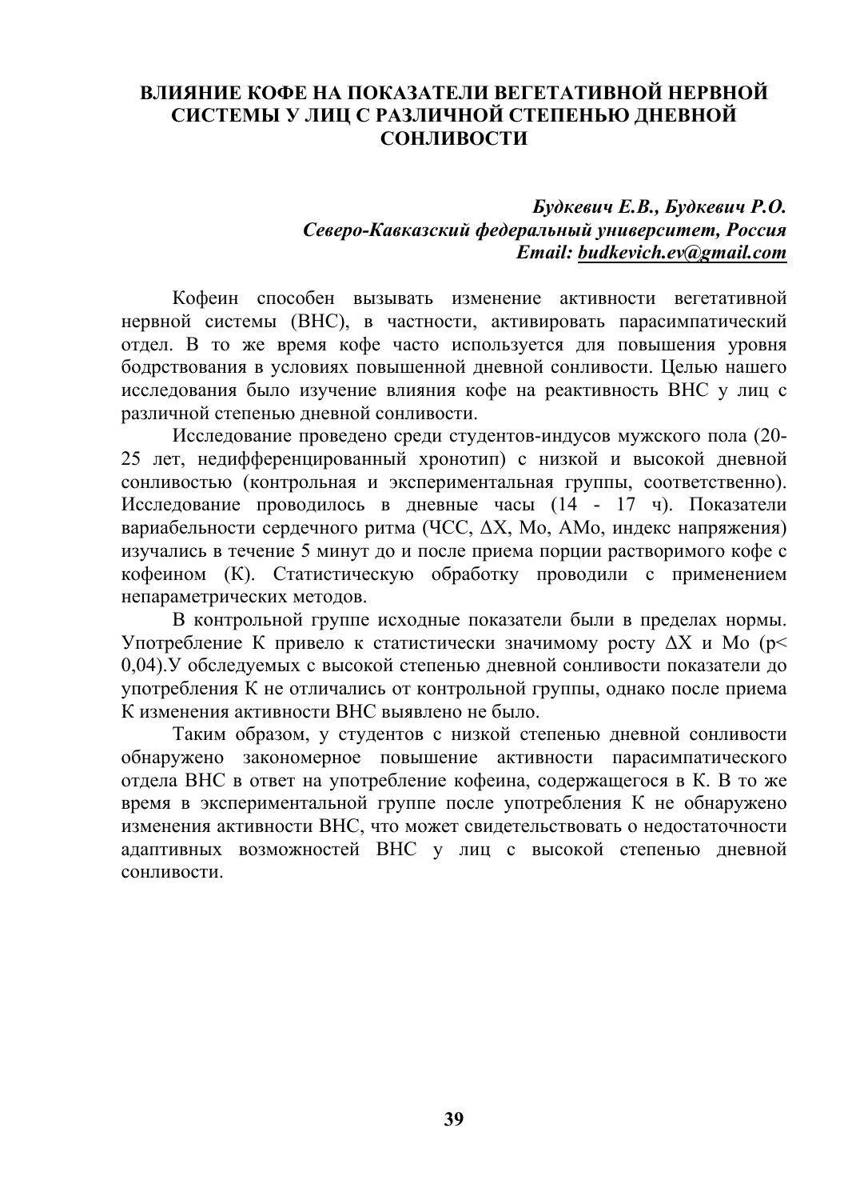# ВЛИЯНИЕ КОФЕ НА ПОКАЗАТЕЛИ ВЕГЕТАТИВНОЙ НЕРВНОЙ СИСТЕМЫ У ЛИЦ С РАЗЛИЧНОЙ СТЕПЕНЬЮ ДНЕВНОЙ СОНЛИВОСТИ

***Будкевич Е.В., Будкевич Р.О.***
***Северо-Кавказский федеральный университет, Россия***
***Email: budkevich.ev@gmail.com***

Кофеин способен вызывать изменение активности вегетативной нервной системы (ВНС), в частности, активировать парасимпатический отдел. В то же время кофе часто используется для повышения уровня бодрствования в условиях повышенной дневной сонливости. Целью нашего исследования было изучение влияния кофе на реактивность ВНС у лиц с различной степенью дневной сонливости.

Исследование проведено среди студентов-индусов мужского пола (20-25 лет, недифференцированный хронотип) с низкой и высокой дневной сонливостью (контрольная и экспериментальная группы, соответственно). Исследование проводилось в дневные часы (14 - 17 ч). Показатели вариабельности сердечного ритма (ЧСС, ΔX, Mo, AMo, индекс напряжения) изучались в течение 5 минут до и после приема порции растворимого кофе с кофеином (К). Статистическую обработку проводили с применением непараметрических методов.

В контрольной группе исходные показатели были в пределах нормы. Употребление К привело к статистически значимому росту ΔX и Mo ($p< 0{,}04$).У обследуемых с высокой степенью дневной сонливости показатели до употребления К не отличались от контрольной группы, однако после приема К изменения активности ВНС выявлено не было.

Таким образом, у студентов с низкой степенью дневной сонливости обнаружено закономерное повышение активности парасимпатического отдела ВНС в ответ на употребление кофеина, содержащегося в К. В то же время в экспериментальной группе после употребления К не обнаружено изменения активности ВНС, что может свидетельствовать о недостаточности адаптивных возможностей ВНС у лиц с высокой степенью дневной сонливости.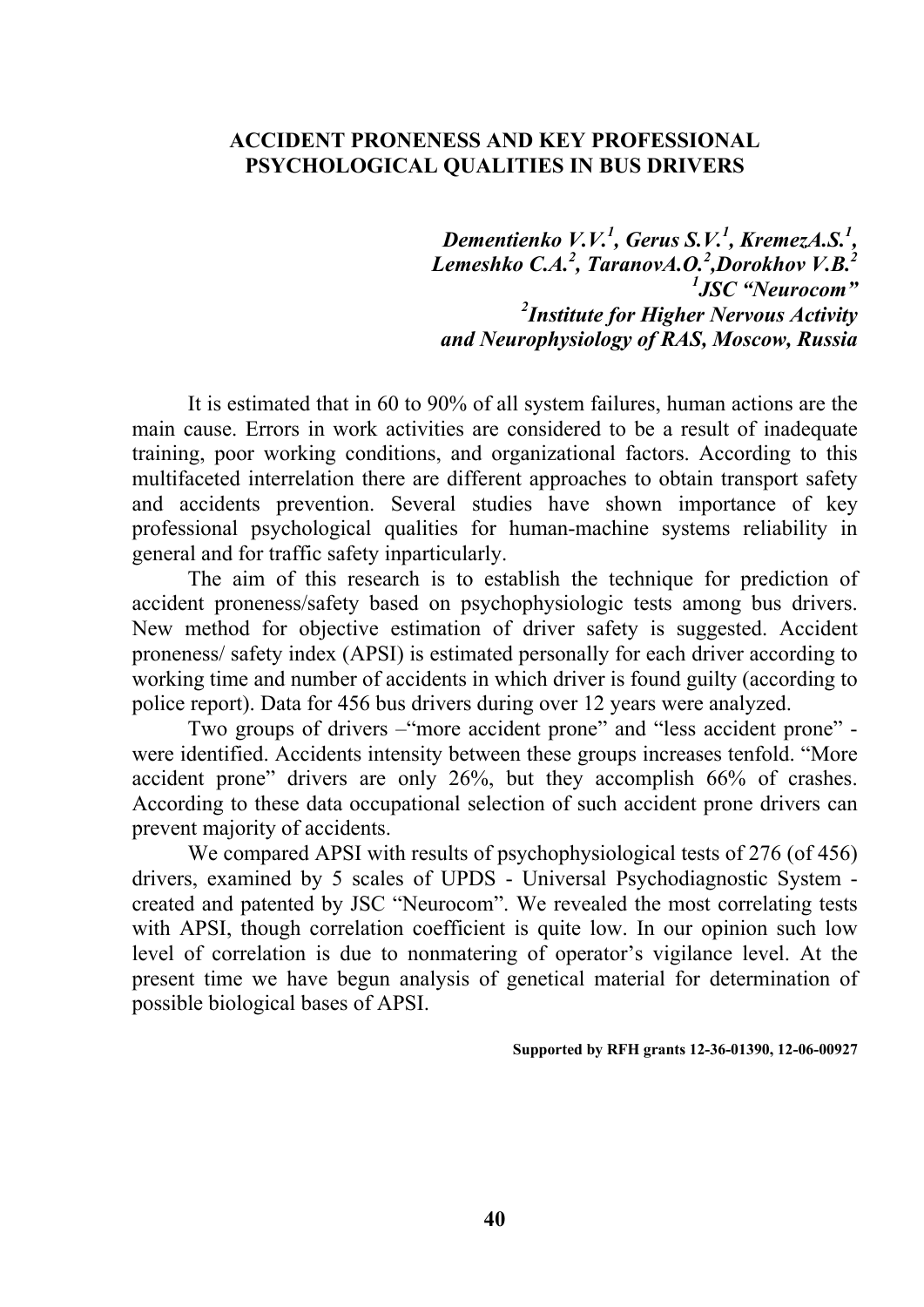## ACCIDENT PRONENESS AND KEY PROFESSIONAL PSYCHOLOGICAL QUALITIES IN BUS DRIVERS

***Dementienko V.V.[1], Gerus S.V.[1], KremezA.S.[1], Lemeshko C.A.[2], TaranovA.O.[2],Dorokhov V.B.[2]***
***[1]JSC "Neurocom"***
***[2]Institute for Higher Nervous Activity and Neurophysiology of RAS, Moscow, Russia***

It is estimated that in 60 to 90% of all system failures, human actions are the main cause. Errors in work activities are considered to be a result of inadequate training, poor working conditions, and organizational factors. According to this multifaceted interrelation there are different approaches to obtain transport safety and accidents prevention. Several studies have shown importance of key professional psychological qualities for human-machine systems reliability in general and for traffic safety inparticularly.

The aim of this research is to establish the technique for prediction of accident proneness/safety based on psychophysiologic tests among bus drivers. New method for objective estimation of driver safety is suggested. Accident proneness/ safety index (APSI) is estimated personally for each driver according to working time and number of accidents in which driver is found guilty (according to police report). Data for 456 bus drivers during over 12 years were analyzed.

Two groups of drivers –"more accident prone" and "less accident prone" - were identified. Accidents intensity between these groups increases tenfold. "More accident prone" drivers are only 26%, but they accomplish 66% of crashes. According to these data occupational selection of such accident prone drivers can prevent majority of accidents.

We compared APSI with results of psychophysiological tests of 276 (of 456) drivers, examined by 5 scales of UPDS - Universal Psychodiagnostic System - created and patented by JSC "Neurocom". We revealed the most correlating tests with APSI, though correlation coefficient is quite low. In our opinion such low level of correlation is due to nonmatering of operator's vigilance level. At the present time we have begun analysis of genetical material for determination of possible biological bases of APSI.

**Supported by RFH grants 12-36-01390, 12-06-00927**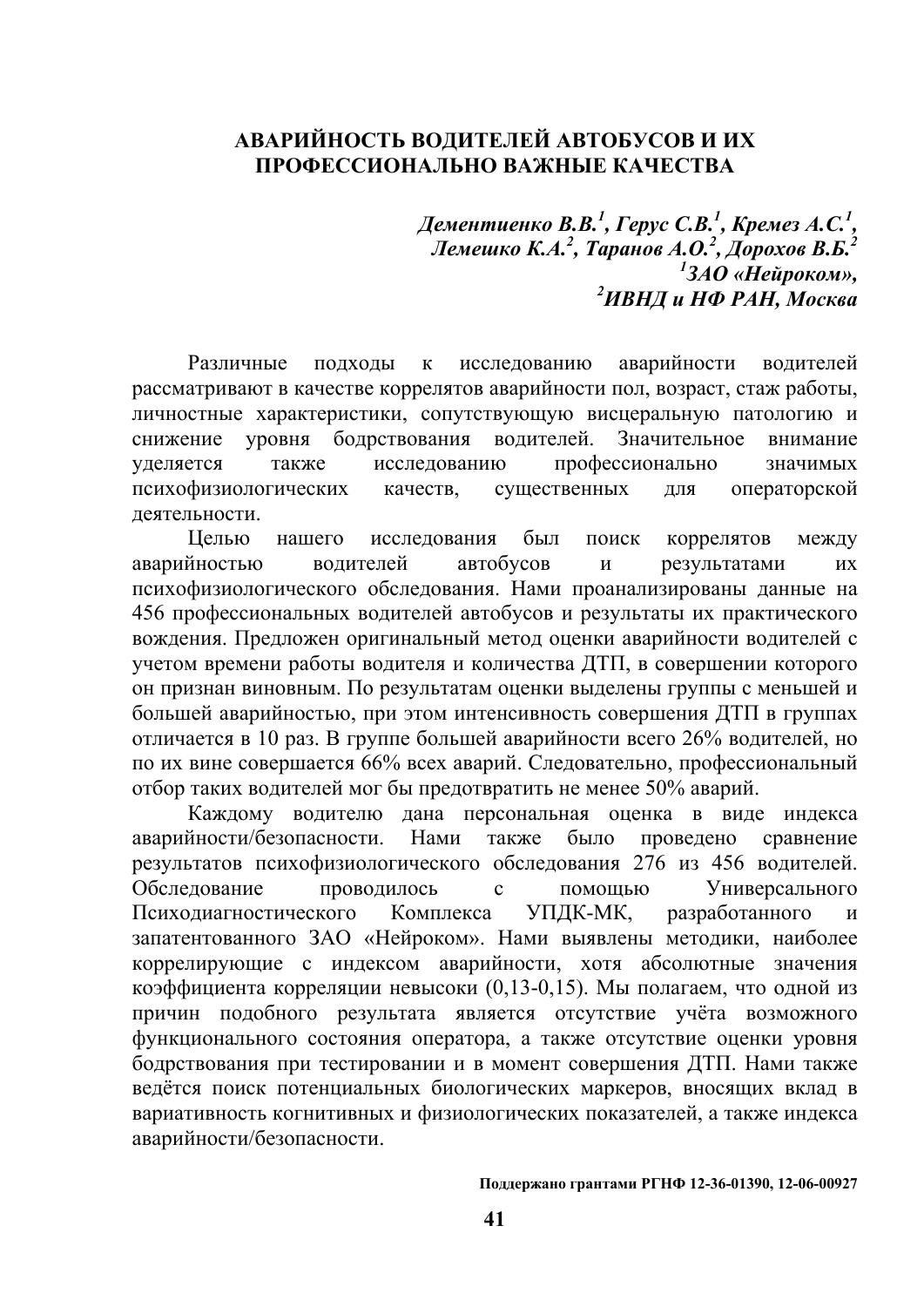## АВАРИЙНОСТЬ ВОДИТЕЛЕЙ АВТОБУСОВ И ИХ ПРОФЕССИОНАЛЬНО ВАЖНЫЕ КАЧЕСТВА

*Дементиенко В.В.[1], Герус С.В.[1], Кремез А.С.[1], Лемешко К.А.[2], Таранов А.О.[2], Дорохов В.Б.[2]*
*[1]ЗАО «Нейроком»,*
*[2]ИВНД и НФ РАН, Москва*

Различные подходы к исследованию аварийности водителей рассматривают в качестве коррелятов аварийности пол, возраст, стаж работы, личностные характеристики, сопутствующую висцеральную патологию и снижение уровня бодрствования водителей. Значительное внимание уделяется также исследованию профессионально значимых психофизиологических качеств, существенных для операторской деятельности.

Целью нашего исследования был поиск коррелятов между аварийностью водителей автобусов и результатами их психофизиологического обследования. Нами проанализированы данные на 456 профессиональных водителей автобусов и результаты их практического вождения. Предложен оригинальный метод оценки аварийности водителей с учетом времени работы водителя и количества ДТП, в совершении которого он признан виновным. По результатам оценки выделены группы с меньшей и большей аварийностью, при этом интенсивность совершения ДТП в группах отличается в 10 раз. В группе большей аварийности всего 26% водителей, но по их вине совершается 66% всех аварий. Следовательно, профессиональный отбор таких водителей мог бы предотвратить не менее 50% аварий.

Каждому водителю дана персональная оценка в виде индекса аварийности/безопасности. Нами также было проведено сравнение результатов психофизиологического обследования 276 из 456 водителей. Обследование проводилось с помощью Универсального Психодиагностического Комплекса УПДК-МК, разработанного и запатентованного ЗАО «Нейроком». Нами выявлены методики, наиболее коррелирующие с индексом аварийности, хотя абсолютные значения коэффициента корреляции невысоки (0,13-0,15). Мы полагаем, что одной из причин подобного результата является отсутствие учёта возможного функционального состояния оператора, а также отсутствие оценки уровня бодрствования при тестировании и в момент совершения ДТП. Нами также ведётся поиск потенциальных биологических маркеров, вносящих вклад в вариативность когнитивных и физиологических показателей, а также индекса аварийности/безопасности.

**Поддержано грантами РГНФ 12-36-01390, 12-06-00927**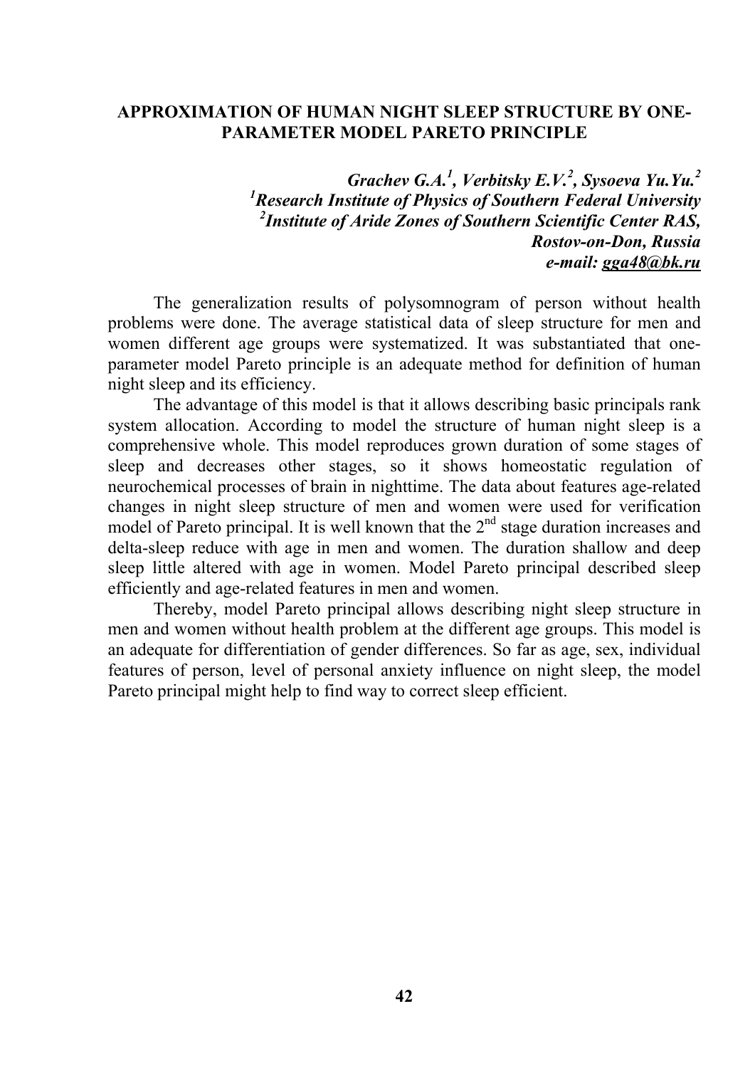## APPROXIMATION OF HUMAN NIGHT SLEEP STRUCTURE BY ONE-PARAMETER MODEL PARETO PRINCIPLE

***Grachev G.A.[1], Verbitsky E.V.[2], Sysoeva Yu.Yu.[2]***
***[1]Research Institute of Physics of Southern Federal University***
***[2]Institute of Aride Zones of Southern Scientific Center RAS, Rostov-on-Don, Russia***
***e-mail: gga48@bk.ru***

The generalization results of polysomnogram of person without health problems were done. The average statistical data of sleep structure for men and women different age groups were systematized. It was substantiated that one-parameter model Pareto principle is an adequate method for definition of human night sleep and its efficiency.

The advantage of this model is that it allows describing basic principals rank system allocation. According to model the structure of human night sleep is a comprehensive whole. This model reproduces grown duration of some stages of sleep and decreases other stages, so it shows homeostatic regulation of neurochemical processes of brain in nighttime. The data about features age-related changes in night sleep structure of men and women were used for verification model of Pareto principal. It is well known that the 2nd stage duration increases and delta-sleep reduce with age in men and women. The duration shallow and deep sleep little altered with age in women. Model Pareto principal described sleep efficiently and age-related features in men and women.

Thereby, model Pareto principal allows describing night sleep structure in men and women without health problem at the different age groups. This model is an adequate for differentiation of gender differences. So far as age, sex, individual features of person, level of personal anxiety influence on night sleep, the model Pareto principal might help to find way to correct sleep efficient.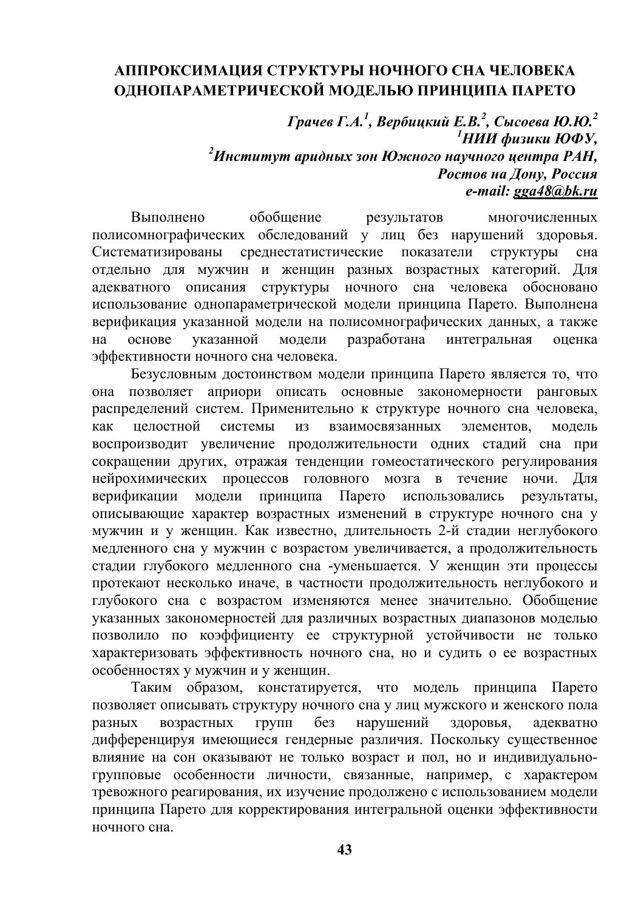# АППРОКСИМАЦИЯ СТРУКТУРЫ НОЧНОГО СНА ЧЕЛОВЕКА ОДНОПАРАМЕТРИЧЕСКОЙ МОДЕЛЬЮ ПРИНЦИПА ПАРЕТО

***Грачев Г.А.[1], Вербицкий Е.В.[2], Сысоева Ю.Ю.[2]***
***[1]НИИ физики ЮФУ,***
***[2]Институт аридных зон Южного научного центра РАН,***
***Ростов на Дону, Россия***
***e-mail: gga48@bk.ru***

Выполнено обобщение результатов многочисленных полисомнографических обследований у лиц без нарушений здоровья. Систематизированы среднестатистические показатели структуры сна отдельно для мужчин и женщин разных возрастных категорий. Для адекватного описания структуры ночного сна человека обосновано использование однопараметрической модели принципа Парето. Выполнена верификация указанной модели на полисомнографических данных, а также на основе указанной модели разработана интегральная оценка эффективности ночного сна человека.

Безусловным достоинством модели принципа Парето является то, что она позволяет априори описать основные закономерности ранговых распределений систем. Применительно к структуре ночного сна человека, как целостной системы из взаимосвязанных элементов, модель воспроизводит увеличение продолжительности одних стадий сна при сокращении других, отражая тенденции гомеостатического регулирования нейрохимических процессов головного мозга в течение ночи. Для верификации модели принципа Парето использовались результаты, описывающие характер возрастных изменений в структуре ночного сна у мужчин и у женщин. Как известно, длительность 2-й стадии неглубокого медленного сна у мужчин с возрастом увеличивается, а продолжительность стадии глубокого медленного сна -уменьшается. У женщин эти процессы протекают несколько иначе, в частности продолжительность неглубокого и глубокого сна с возрастом изменяются менее значительно. Обобщение указанных закономерностей для различных возрастных диапазонов моделью позволило по коэффициенту ее структурной устойчивости не только характеризовать эффективность ночного сна, но и судить о ее возрастных особенностях у мужчин и у женщин.

Таким образом, констатируется, что модель принципа Парето позволяет описывать структуру ночного сна у лиц мужского и женского пола разных возрастных групп без нарушений здоровья, адекватно дифференцируя имеющиеся гендерные различия. Поскольку существенное влияние на сон оказывают не только возраст и пол, но и индивидуально-групповые особенности личности, связанные, например, с характером тревожного реагирования, их изучение продолжено с использованием модели принципа Парето для корректирования интегральной оценки эффективности ночного сна.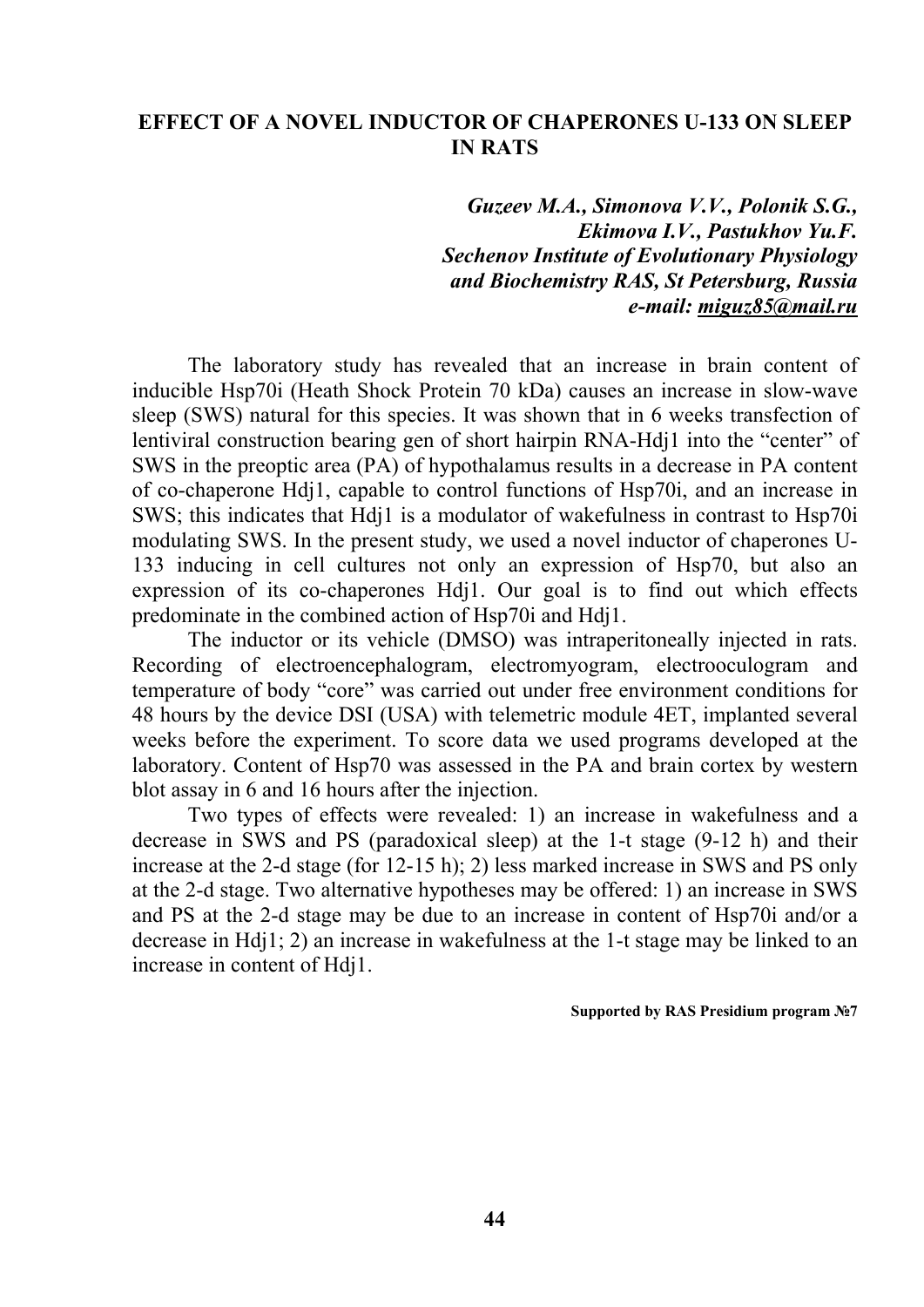## EFFECT OF A NOVEL INDUCTOR OF CHAPERONES U-133 ON SLEEP IN RATS

***Guzeev M.A., Simonova V.V., Polonik S.G., Ekimova I.V., Pastukhov Yu.F.***
***Sechenov Institute of Evolutionary Physiology and Biochemistry RAS, St Petersburg, Russia***
***e-mail: miguz85@mail.ru***

The laboratory study has revealed that an increase in brain content of inducible Hsp70i (Heath Shock Protein 70 kDa) causes an increase in slow-wave sleep (SWS) natural for this species. It was shown that in 6 weeks transfection of lentiviral construction bearing gen of short hairpin RNA-Hdj1 into the "center" of SWS in the preoptic area (PA) of hypothalamus results in a decrease in PA content of co-chaperone Hdj1, capable to control functions of Hsp70i, and an increase in SWS; this indicates that Hdj1 is a modulator of wakefulness in contrast to Hsp70i modulating SWS. In the present study, we used a novel inductor of chaperones U-133 inducing in cell cultures not only an expression of Hsp70, but also an expression of its co-chaperones Hdj1. Our goal is to find out which effects predominate in the combined action of Hsp70i and Hdj1.

The inductor or its vehicle (DMSO) was intraperitoneally injected in rats. Recording of electroencephalogram, electromyogram, electrooculogram and temperature of body "core" was carried out under free environment conditions for 48 hours by the device DSI (USA) with telemetric module 4ET, implanted several weeks before the experiment. To score data we used programs developed at the laboratory. Content of Hsp70 was assessed in the PA and brain cortex by western blot assay in 6 and 16 hours after the injection.

Two types of effects were revealed: 1) an increase in wakefulness and a decrease in SWS and PS (paradoxical sleep) at the 1-t stage (9-12 h) and their increase at the 2-d stage (for 12-15 h); 2) less marked increase in SWS and PS only at the 2-d stage. Two alternative hypotheses may be offered: 1) an increase in SWS and PS at the 2-d stage may be due to an increase in content of Hsp70i and/or a decrease in Hdj1; 2) an increase in wakefulness at the 1-t stage may be linked to an increase in content of Hdj1.

**Supported by RAS Presidium program №7**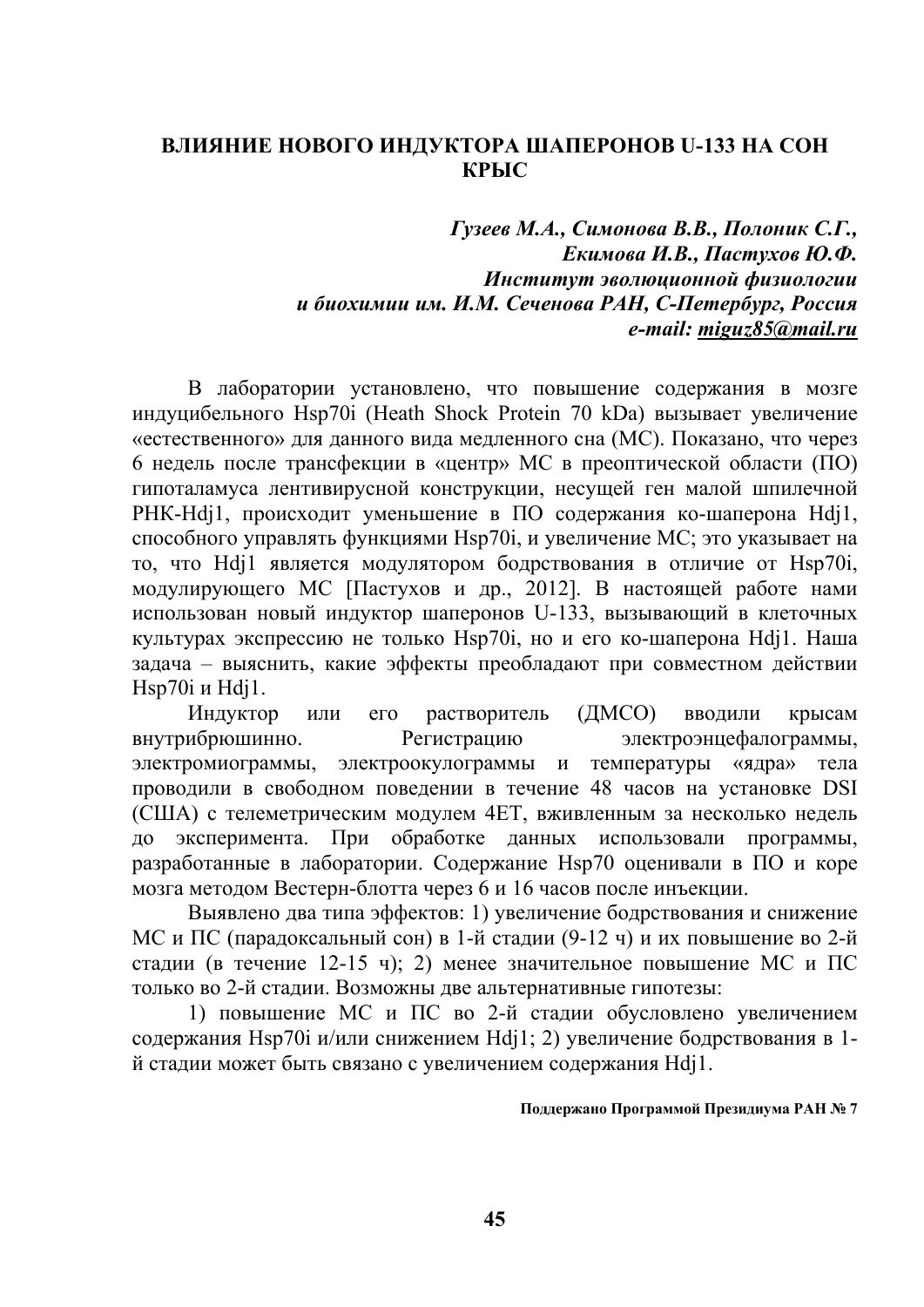# ВЛИЯНИЕ НОВОГО ИНДУКТОРА ШАПЕРОНОВ U-133 НА СОН КРЫС

***Гузеев М.А., Симонова В.В., Полоник С.Г., Екимова И.В., Пастухов Ю.Ф.***
***Институт эволюционной физиологии и биохимии им. И.М. Сеченова РАН, С-Петербург, Россия***
***e-mail: miguz85@mail.ru***

В лаборатории установлено, что повышение содержания в мозге индуцибельного Hsp70i (Heath Shock Protein 70 kDa) вызывает увеличение «естественного» для данного вида медленного сна (МС). Показано, что через 6 недель после трансфекции в «центр» МС в преоптической области (ПО) гипоталамуса лентивирусной конструкции, несущей ген малой шпилечной РНК-Hdj1, происходит уменьшение в ПО содержания ко-шаперона Hdj1, способного управлять функциями Hsp70i, и увеличение МС; это указывает на то, что Hdj1 является модулятором бодрствования в отличие от Hsp70i, модулирующего МС [Пастухов и др., 2012]. В настоящей работе нами использован новый индуктор шаперонов U-133, вызывающий в клеточных культурах экспрессию не только Hsp70i, но и его ко-шаперона Hdj1. Наша задача – выяснить, какие эффекты преобладают при совместном действии Hsp70i и Hdj1.

Индуктор или его растворитель (ДМСО) вводили крысам внутрибрюшинно. Регистрацию электроэнцефалограммы, электромиограммы, электроокулограммы и температуры «ядра» тела проводили в свободном поведении в течение 48 часов на установке DSI (США) с телеметрическим модулем 4ET, вживленным за несколько недель до эксперимента. При обработке данных использовали программы, разработанные в лаборатории. Содержание Hsp70 оценивали в ПО и коре мозга методом Вестерн-блотта через 6 и 16 часов после инъекции.

Выявлено два типа эффектов: 1) увеличение бодрствования и снижение МС и ПС (парадоксальный сон) в 1-й стадии (9-12 ч) и их повышение во 2-й стадии (в течение 12-15 ч); 2) менее значительное повышение МС и ПС только во 2-й стадии. Возможны две альтернативные гипотезы:

1) повышение МС и ПС во 2-й стадии обусловлено увеличением содержания Hsp70i и/или снижением Hdj1; 2) увеличение бодрствования в 1-й стадии может быть связано с увеличением содержания Hdj1.

**Поддержано Программой Президиума РАН № 7**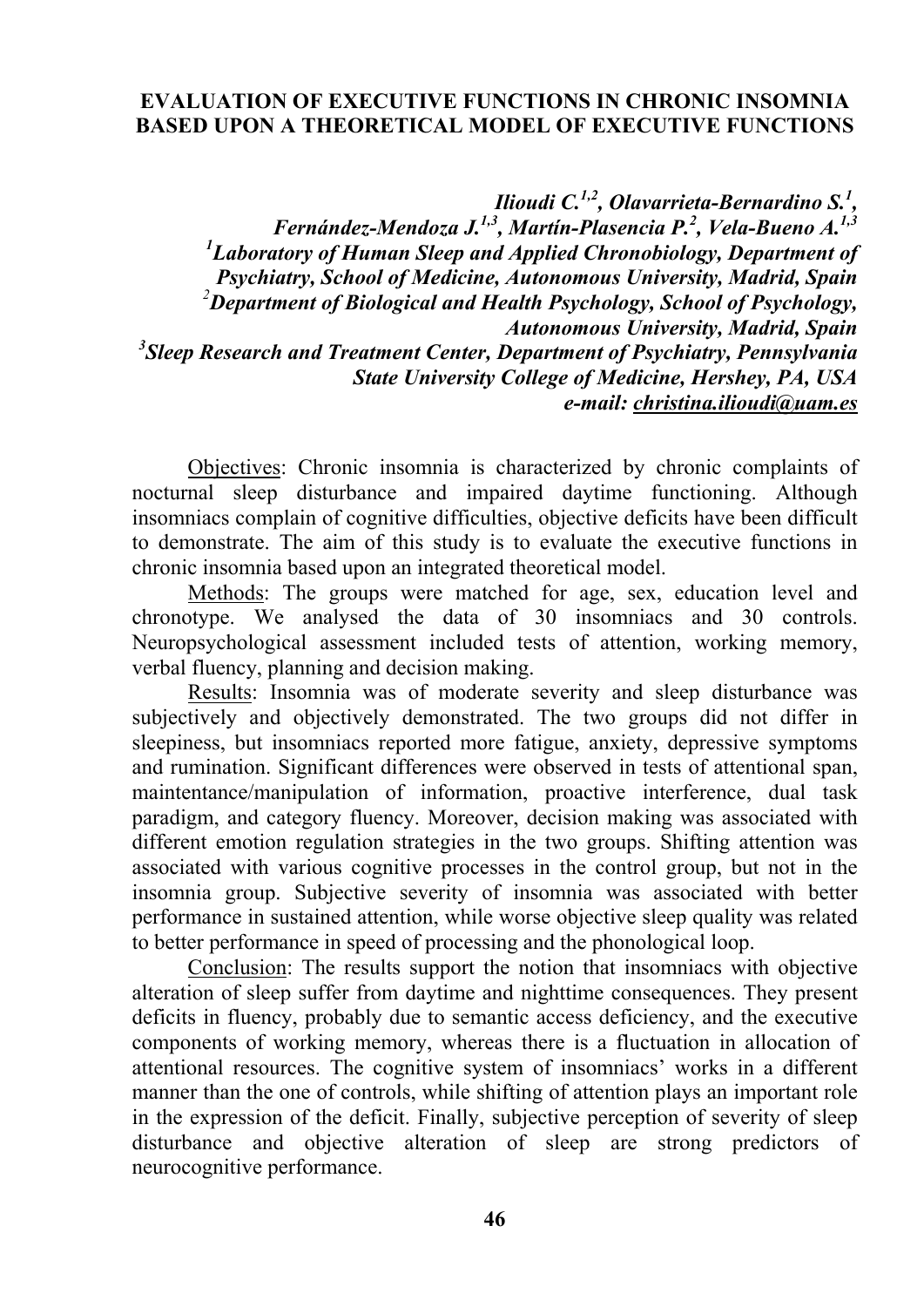# EVALUATION OF EXECUTIVE FUNCTIONS IN CHRONIC INSOMNIA BASED UPON A THEORETICAL MODEL OF EXECUTIVE FUNCTIONS

***Ilioudi C.[1,2], Olavarrieta-Bernardino S.[1], Fernández-Mendoza J.[1,3], Martín-Plasencia P.[2], Vela-Bueno A.[1,3]***

***[1]Laboratory of Human Sleep and Applied Chronobiology, Department of Psychiatry, School of Medicine, Autonomous University, Madrid, Spain***

***[2]Department of Biological and Health Psychology, School of Psychology, Autonomous University, Madrid, Spain***

***[3]Sleep Research and Treatment Center, Department of Psychiatry, Pennsylvania State University College of Medicine, Hershey, PA, USA***

***e-mail: christina.ilioudi@uam.es***

Objectives: Chronic insomnia is characterized by chronic complaints of nocturnal sleep disturbance and impaired daytime functioning. Although insomniacs complain of cognitive difficulties, objective deficits have been difficult to demonstrate. The aim of this study is to evaluate the executive functions in chronic insomnia based upon an integrated theoretical model.

Methods: The groups were matched for age, sex, education level and chronotype. We analysed the data of 30 insomniacs and 30 controls. Neuropsychological assessment included tests of attention, working memory, verbal fluency, planning and decision making.

Results: Insomnia was of moderate severity and sleep disturbance was subjectively and objectively demonstrated. The two groups did not differ in sleepiness, but insomniacs reported more fatigue, anxiety, depressive symptoms and rumination. Significant differences were observed in tests of attentional span, maintentance/manipulation of information, proactive interference, dual task paradigm, and category fluency. Moreover, decision making was associated with different emotion regulation strategies in the two groups. Shifting attention was associated with various cognitive processes in the control group, but not in the insomnia group. Subjective severity of insomnia was associated with better performance in sustained attention, while worse objective sleep quality was related to better performance in speed of processing and the phonological loop.

Conclusion: The results support the notion that insomniacs with objective alteration of sleep suffer from daytime and nighttime consequences. They present deficits in fluency, probably due to semantic access deficiency, and the executive components of working memory, whereas there is a fluctuation in allocation of attentional resources. The cognitive system of insomniacs' works in a different manner than the one of controls, while shifting of attention plays an important role in the expression of the deficit. Finally, subjective perception of severity of sleep disturbance and objective alteration of sleep are strong predictors of neurocognitive performance.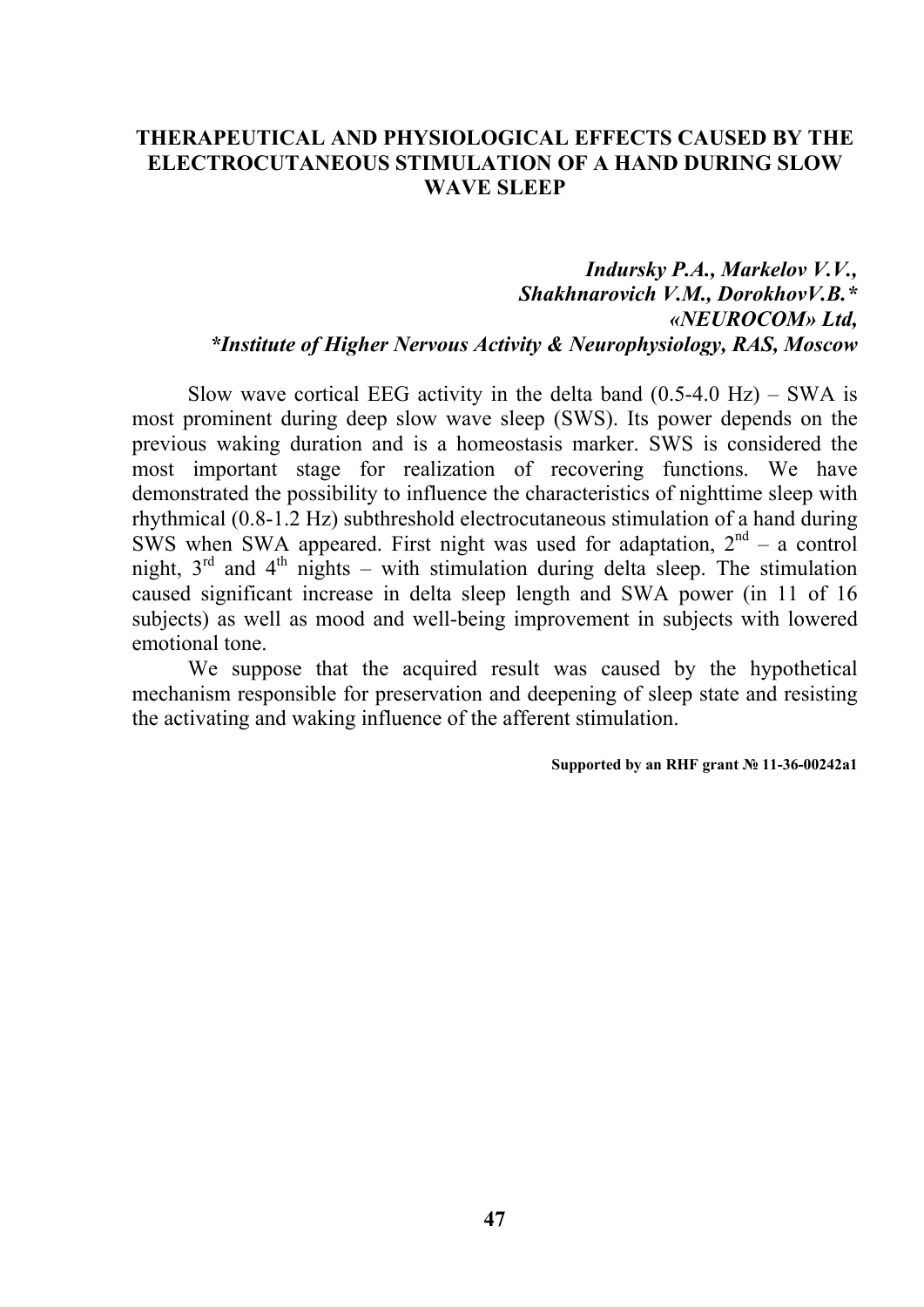## THERAPEUTICAL AND PHYSIOLOGICAL EFFECTS CAUSED BY THE ELECTROCUTANEOUS STIMULATION OF A HAND DURING SLOW WAVE SLEEP

*Indursky P.A., Markelov V.V.,*
*Shakhnarovich V.M., DorokhovV.B.**
*«NEUROCOM» Ltd,*
**Institute of Higher Nervous Activity & Neurophysiology, RAS, Moscow*

Slow wave cortical EEG activity in the delta band (0.5-4.0 Hz) – SWA is most prominent during deep slow wave sleep (SWS). Its power depends on the previous waking duration and is a homeostasis marker. SWS is considered the most important stage for realization of recovering functions. We have demonstrated the possibility to influence the characteristics of nighttime sleep with rhythmical (0.8-1.2 Hz) subthreshold electrocutaneous stimulation of a hand during SWS when SWA appeared. First night was used for adaptation, $2^{nd}$ – a control night, $3^{rd}$ and $4^{th}$ nights – with stimulation during delta sleep. The stimulation caused significant increase in delta sleep length and SWA power (in 11 of 16 subjects) as well as mood and well-being improvement in subjects with lowered emotional tone.

We suppose that the acquired result was caused by the hypothetical mechanism responsible for preservation and deepening of sleep state and resisting the activating and waking influence of the afferent stimulation.

**Supported by an RHF grant № 11-36-00242a1**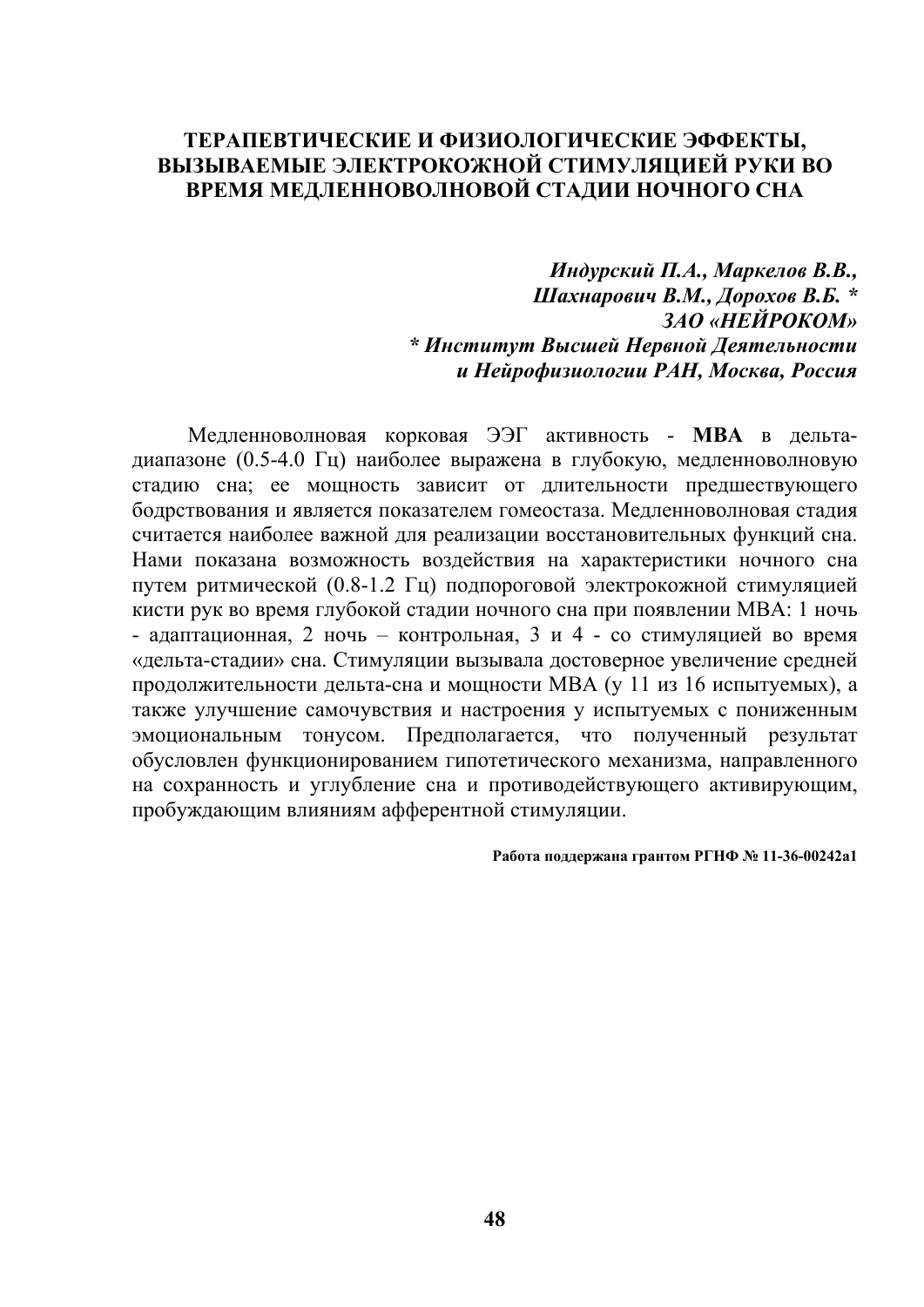# ТЕРАПЕВТИЧЕСКИЕ И ФИЗИОЛОГИЧЕСКИЕ ЭФФЕКТЫ, ВЫЗЫВАЕМЫЕ ЭЛЕКТРОКОЖНОЙ СТИМУЛЯЦИЕЙ РУКИ ВО ВРЕМЯ МЕДЛЕННОВОЛНОВОЙ СТАДИИ НОЧНОГО СНА

***Индурский П.А., Маркелов В.В., Шахнарович В.М., Дорохов В.Б. \****
***ЗАО «НЕЙРОКОМ»***
***\* Институт Высшей Нервной Деятельности и Нейрофизиологии РАН, Москва, Россия***

Медленноволновая корковая ЭЭГ активность - **МВА** в дельта-диапазоне (0.5-4.0 Гц) наиболее выражена в глубокую, медленноволновую стадию сна; ее мощность зависит от длительности предшествующего бодрствования и является показателем гомеостаза. Медленноволновая стадия считается наиболее важной для реализации восстановительных функций сна. Нами показана возможность воздействия на характеристики ночного сна путем ритмической (0.8-1.2 Гц) подпороговой электрокожной стимуляцией кисти рук во время глубокой стадии ночного сна при появлении МВА: 1 ночь - адаптационная, 2 ночь – контрольная, 3 и 4 - со стимуляцией во время «дельта-стадии» сна. Стимуляции вызывала достоверное увеличение средней продолжительности дельта-сна и мощности МВА (у 11 из 16 испытуемых), а также улучшение самочувствия и настроения у испытуемых с пониженным эмоциональным тонусом. Предполагается, что полученный результат обусловлен функционированием гипотетического механизма, направленного на сохранность и углубление сна и противодействующего активирующим, пробуждающим влияниям афферентной стимуляции.

**Работа поддержана грантом РГНФ № 11-36-00242а1**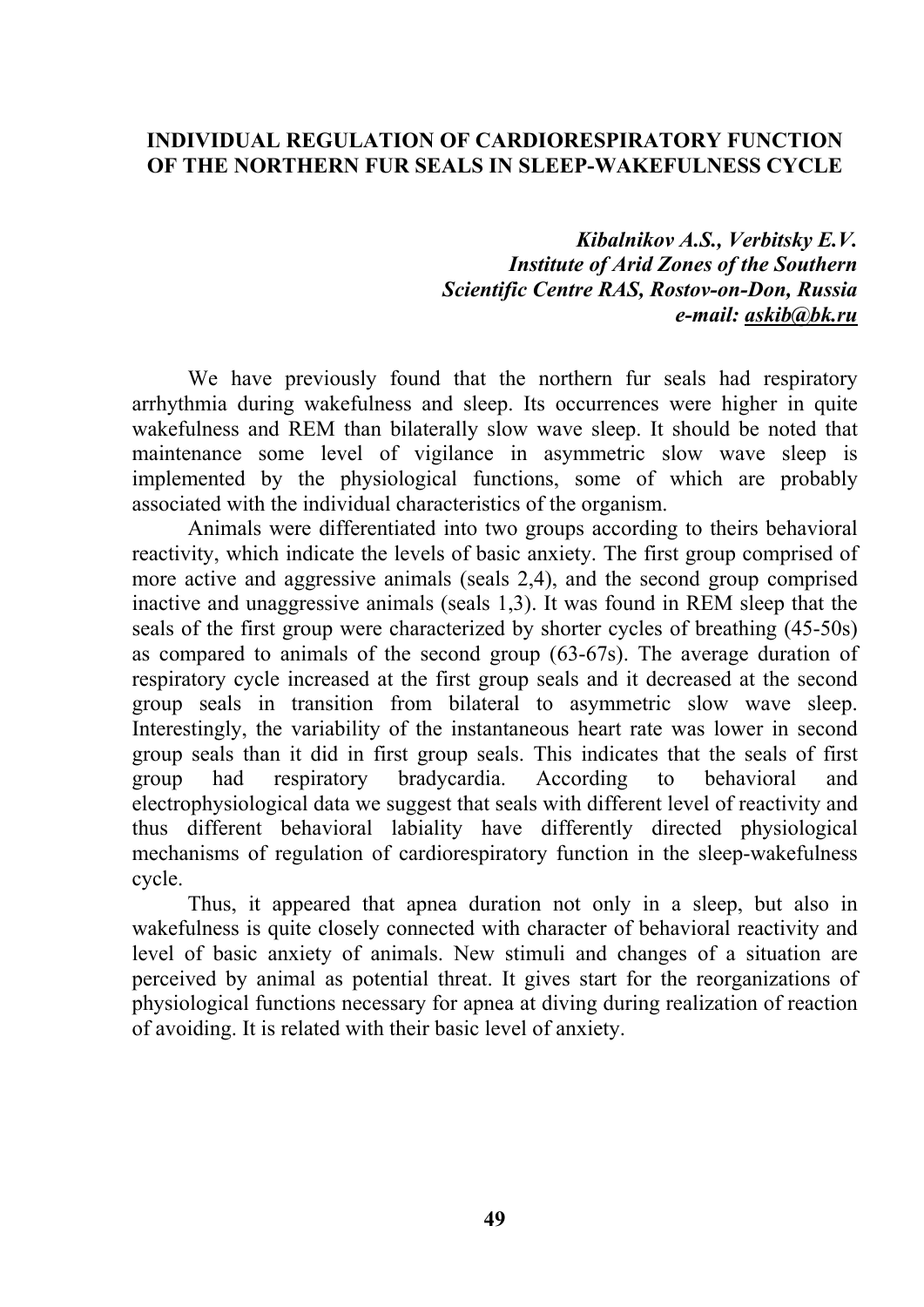# INDIVIDUAL REGULATION OF CARDIORESPIRATORY FUNCTION OF THE NORTHERN FUR SEALS IN SLEEP-WAKEFULNESS CYCLE

***Kibalnikov A.S., Verbitsky E.V.***
***Institute of Arid Zones of the Southern Scientific Centre RAS, Rostov-on-Don, Russia***
***e-mail: askib@bk.ru***

We have previously found that the northern fur seals had respiratory arrhythmia during wakefulness and sleep. Its occurrences were higher in quite wakefulness and REM than bilaterally slow wave sleep. It should be noted that maintenance some level of vigilance in asymmetric slow wave sleep is implemented by the physiological functions, some of which are probably associated with the individual characteristics of the organism.

Animals were differentiated into two groups according to theirs behavioral reactivity, which indicate the levels of basic anxiety. The first group comprised of more active and aggressive animals (seals 2,4), and the second group comprised inactive and unaggressive animals (seals 1,3). It was found in REM sleep that the seals of the first group were characterized by shorter cycles of breathing (45-50s) as compared to animals of the second group (63-67s). The average duration of respiratory cycle increased at the first group seals and it decreased at the second group seals in transition from bilateral to asymmetric slow wave sleep. Interestingly, the variability of the instantaneous heart rate was lower in second group seals than it did in first group seals. This indicates that the seals of first group had respiratory bradycardia. According to behavioral and electrophysiological data we suggest that seals with different level of reactivity and thus different behavioral labiality have differently directed physiological mechanisms of regulation of cardiorespiratory function in the sleep-wakefulness cycle.

Thus, it appeared that apnea duration not only in a sleep, but also in wakefulness is quite closely connected with character of behavioral reactivity and level of basic anxiety of animals. New stimuli and changes of a situation are perceived by animal as potential threat. It gives start for the reorganizations of physiological functions necessary for apnea at diving during realization of reaction of avoiding. It is related with their basic level of anxiety.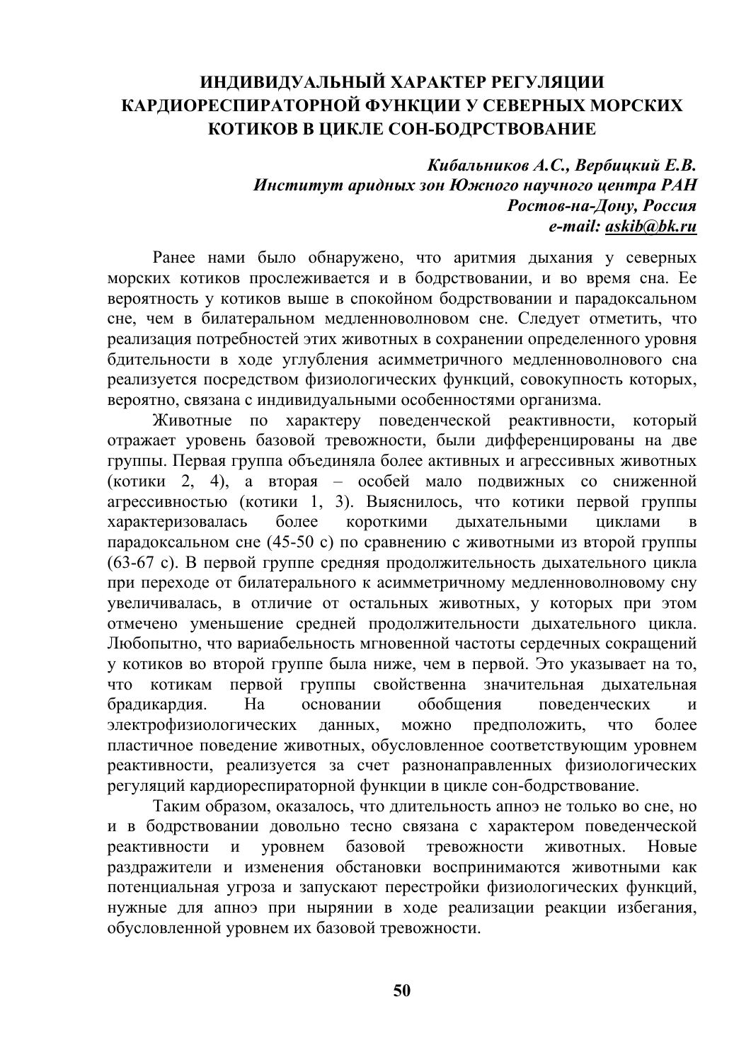# ИНДИВИДУАЛЬНЫЙ ХАРАКТЕР РЕГУЛЯЦИИ КАРДИОРЕСПИРАТОРНОЙ ФУНКЦИИ У СЕВЕРНЫХ МОРСКИХ КОТИКОВ В ЦИКЛЕ СОН-БОДРСТВОВАНИЕ

***Кибальников А.С., Вербицкий Е.В.***
***Институт аридных зон Южного научного центра РАН***
***Ростов-на-Дону, Россия***
***e-mail: askib@bk.ru***

Ранее нами было обнаружено, что аритмия дыхания у северных морских котиков прослеживается и в бодрствовании, и во время сна. Ее вероятность у котиков выше в спокойном бодрствовании и парадоксальном сне, чем в билатеральном медленноволновом сне. Следует отметить, что реализация потребностей этих животных в сохранении определенного уровня бдительности в ходе углубления асимметричного медленноволнового сна реализуется посредством физиологических функций, совокупность которых, вероятно, связана с индивидуальными особенностями организма.

Животные по характеру поведенческой реактивности, который отражает уровень базовой тревожности, были дифференцированы на две группы. Первая группа объединяла более активных и агрессивных животных (котики 2, 4), а вторая – особей мало подвижных со сниженной агрессивностью (котики 1, 3). Выяснилось, что котики первой группы характеризовалась более короткими дыхательными циклами в парадоксальном сне (45-50 с) по сравнению с животными из второй группы (63-67 с). В первой группе средняя продолжительность дыхательного цикла при переходе от билатерального к асимметричному медленноволновому сну увеличивалась, в отличие от остальных животных, у которых при этом отмечено уменьшение средней продолжительности дыхательного цикла. Любопытно, что вариабельность мгновенной частоты сердечных сокращений у котиков во второй группе была ниже, чем в первой. Это указывает на то, что котикам первой группы свойственна значительная дыхательная брадикардия. На основании обобщения поведенческих и электрофизиологических данных, можно предположить, что более пластичное поведение животных, обусловленное соответствующим уровнем реактивности, реализуется за счет разнонаправленных физиологических регуляций кардиореспираторной функции в цикле сон-бодрствование.

Таким образом, оказалось, что длительность апноэ не только во сне, но и в бодрствовании довольно тесно связана с характером поведенческой реактивности и уровнем базовой тревожности животных. Новые раздражители и изменения обстановки воспринимаются животными как потенциальная угроза и запускают перестройки физиологических функций, нужные для апноэ при нырянии в ходе реализации реакции избегания, обусловленной уровнем их базовой тревожности.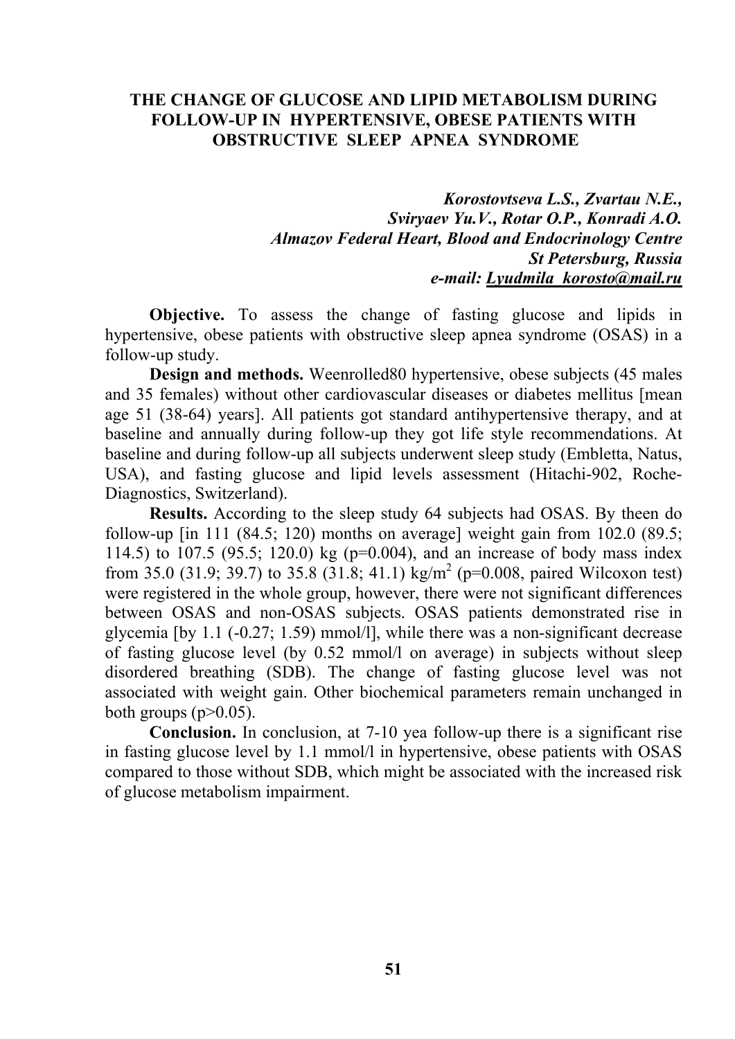# THE CHANGE OF GLUCOSE AND LIPID METABOLISM DURING FOLLOW-UP IN HYPERTENSIVE, OBESE PATIENTS WITH OBSTRUCTIVE SLEEP APNEA SYNDROME

***Korostovtseva L.S., Zvartau N.E., Sviryaev Yu.V., Rotar O.P., Konradi A.O.***
***Almazov Federal Heart, Blood and Endocrinology Centre***
***St Petersburg, Russia***
***e-mail: Lyudmila_korosto@mail.ru***

**Objective.** To assess the change of fasting glucose and lipids in hypertensive, obese patients with obstructive sleep apnea syndrome (OSAS) in a follow-up study.

**Design and methods.** Weenrolled80 hypertensive, obese subjects (45 males and 35 females) without other cardiovascular diseases or diabetes mellitus [mean age 51 (38-64) years]. All patients got standard antihypertensive therapy, and at baseline and annually during follow-up they got life style recommendations. At baseline and during follow-up all subjects underwent sleep study (Embletta, Natus, USA), and fasting glucose and lipid levels assessment (Hitachi-902, Roche-Diagnostics, Switzerland).

**Results.** According to the sleep study 64 subjects had OSAS. By theen do follow-up [in 111 (84.5; 120) months on average] weight gain from 102.0 (89.5; 114.5) to 107.5 (95.5; 120.0) kg ($p=0.004$), and an increase of body mass index from 35.0 (31.9; 39.7) to 35.8 (31.8; 41.1) kg/m$^2$ ($p=0.008$, paired Wilcoxon test) were registered in the whole group, however, there were not significant differences between OSAS and non-OSAS subjects. OSAS patients demonstrated rise in glycemia [by 1.1 (-0.27; 1.59) mmol/l], while there was a non-significant decrease of fasting glucose level (by 0.52 mmol/l on average) in subjects without sleep disordered breathing (SDB). The change of fasting glucose level was not associated with weight gain. Other biochemical parameters remain unchanged in both groups ($p>0.05$).

**Conclusion.** In conclusion, at 7-10 yea follow-up there is a significant rise in fasting glucose level by 1.1 mmol/l in hypertensive, obese patients with OSAS compared to those without SDB, which might be associated with the increased risk of glucose metabolism impairment.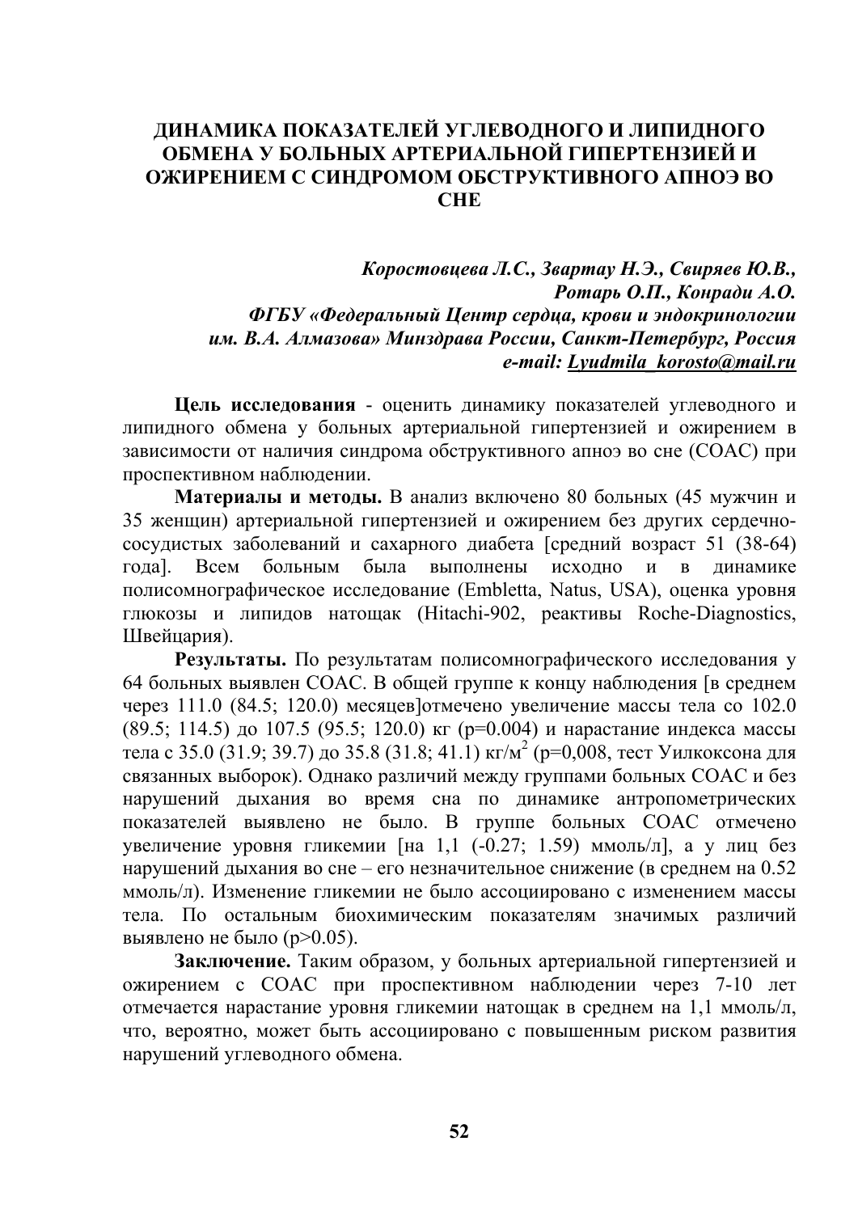# ДИНАМИКА ПОКАЗАТЕЛЕЙ УГЛЕВОДНОГО И ЛИПИДНОГО ОБМЕНА У БОЛЬНЫХ АРТЕРИАЛЬНОЙ ГИПЕРТЕНЗИЕЙ И ОЖИРЕНИЕМ С СИНДРОМОМ ОБСТРУКТИВНОГО АПНОЭ ВО СНЕ

***Коростовцева Л.С., Звартау Н.Э., Свиряев Ю.В., Ротарь О.П., Конради А.О.***
***ФГБУ «Федеральный Центр сердца, крови и эндокринологии им. В.А. Алмазова» Минздрава России, Санкт-Петербург, Россия***
***e-mail: Lyudmila_korosto@mail.ru***

**Цель исследования** - оценить динамику показателей углеводного и липидного обмена у больных артериальной гипертензией и ожирением в зависимости от наличия синдрома обструктивного апноэ во сне (СОАС) при проспективном наблюдении.

**Материалы и методы.** В анализ включено 80 больных (45 мужчин и 35 женщин) артериальной гипертензией и ожирением без других сердечно-сосудистых заболеваний и сахарного диабета [средний возраст 51 (38-64) года]. Всем больным была выполнены исходно и в динамике полисомнографическое исследование (Embletta, Natus, USA), оценка уровня глюкозы и липидов натощак (Hitachi-902, реактивы Roche-Diagnostics, Швейцария).

**Результаты.** По результатам полисомнографического исследования у 64 больных выявлен СОАС. В общей группе к концу наблюдения [в среднем через 111.0 (84.5; 120.0) месяцев]отмечено увеличение массы тела со 102.0 (89.5; 114.5) до 107.5 (95.5; 120.0) кг (p=0.004) и нарастание индекса массы тела с 35.0 (31.9; 39.7) до 35.8 (31.8; 41.1) кг/м$^2$ (p=0,008, тест Уилкоксона для связанных выборок). Однако различий между группами больных СОАС и без нарушений дыхания во время сна по динамике антропометрических показателей выявлено не было. В группе больных СОАС отмечено увеличение уровня гликемии [на 1,1 (-0.27; 1.59) ммоль/л], а у лиц без нарушений дыхания во сне – его незначительное снижение (в среднем на 0.52 ммоль/л). Изменение гликемии не было ассоциировано с изменением массы тела. По остальным биохимическим показателям значимых различий выявлено не было (p>0.05).

**Заключение.** Таким образом, у больных артериальной гипертензией и ожирением с СОАС при проспективном наблюдении через 7-10 лет отмечается нарастание уровня гликемии натощак в среднем на 1,1 ммоль/л, что, вероятно, может быть ассоциировано с повышенным риском развития нарушений углеводного обмена.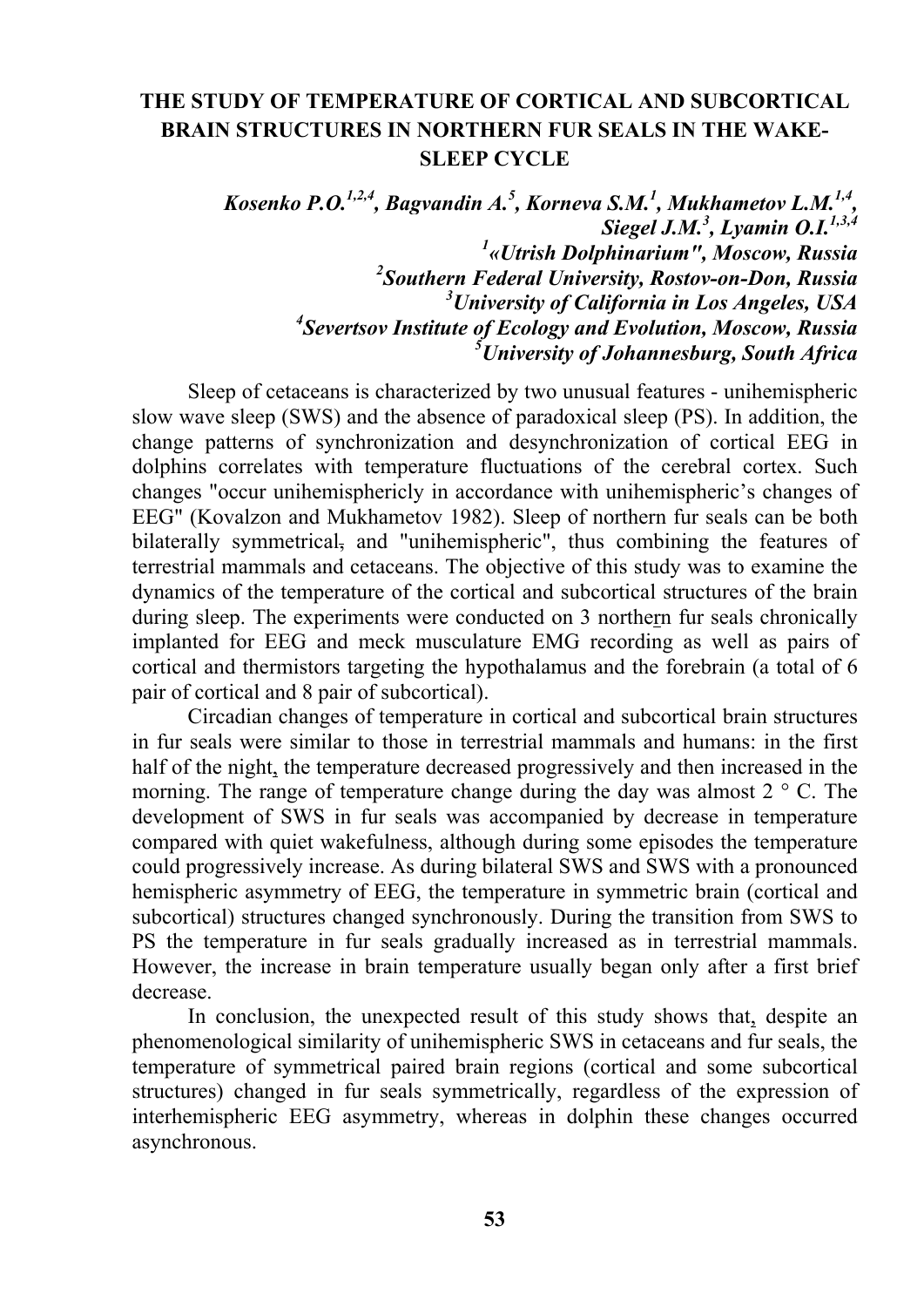## THE STUDY OF TEMPERATURE OF CORTICAL AND SUBCORTICAL BRAIN STRUCTURES IN NORTHERN FUR SEALS IN THE WAKE-SLEEP CYCLE

***Kosenko P.O.[1,2,4], Bagvandin A.[5], Korneva S.M.[1], Mukhametov L.M.[1,4], Siegel J.M.[3], Lyamin O.I.[1,3,4]***

***[1]«Utrish Dolphinarium", Moscow, Russia***
***[2]Southern Federal University, Rostov-on-Don, Russia***
***[3]University of California in Los Angeles, USA***
***[4]Severtsov Institute of Ecology and Evolution, Moscow, Russia***
***[5]University of Johannesburg, South Africa***

Sleep of cetaceans is characterized by two unusual features - unihemispheric slow wave sleep (SWS) and the absence of paradoxical sleep (PS). In addition, the change patterns of synchronization and desynchronization of cortical EEG in dolphins correlates with temperature fluctuations of the cerebral cortex. Such changes "occur unihemisphericly in accordance with unihemispheric's changes of EEG" (Kovalzon and Mukhametov 1982). Sleep of northern fur seals can be both bilaterally symmetrical, and "unihemispheric", thus combining the features of terrestrial mammals and cetaceans. The objective of this study was to examine the dynamics of the temperature of the cortical and subcortical structures of the brain during sleep. The experiments were conducted on 3 northern fur seals chronically implanted for EEG and meck musculature EMG recording as well as pairs of cortical and thermistors targeting the hypothalamus and the forebrain (a total of 6 pair of cortical and 8 pair of subcortical).

Circadian changes of temperature in cortical and subcortical brain structures in fur seals were similar to those in terrestrial mammals and humans: in the first half of the night, the temperature decreased progressively and then increased in the morning. The range of temperature change during the day was almost 2 ° C. The development of SWS in fur seals was accompanied by decrease in temperature compared with quiet wakefulness, although during some episodes the temperature could progressively increase. As during bilateral SWS and SWS with a pronounced hemispheric asymmetry of EEG, the temperature in symmetric brain (cortical and subcortical) structures changed synchronously. During the transition from SWS to PS the temperature in fur seals gradually increased as in terrestrial mammals. However, the increase in brain temperature usually began only after a first brief decrease.

In conclusion, the unexpected result of this study shows that, despite an phenomenological similarity of unihemispheric SWS in cetaceans and fur seals, the temperature of symmetrical paired brain regions (cortical and some subcortical structures) changed in fur seals symmetrically, regardless of the expression of interhemispheric EEG asymmetry, whereas in dolphin these changes occurred asynchronous.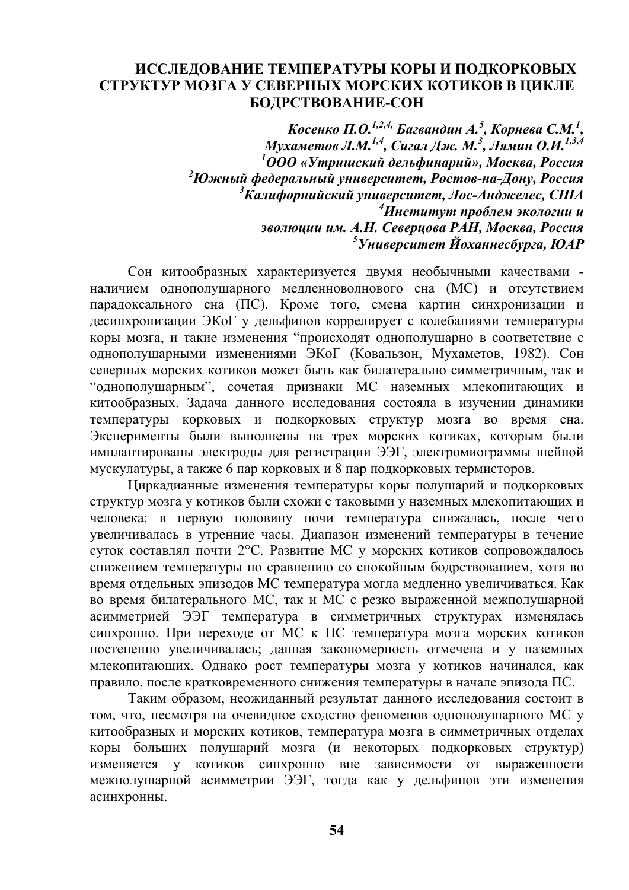# ИССЛЕДОВАНИЕ ТЕМПЕРАТУРЫ КОРЫ И ПОДКОРКОВЫХ СТРУКТУР МОЗГА У СЕВЕРНЫХ МОРСКИХ КОТИКОВ В ЦИКЛЕ БОДРСТВОВАНИЕ-СОН

***Косенко П.О.[1,2,4], Багвандин А.[5], Корнева С.М.[1], Мухаметов Л.М.[1,4], Сигал Дж. М.[3], Лямин О.И.[1,3,4]***
***[1]ООО «Утришский дельфинарий», Москва, Россия***
***[2]Южный федеральный университет, Ростов-на-Дону, Россия***
***[3]Калифорнийский университет, Лос-Анджелес, США***
***[4]Институт проблем экологии и эволюции им. А.Н. Северцова РАН, Москва, Россия***
***[5]Университет Йоханнесбурга, ЮАР***

Сон китообразных характеризуется двумя необычными качествами - наличием однополушарного медленноволнового сна (МС) и отсутствием парадоксального сна (ПС). Кроме того, смена картин синхронизации и десинхронизации ЭКоГ у дельфинов коррелирует с колебаниями температуры коры мозга, и такие изменения "происходят однополушарно в соответствие с однополушарными изменениями ЭКоГ (Ковальзон, Мухаметов, 1982). Сон северных морских котиков может быть как билатерально симметричным, так и "однополушарным", сочетая признаки МС наземных млекопитающих и китообразных. Задача данного исследования состояла в изучении динамики температуры корковых и подкорковых структур мозга во время сна. Эксперименты были выполнены на трех морских котиках, которым были имплантированы электроды для регистрации ЭЭГ, электромиограммы шейной мускулатуры, а также 6 пар корковых и 8 пар подкорковых термисторов.

Циркадианные изменения температуры коры полушарий и подкорковых структур мозга у котиков были схожи с таковыми у наземных млекопитающих и человека: в первую половину ночи температура снижалась, после чего увеличивалась в утренние часы. Диапазон изменений температуры в течение суток составлял почти 2°С. Развитие МС у морских котиков сопровождалось снижением температуры по сравнению со спокойным бодрствованием, хотя во время отдельных эпизодов МС температура могла медленно увеличиваться. Как во время билатерального МС, так и МС с резко выраженной межполушарной асимметрией ЭЭГ температура в симметричных структурах изменялась синхронно. При переходе от МС к ПС температура мозга морских котиков постепенно увеличивалась; данная закономерность отмечена и у наземных млекопитающих. Однако рост температуры мозга у котиков начинался, как правило, после кратковременного снижения температуры в начале эпизода ПС.

Таким образом, неожиданный результат данного исследования состоит в том, что, несмотря на очевидное сходство феноменов однополушарного МС у китообразных и морских котиков, температура мозга в симметричных отделах коры больших полушарий мозга (и некоторых подкорковых структур) изменяется у котиков синхронно вне зависимости от выраженности межполушарной асимметрии ЭЭГ, тогда как у дельфинов эти изменения асинхронны.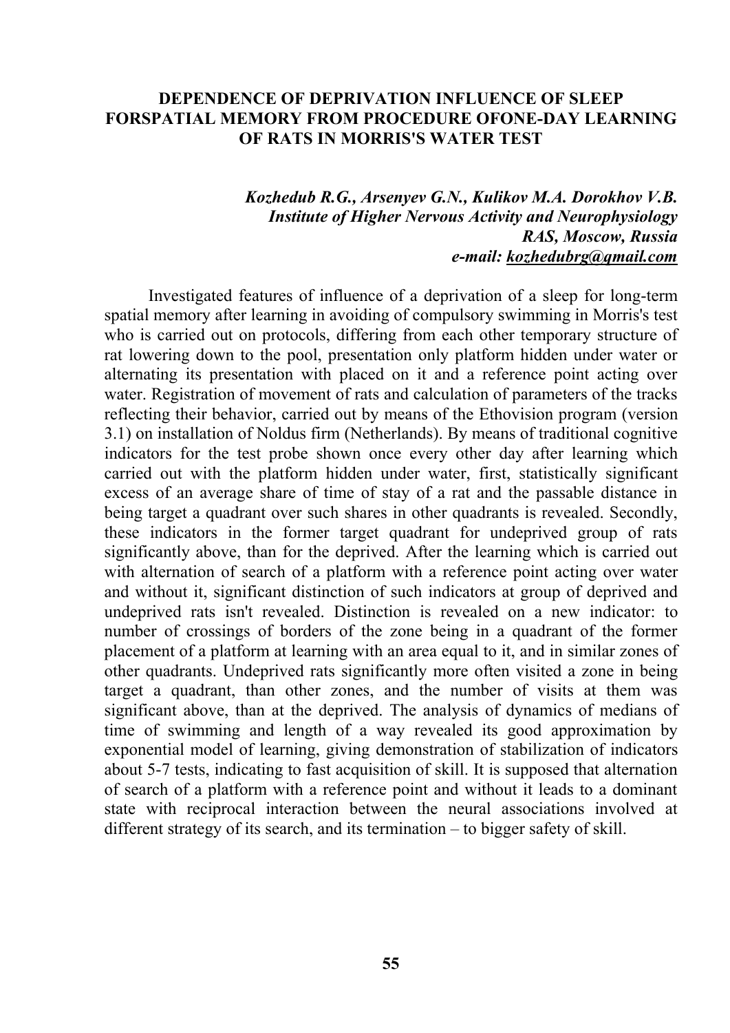# DEPENDENCE OF DEPRIVATION INFLUENCE OF SLEEP FORSPATIAL MEMORY FROM PROCEDURE OFONE-DAY LEARNING OF RATS IN MORRIS'S WATER TEST

***Kozhedub R.G., Arsenyev G.N., Kulikov M.A. Dorokhov V.B.***
***Institute of Higher Nervous Activity and Neurophysiology RAS, Moscow, Russia***
***e-mail: kozhedubrg@gmail.com***

Investigated features of influence of a deprivation of a sleep for long-term spatial memory after learning in avoiding of compulsory swimming in Morris's test who is carried out on protocols, differing from each other temporary structure of rat lowering down to the pool, presentation only platform hidden under water or alternating its presentation with placed on it and a reference point acting over water. Registration of movement of rats and calculation of parameters of the tracks reflecting their behavior, carried out by means of the Ethovision program (version 3.1) on installation of Noldus firm (Netherlands). By means of traditional cognitive indicators for the test probe shown once every other day after learning which carried out with the platform hidden under water, first, statistically significant excess of an average share of time of stay of a rat and the passable distance in being target a quadrant over such shares in other quadrants is revealed. Secondly, these indicators in the former target quadrant for undeprived group of rats significantly above, than for the deprived. After the learning which is carried out with alternation of search of a platform with a reference point acting over water and without it, significant distinction of such indicators at group of deprived and undeprived rats isn't revealed. Distinction is revealed on a new indicator: to number of crossings of borders of the zone being in a quadrant of the former placement of a platform at learning with an area equal to it, and in similar zones of other quadrants. Undeprived rats significantly more often visited a zone in being target a quadrant, than other zones, and the number of visits at them was significant above, than at the deprived. The analysis of dynamics of medians of time of swimming and length of a way revealed its good approximation by exponential model of learning, giving demonstration of stabilization of indicators about 5-7 tests, indicating to fast acquisition of skill. It is supposed that alternation of search of a platform with a reference point and without it leads to a dominant state with reciprocal interaction between the neural associations involved at different strategy of its search, and its termination – to bigger safety of skill.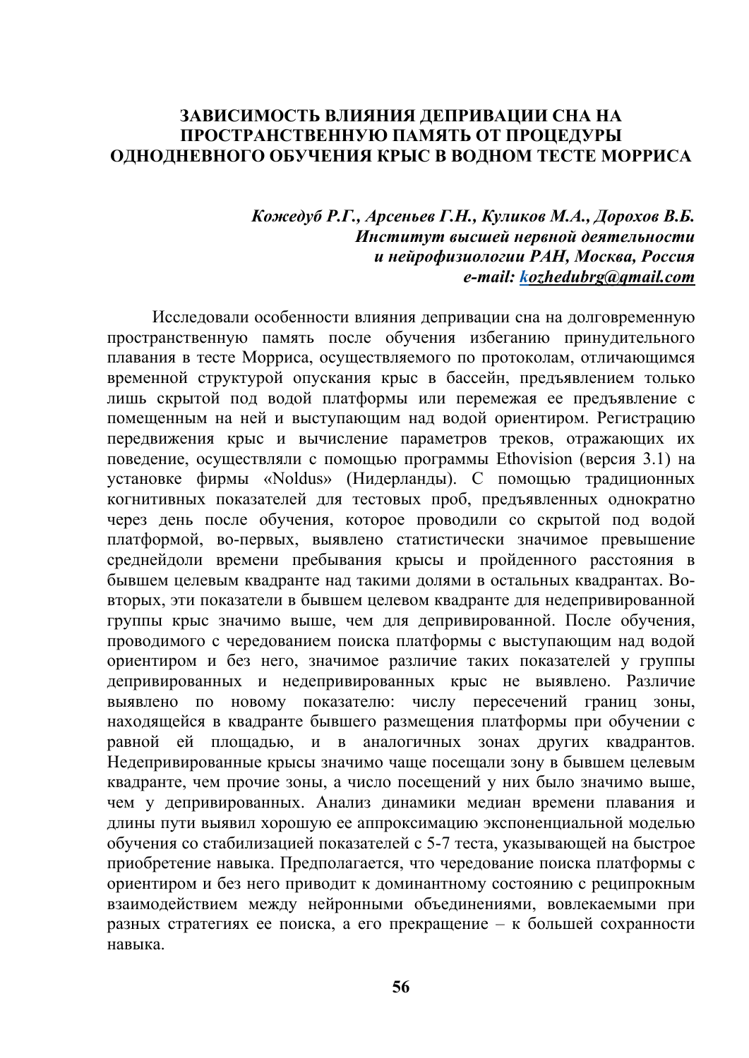# ЗАВИСИМОСТЬ ВЛИЯНИЯ ДЕПРИВАЦИИ СНА НА ПРОСТРАНСТВЕННУЮ ПАМЯТЬ ОТ ПРОЦЕДУРЫ ОДНОДНЕВНОГО ОБУЧЕНИЯ КРЫС В ВОДНОМ ТЕСТЕ МОРРИСА

***Кожедуб Р.Г., Арсеньев Г.Н., Куликов М.А., Дорохов В.Б.***
***Институт высшей нервной деятельности и нейрофизиологии РАН, Москва, Россия***
***e-mail: kozhedubrg@gmail.com***

Исследовали особенности влияния депривации сна на долговременную пространственную память после обучения избеганию принудительного плавания в тесте Морриса, осуществляемого по протоколам, отличающимся временной структурой опускания крыс в бассейн, предъявлением только лишь скрытой под водой платформы или перемежая ее предъявление с помещенным на ней и выступающим над водой ориентиром. Регистрацию передвижения крыс и вычисление параметров треков, отражающих их поведение, осуществляли с помощью программы Ethovision (версия 3.1) на установке фирмы «Noldus» (Нидерланды). С помощью традиционных когнитивных показателей для тестовых проб, предъявленных однократно через день после обучения, которое проводили со скрытой под водой платформой, во-первых, выявлено статистически значимое превышение среднейдоли времени пребывания крысы и пройденного расстояния в бывшем целевым квадранте над такими долями в остальных квадрантах. Во-вторых, эти показатели в бывшем целевом квадранте для недепривированной группы крыс значимо выше, чем для депривированной. После обучения, проводимого с чередованием поиска платформы с выступающим над водой ориентиром и без него, значимое различие таких показателей у группы депривированных и недепривированных крыс не выявлено. Различие выявлено по новому показателю: числу пересечений границ зоны, находящейся в квадранте бывшего размещения платформы при обучении с равной ей площадью, и в аналогичных зонах других квадрантов. Недепривированные крысы значимо чаще посещали зону в бывшем целевым квадранте, чем прочие зоны, а число посещений у них было значимо выше, чем у депривированных. Анализ динамики медиан времени плавания и длины пути выявил хорошую ее аппроксимацию экспоненциальной моделью обучения со стабилизацией показателей с 5-7 теста, указывающей на быстрое приобретение навыка. Предполагается, что чередование поиска платформы с ориентиром и без него приводит к доминантному состоянию с реципрокным взаимодействием между нейронными объединениями, вовлекаемыми при разных стратегиях ее поиска, а его прекращение – к большей сохранности навыка.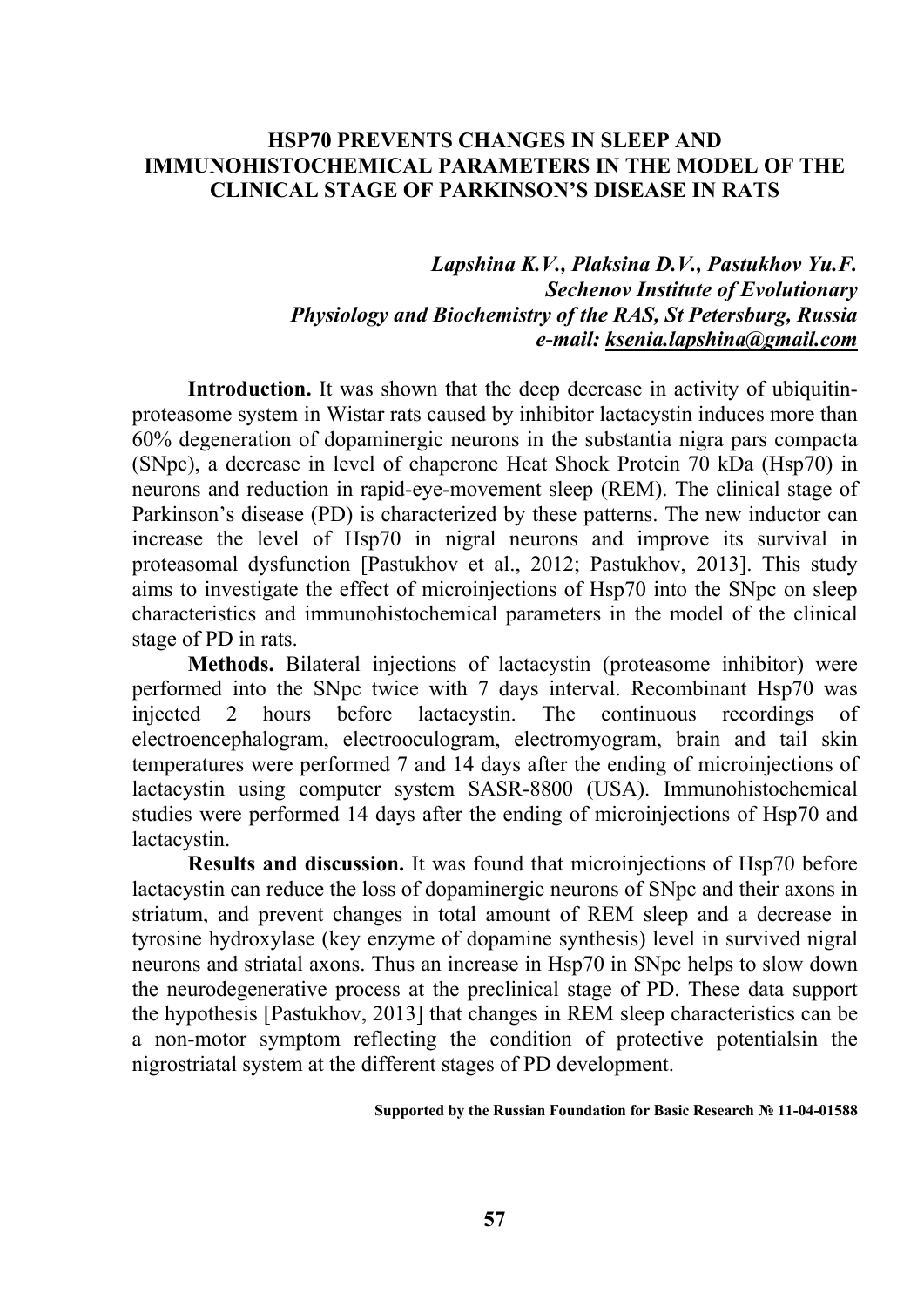# HSP70 PREVENTS CHANGES IN SLEEP AND IMMUNOHISTOCHEMICAL PARAMETERS IN THE MODEL OF THE CLINICAL STAGE OF PARKINSON'S DISEASE IN RATS

***Lapshina K.V., Plaksina D.V., Pastukhov Yu.F.***
***Sechenov Institute of Evolutionary Physiology and Biochemistry of the RAS, St Petersburg, Russia***
***e-mail: ksenia.lapshina@gmail.com***

**Introduction.** It was shown that the deep decrease in activity of ubiquitin-proteasome system in Wistar rats caused by inhibitor lactacystin induces more than 60% degeneration of dopaminergic neurons in the substantia nigra pars compacta (SNpc), a decrease in level of chaperone Heat Shock Protein 70 kDa (Hsp70) in neurons and reduction in rapid-eye-movement sleep (REM). The clinical stage of Parkinson's disease (PD) is characterized by these patterns. The new inductor can increase the level of Hsp70 in nigral neurons and improve its survival in proteasomal dysfunction [Pastukhov et al., 2012; Pastukhov, 2013]. This study aims to investigate the effect of microinjections of Hsp70 into the SNpc on sleep characteristics and immunohistochemical parameters in the model of the clinical stage of PD in rats.

**Methods.** Bilateral injections of lactacystin (proteasome inhibitor) were performed into the SNpc twice with 7 days interval. Recombinant Hsp70 was injected 2 hours before lactacystin. The continuous recordings of electroencephalogram, electrooculogram, electromyogram, brain and tail skin temperatures were performed 7 and 14 days after the ending of microinjections of lactacystin using computer system SASR-8800 (USA). Immunohistochemical studies were performed 14 days after the ending of microinjections of Hsp70 and lactacystin.

**Results and discussion.** It was found that microinjections of Hsp70 before lactacystin can reduce the loss of dopaminergic neurons of SNpc and their axons in striatum, and prevent changes in total amount of REM sleep and a decrease in tyrosine hydroxylase (key enzyme of dopamine synthesis) level in survived nigral neurons and striatal axons. Thus an increase in Hsp70 in SNpc helps to slow down the neurodegenerative process at the preclinical stage of PD. These data support the hypothesis [Pastukhov, 2013] that changes in REM sleep characteristics can be a non-motor symptom reflecting the condition of protective potentialsin the nigrostriatal system at the different stages of PD development.

**Supported by the Russian Foundation for Basic Research № 11-04-01588**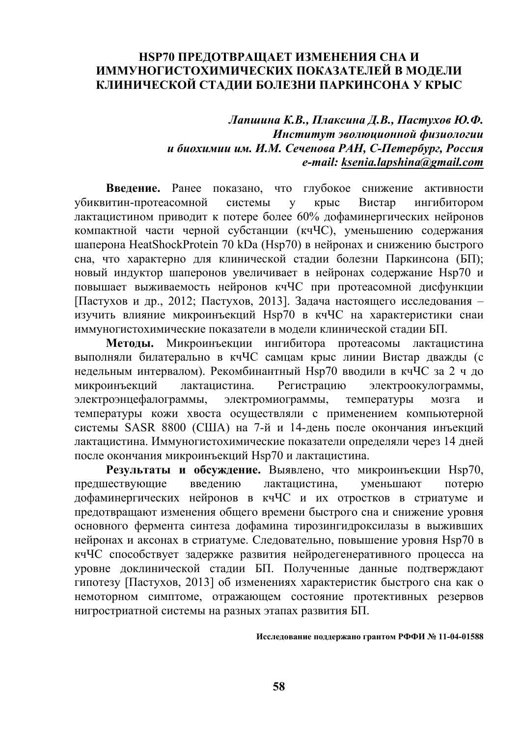# HSP70 ПРЕДОТВРАЩАЕТ ИЗМЕНЕНИЯ СНА И ИММУНОГИСТОХИМИЧЕСКИХ ПОКАЗАТЕЛЕЙ В МОДЕЛИ КЛИНИЧЕСКОЙ СТАДИИ БОЛЕЗНИ ПАРКИНСОНА У КРЫС

***Лапшина К.В., Плаксина Д.В., Пастухов Ю.Ф.***
***Институт эволюционной физиологии и биохимии им. И.М. Сеченова РАН, С-Петербург, Россия***
***e-mail: ksenia.lapshina@gmail.com***

**Введение.** Ранее показано, что глубокое снижение активности убиквитин-протеасомной системы у крыс Вистар ингибитором лактацистином приводит к потере более 60% дофаминергических нейронов компактной части черной субстанции (кчЧС), уменьшению содержания шаперона HeatShockProtein 70 kDa (Hsp70) в нейронах и снижению быстрого сна, что характерно для клинической стадии болезни Паркинсона (БП); новый индуктор шаперонов увеличивает в нейронах содержание Hsp70 и повышает выживаемость нейронов кчЧС при протеасомной дисфункции [Пастухов и др., 2012; Пастухов, 2013]. Задача настоящего исследования – изучить влияние микроинъекций Hsp70 в кчЧС на характеристики снаи иммуногистохимические показатели в модели клинической стадии БП.

**Методы.** Микроинъекции ингибитора протеасомы лактацистина выполняли билатерально в кчЧС самцам крыс линии Вистар дважды (с недельным интервалом). Рекомбинантный Hsp70 вводили в кчЧС за 2 ч до микроинъекций лактацистина. Регистрацию электроокулограммы, электроэнцефалограммы, электромиограммы, температуры мозга и температуры кожи хвоста осуществляли с применением компьютерной системы SASR 8800 (США) на 7-й и 14-день после окончания инъекций лактацистина. Иммуногистохимические показатели определяли через 14 дней после окончания микроинъекций Hsp70 и лактацистина.

**Результаты и обсуждение.** Выявлено, что микроинъекции Hsp70, предшествующие введению лактацистина, уменьшают потерю дофаминергических нейронов в кчЧС и их отростков в стриатуме и предотвращают изменения общего времени быстрого сна и снижение уровня основного фермента синтеза дофамина тирозингидроксилазы в выживших нейронах и аксонах в стриатуме. Следовательно, повышение уровня Hsp70 в кчЧС способствует задержке развития нейродегенеративного процесса на уровне доклинической стадии БП. Полученные данные подтверждают гипотезу [Пастухов, 2013] об изменениях характеристик быстрого сна как о немоторном симптоме, отражающем состояние протективных резервов нигростриатной системы на разных этапах развития БП.

**Исследование поддержано грантом РФФИ № 11-04-01588**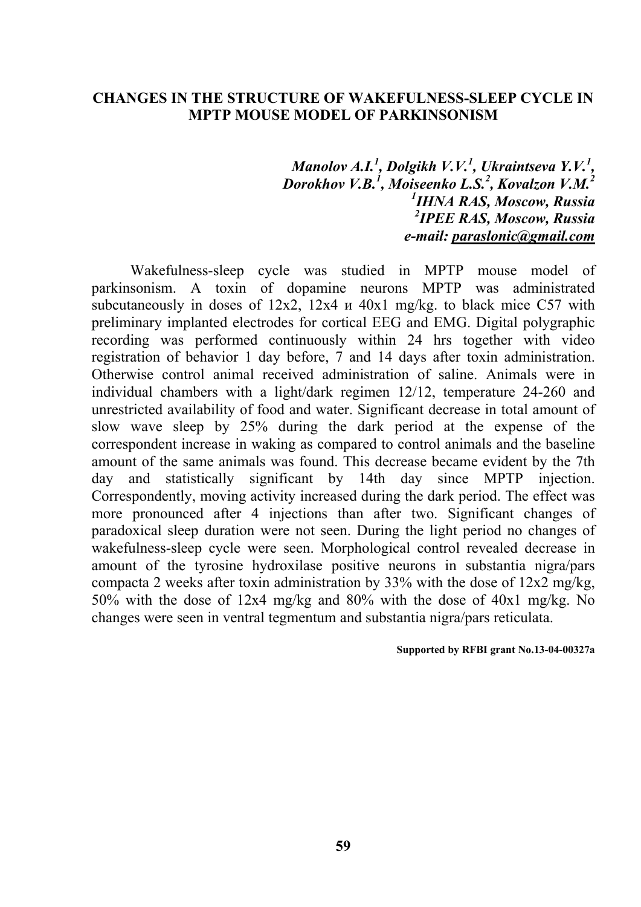## CHANGES IN THE STRUCTURE OF WAKEFULNESS-SLEEP CYCLE IN MPTP MOUSE MODEL OF PARKINSONISM

***Manolov A.I.[1], Dolgikh V.V.[1], Ukraintseva Y.V.[1], Dorokhov V.B.[1], Moiseenko L.S.[2], Kovalzon V.M.[2]***
***[1]IHNA RAS, Moscow, Russia***
***[2]IPEE RAS, Moscow, Russia***
***e-mail: paraslonic@gmail.com***

Wakefulness-sleep cycle was studied in MPTP mouse model of parkinsonism. A toxin of dopamine neurons MPTP was administrated subcutaneously in doses of 12x2, 12x4 и 40x1 mg/kg. to black mice C57 with preliminary implanted electrodes for cortical EEG and EMG. Digital polygraphic recording was performed continuously within 24 hrs together with video registration of behavior 1 day before, 7 and 14 days after toxin administration. Otherwise control animal received administration of saline. Animals were in individual chambers with a light/dark regimen 12/12, temperature 24-260 and unrestricted availability of food and water. Significant decrease in total amount of slow wave sleep by 25% during the dark period at the expense of the correspondent increase in waking as compared to control animals and the baseline amount of the same animals was found. This decrease became evident by the 7th day and statistically significant by 14th day since MPTP injection. Correspondently, moving activity increased during the dark period. The effect was more pronounced after 4 injections than after two. Significant changes of paradoxical sleep duration were not seen. During the light period no changes of wakefulness-sleep cycle were seen. Morphological control revealed decrease in amount of the tyrosine hydroxilase positive neurons in substantia nigra/pars compacta 2 weeks after toxin administration by 33% with the dose of 12x2 mg/kg, 50% with the dose of 12x4 mg/kg and 80% with the dose of 40x1 mg/kg. No changes were seen in ventral tegmentum and substantia nigra/pars reticulata.

**Supported by RFBI grant No.13-04-00327a**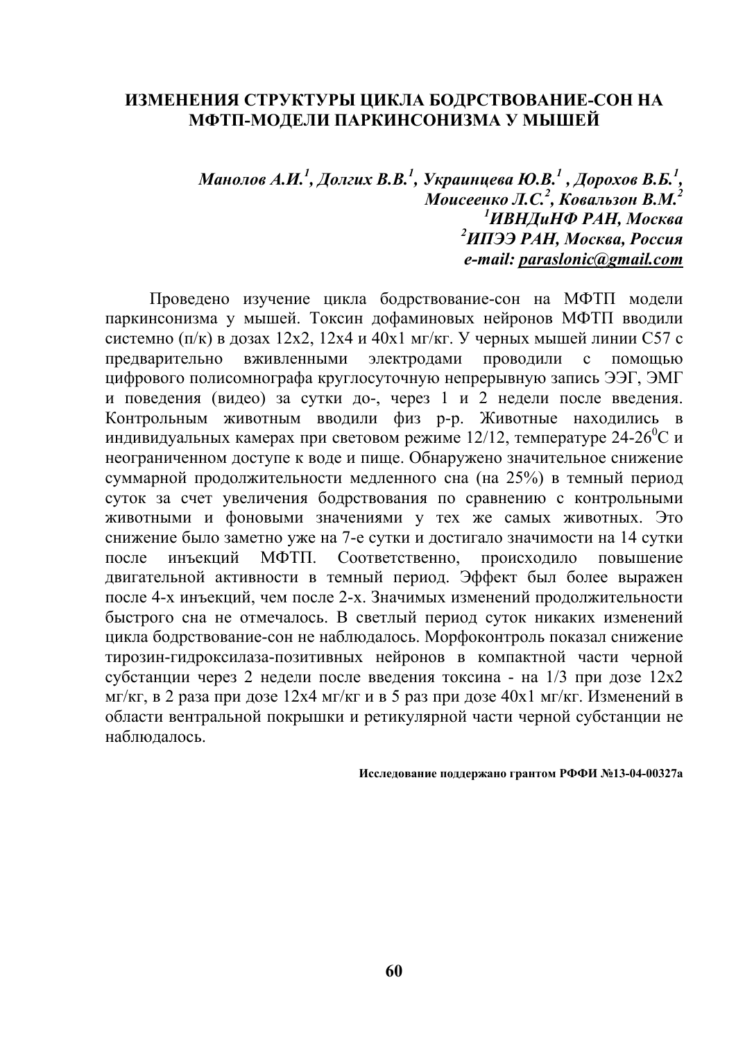# ИЗМЕНЕНИЯ СТРУКТУРЫ ЦИКЛА БОДРСТВОВАНИЕ-СОН НА МФТП-МОДЕЛИ ПАРКИНСОНИЗМА У МЫШЕЙ

***Манолов А.И.[1], Долгих В.В.[1], Украинцева Ю.В.[1], Дорохов В.Б.[1], Моисеенко Л.С.[2], Ковальзон В.М.[2]***

***[1]ИВНДиНФ РАН, Москва***

***[2]ИПЭЭ РАН, Москва, Россия***

***e-mail: paraslonic@gmail.com***

Проведено изучение цикла бодрствование-сон на МФТП модели паркинсонизма у мышей. Токсин дофаминовых нейронов МФТП вводили системно (п/к) в дозах 12x2, 12x4 и 40x1 мг/кг. У черных мышей линии С57 с предварительно вживленными электродами проводили с помощью цифрового полисомнографа круглосуточную непрерывную запись ЭЭГ, ЭМГ и поведения (видео) за сутки до-, через 1 и 2 недели после введения. Контрольным животным вводили физ р-р. Животные находились в индивидуальных камерах при световом режиме 12/12, температуре 24-26$^0$С и неограниченном доступе к воде и пище. Обнаружено значительное снижение суммарной продолжительности медленного сна (на 25%) в темный период суток за счет увеличения бодрствования по сравнению с контрольными животными и фоновыми значениями у тех же самых животных. Это снижение было заметно уже на 7-е сутки и достигало значимости на 14 сутки после инъекций МФТП. Соответственно, происходило повышение двигательной активности в темный период. Эффект был более выражен после 4-х инъекций, чем после 2-х. Значимых изменений продолжительности быстрого сна не отмечалось. В светлый период суток никаких изменений цикла бодрствование-сон не наблюдалось. Морфоконтроль показал снижение тирозин-гидроксилаза-позитивных нейронов в компактной части черной субстанции через 2 недели после введения токсина - на 1/3 при дозе 12x2 мг/кг, в 2 раза при дозе 12x4 мг/кг и в 5 раз при дозе 40x1 мг/кг. Изменений в области вентральной покрышки и ретикулярной части черной субстанции не наблюдалось.

**Исследование поддержано грантом РФФИ №13-04-00327а**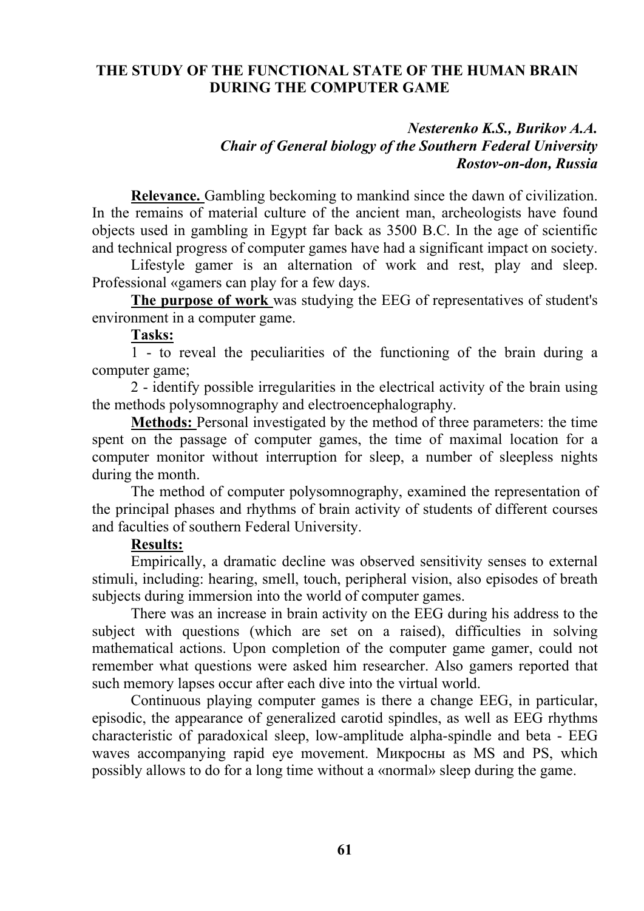# THE STUDY OF THE FUNCTIONAL STATE OF THE HUMAN BRAIN DURING THE COMPUTER GAME

***Nesterenko K.S., Burikov A.A.***
***Chair of General biology of the Southern Federal University***
***Rostov-on-don, Russia***

**Relevance.** Gambling beckoming to mankind since the dawn of civilization. In the remains of material culture of the ancient man, archeologists have found objects used in gambling in Egypt far back as 3500 B.C. In the age of scientific and technical progress of computer games have had a significant impact on society.

Lifestyle gamer is an alternation of work and rest, play and sleep. Professional «gamers can play for a few days.

**The purpose of work** was studying the EEG of representatives of student's environment in a computer game.

**Tasks:**

1 - to reveal the peculiarities of the functioning of the brain during a computer game;

2 - identify possible irregularities in the electrical activity of the brain using the methods polysomnography and electroencephalography.

**Methods:** Personal investigated by the method of three parameters: the time spent on the passage of computer games, the time of maximal location for a computer monitor without interruption for sleep, a number of sleepless nights during the month.

The method of computer polysomnography, examined the representation of the principal phases and rhythms of brain activity of students of different courses and faculties of southern Federal University.

**Results:**

Empirically, a dramatic decline was observed sensitivity senses to external stimuli, including: hearing, smell, touch, peripheral vision, also episodes of breath subjects during immersion into the world of computer games.

There was an increase in brain activity on the EEG during his address to the subject with questions (which are set on a raised), difficulties in solving mathematical actions. Upon completion of the computer game gamer, could not remember what questions were asked him researcher. Also gamers reported that such memory lapses occur after each dive into the virtual world.

Continuous playing computer games is there a change EEG, in particular, episodic, the appearance of generalized carotid spindles, as well as EEG rhythms characteristic of paradoxical sleep, low-amplitude alpha-spindle and beta - EEG waves accompanying rapid eye movement. Микросны as MS and PS, which possibly allows to do for a long time without a «normal» sleep during the game.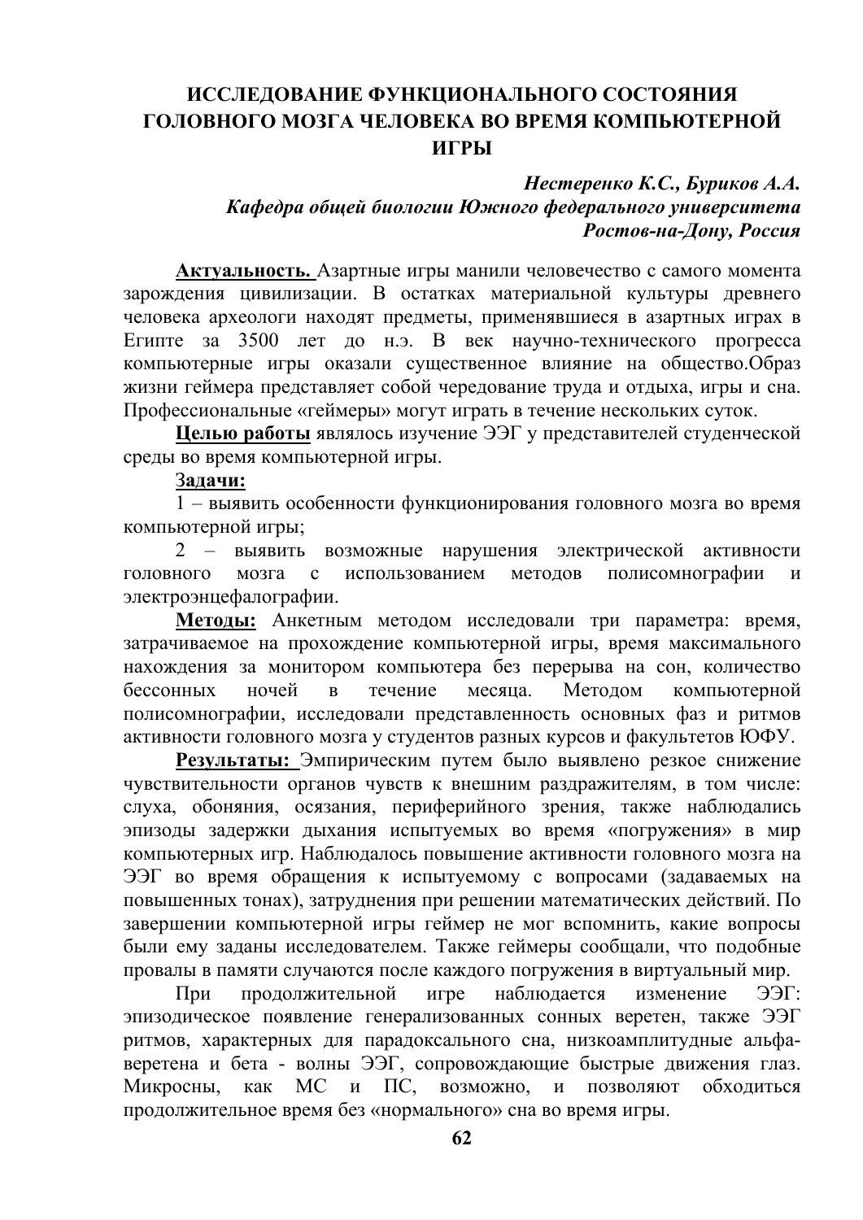# ИССЛЕДОВАНИЕ ФУНКЦИОНАЛЬНОГО СОСТОЯНИЯ ГОЛОВНОГО МОЗГА ЧЕЛОВЕКА ВО ВРЕМЯ КОМПЬЮТЕРНОЙ ИГРЫ

***Нестеренко К.С., Буриков А.А.***
***Кафедра общей биологии Южного федерального университета***
***Ростов-на-Дону, Россия***

**Актуальность.** Азартные игры манили человечество с самого момента зарождения цивилизации. В остатках материальной культуры древнего человека археологи находят предметы, применявшиеся в азартных играх в Египте за 3500 лет до н.э. В век научно-технического прогресса компьютерные игры оказали существенное влияние на общество.Образ жизни геймера представляет собой чередование труда и отдыха, игры и сна. Профессиональные «геймеры» могут играть в течение нескольких суток.

**Целью работы** являлось изучение ЭЭГ у представителей студенческой среды во время компьютерной игры.

**Задачи:**

1 – выявить особенности функционирования головного мозга во время компьютерной игры;

2 – выявить возможные нарушения электрической активности головного мозга с использованием методов полисомнографии и электроэнцефалографии.

**Методы:** Анкетным методом исследовали три параметра: время, затрачиваемое на прохождение компьютерной игры, время максимального нахождения за монитором компьютера без перерыва на сон, количество бессонных ночей в течение месяца. Методом компьютерной полисомнографии, исследовали представленность основных фаз и ритмов активности головного мозга у студентов разных курсов и факультетов ЮФУ.

**Результаты:** Эмпирическим путем было выявлено резкое снижение чувствительности органов чувств к внешним раздражителям, в том числе: слуха, обоняния, осязания, периферийного зрения, также наблюдались эпизоды задержки дыхания испытуемых во время «погружения» в мир компьютерных игр. Наблюдалось повышение активности головного мозга на ЭЭГ во время обращения к испытуемому с вопросами (задаваемых на повышенных тонах), затруднения при решении математических действий. По завершении компьютерной игры геймер не мог вспомнить, какие вопросы были ему заданы исследователем. Также геймеры сообщали, что подобные провалы в памяти случаются после каждого погружения в виртуальный мир.

При продолжительной игре наблюдается изменение ЭЭГ: эпизодическое появление генерализованных сонных веретен, также ЭЭГ ритмов, характерных для парадоксального сна, низкоамплитудные альфа-веретена и бета - волны ЭЭГ, сопровождающие быстрые движения глаз. Микросны, как МС и ПС, возможно, и позволяют обходиться продолжительное время без «нормального» сна во время игры.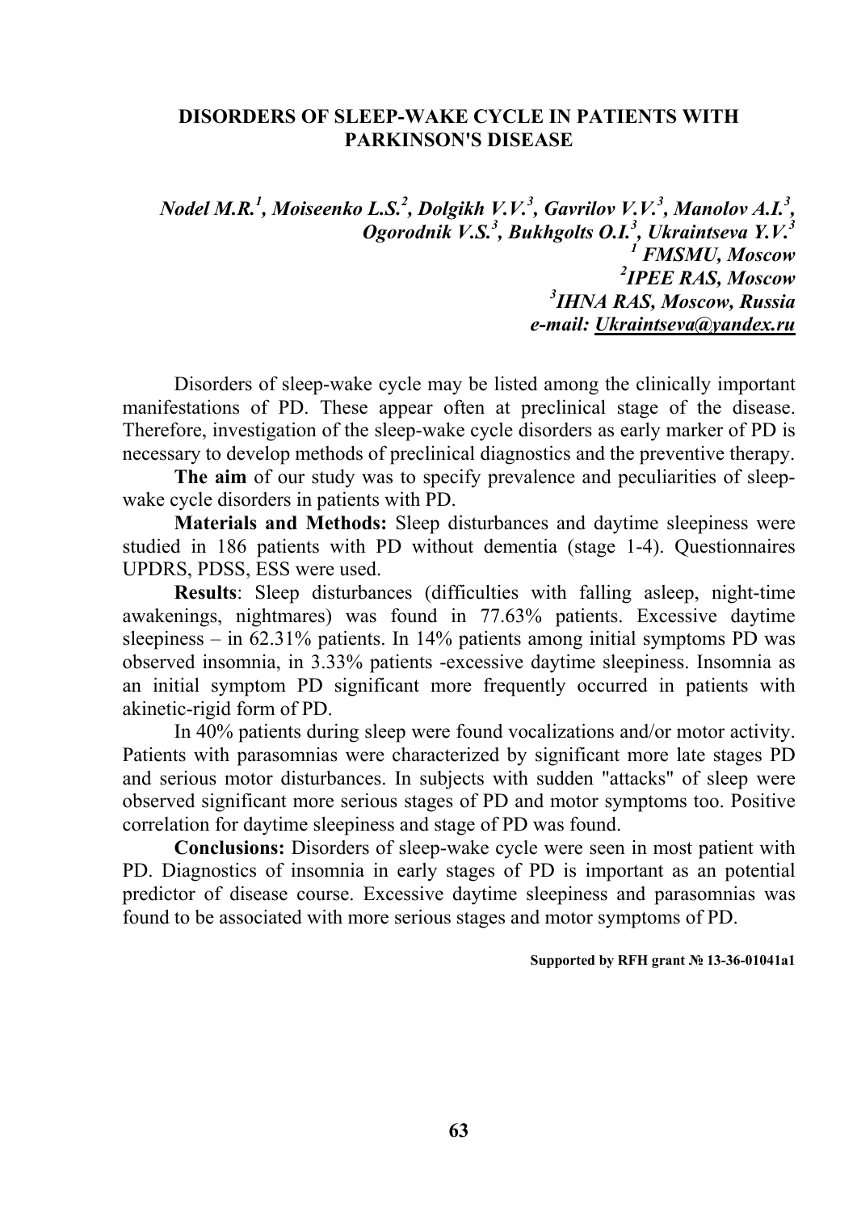## DISORDERS OF SLEEP-WAKE CYCLE IN PATIENTS WITH PARKINSON'S DISEASE

***Nodel M.R.[1], Moiseenko L.S.[2], Dolgikh V.V.[3], Gavrilov V.V.[3], Manolov A.I.[3], Ogorodnik V.S.[3], Bukhgolts O.I.[3], Ukraintseva Y.V.[3]***

***[1] FMSMU, Moscow***

***[2] IPEE RAS, Moscow***

***[3] IHNA RAS, Moscow, Russia***

***e-mail: Ukraintseva@yandex.ru***

Disorders of sleep-wake cycle may be listed among the clinically important manifestations of PD. These appear often at preclinical stage of the disease. Therefore, investigation of the sleep-wake cycle disorders as early marker of PD is necessary to develop methods of preclinical diagnostics and the preventive therapy.

**The aim** of our study was to specify prevalence and peculiarities of sleep-wake cycle disorders in patients with PD.

**Materials and Methods:** Sleep disturbances and daytime sleepiness were studied in 186 patients with PD without dementia (stage 1-4). Questionnaires UPDRS, PDSS, ESS were used.

**Results**: Sleep disturbances (difficulties with falling asleep, night-time awakenings, nightmares) was found in 77.63% patients. Excessive daytime sleepiness – in 62.31% patients. In 14% patients among initial symptoms PD was observed insomnia, in 3.33% patients -excessive daytime sleepiness. Insomnia as an initial symptom PD significant more frequently occurred in patients with akinetic-rigid form of PD.

In 40% patients during sleep were found vocalizations and/or motor activity. Patients with parasomnias were characterized by significant more late stages PD and serious motor disturbances. In subjects with sudden "attacks" of sleep were observed significant more serious stages of PD and motor symptoms too. Positive correlation for daytime sleepiness and stage of PD was found.

**Conclusions:** Disorders of sleep-wake cycle were seen in most patient with PD. Diagnostics of insomnia in early stages of PD is important as an potential predictor of disease course. Excessive daytime sleepiness and parasomnias was found to be associated with more serious stages and motor symptoms of PD.

**Supported by RFH grant № 13-36-01041a1**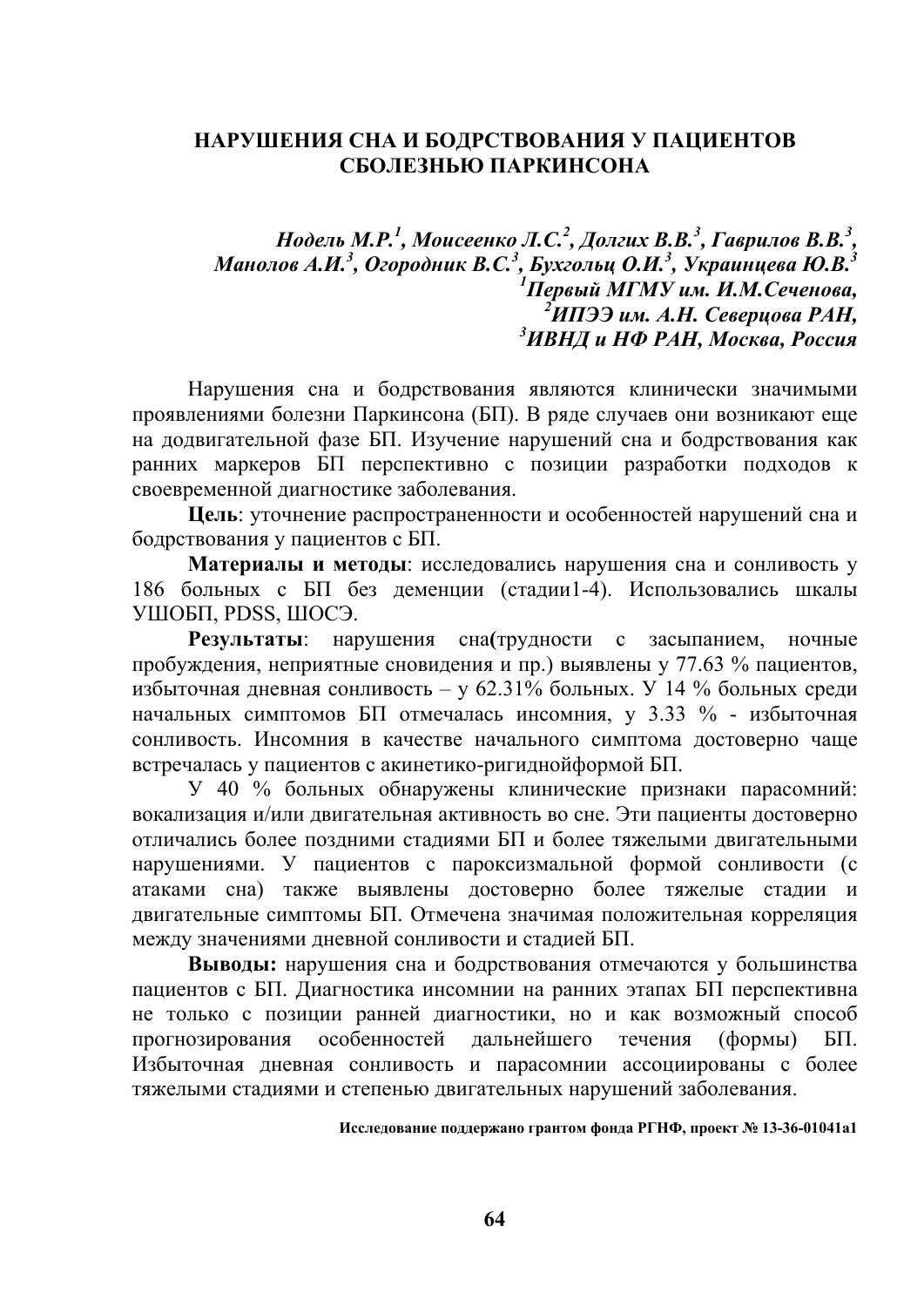# НАРУШЕНИЯ СНА И БОДРСТВОВАНИЯ У ПАЦИЕНТОВ СБОЛЕЗНЬЮ ПАРКИНСОНА

***Нодель М.Р.[1], Моисеенко Л.С.[2], Долгих В.В.[3], Гаврилов В.В.[3], Манолов А.И.[3], Огородник В.С.[3], Бухгольц О.И.[3], Украинцева Ю.В.[3]***
***[1]Первый МГМУ им. И.М.Сеченова,***
***[2]ИПЭЭ им. А.Н. Северцова РАН,***
***[3]ИВНД и НФ РАН, Москва, Россия***

Нарушения сна и бодрствования являются клинически значимыми проявлениями болезни Паркинсона (БП). В ряде случаев они возникают еще на додвигательной фазе БП. Изучение нарушений сна и бодрствования как ранних маркеров БП перспективно с позиции разработки подходов к своевременной диагностике заболевания.

**Цель**: уточнение распространенности и особенностей нарушений сна и бодрствования у пациентов с БП.

**Материалы и методы**: исследовались нарушения сна и сонливость у 186 больных с БП без деменции (стадии1-4). Использовались шкалы УШОБП, PDSS, ШОСЭ.

**Результаты**: нарушения сна**(**трудности с засыпанием, ночные пробуждения, неприятные сновидения и пр.) выявлены у 77.63 % пациентов, избыточная дневная сонливость – у 62.31% больных. У 14 % больных среди начальных симптомов БП отмечалась инсомния, у 3.33 % - избыточная сонливость. Инсомния в качестве начального симптома достоверно чаще встречалась у пациентов с акинетико-ригиднойформой БП.

У 40 % больных обнаружены клинические признаки парасомний: вокализация и/или двигательная активность во сне. Эти пациенты достоверно отличались более поздними стадиями БП и более тяжелыми двигательными нарушениями. У пациентов с пароксизмальной формой сонливости (с атаками сна) также выявлены достоверно более тяжелые стадии и двигательные симптомы БП. Отмечена значимая положительная корреляция между значениями дневной сонливости и стадией БП.

**Выводы:** нарушения сна и бодрствования отмечаются у большинства пациентов с БП. Диагностика инсомнии на ранних этапах БП перспективна не только с позиции ранней диагностики, но и как возможный способ прогнозирования особенностей дальнейшего течения (формы) БП. Избыточная дневная сонливость и парасомнии ассоциированы с более тяжелыми стадиями и степенью двигательных нарушений заболевания.

**Исследование поддержано грантом фонда РГНФ, проект № 13-36-01041а1**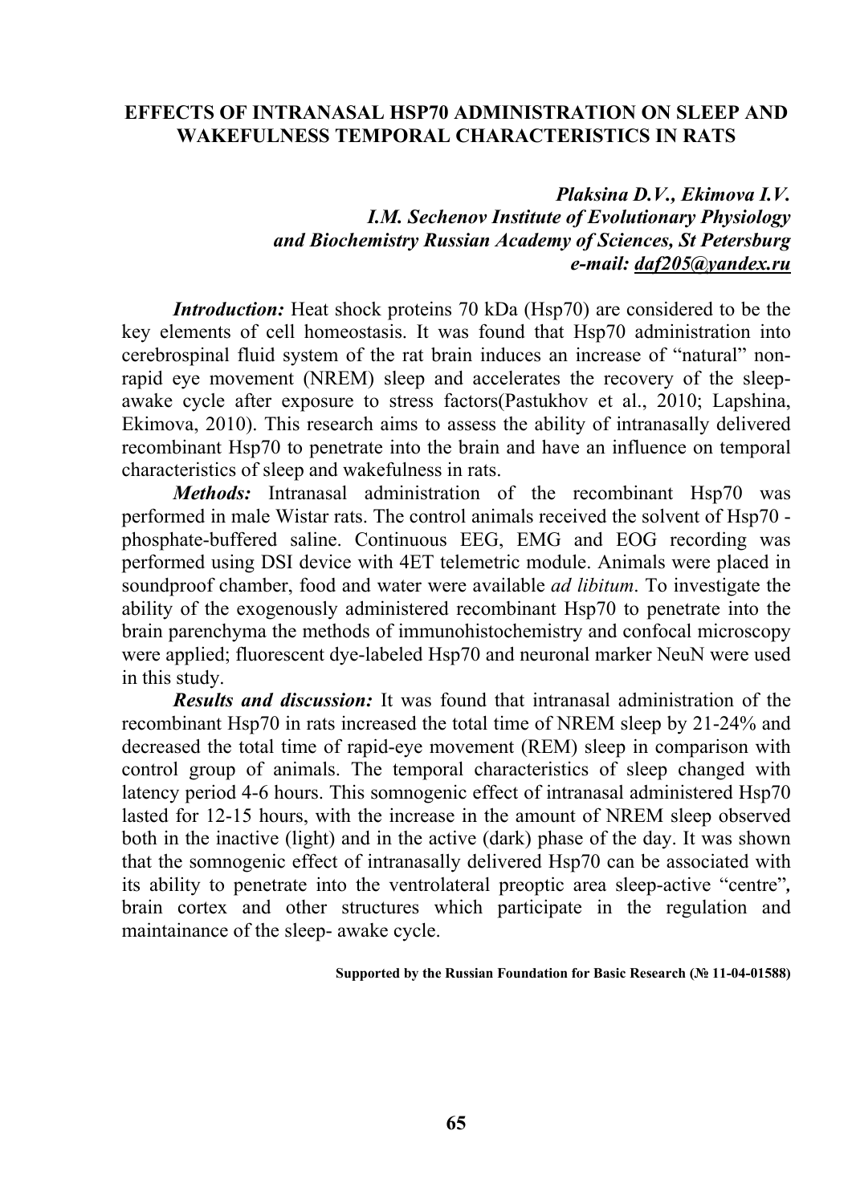# EFFECTS OF INTRANASAL HSP70 ADMINISTRATION ON SLEEP AND WAKEFULNESS TEMPORAL CHARACTERISTICS IN RATS

***Plaksina D.V., Ekimova I.V.***
***I.M. Sechenov Institute of Evolutionary Physiology and Biochemistry Russian Academy of Sciences, St Petersburg***
***e-mail: daf205@yandex.ru***

***Introduction:*** Heat shock proteins 70 kDa (Hsp70) are considered to be the key elements of cell homeostasis. It was found that Hsp70 administration into cerebrospinal fluid system of the rat brain induces an increase of "natural" non-rapid eye movement (NREM) sleep and accelerates the recovery of the sleep-awake cycle after exposure to stress factors(Pastukhov et al., 2010; Lapshina, Ekimova, 2010). This research aims to assess the ability of intranasally delivered recombinant Hsp70 to penetrate into the brain and have an influence on temporal characteristics of sleep and wakefulness in rats.

***Methods:*** Intranasal administration of the recombinant Hsp70 was performed in male Wistar rats. The control animals received the solvent of Hsp70 - phosphate-buffered saline. Continuous EEG, EMG and EOG recording was performed using DSI device with 4ET telemetric module. Animals were placed in soundproof chamber, food and water were available *ad libitum*. To investigate the ability of the exogenously administered recombinant Hsp70 to penetrate into the brain parenchyma the methods of immunohistochemistry and confocal microscopy were applied; fluorescent dye-labeled Hsp70 and neuronal marker NeuN were used in this study.

***Results and discussion:*** It was found that intranasal administration of the recombinant Hsp70 in rats increased the total time of NREM sleep by 21-24% and decreased the total time of rapid-eye movement (REM) sleep in comparison with control group of animals. The temporal characteristics of sleep changed with latency period 4-6 hours. This somnogenic effect of intranasal administered Hsp70 lasted for 12-15 hours, with the increase in the amount of NREM sleep observed both in the inactive (light) and in the active (dark) phase of the day. It was shown that the somnogenic effect of intranasally delivered Hsp70 can be associated with its ability to penetrate into the ventrolateral preoptic area sleep-active "centre", brain cortex and other structures which participate in the regulation and maintainance of the sleep- awake cycle.

**Supported by the Russian Foundation for Basic Research (№ 11-04-01588)**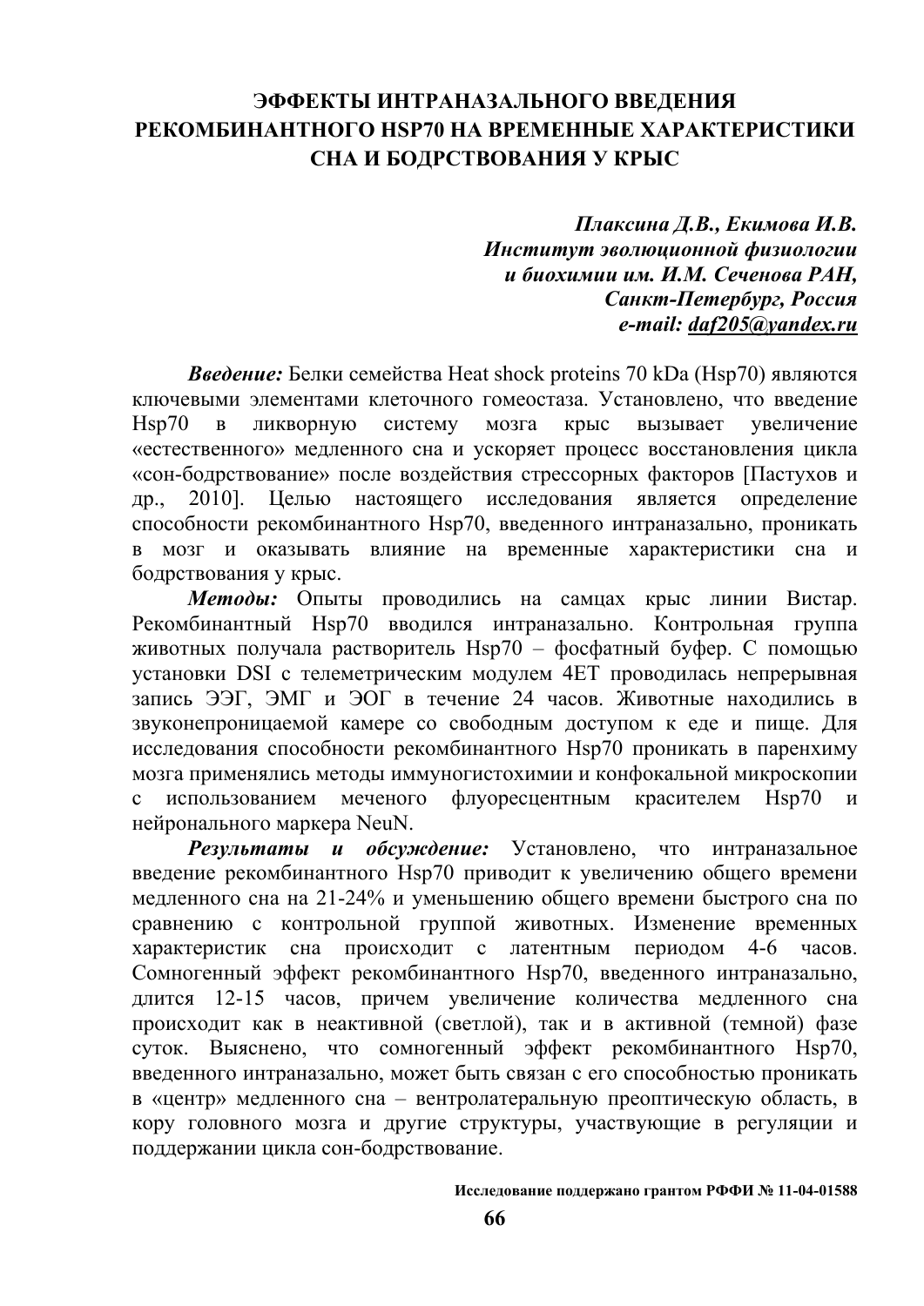# ЭФФЕКТЫ ИНТРАНАЗАЛЬНОГО ВВЕДЕНИЯ РЕКОМБИНАНТНОГО HSP70 НА ВРЕМЕННЫЕ ХАРАКТЕРИСТИКИ СНА И БОДРСТВОВАНИЯ У КРЫС

***Плаксина Д.В., Екимова И.В.***
***Институт эволюционной физиологии и биохимии им. И.М. Сеченова РАН, Санкт-Петербург, Россия***
***e-mail: daf205@yandex.ru***

***Введение:*** Белки семейства Heat shock proteins 70 kDa (Hsp70) являются ключевыми элементами клеточного гомеостаза. Установлено, что введение Hsp70 в ликворную систему мозга крыс вызывает увеличение «естественного» медленного сна и ускоряет процесс восстановления цикла «сон-бодрствование» после воздействия стрессорных факторов [Пастухов и др., 2010]. Целью настоящего исследования является определение способности рекомбинантного Hsp70, введенного интраназально, проникать в мозг и оказывать влияние на временные характеристики сна и бодрствования у крыс.

***Методы:*** Опыты проводились на самцах крыс линии Вистар. Рекомбинантный Hsp70 вводился интраназально. Контрольная группа животных получала растворитель Hsp70 – фосфатный буфер. С помощью установки DSI с телеметрическим модулем 4ET проводилась непрерывная запись ЭЭГ, ЭМГ и ЭОГ в течение 24 часов. Животные находились в звуконепроницаемой камере со свободным доступом к еде и пище. Для исследования способности рекомбинантного Hsp70 проникать в паренхиму мозга применялись методы иммуногистохимии и конфокальной микроскопии с использованием меченого флуоресцентным красителем Hsp70 и нейронального маркера NeuN.

***Результаты и обсуждение:*** Установлено, что интраназальное введение рекомбинантного Hsp70 приводит к увеличению общего времени медленного сна на 21-24% и уменьшению общего времени быстрого сна по сравнению с контрольной группой животных. Изменение временных характеристик сна происходит с латентным периодом 4-6 часов. Сомногенный эффект рекомбинантного Hsp70, введенного интраназально, длится 12-15 часов, причем увеличение количества медленного сна происходит как в неактивной (светлой), так и в активной (темной) фазе суток. Выяснено, что сомногенный эффект рекомбинантного Hsp70, введенного интраназально, может быть связан с его способностью проникать в «центр» медленного сна – вентролатеральную преоптическую область, в кору головного мозга и другие структуры, участвующие в регуляции и поддержании цикла сон-бодрствование.

**Исследование поддержано грантом РФФИ № 11-04-01588**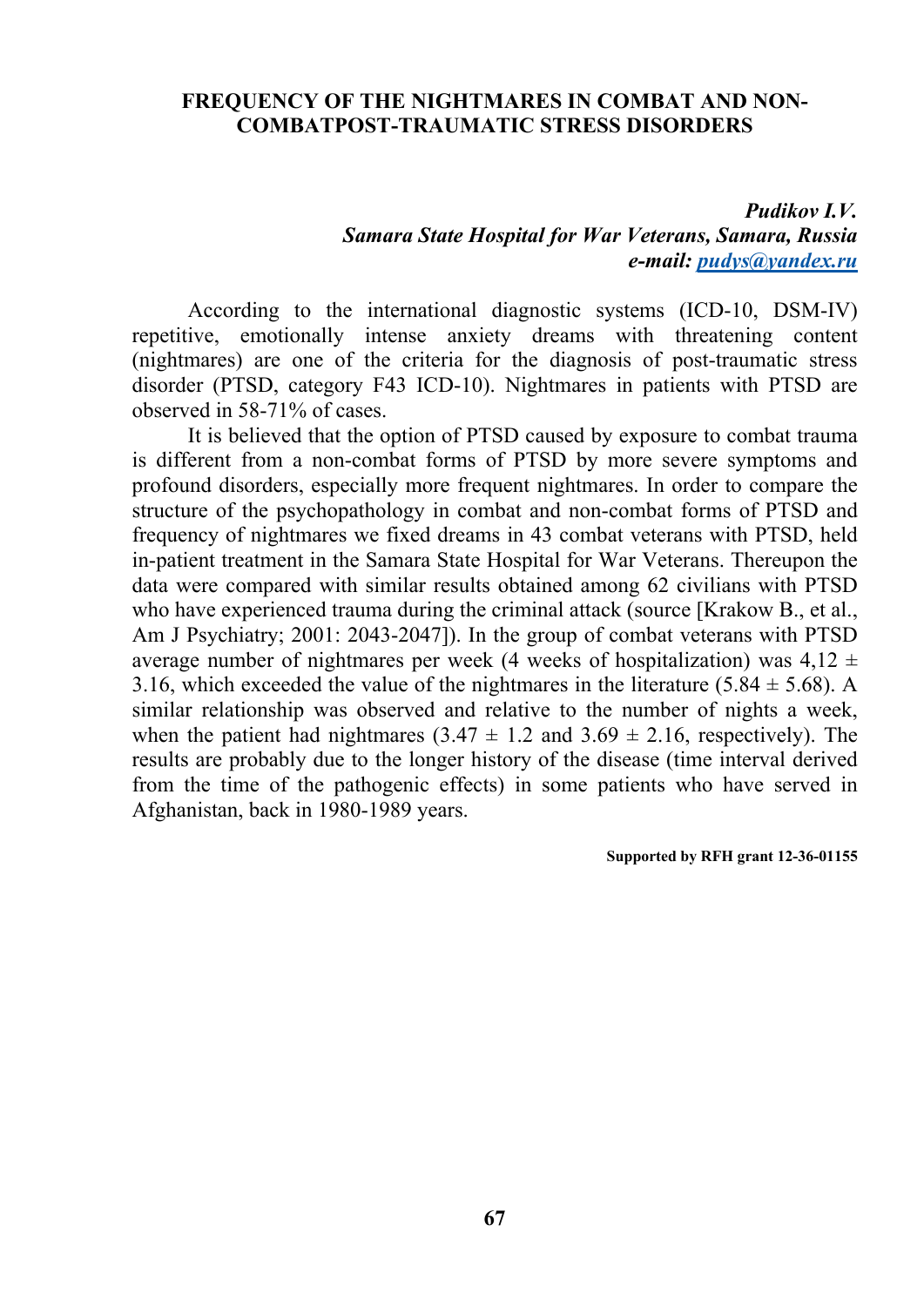# FREQUENCY OF THE NIGHTMARES IN COMBAT AND NON-COMBATPOST-TRAUMATIC STRESS DISORDERS

***Pudikov I.V.***
***Samara State Hospital for War Veterans, Samara, Russia***
***e-mail: [pudys@yandex.ru](mailto:pudys@yandex.ru)***

According to the international diagnostic systems (ICD-10, DSM-IV) repetitive, emotionally intense anxiety dreams with threatening content (nightmares) are one of the criteria for the diagnosis of post-traumatic stress disorder (PTSD, category F43 ICD-10). Nightmares in patients with PTSD are observed in 58-71% of cases.

It is believed that the option of PTSD caused by exposure to combat trauma is different from a non-combat forms of PTSD by more severe symptoms and profound disorders, especially more frequent nightmares. In order to compare the structure of the psychopathology in combat and non-combat forms of PTSD and frequency of nightmares we fixed dreams in 43 combat veterans with PTSD, held in-patient treatment in the Samara State Hospital for War Veterans. Thereupon the data were compared with similar results obtained among 62 civilians with PTSD who have experienced trauma during the criminal attack (source [Krakow B., et al., Am J Psychiatry; 2001: 2043-2047]). In the group of combat veterans with PTSD average number of nightmares per week (4 weeks of hospitalization) was 4,12 ± 3.16, which exceeded the value of the nightmares in the literature (5.84 ± 5.68). A similar relationship was observed and relative to the number of nights a week, when the patient had nightmares (3.47 ± 1.2 and 3.69 ± 2.16, respectively). The results are probably due to the longer history of the disease (time interval derived from the time of the pathogenic effects) in some patients who have served in Afghanistan, back in 1980-1989 years.

**Supported by RFH grant 12-36-01155**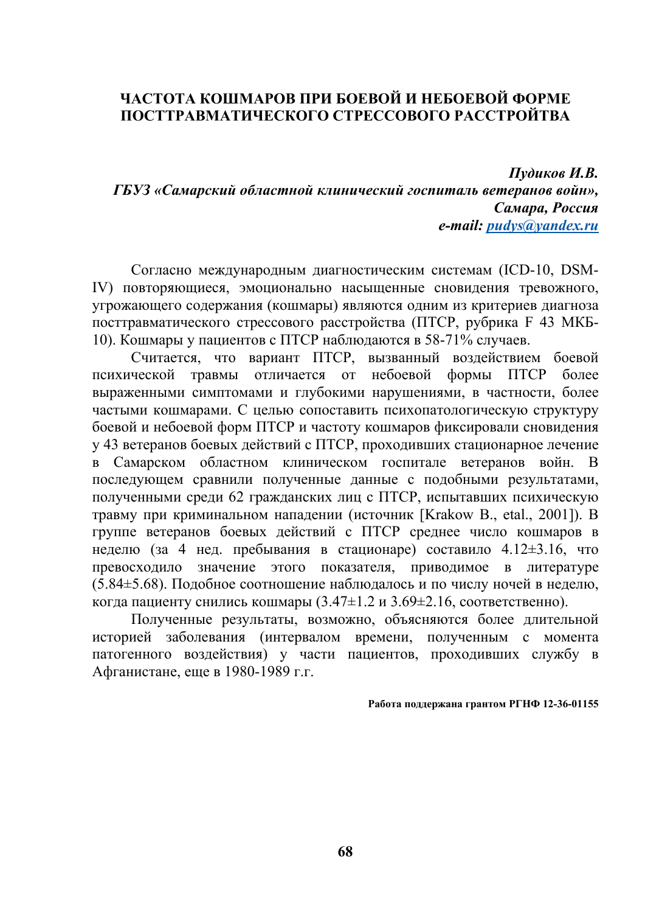# ЧАСТОТА КОШМАРОВ ПРИ БОЕВОЙ И НЕБОЕВОЙ ФОРМЕ ПОСТТРАВМАТИЧЕСКОГО СТРЕССОВОГО РАССТРОЙТВА

***Пудиков И.В.***
***ГБУЗ «Самарский областной клинический госпиталь ветеранов войн», Самара, Россия***
***e-mail: pudys@yandex.ru***

Согласно международным диагностическим системам (ICD-10, DSM-IV) повторяющиеся, эмоционально насыщенные сновидения тревожного, угрожающего содержания (кошмары) являются одним из критериев диагноза посттравматического стрессового расстройства (ПТСР, рубрика F 43 МКБ-10). Кошмары у пациентов с ПТСР наблюдаются в 58-71% случаев.

Считается, что вариант ПТСР, вызванный воздействием боевой психической травмы отличается от небоевой формы ПТСР более выраженными симптомами и глубокими нарушениями, в частности, более частыми кошмарами. С целью сопоставить психопатологическую структуру боевой и небоевой форм ПТСР и частоту кошмаров фиксировали сновидения у 43 ветеранов боевых действий с ПТСР, проходивших стационарное лечение в Самарском областном клиническом госпитале ветеранов войн. В последующем сравнили полученные данные с подобными результатами, полученными среди 62 гражданских лиц с ПТСР, испытавших психическую травму при криминальном нападении (источник [Krakow B., etal., 2001]). В группе ветеранов боевых действий с ПТСР среднее число кошмаров в неделю (за 4 нед. пребывания в стационаре) составило 4.12±3.16, что превосходило значение этого показателя, приводимое в литературе (5.84±5.68). Подобное соотношение наблюдалось и по числу ночей в неделю, когда пациенту снились кошмары (3.47±1.2 и 3.69±2.16, соответственно).

Полученные результаты, возможно, объясняются более длительной историей заболевания (интервалом времени, полученным с момента патогенного воздействия) у части пациентов, проходивших службу в Афганистане, еще в 1980-1989 г.г.

**Работа поддержана грантом РГНФ 12-36-01155**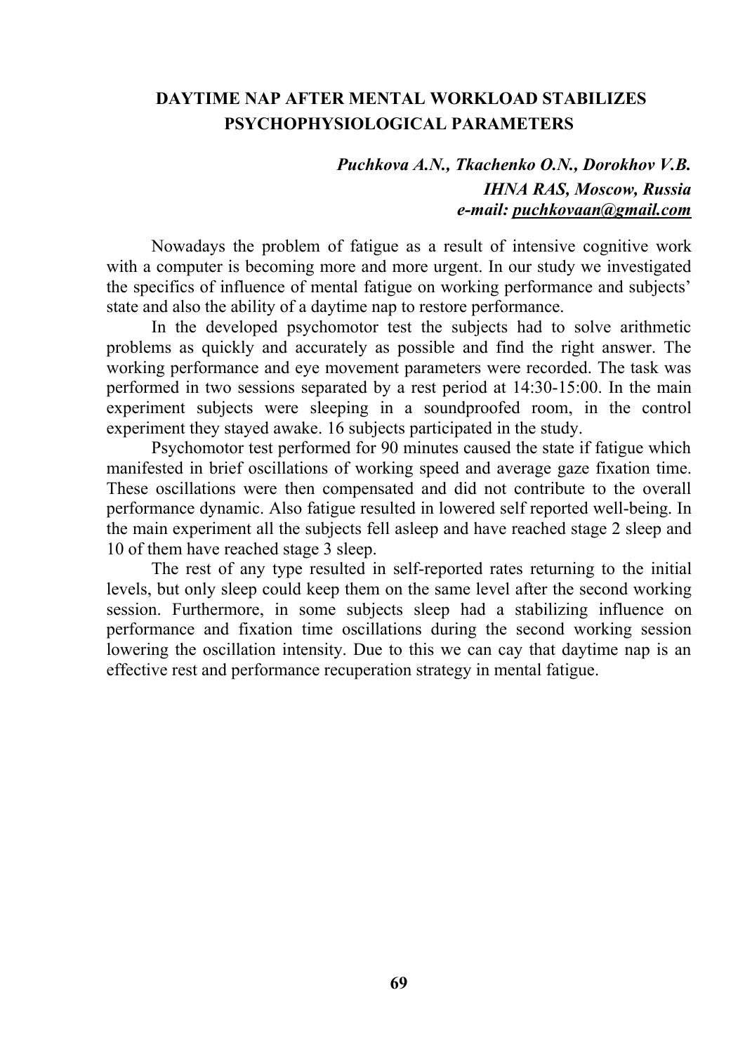## DAYTIME NAP AFTER MENTAL WORKLOAD STABILIZES PSYCHOPHYSIOLOGICAL PARAMETERS

***Puchkova A.N., Tkachenko O.N., Dorokhov V.B.***
***IHNA RAS, Moscow, Russia***
***e-mail: puchkovaan@gmail.com***

Nowadays the problem of fatigue as a result of intensive cognitive work with a computer is becoming more and more urgent. In our study we investigated the specifics of influence of mental fatigue on working performance and subjects' state and also the ability of a daytime nap to restore performance.

In the developed psychomotor test the subjects had to solve arithmetic problems as quickly and accurately as possible and find the right answer. The working performance and eye movement parameters were recorded. The task was performed in two sessions separated by a rest period at 14:30-15:00. In the main experiment subjects were sleeping in a soundproofed room, in the control experiment they stayed awake. 16 subjects participated in the study.

Psychomotor test performed for 90 minutes caused the state if fatigue which manifested in brief oscillations of working speed and average gaze fixation time. These oscillations were then compensated and did not contribute to the overall performance dynamic. Also fatigue resulted in lowered self reported well-being. In the main experiment all the subjects fell asleep and have reached stage 2 sleep and 10 of them have reached stage 3 sleep.

The rest of any type resulted in self-reported rates returning to the initial levels, but only sleep could keep them on the same level after the second working session. Furthermore, in some subjects sleep had a stabilizing influence on performance and fixation time oscillations during the second working session lowering the oscillation intensity. Due to this we can cay that daytime nap is an effective rest and performance recuperation strategy in mental fatigue.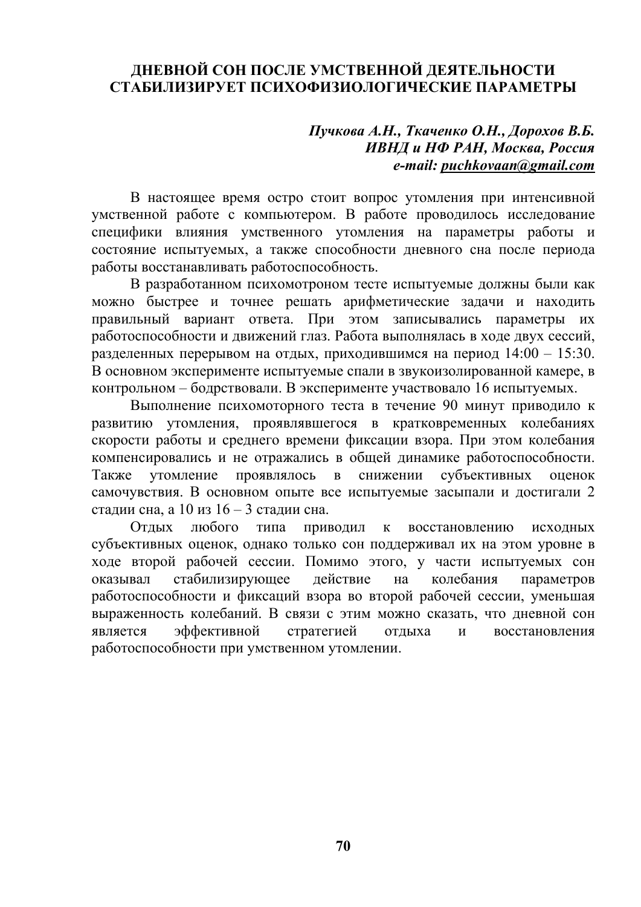# ДНЕВНОЙ СОН ПОСЛЕ УМСТВЕННОЙ ДЕЯТЕЛЬНОСТИ СТАБИЛИЗИРУЕТ ПСИХОФИЗИОЛОГИЧЕСКИЕ ПАРАМЕТРЫ

***Пучкова А.Н., Ткаченко О.Н., Дорохов В.Б.***  
***ИВНД и НФ РАН, Москва, Россия***  
***e-mail: puchkovaan@gmail.com***

В настоящее время остро стоит вопрос утомления при интенсивной умственной работе с компьютером. В работе проводилось исследование специфики влияния умственного утомления на параметры работы и состояние испытуемых, а также способности дневного сна после периода работы восстанавливать работоспособность.

В разработанном психомотроном тесте испытуемые должны были как можно быстрее и точнее решать арифметические задачи и находить правильный вариант ответа. При этом записывались параметры их работоспособности и движений глаз. Работа выполнялась в ходе двух сессий, разделенных перерывом на отдых, приходившимся на период 14:00 – 15:30. В основном эксперименте испытуемые спали в звукоизолированной камере, в контрольном – бодрствовали. В эксперименте участвовало 16 испытуемых.

Выполнение психомоторного теста в течение 90 минут приводило к развитию утомления, проявлявшегося в кратковременных колебаниях скорости работы и среднего времени фиксации взора. При этом колебания компенсировались и не отражались в общей динамике работоспособности. Также утомление проявлялось в снижении субъективных оценок самочувствия. В основном опыте все испытуемые засыпали и достигали 2 стадии сна, а 10 из 16 – 3 стадии сна.

Отдых любого типа приводил к восстановлению исходных субъективных оценок, однако только сон поддерживал их на этом уровне в ходе второй рабочей сессии. Помимо этого, у части испытуемых сон оказывал стабилизирующее действие на колебания параметров работоспособности и фиксаций взора во второй рабочей сессии, уменьшая выраженность колебаний. В связи с этим можно сказать, что дневной сон является эффективной стратегией отдыха и восстановления работоспособности при умственном утомлении.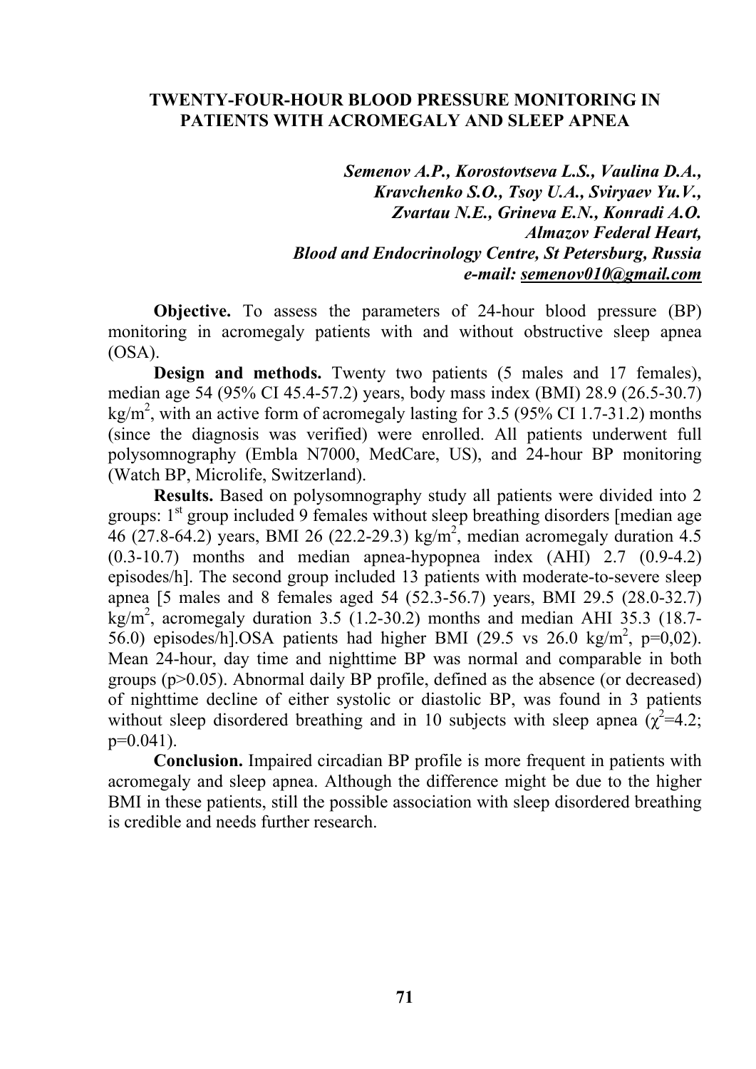## TWENTY-FOUR-HOUR BLOOD PRESSURE MONITORING IN PATIENTS WITH ACROMEGALY AND SLEEP APNEA

***Semenov A.P., Korostovtseva L.S., Vaulina D.A., Kravchenko S.O., Tsoy U.A., Sviryaev Yu.V., Zvartau N.E., Grineva E.N., Konradi A.O.***
***Almazov Federal Heart, Blood and Endocrinology Centre, St Petersburg, Russia***
***e-mail: semenov010@gmail.com***

**Objective.** To assess the parameters of 24-hour blood pressure (BP) monitoring in acromegaly patients with and without obstructive sleep apnea (OSA).

**Design and methods.** Twenty two patients (5 males and 17 females), median age 54 (95% CI 45.4-57.2) years, body mass index (BMI) 28.9 (26.5-30.7) kg/m$^2$, with an active form of acromegaly lasting for 3.5 (95% CI 1.7-31.2) months (since the diagnosis was verified) were enrolled. All patients underwent full polysomnography (Embla N7000, MedCare, US), and 24-hour BP monitoring (Watch BP, Microlife, Switzerland).

**Results.** Based on polysomnography study all patients were divided into 2 groups: 1$^{st}$ group included 9 females without sleep breathing disorders [median age 46 (27.8-64.2) years, BMI 26 (22.2-29.3) kg/m$^2$, median acromegaly duration 4.5 (0.3-10.7) months and median apnea-hypopnea index (AHI) 2.7 (0.9-4.2) episodes/h]. The second group included 13 patients with moderate-to-severe sleep apnea [5 males and 8 females aged 54 (52.3-56.7) years, BMI 29.5 (28.0-32.7) kg/m$^2$, acromegaly duration 3.5 (1.2-30.2) months and median AHI 35.3 (18.7-56.0) episodes/h].OSA patients had higher BMI (29.5 vs 26.0 kg/m$^2$, p=0,02). Mean 24-hour, day time and nighttime BP was normal and comparable in both groups (p>0.05). Abnormal daily BP profile, defined as the absence (or decreased) of nighttime decline of either systolic or diastolic BP, was found in 3 patients without sleep disordered breathing and in 10 subjects with sleep apnea ($\chi^2$=4.2; p=0.041).

**Conclusion.** Impaired circadian BP profile is more frequent in patients with acromegaly and sleep apnea. Although the difference might be due to the higher BMI in these patients, still the possible association with sleep disordered breathing is credible and needs further research.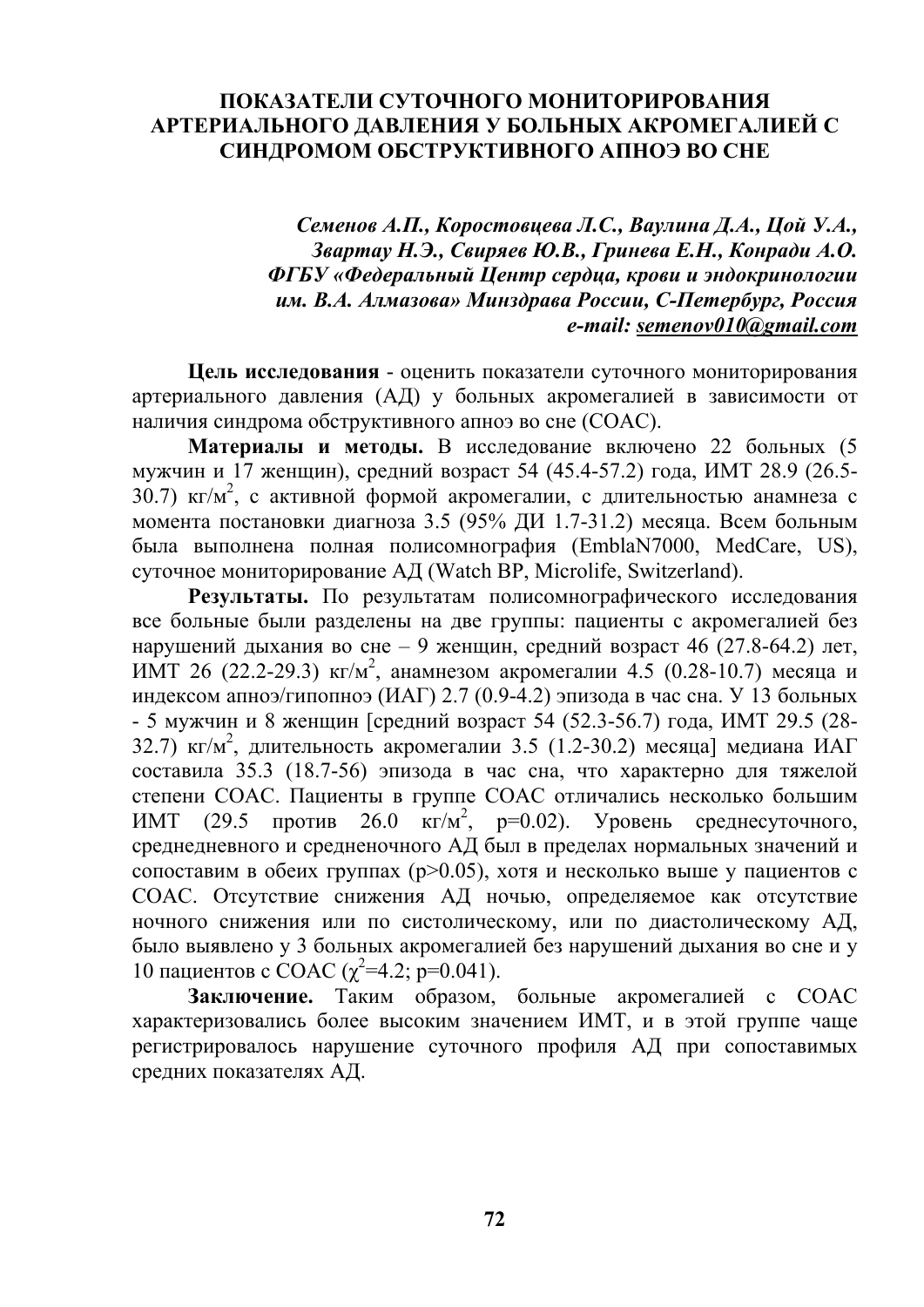# ПОКАЗАТЕЛИ СУТОЧНОГО МОНИТОРИРОВАНИЯ АРТЕРИАЛЬНОГО ДАВЛЕНИЯ У БОЛЬНЫХ АКРОМЕГАЛИЕЙ С СИНДРОМОМ ОБСТРУКТИВНОГО АПНОЭ ВО СНЕ

***Семенов А.П., Коростовцева Л.С., Ваулина Д.А., Цой У.А., Звартау Н.Э., Свиряев Ю.В., Гринева Е.Н., Конради А.О.***
***ФГБУ «Федеральный Центр сердца, крови и эндокринологии им. В.А. Алмазова» Минздрава России, С-Петербург, Россия***
***e-mail: semenov010@gmail.com***

**Цель исследования** - оценить показатели суточного мониторирования артериального давления (АД) у больных акромегалией в зависимости от наличия синдрома обструктивного апноэ во сне (СОАС).

**Материалы и методы.** В исследование включено 22 больных (5 мужчин и 17 женщин), средний возраст 54 (45.4-57.2) года, ИМТ 28.9 (26.5-30.7) кг/м$^2$, с активной формой акромегалии, с длительностью анамнеза с момента постановки диагноза 3.5 (95% ДИ 1.7-31.2) месяца. Всем больным была выполнена полная полисомнография (EmblaN7000, MedCare, US), суточное мониторирование АД (Watch BP, Microlife, Switzerland).

**Результаты.** По результатам полисомнографического исследования все больные были разделены на две группы: пациенты с акромегалией без нарушений дыхания во сне – 9 женщин, средний возраст 46 (27.8-64.2) лет, ИМТ 26 (22.2-29.3) кг/м$^2$, анамнезом акромегалии 4.5 (0.28-10.7) месяца и индексом апноэ/гипопноэ (ИАГ) 2.7 (0.9-4.2) эпизода в час сна. У 13 больных - 5 мужчин и 8 женщин [средний возраст 54 (52.3-56.7) года, ИМТ 29.5 (28-32.7) кг/м$^2$, длительность акромегалии 3.5 (1.2-30.2) месяца] медиана ИАГ составила 35.3 (18.7-56) эпизода в час сна, что характерно для тяжелой степени СОАС. Пациенты в группе СОАС отличались несколько большим ИМТ (29.5 против 26.0 кг/м$^2$, p=0.02). Уровень среднесуточного, среднедневного и средненочного АД был в пределах нормальных значений и сопоставим в обеих группах (p>0.05), хотя и несколько выше у пациентов с СОАС. Отсутствие снижения АД ночью, определяемое как отсутствие ночного снижения или по систолическому, или по диастолическому АД, было выявлено у 3 больных акромегалией без нарушений дыхания во сне и у 10 пациентов с СОАС ($\chi^2$=4.2; p=0.041).

**Заключение.** Таким образом, больные акромегалией с СОАС характеризовались более высоким значением ИМТ, и в этой группе чаще регистрировалось нарушение суточного профиля АД при сопоставимых средних показателях АД.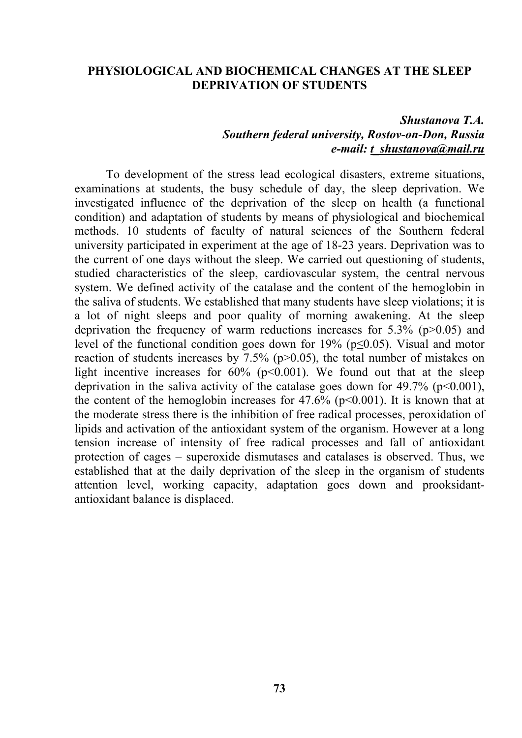## PHYSIOLOGICAL AND BIOCHEMICAL CHANGES AT THE SLEEP DEPRIVATION OF STUDENTS

***Shustanova T.A.***  
***Southern federal university, Rostov-on-Don, Russia***  
***e-mail: t_shustanova@mail.ru***

To development of the stress lead ecological disasters, extreme situations, examinations at students, the busy schedule of day, the sleep deprivation. We investigated influence of the deprivation of the sleep on health (a functional condition) and adaptation of students by means of physiological and biochemical methods. 10 students of faculty of natural sciences of the Southern federal university participated in experiment at the age of 18-23 years. Deprivation was to the current of one days without the sleep. We carried out questioning of students, studied characteristics of the sleep, cardiovascular system, the central nervous system. We defined activity of the catalase and the content of the hemoglobin in the saliva of students. We established that many students have sleep violations; it is a lot of night sleeps and poor quality of morning awakening. At the sleep deprivation the frequency of warm reductions increases for 5.3% ($p>0.05$) and level of the functional condition goes down for 19% ($p\leq0.05$). Visual and motor reaction of students increases by 7.5% ($p>0.05$), the total number of mistakes on light incentive increases for 60% ($p<0.001$). We found out that at the sleep deprivation in the saliva activity of the catalase goes down for 49.7% ($p<0.001$), the content of the hemoglobin increases for 47.6% ($p<0.001$). It is known that at the moderate stress there is the inhibition of free radical processes, peroxidation of lipids and activation of the antioxidant system of the organism. However at a long tension increase of intensity of free radical processes and fall of antioxidant protection of cages – superoxide dismutases and catalases is observed. Thus, we established that at the daily deprivation of the sleep in the organism of students attention level, working capacity, adaptation goes down and prooksidant-antioxidant balance is displaced.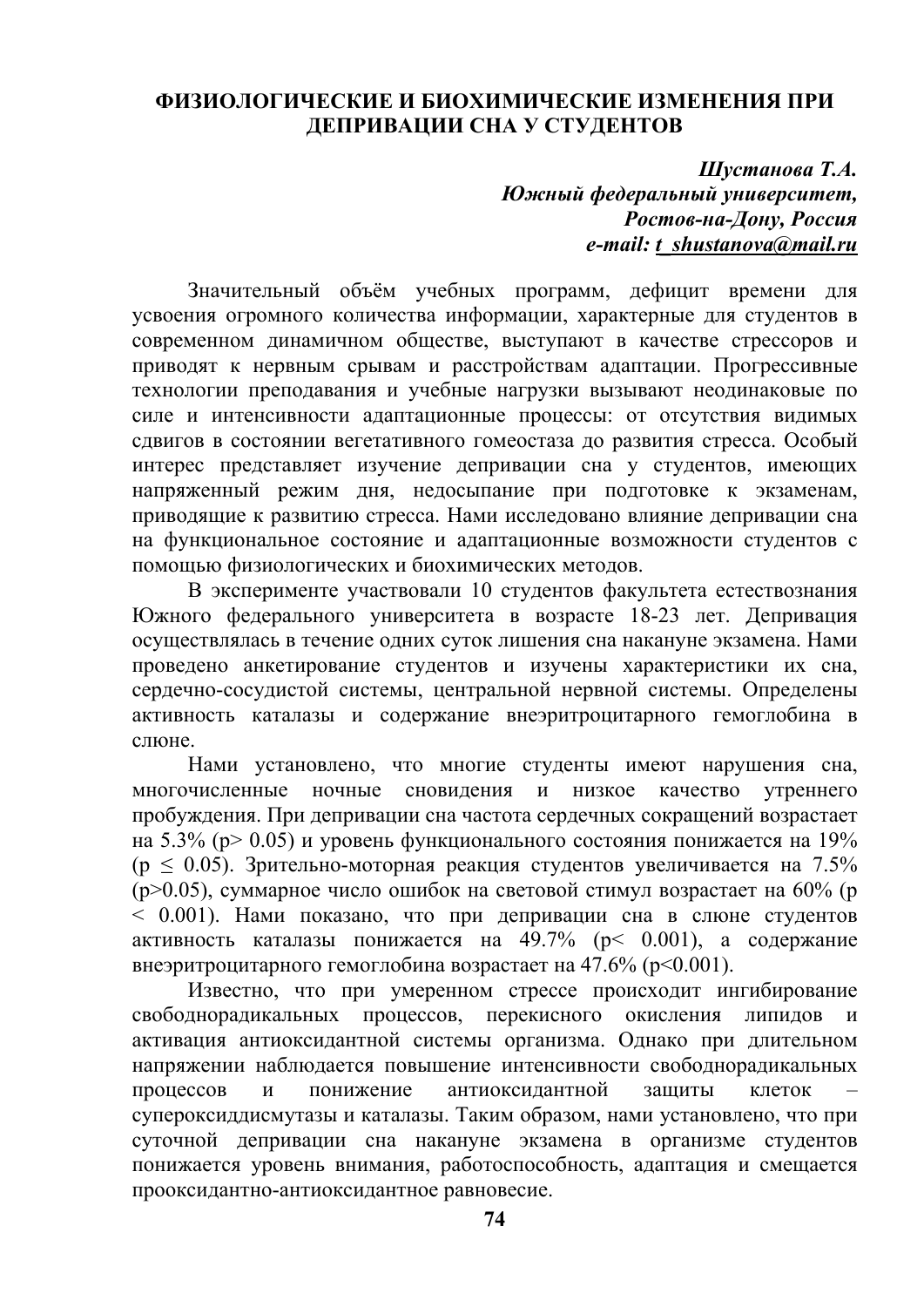# ФИЗИОЛОГИЧЕСКИЕ И БИОХИМИЧЕСКИЕ ИЗМЕНЕНИЯ ПРИ ДЕПРИВАЦИИ СНА У СТУДЕНТОВ

***Шустанова Т.А.***
***Южный федеральный университет,***
***Ростов-на-Дону, Россия***
***e-mail: t_shustanova@mail.ru***

Значительный объём учебных программ, дефицит времени для усвоения огромного количества информации, характерные для студентов в современном динамичном обществе, выступают в качестве стрессоров и приводят к нервным срывам и расстройствам адаптации. Прогрессивные технологии преподавания и учебные нагрузки вызывают неодинаковые по силе и интенсивности адаптационные процессы: от отсутствия видимых сдвигов в состоянии вегетативного гомеостаза до развития стресса. Особый интерес представляет изучение депривации сна у студентов, имеющих напряженный режим дня, недосыпание при подготовке к экзаменам, приводящие к развитию стресса. Нами исследовано влияние депривации сна на функциональное состояние и адаптационные возможности студентов с помощью физиологических и биохимических методов.

В эксперименте участвовали 10 студентов факультета естествознания Южного федерального университета в возрасте 18-23 лет. Депривация осуществлялась в течение одних суток лишения сна накануне экзамена. Нами проведено анкетирование студентов и изучены характеристики их сна, сердечно-сосудистой системы, центральной нервной системы. Определены активность каталазы и содержание внеэритроцитарного гемоглобина в слюне.

Нами установлено, что многие студенты имеют нарушения сна, многочисленные ночные сновидения и низкое качество утреннего пробуждения. При депривации сна частота сердечных сокращений возрастает на 5.3% ($p > 0.05$) и уровень функционального состояния понижается на 19% ($p \leq 0.05$). Зрительно-моторная реакция студентов увеличивается на 7.5% ($p > 0.05$), суммарное число ошибок на световой стимул возрастает на 60% ($p < 0.001$). Нами показано, что при депривации сна в слюне студентов активность каталазы понижается на 49.7% ($p < 0.001$), а содержание внеэритроцитарного гемоглобина возрастает на 47.6% ($p < 0.001$).

Известно, что при умеренном стрессе происходит ингибирование свободнорадикальных процессов, перекисного окисления липидов и активация антиоксидантной системы организма. Однако при длительном напряжении наблюдается повышение интенсивности свободнорадикальных процессов и понижение антиоксидантной защиты клеток – супероксиддисмутазы и каталазы. Таким образом, нами установлено, что при суточной депривации сна накануне экзамена в организме студентов понижается уровень внимания, работоспособность, адаптация и смещается прооксидантно-антиоксидантное равновесие.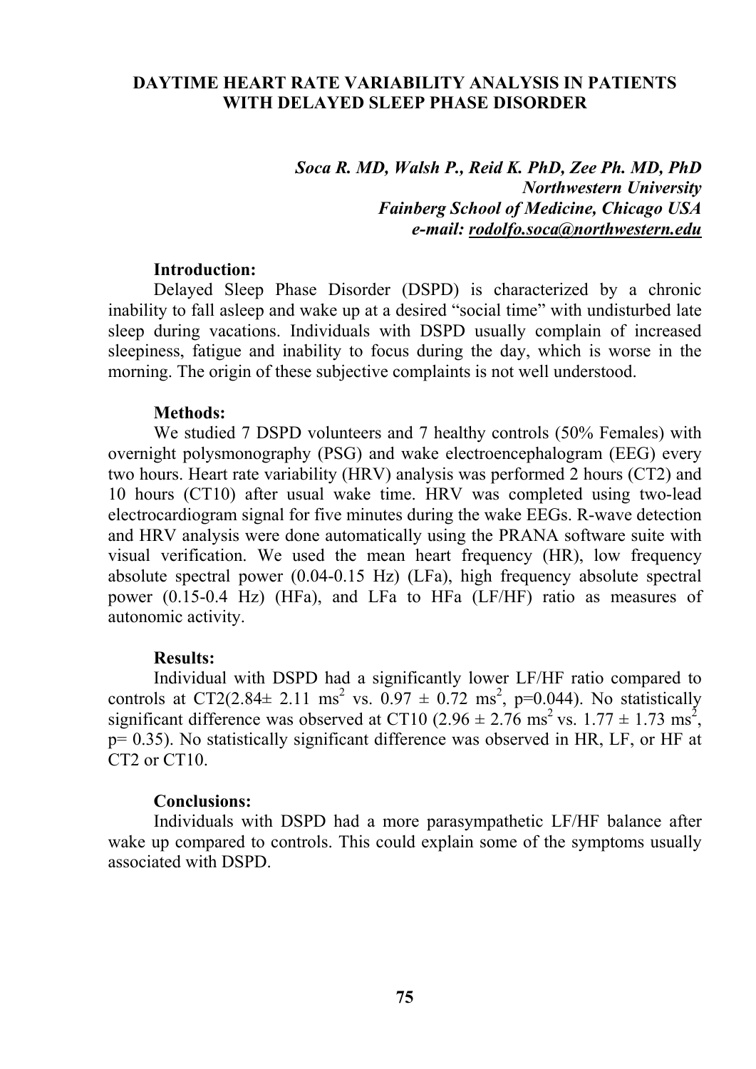# DAYTIME HEART RATE VARIABILITY ANALYSIS IN PATIENTS WITH DELAYED SLEEP PHASE DISORDER

***Soca R. MD, Walsh P., Reid K. PhD, Zee Ph. MD, PhD***
***Northwestern University***
***Fainberg School of Medicine, Chicago USA***
***e-mail: rodolfo.soca@northwestern.edu***

**Introduction:**

Delayed Sleep Phase Disorder (DSPD) is characterized by a chronic inability to fall asleep and wake up at a desired "social time" with undisturbed late sleep during vacations. Individuals with DSPD usually complain of increased sleepiness, fatigue and inability to focus during the day, which is worse in the morning. The origin of these subjective complaints is not well understood.

**Methods:**

We studied 7 DSPD volunteers and 7 healthy controls (50% Females) with overnight polysmonography (PSG) and wake electroencephalogram (EEG) every two hours. Heart rate variability (HRV) analysis was performed 2 hours (CT2) and 10 hours (CT10) after usual wake time. HRV was completed using two-lead electrocardiogram signal for five minutes during the wake EEGs. R-wave detection and HRV analysis were done automatically using the PRANA software suite with visual verification. We used the mean heart frequency (HR), low frequency absolute spectral power (0.04-0.15 Hz) (LFa), high frequency absolute spectral power (0.15-0.4 Hz) (HFa), and LFa to HFa (LF/HF) ratio as measures of autonomic activity.

**Results:**

Individual with DSPD had a significantly lower LF/HF ratio compared to controls at CT2($2.84 \pm 2.11$ $ms^2$ vs. $0.97 \pm 0.72$ $ms^2$, $p=0.044$). No statistically significant difference was observed at CT10 ($2.96 \pm 2.76$ $ms^2$ vs. $1.77 \pm 1.73$ $ms^2$, $p= 0.35$). No statistically significant difference was observed in HR, LF, or HF at CT2 or CT10.

**Conclusions:**

Individuals with DSPD had a more parasympathetic LF/HF balance after wake up compared to controls. This could explain some of the symptoms usually associated with DSPD.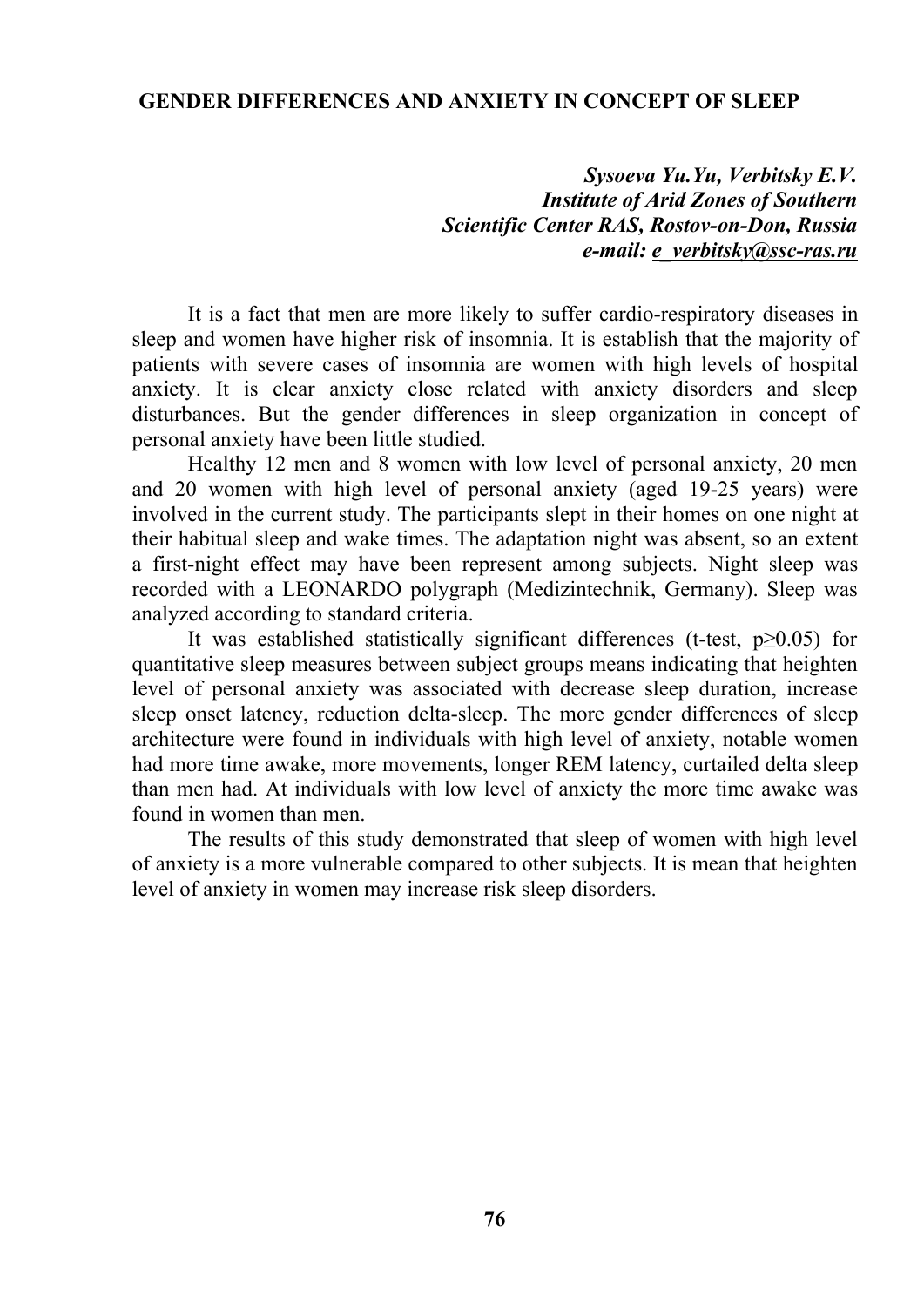## GENDER DIFFERENCES AND ANXIETY IN CONCEPT OF SLEEP

***Sysoeva Yu.Yu, Verbitsky E.V.***
***Institute of Arid Zones of Southern Scientific Center RAS, Rostov-on-Don, Russia***
***e-mail: e_verbitsky@ssc-ras.ru***

It is a fact that men are more likely to suffer cardio-respiratory diseases in sleep and women have higher risk of insomnia. It is establish that the majority of patients with severe cases of insomnia are women with high levels of hospital anxiety. It is clear anxiety close related with anxiety disorders and sleep disturbances. But the gender differences in sleep organization in concept of personal anxiety have been little studied.

Healthy 12 men and 8 women with low level of personal anxiety, 20 men and 20 women with high level of personal anxiety (aged 19-25 years) were involved in the current study. The participants slept in their homes on one night at their habitual sleep and wake times. The adaptation night was absent, so an extent a first-night effect may have been represent among subjects. Night sleep was recorded with a LEONARDO polygraph (Medizintechnik, Germany). Sleep was analyzed according to standard criteria.

It was established statistically significant differences (t-test, $p \geq 0.05$) for quantitative sleep measures between subject groups means indicating that heighten level of personal anxiety was associated with decrease sleep duration, increase sleep onset latency, reduction delta-sleep. The more gender differences of sleep architecture were found in individuals with high level of anxiety, notable women had more time awake, more movements, longer REM latency, curtailed delta sleep than men had. At individuals with low level of anxiety the more time awake was found in women than men.

The results of this study demonstrated that sleep of women with high level of anxiety is a more vulnerable compared to other subjects. It is mean that heighten level of anxiety in women may increase risk sleep disorders.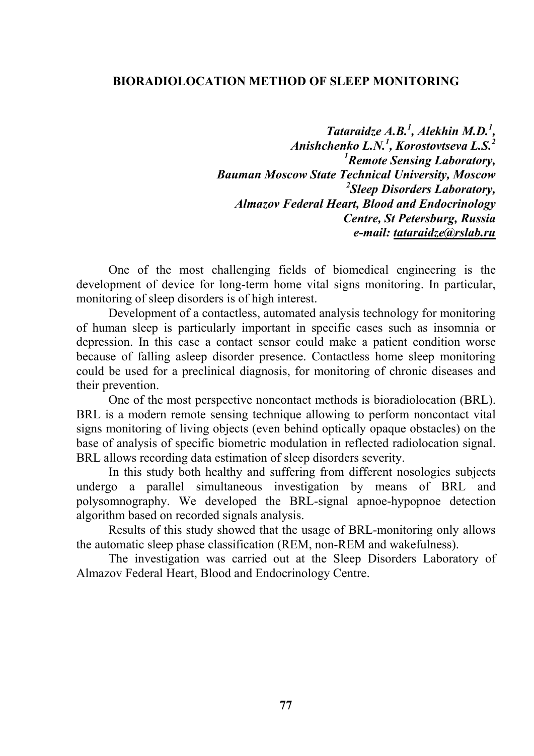## BIORADIOLOCATION METHOD OF SLEEP MONITORING

*Tataraidze A.B.[1], Alekhin M.D.[1],*
*Anishchenko L.N.[1], Korostovtseva L.S.[2]*
*[1]Remote Sensing Laboratory,*
*Bauman Moscow State Technical University, Moscow*
*[2]Sleep Disorders Laboratory,*
*Almazov Federal Heart, Blood and Endocrinology Centre, St Petersburg, Russia*
*e-mail: tataraidze@rslab.ru*

One of the most challenging fields of biomedical engineering is the development of device for long-term home vital signs monitoring. In particular, monitoring of sleep disorders is of high interest.

Development of a contactless, automated analysis technology for monitoring of human sleep is particularly important in specific cases such as insomnia or depression. In this case a contact sensor could make a patient condition worse because of falling asleep disorder presence. Contactless home sleep monitoring could be used for a preclinical diagnosis, for monitoring of chronic diseases and their prevention.

One of the most perspective noncontact methods is bioradiolocation (BRL). BRL is a modern remote sensing technique allowing to perform noncontact vital signs monitoring of living objects (even behind optically opaque obstacles) on the base of analysis of specific biometric modulation in reflected radiolocation signal. BRL allows recording data estimation of sleep disorders severity.

In this study both healthy and suffering from different nosologies subjects undergo a parallel simultaneous investigation by means of BRL and polysomnography. We developed the BRL-signal apnoe-hypopnoe detection algorithm based on recorded signals analysis.

Results of this study showed that the usage of BRL-monitoring only allows the automatic sleep phase classification (REM, non-REM and wakefulness).

The investigation was carried out at the Sleep Disorders Laboratory of Almazov Federal Heart, Blood and Endocrinology Centre.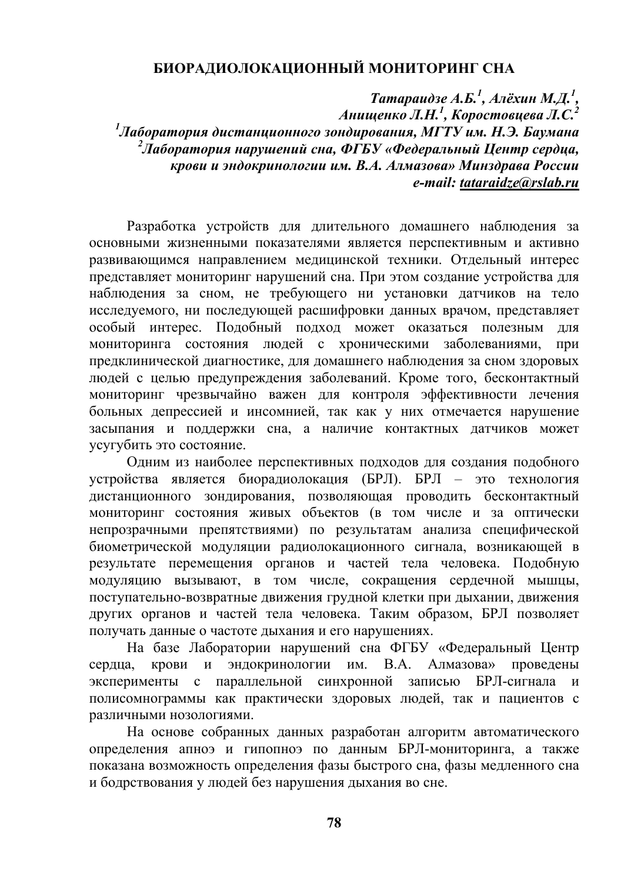# БИОРАДИОЛОКАЦИОННЫЙ МОНИТОРИНГ СНА

***Татараидзе А.Б.[1], Алёхин М.Д.[1], Анищенко Л.Н.[1], Коростовцева Л.С.[2]***

***[1]Лаборатория дистанционного зондирования, МГТУ им. Н.Э. Баумана***

***[2]Лаборатория нарушений сна, ФГБУ «Федеральный Центр сердца, крови и эндокринологии им. В.А. Алмазова» Минздрава России***

***e-mail: tataraidze@rslab.ru***

Разработка устройств для длительного домашнего наблюдения за основными жизненными показателями является перспективным и активно развивающимся направлением медицинской техники. Отдельный интерес представляет мониторинг нарушений сна. При этом создание устройства для наблюдения за сном, не требующего ни установки датчиков на тело исследуемого, ни последующей расшифровки данных врачом, представляет особый интерес. Подобный подход может оказаться полезным для мониторинга состояния людей с хроническими заболеваниями, при предклинической диагностике, для домашнего наблюдения за сном здоровых людей с целью предупреждения заболеваний. Кроме того, бесконтактный мониторинг чрезвычайно важен для контроля эффективности лечения больных депрессией и инсомнией, так как у них отмечается нарушение засыпания и поддержки сна, а наличие контактных датчиков может усугубить это состояние.

Одним из наиболее перспективных подходов для создания подобного устройства является биорадиолокация (БРЛ). БРЛ – это технология дистанционного зондирования, позволяющая проводить бесконтактный мониторинг состояния живых объектов (в том числе и за оптически непрозрачными препятствиями) по результатам анализа специфической биометрической модуляции радиолокационного сигнала, возникающей в результате перемещения органов и частей тела человека. Подобную модуляцию вызывают, в том числе, сокращения сердечной мышцы, поступательно-возвратные движения грудной клетки при дыхании, движения других органов и частей тела человека. Таким образом, БРЛ позволяет получать данные о частоте дыхания и его нарушениях.

На базе Лаборатории нарушений сна ФГБУ «Федеральный Центр сердца, крови и эндокринологии им. В.А. Алмазова» проведены эксперименты с параллельной синхронной записью БРЛ-сигнала и полисомнограммы как практически здоровых людей, так и пациентов с различными нозологиями.

На основе собранных данных разработан алгоритм автоматического определения апноэ и гипопноэ по данным БРЛ-мониторинга, а также показана возможность определения фазы быстрого сна, фазы медленного сна и бодрствования у людей без нарушения дыхания во сне.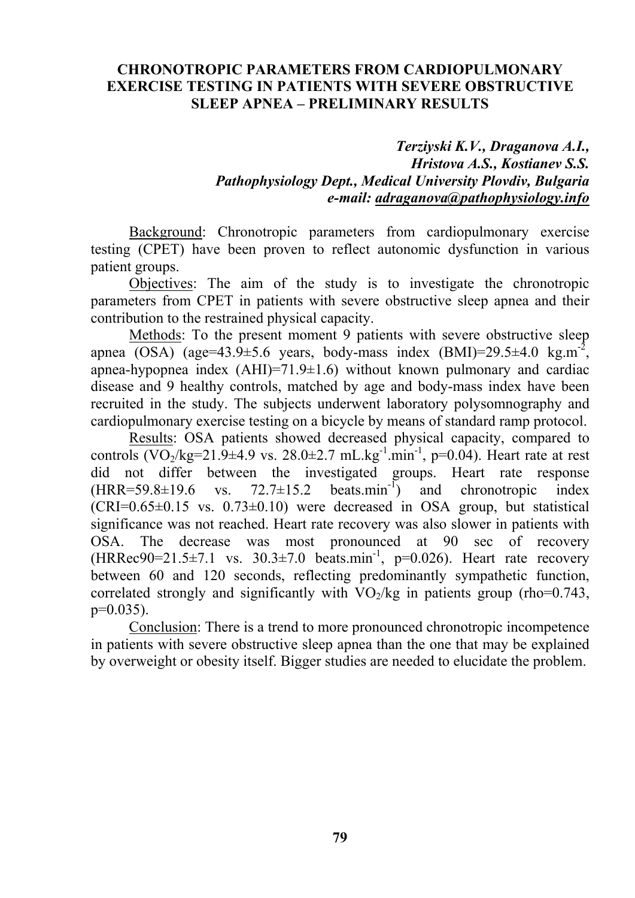# CHRONOTROPIC PARAMETERS FROM CARDIOPULMONARY EXERCISE TESTING IN PATIENTS WITH SEVERE OBSTRUCTIVE SLEEP APNEA – PRELIMINARY RESULTS

***Terziyski K.V., Draganova A.I., Hristova A.S., Kostianev S.S.***
***Pathophysiology Dept., Medical University Plovdiv, Bulgaria***
***e-mail: adraganova@pathophysiology.info***

Background: Chronotropic parameters from cardiopulmonary exercise testing (CPET) have been proven to reflect autonomic dysfunction in various patient groups.

Objectives: The aim of the study is to investigate the chronotropic parameters from CPET in patients with severe obstructive sleep apnea and their contribution to the restrained physical capacity.

Methods: To the present moment 9 patients with severe obstructive sleep apnea (OSA) (age=43.9±5.6 years, body-mass index (BMI)=29.5±4.0 kg.m$^{-2}$, apnea-hypopnea index (AHI)=71.9±1.6) without known pulmonary and cardiac disease and 9 healthy controls, matched by age and body-mass index have been recruited in the study. The subjects underwent laboratory polysomnography and cardiopulmonary exercise testing on a bicycle by means of standard ramp protocol.

Results: OSA patients showed decreased physical capacity, compared to controls ($VO_2$/kg=21.9±4.9 vs. 28.0±2.7 mL.kg$^{-1}$.min$^{-1}$, p=0.04). Heart rate at rest did not differ between the investigated groups. Heart rate response (HRR=59.8±19.6 vs. 72.7±15.2 beats.min$^{-1}$) and chronotropic index (CRI=0.65±0.15 vs. 0.73±0.10) were decreased in OSA group, but statistical significance was not reached. Heart rate recovery was also slower in patients with OSA. The decrease was most pronounced at 90 sec of recovery (HRRec90=21.5±7.1 vs. 30.3±7.0 beats.min$^{-1}$, p=0.026). Heart rate recovery between 60 and 120 seconds, reflecting predominantly sympathetic function, correlated strongly and significantly with $VO_2$/kg in patients group (rho=0.743, p=0.035).

Conclusion: There is a trend to more pronounced chronotropic incompetence in patients with severe obstructive sleep apnea than the one that may be explained by overweight or obesity itself. Bigger studies are needed to elucidate the problem.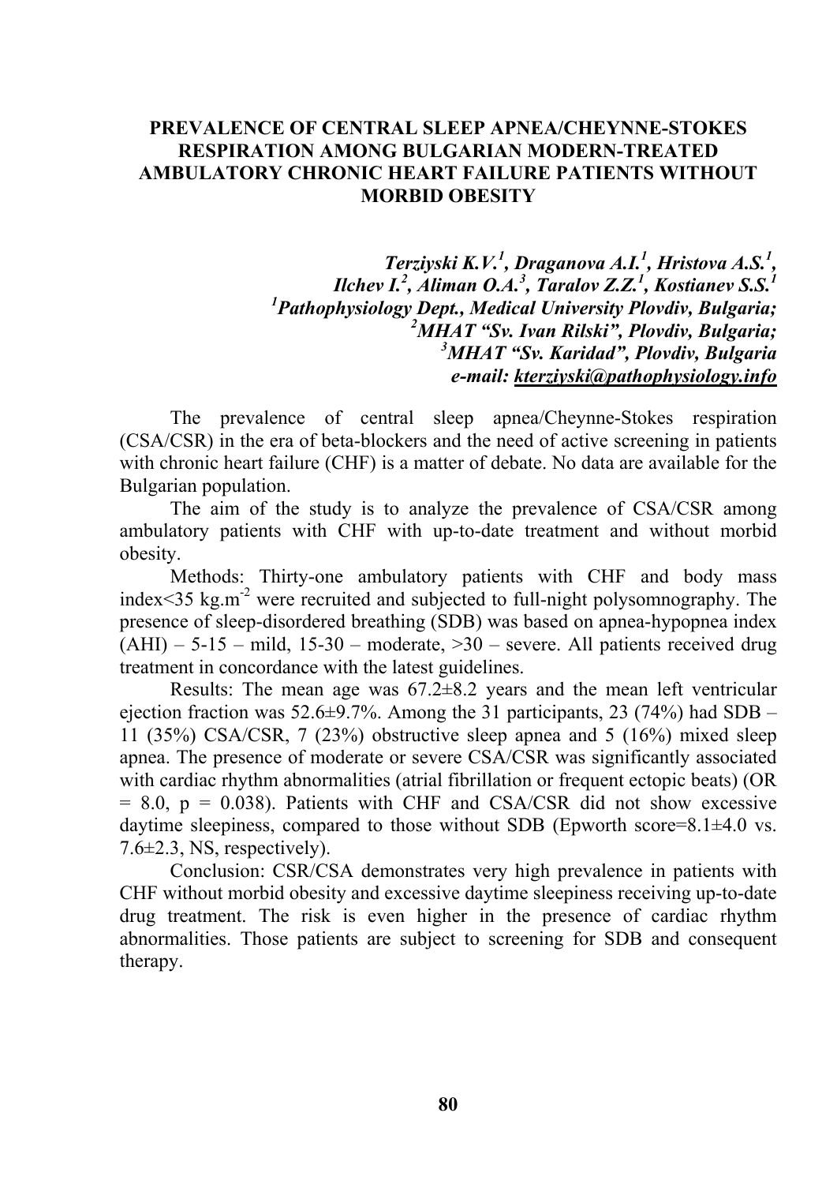# PREVALENCE OF CENTRAL SLEEP APNEA/CHEYNNE-STOKES RESPIRATION AMONG BULGARIAN MODERN-TREATED AMBULATORY CHRONIC HEART FAILURE PATIENTS WITHOUT MORBID OBESITY

***Terziyski K.V.[1], Draganova A.I.[1], Hristova A.S.[1], Ilchev I.[2], Aliman O.A.[3], Taralov Z.Z.[1], Kostianev S.S.[1]***

***[1]Pathophysiology Dept., Medical University Plovdiv, Bulgaria;***
***[2]MHAT "Sv. Ivan Rilski", Plovdiv, Bulgaria;***
***[3]MHAT "Sv. Karidad", Plovdiv, Bulgaria***
***e-mail: kterziyski@pathophysiology.info***

The prevalence of central sleep apnea/Cheynne-Stokes respiration (CSA/CSR) in the era of beta-blockers and the need of active screening in patients with chronic heart failure (CHF) is a matter of debate. No data are available for the Bulgarian population.

The aim of the study is to analyze the prevalence of CSA/CSR among ambulatory patients with CHF with up-to-date treatment and without morbid obesity.

Methods: Thirty-one ambulatory patients with CHF and body mass index<35 $kg.m^{-2}$ were recruited and subjected to full-night polysomnography. The presence of sleep-disordered breathing (SDB) was based on apnea-hypopnea index (AHI) – 5-15 – mild, 15-30 – moderate, >30 – severe. All patients received drug treatment in concordance with the latest guidelines.

Results: The mean age was 67.2±8.2 years and the mean left ventricular ejection fraction was 52.6±9.7%. Among the 31 participants, 23 (74%) had SDB – 11 (35%) CSA/CSR, 7 (23%) obstructive sleep apnea and 5 (16%) mixed sleep apnea. The presence of moderate or severe CSA/CSR was significantly associated with cardiac rhythm abnormalities (atrial fibrillation or frequent ectopic beats) (OR = 8.0, p = 0.038). Patients with CHF and CSA/CSR did not show excessive daytime sleepiness, compared to those without SDB (Epworth score=8.1±4.0 vs. 7.6±2.3, NS, respectively).

Conclusion: CSR/CSA demonstrates very high prevalence in patients with CHF without morbid obesity and excessive daytime sleepiness receiving up-to-date drug treatment. The risk is even higher in the presence of cardiac rhythm abnormalities. Those patients are subject to screening for SDB and consequent therapy.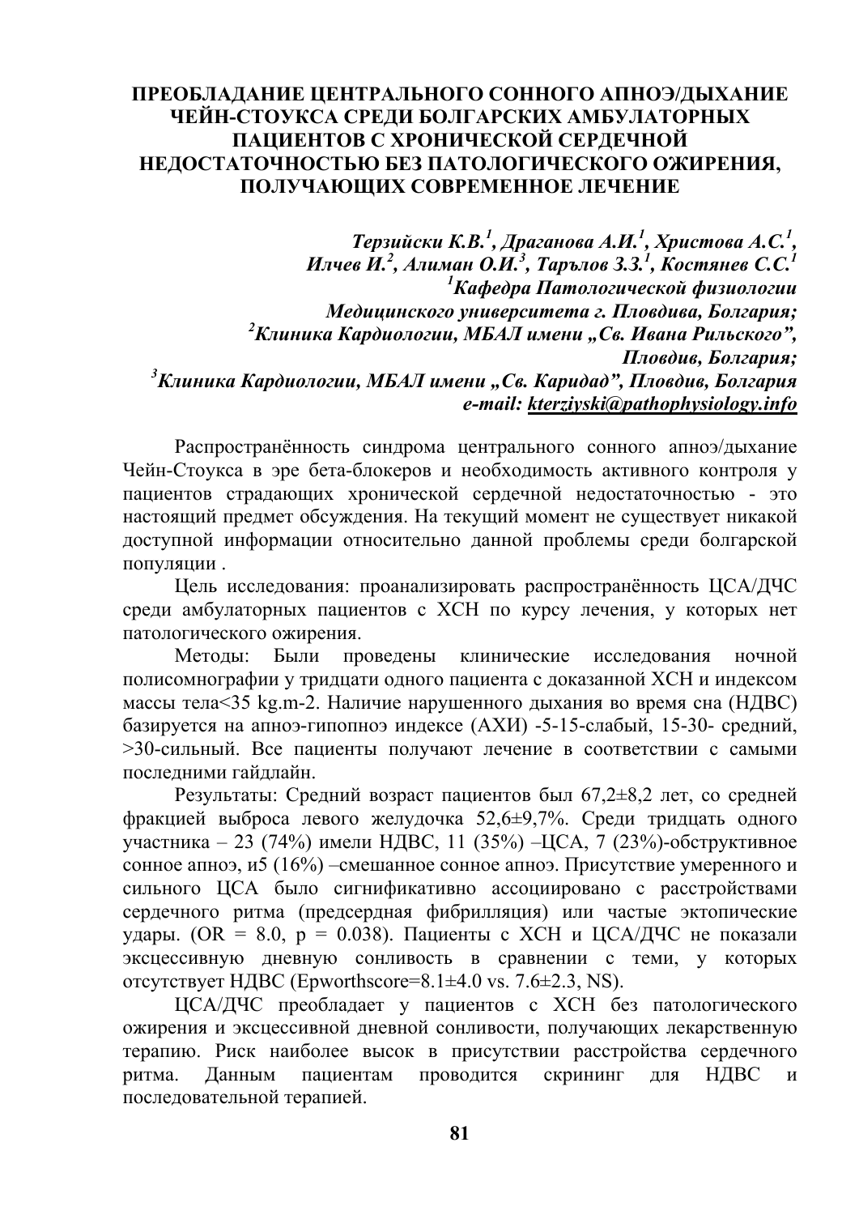# ПРЕОБЛАДАНИЕ ЦЕНТРАЛЬНОГО СОННОГО АПНОЭ/ДЫХАНИЕ ЧЕЙН-СТОУКСА СРЕДИ БОЛГАРСКИХ АМБУЛАТОРНЫХ ПАЦИЕНТОВ С ХРОНИЧЕСКОЙ СЕРДЕЧНОЙ НЕДОСТАТОЧНОСТЬЮ БЕЗ ПАТОЛОГИЧЕСКОГО ОЖИРЕНИЯ, ПОЛУЧАЮЩИХ СОВРЕМЕННОЕ ЛЕЧЕНИЕ

***Терзийски К.В.[1], Драганова А.И.[1], Христова А.С.[1], Илчев И.[2], Алиман О.И.[3], Таръпов З.З.[1], Костянев С.С.[1]***
***[1]Кафедра Патологической физиологии Медицинского университета г. Пловдива, Болгария;***
***[2]Клиника Кардиологии, МБАЛ имени „Св. Ивана Рильского", Пловдив, Болгария;***
***[3]Клиника Кардиологии, МБАЛ имени „Св. Каридад", Пловдив, Болгария***
***e-mail: kterziyski@pathophysiology.info***

Распространённость синдрома центрального сонного апноэ/дыхание Чейн-Стоукса в эре бета-блокеров и необходимость активного контроля у пациентов страдающих хронической сердечной недостаточностью - это настоящий предмет обсуждения. На текущий момент не существует никакой доступной информации относительно данной проблемы среди болгарской популяции .

Цель исследования: проанализировать распространённость ЦСА/ДЧС среди амбулаторных пациентов с ХСН по курсу лечения, у которых нет патологического ожирения.

Методы: Были проведены клинические исследования ночной полисомнографии у тридцати одного пациента с доказанной ХСН и индексом массы тела<35 kg.m-2. Наличие нарушенного дыхания во время сна (НДВС) базируется на апноэ-гипопноэ индексе (АХИ) -5-15-слабый, 15-30- средний, >30-сильный. Все пациенты получают лечение в соответствии с самыми последними гайдлайн.

Результаты: Средний возраст пациентов был 67,2±8,2 лет, со средней фракцией выброса левого желудочка 52,6±9,7%. Среди тридцать одного участника – 23 (74%) имели НДВС, 11 (35%) –ЦСА, 7 (23%)-обструктивное сонное апноэ, и5 (16%) –смешанное сонное апноэ. Присутствие умеренного и сильного ЦСА было сигнификативно ассоциировано с расстройствами сердечного ритма (предсердная фибрилляция) или частые эктопические удары. (OR = 8.0, $p = 0.038$). Пациенты с ХСН и ЦСА/ДЧС не показали эксцессивную дневную сонливость в сравнении с теми, у которых отсутствует НДВС (Epworthscore=8.1±4.0 vs. 7.6±2.3, NS).

ЦСА/ДЧС преобладает у пациентов с ХСН без патологического ожирения и эксцессивной дневной сонливости, получающих лекарственную терапию. Риск наиболее высок в присутствии расстройства сердечного ритма. Данным пациентам проводится скрининг для НДВС и последовательной терапией.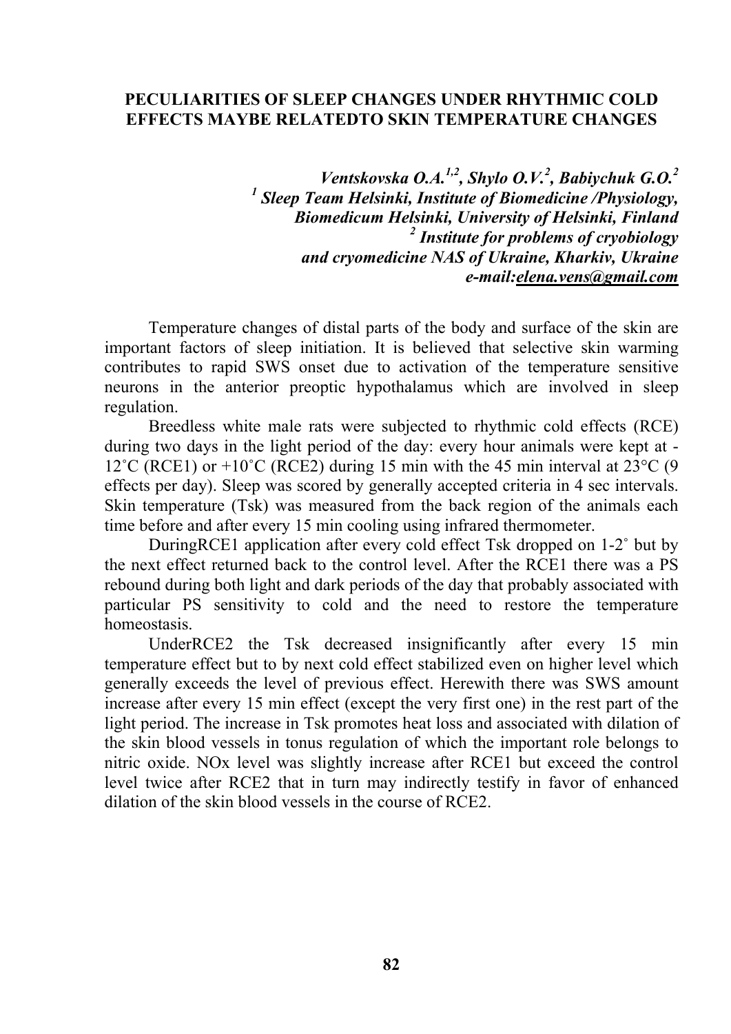# PECULIARITIES OF SLEEP CHANGES UNDER RHYTHMIC COLD EFFECTS MAYBE RELATEDTO SKIN TEMPERATURE CHANGES

***Ventskovska O.A.[1,2], Shylo O.V.[2], Babiychuk G.O.[2]***
***[1] Sleep Team Helsinki, Institute of Biomedicine /Physiology, Biomedicum Helsinki, University of Helsinki, Finland***
***[2] Institute for problems of cryobiology and cryomedicine NAS of Ukraine, Kharkiv, Ukraine***
***e-mail:elena.vens@gmail.com***

Temperature changes of distal parts of the body and surface of the skin are important factors of sleep initiation. It is believed that selective skin warming contributes to rapid SWS onset due to activation of the temperature sensitive neurons in the anterior preoptic hypothalamus which are involved in sleep regulation.

Breedless white male rats were subjected to rhythmic cold effects (RCE) during two days in the light period of the day: every hour animals were kept at -12˚C (RCE1) or +10˚C (RCE2) during 15 min with the 45 min interval at 23°C (9 effects per day). Sleep was scored by generally accepted criteria in 4 sec intervals. Skin temperature (Tsk) was measured from the back region of the animals each time before and after every 15 min cooling using infrared thermometer.

DuringRCE1 application after every cold effect Tsk dropped on 1-2˚ but by the next effect returned back to the control level. After the RCE1 there was a PS rebound during both light and dark periods of the day that probably associated with particular PS sensitivity to cold and the need to restore the temperature homeostasis.

UnderRCE2 the Tsk decreased insignificantly after every 15 min temperature effect but to by next cold effect stabilized even on higher level which generally exceeds the level of previous effect. Herewith there was SWS amount increase after every 15 min effect (except the very first one) in the rest part of the light period. The increase in Tsk promotes heat loss and associated with dilation of the skin blood vessels in tonus regulation of which the important role belongs to nitric oxide. NOx level was slightly increase after RCE1 but exceed the control level twice after RCE2 that in turn may indirectly testify in favor of enhanced dilation of the skin blood vessels in the course of RCE2.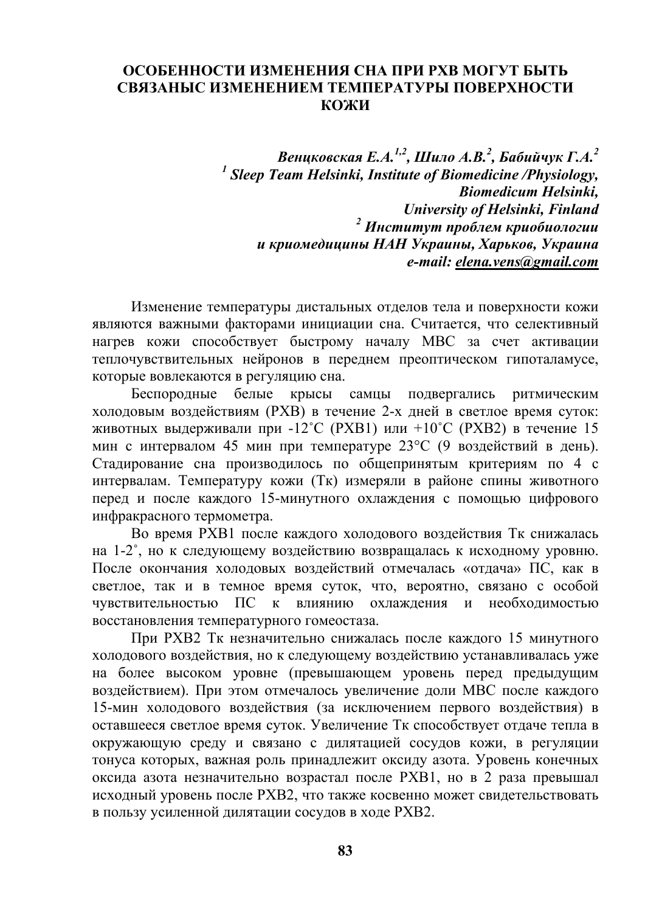# ОСОБЕННОСТИ ИЗМЕНЕНИЯ СНА ПРИ РХВ МОГУТ БЫТЬ СВЯЗАНЫС ИЗМЕНЕНИЕМ ТЕМПЕРАТУРЫ ПОВЕРХНОСТИ КОЖИ

***Венцковская Е.А.[1,2], Шило А.В.[2], Бабийчук Г.А.[2]***
***[1] Sleep Team Helsinki, Institute of Biomedicine /Physiology, Biomedicum Helsinki, University of Helsinki, Finland***
***[2] Институт проблем криобиологии и криомедицины НАН Украины, Харьков, Украина***
***e-mail: elena.vens@gmail.com***

Изменение температуры дистальных отделов тела и поверхности кожи являются важными факторами инициации сна. Считается, что селективный нагрев кожи способствует быстрому началу МВС за счет активации теплочувствительных нейронов в переднем преоптическом гипоталамусе, которые вовлекаются в регуляцию сна.

Беспородные белые крысы самцы подвергались ритмическим холодовым воздействиям (РХВ) в течение 2-х дней в светлое время суток: животных выдерживали при -12˚С (РХВ1) или +10˚С (РХВ2) в течение 15 мин с интервалом 45 мин при температуре 23°С (9 воздействий в день). Стадирование сна производилось по общепринятым критериям по 4 с интервалам. Температуру кожи (Тк) измеряли в районе спины животного перед и после каждого 15-минутного охлаждения с помощью цифрового инфракрасного термометра.

Во время РХВ1 после каждого холодового воздействия Тк снижалась на 1-2˚, но к следующему воздействию возвращалась к исходному уровню. После окончания холодовых воздействий отмечалась «отдача» ПС, как в светлое, так и в темное время суток, что, вероятно, связано с особой чувствительностью ПС к влиянию охлаждения и необходимостью восстановления температурного гомеостаза.

При РХВ2 Тк незначительно снижалась после каждого 15 минутного холодового воздействия, но к следующему воздействию устанавливалась уже на более высоком уровне (превышающем уровень перед предыдущим воздействием). При этом отмечалось увеличение доли МВС после каждого 15-мин холодового воздействия (за исключением первого воздействия) в оставшееся светлое время суток. Увеличение Тк способствует отдаче тепла в окружающую среду и связано с дилятацией сосудов кожи, в регуляции тонуса которых, важная роль принадлежит оксиду азота. Уровень конечных оксида азота незначительно возрастал после РХВ1, но в 2 раза превышал исходный уровень после РХВ2, что также косвенно может свидетельствовать в пользу усиленной дилятации сосудов в ходе РХВ2.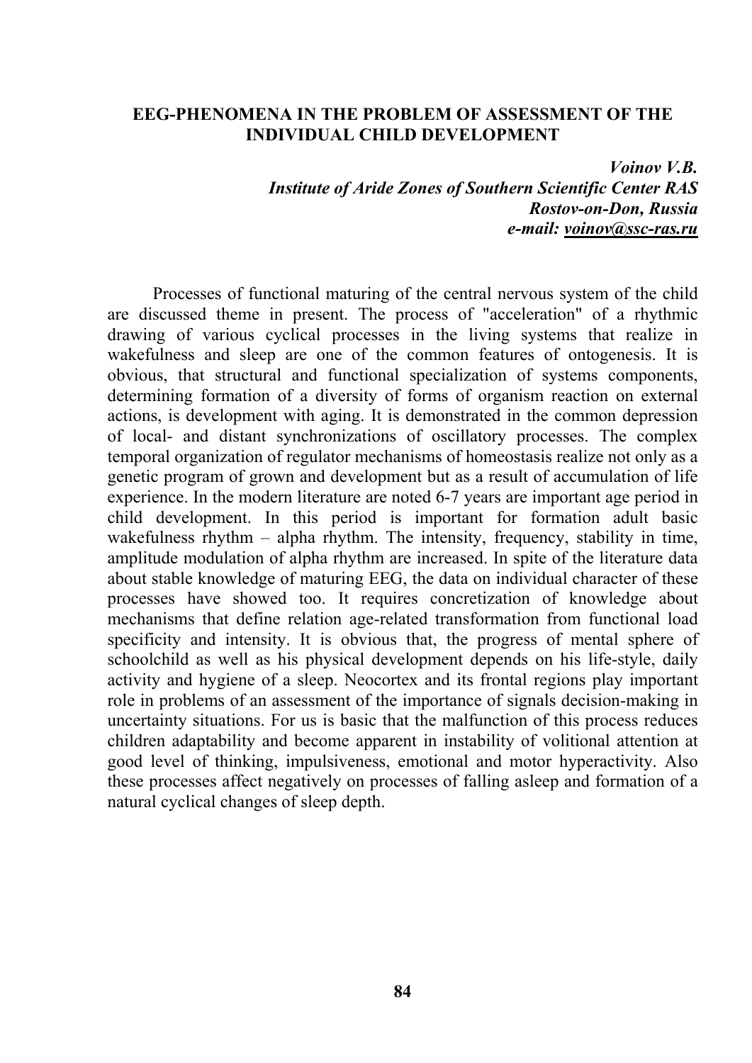# EEG-PHENOMENA IN THE PROBLEM OF ASSESSMENT OF THE INDIVIDUAL CHILD DEVELOPMENT

***Voinov V.B.***
***Institute of Aride Zones of Southern Scientific Center RAS***
***Rostov-on-Don, Russia***
***e-mail: voinov@ssc-ras.ru***

Processes of functional maturing of the central nervous system of the child are discussed theme in present. The process of "acceleration" of a rhythmic drawing of various cyclical processes in the living systems that realize in wakefulness and sleep are one of the common features of ontogenesis. It is obvious, that structural and functional specialization of systems components, determining formation of a diversity of forms of organism reaction on external actions, is development with aging. It is demonstrated in the common depression of local- and distant synchronizations of oscillatory processes. The complex temporal organization of regulator mechanisms of homeostasis realize not only as a genetic program of grown and development but as a result of accumulation of life experience. In the modern literature are noted 6-7 years are important age period in child development. In this period is important for formation adult basic wakefulness rhythm – alpha rhythm. The intensity, frequency, stability in time, amplitude modulation of alpha rhythm are increased. In spite of the literature data about stable knowledge of maturing EEG, the data on individual character of these processes have showed too. It requires concretization of knowledge about mechanisms that define relation age-related transformation from functional load specificity and intensity. It is obvious that, the progress of mental sphere of schoolchild as well as his physical development depends on his life-style, daily activity and hygiene of a sleep. Neocortex and its frontal regions play important role in problems of an assessment of the importance of signals decision-making in uncertainty situations. For us is basic that the malfunction of this process reduces children adaptability and become apparent in instability of volitional attention at good level of thinking, impulsiveness, emotional and motor hyperactivity. Also these processes affect negatively on processes of falling asleep and formation of a natural cyclical changes of sleep depth.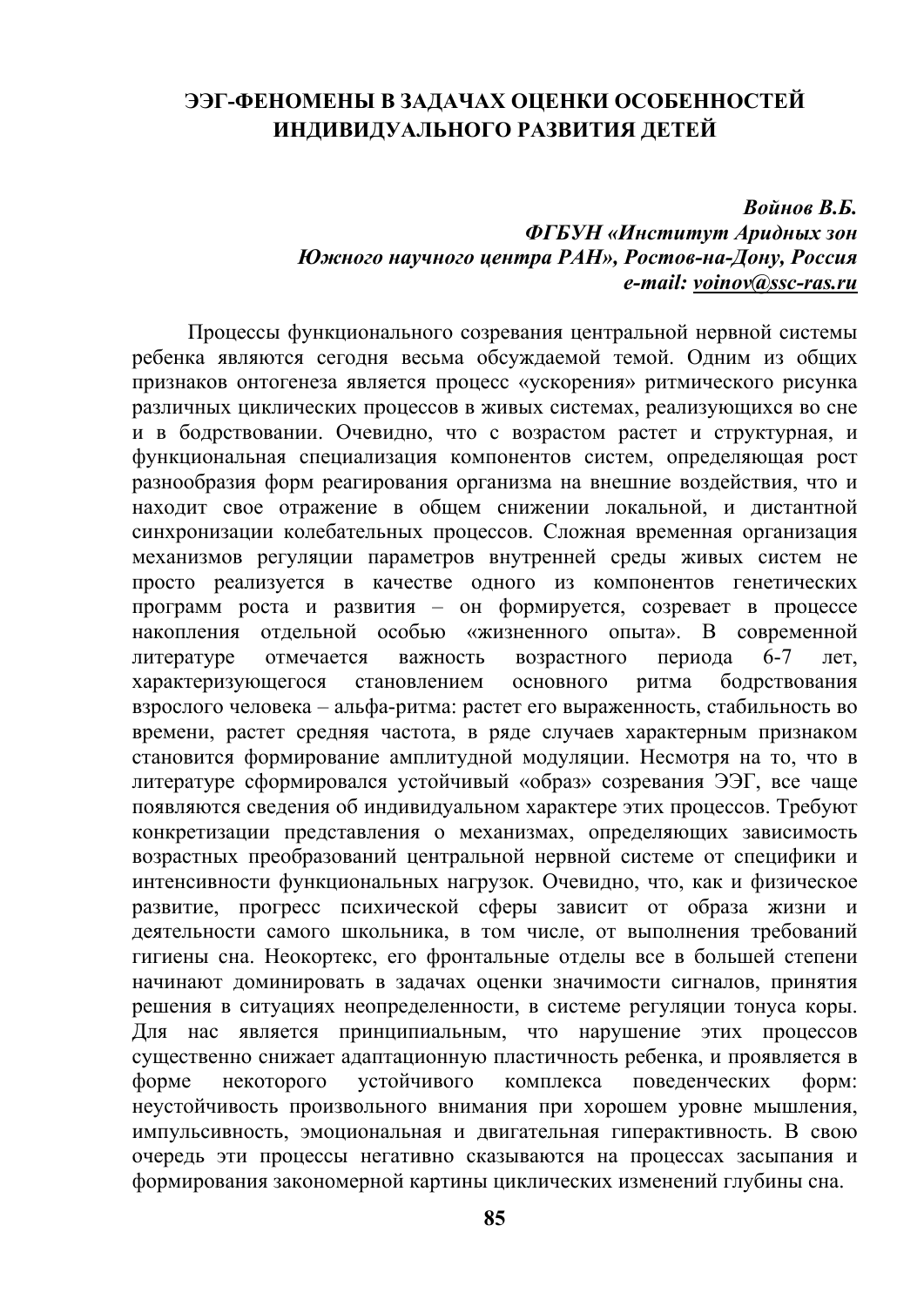# ЭЭГ-ФЕНОМЕНЫ В ЗАДАЧАХ ОЦЕНКИ ОСОБЕННОСТЕЙ ИНДИВИДУАЛЬНОГО РАЗВИТИЯ ДЕТЕЙ

***Войнов В.Б.***
***ФГБУН «Институт Аридных зон Южного научного центра РАН», Ростов-на-Дону, Россия***
***e-mail: voinov@ssc-ras.ru***

Процессы функционального созревания центральной нервной системы ребенка являются сегодня весьма обсуждаемой темой. Одним из общих признаков онтогенеза является процесс «ускорения» ритмического рисунка различных циклических процессов в живых системах, реализующихся во сне и в бодрствовании. Очевидно, что с возрастом растет и структурная, и функциональная специализация компонентов систем, определяющая рост разнообразия форм реагирования организма на внешние воздействия, что и находит свое отражение в общем снижении локальной, и дистантной синхронизации колебательных процессов. Сложная временная организация механизмов регуляции параметров внутренней среды живых систем не просто реализуется в качестве одного из компонентов генетических программ роста и развития – он формируется, созревает в процессе накопления отдельной особью «жизненного опыта». В современной литературе отмечается важность возрастного периода 6-7 лет, характеризующегося становлением основного ритма бодрствования взрослого человека – альфа-ритма: растет его выраженность, стабильность во времени, растет средняя частота, в ряде случаев характерным признаком становится формирование амплитудной модуляции. Несмотря на то, что в литературе сформировался устойчивый «образ» созревания ЭЭГ, все чаще появляются сведения об индивидуальном характере этих процессов. Требуют конкретизации представления о механизмах, определяющих зависимость возрастных преобразований центральной нервной системе от специфики и интенсивности функциональных нагрузок. Очевидно, что, как и физическое развитие, прогресс психической сферы зависит от образа жизни и деятельности самого школьника, в том числе, от выполнения требований гигиены сна. Неокортекс, его фронтальные отделы все в большей степени начинают доминировать в задачах оценки значимости сигналов, принятия решения в ситуациях неопределенности, в системе регуляции тонуса коры. Для нас является принципиальным, что нарушение этих процессов существенно снижает адаптационную пластичность ребенка, и проявляется в форме некоторого устойчивого комплекса поведенческих форм: неустойчивость произвольного внимания при хорошем уровне мышления, импульсивность, эмоциональная и двигательная гиперактивность. В свою очередь эти процессы негативно сказываются на процессах засыпания и формирования закономерной картины циклических изменений глубины сна.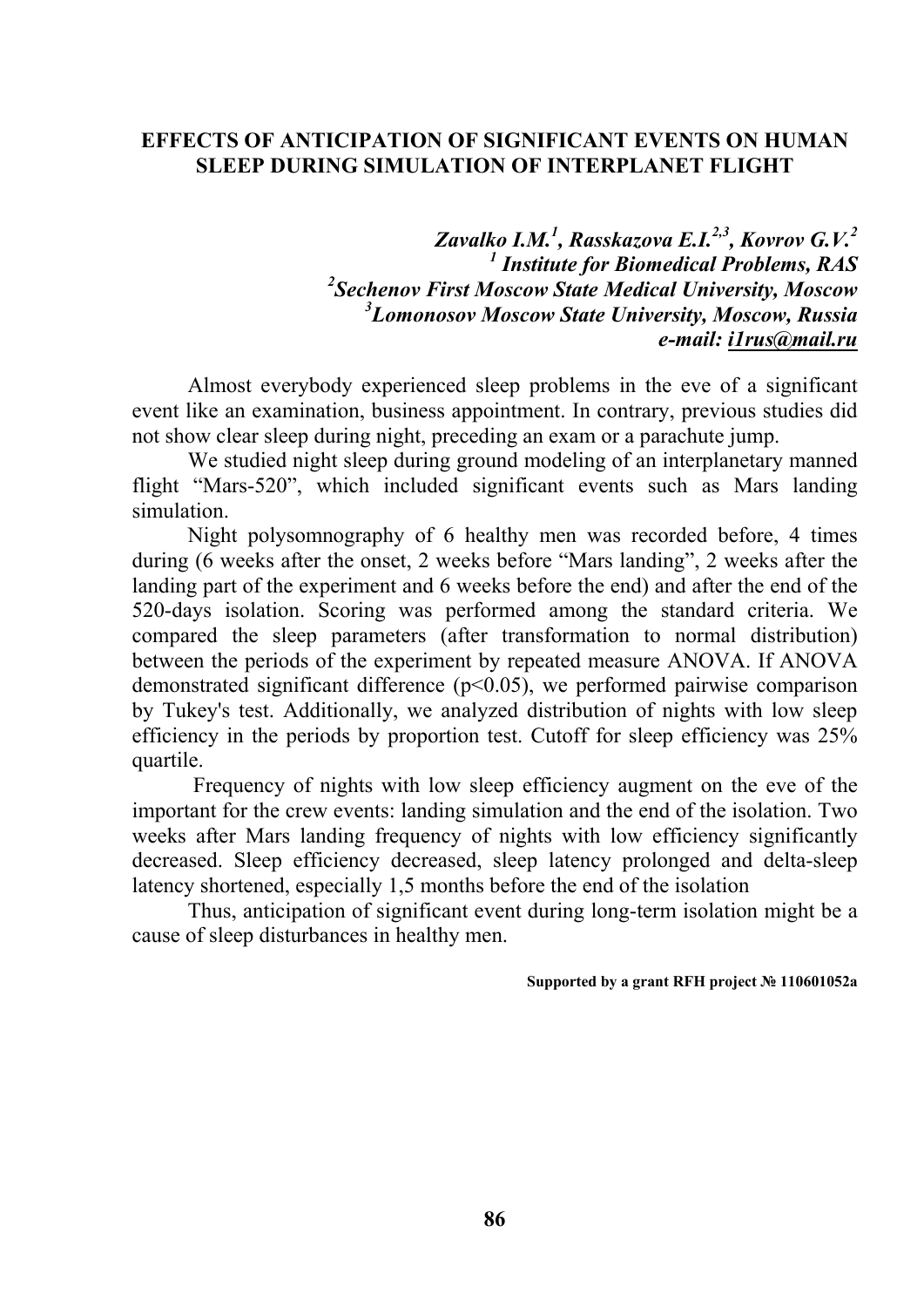# EFFECTS OF ANTICIPATION OF SIGNIFICANT EVENTS ON HUMAN SLEEP DURING SIMULATION OF INTERPLANET FLIGHT

***Zavalko I.M.[1], Rasskazova E.I.[2,3], Kovrov G.V.[2]***
***[1] Institute for Biomedical Problems, RAS***
***[2]Sechenov First Moscow State Medical University, Moscow***
***[3]Lomonosov Moscow State University, Moscow, Russia***
***e-mail: i1rus@mail.ru***

Almost everybody experienced sleep problems in the eve of a significant event like an examination, business appointment. In contrary, previous studies did not show clear sleep during night, preceding an exam or a parachute jump.

We studied night sleep during ground modeling of an interplanetary manned flight "Mars-520", which included significant events such as Mars landing simulation.

Night polysomnography of 6 healthy men was recorded before, 4 times during (6 weeks after the onset, 2 weeks before "Mars landing", 2 weeks after the landing part of the experiment and 6 weeks before the end) and after the end of the 520-days isolation. Scoring was performed among the standard criteria. We compared the sleep parameters (after transformation to normal distribution) between the periods of the experiment by repeated measure ANOVA. If ANOVA demonstrated significant difference ($p<0.05$), we performed pairwise comparison by Tukey's test. Additionally, we analyzed distribution of nights with low sleep efficiency in the periods by proportion test. Cutoff for sleep efficiency was 25% quartile.

Frequency of nights with low sleep efficiency augment on the eve of the important for the crew events: landing simulation and the end of the isolation. Two weeks after Mars landing frequency of nights with low efficiency significantly decreased. Sleep efficiency decreased, sleep latency prolonged and delta-sleep latency shortened, especially 1,5 months before the end of the isolation

Thus, anticipation of significant event during long-term isolation might be a cause of sleep disturbances in healthy men.

**Supported by a grant RFH project № 110601052a**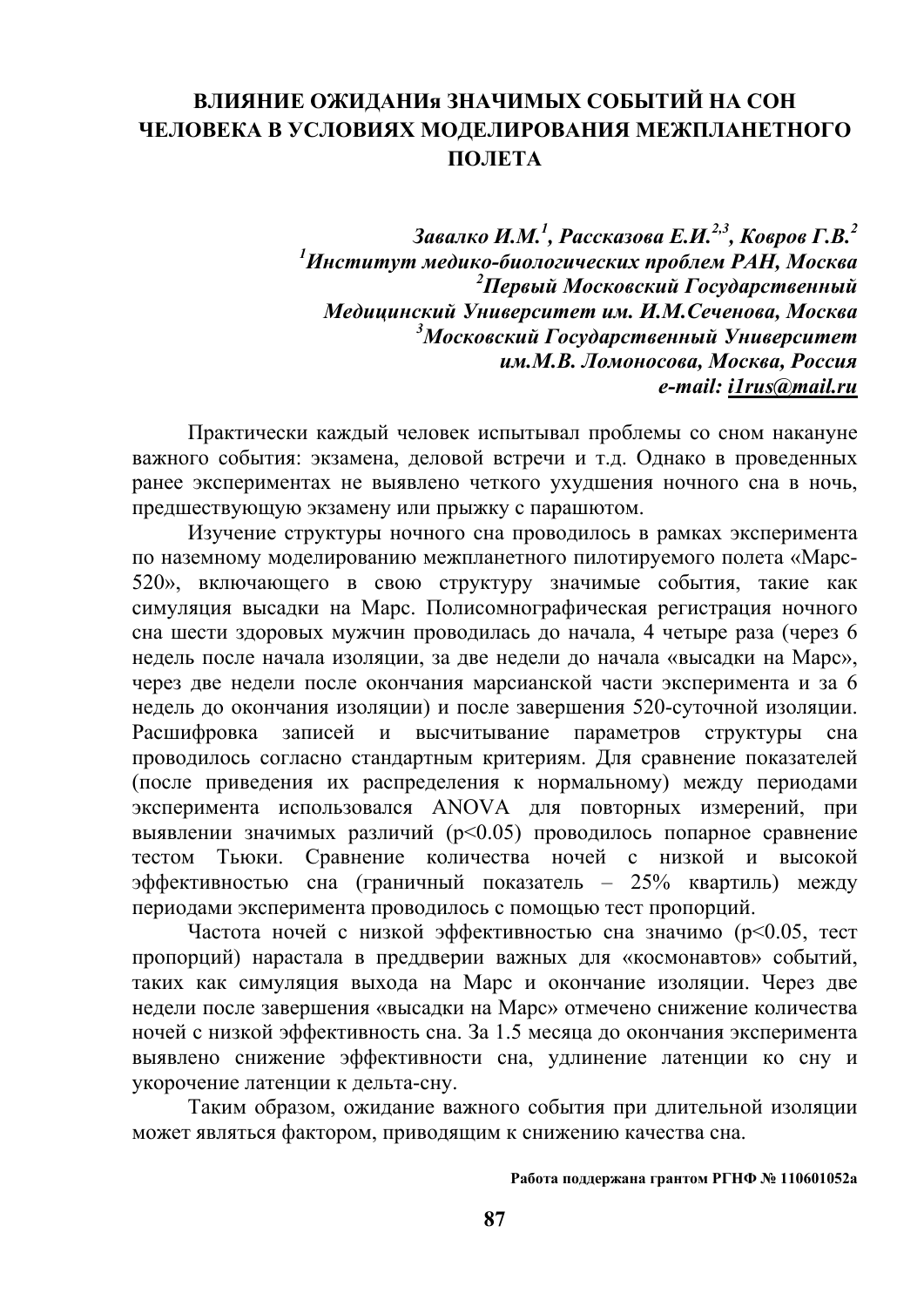# ВЛИЯНИЕ ОЖИДАНИя ЗНАЧИМЫХ СОБЫТИЙ НА СОН ЧЕЛОВЕКА В УСЛОВИЯХ МОДЕЛИРОВАНИЯ МЕЖПЛАНЕТНОГО ПОЛЕТА

***Завалко И.М.[1], Рассказова Е.И.[2,3], Ковров Г.В.[2]***
***[1]Институт медико-биологических проблем РАН, Москва***
***[2]Первый Московский Государственный Медицинский Университет им. И.М.Сеченова, Москва***
***[3]Московский Государственный Университет им.М.В. Ломоносова, Москва, Россия***
***e-mail: i1rus@mail.ru***

Практически каждый человек испытывал проблемы со сном накануне важного события: экзамена, деловой встречи и т.д. Однако в проведенных ранее экспериментах не выявлено четкого ухудшения ночного сна в ночь, предшествующую экзамену или прыжку с парашютом.

Изучение структуры ночного сна проводилось в рамках эксперимента по наземному моделированию межпланетного пилотируемого полета «Марс-520», включающего в свою структуру значимые события, такие как симуляция высадки на Марс. Полисомнографическая регистрация ночного сна шести здоровых мужчин проводилась до начала, 4 четыре раза (через 6 недель после начала изоляции, за две недели до начала «высадки на Марс», через две недели после окончания марсианской части эксперимента и за 6 недель до окончания изоляции) и после завершения 520-суточной изоляции. Расшифровка записей и высчитывание параметров структуры сна проводилось согласно стандартным критериям. Для сравнение показателей (после приведения их распределения к нормальному) между периодами эксперимента использовался ANOVA для повторных измерений, при выявлении значимых различий ($p<0.05$) проводилось попарное сравнение тестом Тьюки. Сравнение количества ночей с низкой и высокой эффективностью сна (граничный показатель – 25% квартиль) между периодами эксперимента проводилось с помощью тест пропорций.

Частота ночей с низкой эффективностью сна значимо ($p<0.05$, тест пропорций) нарастала в преддверии важных для «космонавтов» событий, таких как симуляция выхода на Марс и окончание изоляции. Через две недели после завершения «высадки на Марс» отмечено снижение количества ночей с низкой эффективность сна. За 1.5 месяца до окончания эксперимента выявлено снижение эффективности сна, удлинение латенции ко сну и укорочение латенции к дельта-сну.

Таким образом, ожидание важного события при длительной изоляции может являться фактором, приводящим к снижению качества сна.

**Работа поддержана грантом РГНФ № 110601052а**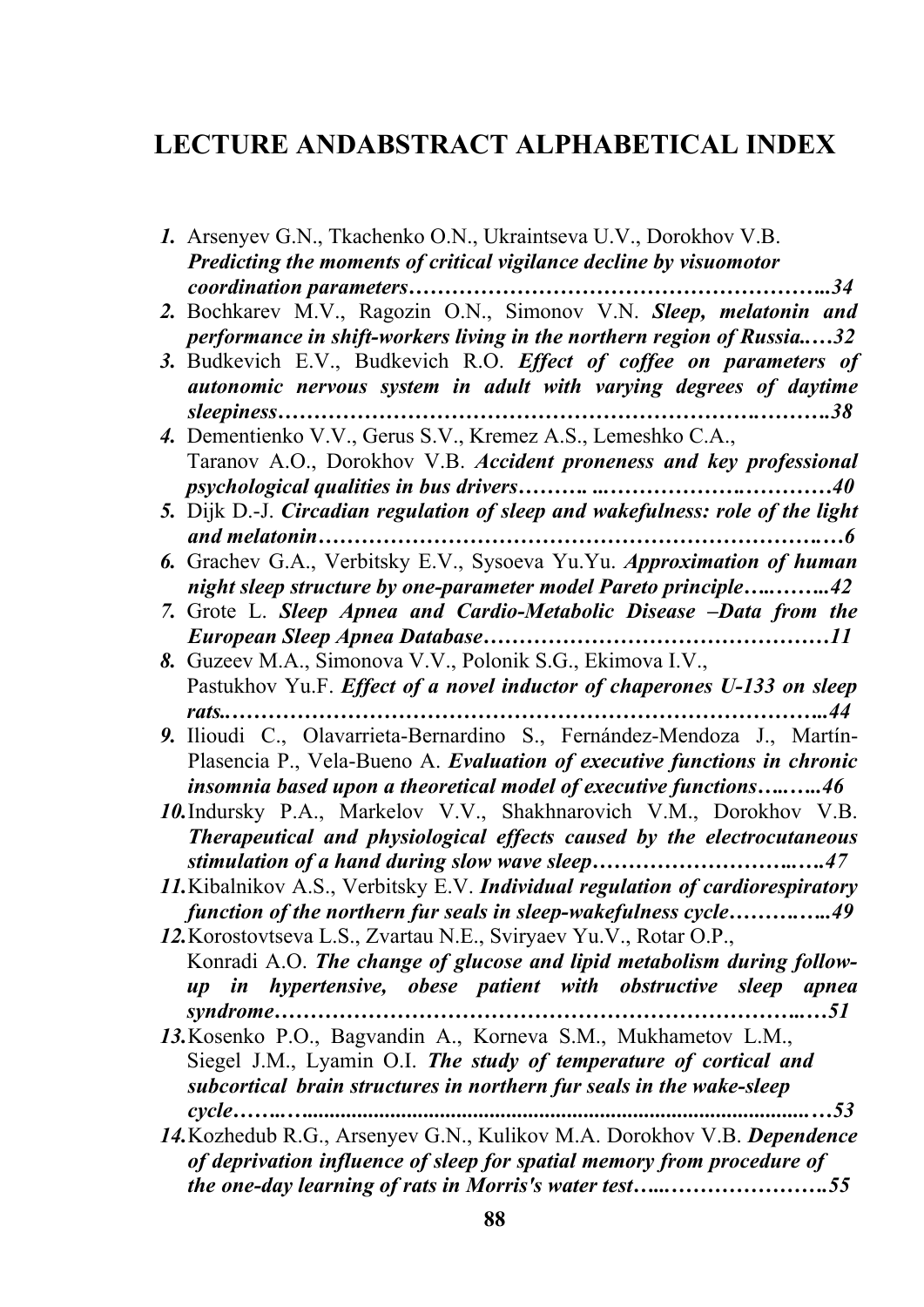# LECTURE ANDABSTRACT ALPHABETICAL INDEX

1. Arsenyev G.N., Tkachenko O.N., Ukraintseva U.V., Dorokhov V.B. ***Predicting the moments of critical vigilance decline by visuomotor coordination parameters……………………………………………...34***
2. Bochkarev M.V., Ragozin O.N., Simonov V.N. ***Sleep, melatonin and performance in shift-workers living in the northern region of Russia.…32***
3. Budkevich E.V., Budkevich R.O. ***Effect of coffee on parameters of autonomic nervous system in adult with varying degrees of daytime sleepiness……………………………………………………….……….38***
4. Dementienko V.V., Gerus S.V., Kremez A.S., Lemeshko C.A., Taranov A.O., Dorokhov V.B. ***Accident proneness and key professional psychological qualities in bus drivers………. ..…………….…………40***
5. Dijk D.-J. ***Circadian regulation of sleep and wakefulness: role of the light and melatonin…………………………………………………………….…6***
6. Grachev G.A., Verbitsky E.V., Sysoeva Yu.Yu. ***Approximation of human night sleep structure by one-parameter model Pareto principle…..……..42***
7. Grote L. ***Sleep Apnea and Cardio-Metabolic Disease –Data from the European Sleep Apnea Database…………………………………………11***
8. Guzeev M.A., Simonova V.V., Polonik S.G., Ekimova I.V., Pastukhov Yu.F. ***Effect of a novel inductor of chaperones U-133 on sleep rats..……………………………………………………………………..44***
9. Ilioudi C., Olavarrieta-Bernardino S., Fernández-Mendoza J., Martín-Plasencia P., Vela-Bueno A. ***Evaluation of executive functions in chronic insomnia based upon a theoretical model of executive functions…..…..46***
10. Indursky P.A., Markelov V.V., Shakhnarovich V.M., Dorokhov V.B. ***Therapeutical and physiological effects caused by the electrocutaneous stimulation of a hand during slow wave sleep…………………….…..47***
11. Kibalnikov A.S., Verbitsky E.V. ***Individual regulation of cardiorespiratory function of the northern fur seals in sleep-wakefulness cycle……….…..49***
12. Korostovtseva L.S., Zvartau N.E., Sviryaev Yu.V., Rotar O.P., Konradi A.O. ***The change of glucose and lipid metabolism during follow-up in hypertensive, obese patient with obstructive sleep apnea syndrome…………………………………………………………..…51***
13. Kosenko P.O., Bagvandin A., Korneva S.M., Mukhametov L.M., Siegel J.M., Lyamin O.I. ***The study of temperature of cortical and subcortical brain structures in northern fur seals in the wake-sleep cycle……..…..........................................................................................…53***
14. Kozhedub R.G., Arsenyev G.N., Kulikov M.A. Dorokhov V.B. ***Dependence of deprivation influence of sleep for spatial memory from procedure of the one-day learning of rats in Morris's water test…..………………….55***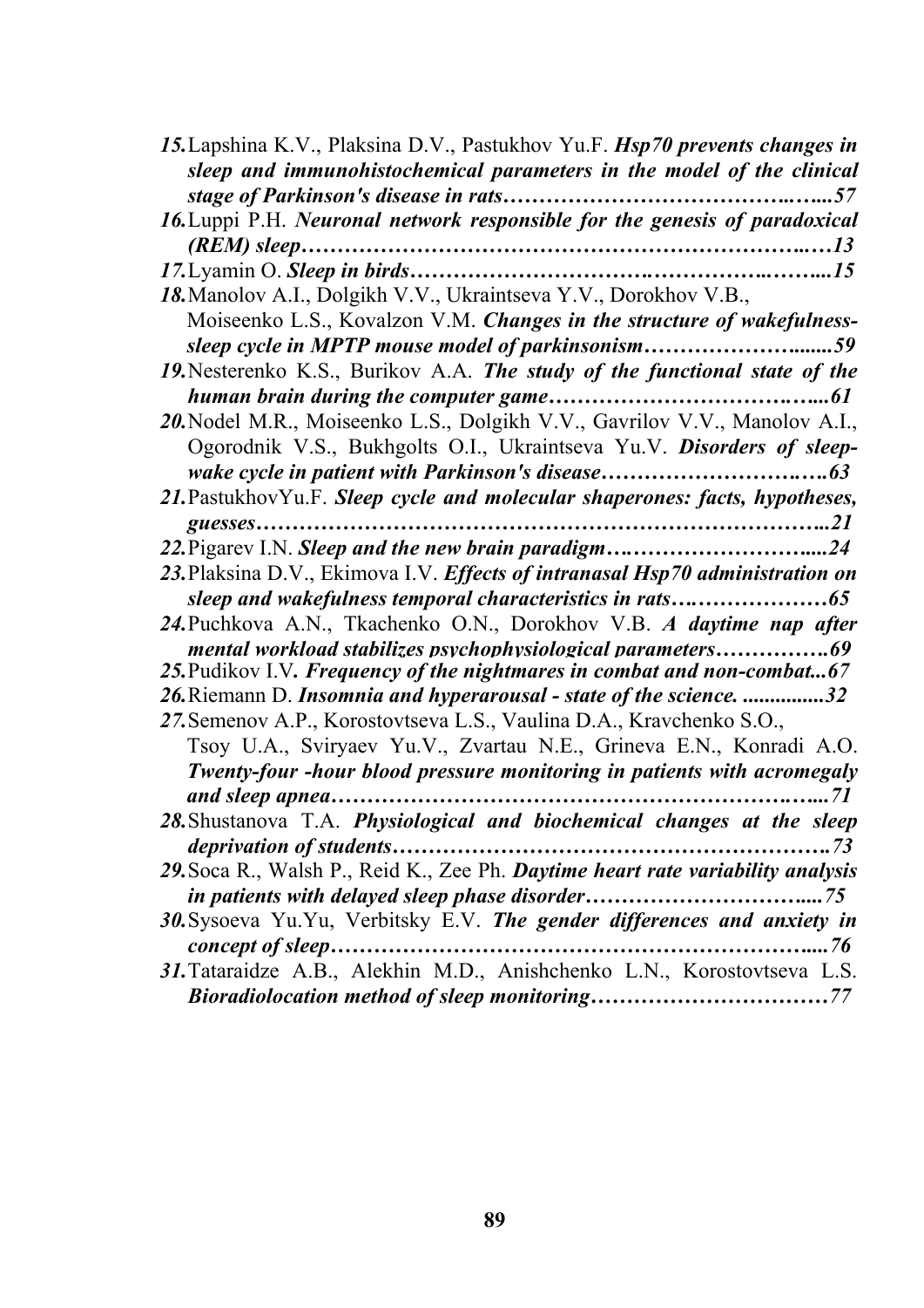*15.* Lapshina K.V., Plaksina D.V., Pastukhov Yu.F. ***Hsp70 prevents changes in sleep and immunohistochemical parameters in the model of the clinical stage of Parkinson's disease in rats……………………………………...…...57***

*16.* Luppi P.H. ***Neuronal network responsible for the genesis of paradoxical (REM) sleep…………………………………………………………….…13***

*17.* Lyamin O. ***Sleep in birds…………………………………….…………….……...15***

*18.* Manolov A.I., Dolgikh V.V., Ukraintseva Y.V., Dorokhov V.B., Moiseenko L.S., Kovalzon V.M. ***Changes in the structure of wakefulness-sleep cycle in MPTP mouse model of parkinsonism…………………........59***

*19.* Nesterenko K.S., Burikov A.A. ***The study of the functional state of the human brain during the computer game……………………………….…...61***

*20.* Nodel M.R., Moiseenko L.S., Dolgikh V.V., Gavrilov V.V., Manolov A.I., Ogorodnik V.S., Bukhgolts O.I., Ukraintseva Yu.V. ***Disorders of sleep-wake cycle in patient with Parkinson's disease………………………….….63***

*21.* PastukhovYu.F. ***Sleep cycle and molecular shaperones: facts, hypotheses, guesses………………………………………………………………………..21***

*22.* Pigarev I.N. ***Sleep and the new brain paradigm….……………………....24***

*23.* Plaksina D.V., Ekimova I.V. ***Effects of intranasal Hsp70 administration on sleep and wakefulness temporal characteristics in rats….………………65***

*24.* Puchkova A.N., Tkachenko O.N., Dorokhov V.B. ***A daytime nap after mental workload stabilizes psychophysiological parameters…………….69***

*25.* Pudikov I.V. ***Frequency of the nightmares in combat and non-combat...67***

*26.* Riemann D. ***Insomnia and hyperarousal - state of the science. ..............32***

*27.* Semenov A.P., Korostovtseva L.S., Vaulina D.A., Kravchenko S.O., Tsoy U.A., Sviryaev Yu.V., Zvartau N.E., Grineva E.N., Konradi A.O. ***Twenty-four -hour blood pressure monitoring in patients with acromegaly and sleep apnea……………………………………………………….…...71***

*28.* Shustanova T.A. ***Physiological and biochemical changes at the sleep deprivation of students………………………………………………….73***

*29.* Soca R., Walsh P., Reid K., Zee Ph. ***Daytime heart rate variability analysis in patients with delayed sleep phase disorder…………………………....75***

*30.* Sysoeva Yu.Yu, Verbitsky E.V. ***The gender differences and anxiety in concept of sleep…………………………………………………………......76***

*31.* Tataraidze A.B., Alekhin M.D., Anishchenko L.N., Korostovtseva L.S. ***Bioradiolocation method of sleep monitoring……………………………77***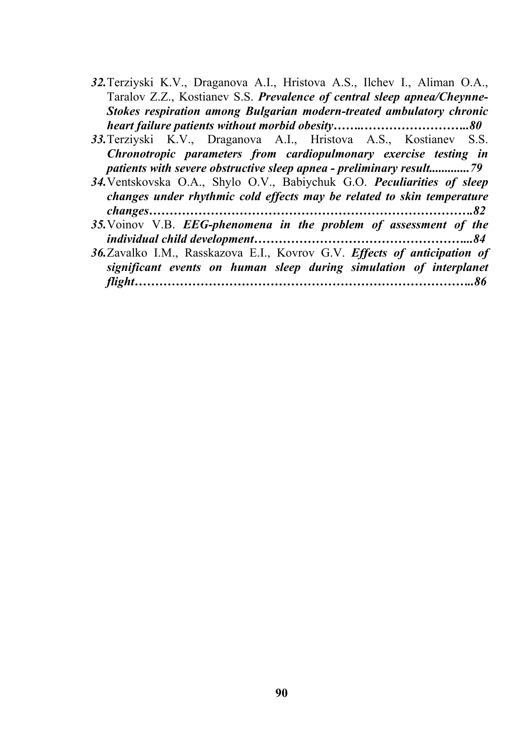***32.*** Terziyski K.V., Draganova A.I., Hristova A.S., Ilchev I., Aliman O.A., Taralov Z.Z., Kostianev S.S. ***Prevalence of central sleep apnea/Cheynne-Stokes respiration among Bulgarian modern-treated ambulatory chronic heart failure patients without morbid obesity…….……………………..80***

***33.*** Terziyski K.V., Draganova A.I., Hristova A.S., Kostianev S.S. ***Chronotropic parameters from cardiopulmonary exercise testing in patients with severe obstructive sleep apnea - preliminary result.............79***

***34.*** Ventskovska O.A., Shylo O.V., Babiychuk G.O. ***Peculiarities of sleep changes under rhythmic cold effects may be related to skin temperature changes…………………………………………………………………….82***

***35.*** Voinov V.B. ***EEG-phenomena in the problem of assessment of the individual child development……………………………………………...84***

***36.*** Zavalko I.M., Rasskazova E.I., Kovrov G.V. ***Effects of anticipation of significant events on human sleep during simulation of interplanet flight……………………………………………………………………..86***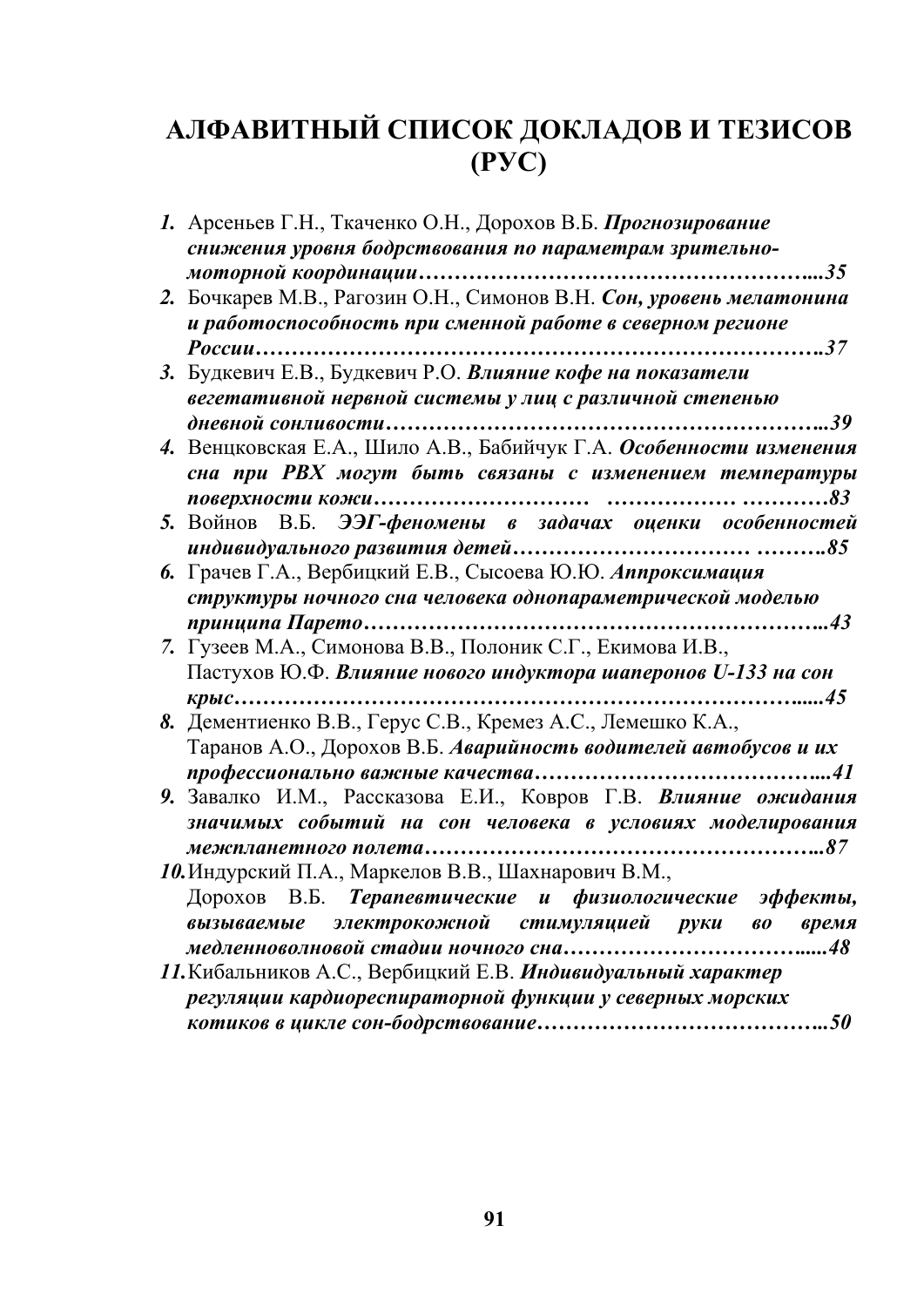# АЛФАВИТНЫЙ СПИСОК ДОКЛАДОВ И ТЕЗИСОВ (РУС)

1. Арсеньев Г.Н., Ткаченко О.Н., Дорохов В.Б. ***Прогнозирование снижения уровня бодрствования по параметрам зрительно-моторной координации……………………………………………...35***
2. Бочкарев М.В., Рагозин О.Н., Симонов В.Н. ***Сон, уровень мелатонина и работоспособность при сменной работе в северном регионе России……………………………………………………………….37***
3. Будкевич Е.В., Будкевич Р.О. ***Влияние кофе на показатели вегетативной нервной системы у лиц с различной степенью дневной сонливости…………………………………………………..39***
4. Венцковская Е.А., Шило А.В., Бабийчук Г.А. ***Особенности изменения сна при РВХ могут быть связаны с изменением температуры поверхности кожи………………………… ……………… …………83***
5. Войнов В.Б. ***ЭЭГ-феномены в задачах оценки особенностей индивидуального развития детей………………………… ……….85***
6. Грачев Г.А., Вербицкий Е.В., Сысоева Ю.Ю. ***Аппроксимация структуры ночного сна человека однопараметрической моделью принципа Парето……………………………………………………..43***
7. Гузеев М.А., Симонова В.В., Полоник С.Г., Екимова И.В., Пастухов Ю.Ф. ***Влияние нового индуктора шаперонов U-133 на сон крыс…………………………………………………………………......45***
8. Дементиенко В.В., Герус С.В., Кремез А.С., Лемешко К.А., Таранов А.О., Дорохов В.Б. ***Аварийность водителей автобусов и их профессионально важные качества…………………………………...41***
9. Завалко И.М., Рассказова Е.И., Ковров Г.В. ***Влияние ожидания значимых событий на сон человека в условиях моделирования межпланетного полета……………………………………………...87***
10. Индурский П.А., Маркелов В.В., Шахнарович В.М., Дорохов В.Б. ***Терапевтические и физиологические эффекты, вызываемые электрокожной стимуляцией руки во время медленноволновой стадии ночного сна…………………………….....48***
11. Кибальников А.С., Вербицкий Е.В. ***Индивидуальный характер регуляции кардиореспираторной функции у северных морских котиков в цикле сон-бодрствование…………………………………..50***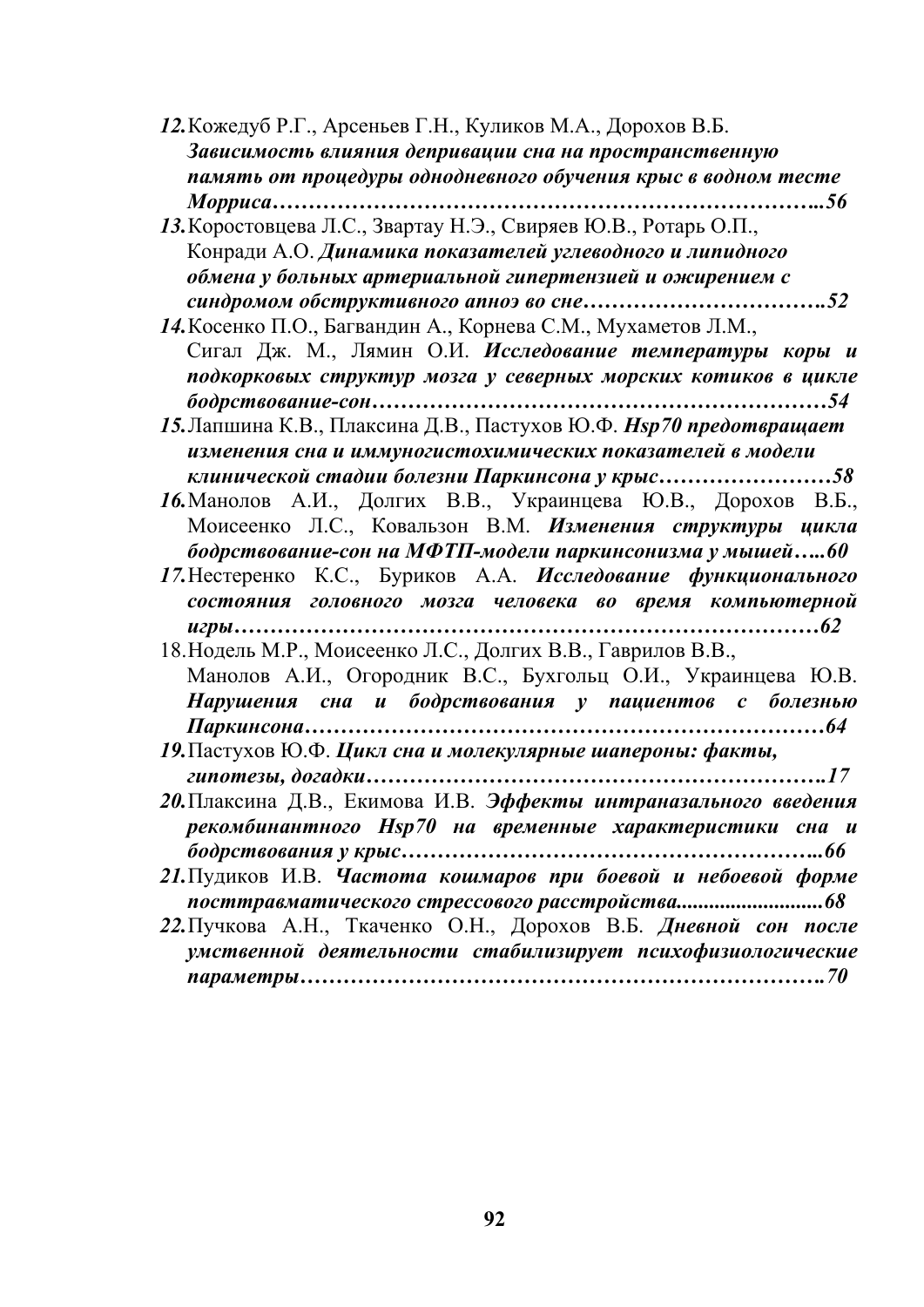*12.* Кожедуб Р.Г., Арсеньев Г.Н., Куликов М.А., Дорохов В.Б. ***Зависимость влияния депривации сна на пространственную память от процедуры однодневного обучения крыс в водном тесте Морриса……………………………………………………………...56***

*13.* Коростовцева Л.С., Звартау Н.Э., Свиряев Ю.В., Ротарь О.П., Конради А.О. ***Динамика показателей углеводного и липидного обмена у больных артериальной гипертензией и ожирением с синдромом обструктивного апноэ во сне…………………………….52***

*14.* Косенко П.О., Багвандин А., Корнева С.М., Мухаметов Л.М., Сигал Дж. М., Лямин О.И. ***Исследование температуры коры и подкорковых структур мозга у северных морских котиков в цикле бодрствование-сон……………………………………………………54***

*15.* Лапшина К.В., Плаксина Д.В., Пастухов Ю.Ф. ***Hsp70 предотвращает изменения сна и иммуногистохимических показателей в модели клинической стадии болезни Паркинсона у крыс……………………58***

*16.* Манолов А.И., Долгих В.В., Украинцева Ю.В., Дорохов В.Б., Моисеенко Л.С., Ковальзон В.М. ***Изменения структуры цикла бодрствование-сон на МФТП-модели паркинсонизма у мышей…..60***

*17.* Нестеренко К.С., Буриков А.А. ***Исследование функционального состояния головного мозга человека во время компьютерной игры…………………………………………………………………62***

18. Нодель М.Р., Моисеенко Л.С., Долгих В.В., Гаврилов В.В., Манолов А.И., Огородник В.С., Бухгольц О.И., Украинцева Ю.В. ***Нарушения сна и бодрствования у пациентов с болезнью Паркинсона……………………………………………………………64***

*19.* Пастухов Ю.Ф. ***Цикл сна и молекулярные шапероны: факты, гипотезы, догадки………………………………………………….17***

*20.* Плаксина Д.В., Екимова И.В. ***Эффекты интраназального введения рекомбинантного Hsp70 на временные характеристики сна и бодрствования у крыс………………………………………………..66***

*21.* Пудиков И.В. ***Частота кошмаров при боевой и небоевой форме посттравматического стрессового расстройства..........................68***

*22.* Пучкова А.Н., Ткаченко О.Н., Дорохов В.Б. ***Дневной сон после умственной деятельности стабилизирует психофизиологические параметры……………………………………………………………….70***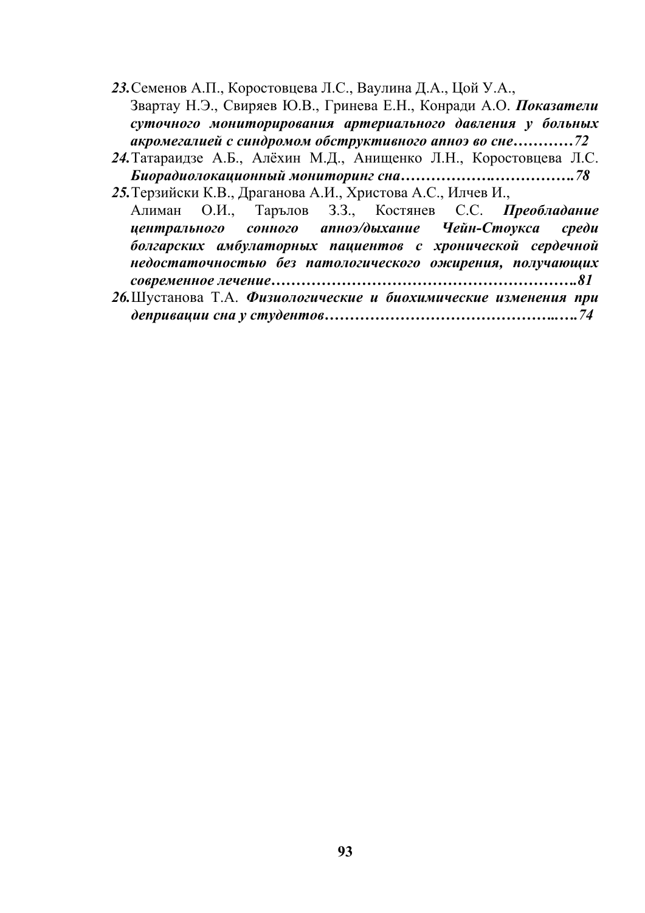**23.** Семенов А.П., Коростовцева Л.С., Ваулина Д.А., Цой У.А., Звартау Н.Э., Свиряев Ю.В., Гринева Е.Н., Конради А.О. ***Показатели суточного мониторирования артериального давления у больных акромегалией с синдромом обструктивного апноэ во сне…………72***

**24.** Татараидзе А.Б., Алёхин М.Д., Анищенко Л.Н., Коростовцева Л.С. ***Биорадиолокационный мониторинг сна…………….…………….78***

**25.** Терзийски К.В., Драганова А.И., Христова А.С., Илчев И., Алиман О.И., Тарълов З.З., Костянев С.С. ***Преобладание центрального сонного апноэ/дыхание Чейн-Стоукса среди болгарских амбулаторных пациентов с хронической сердечной недостаточностью без патологического ожирения, получающих современное лечение…………………………………………………..81***

**26.** Шустанова Т.А. ***Физиологические и биохимические изменения при депривации сна у студентов…………………………………….….74***